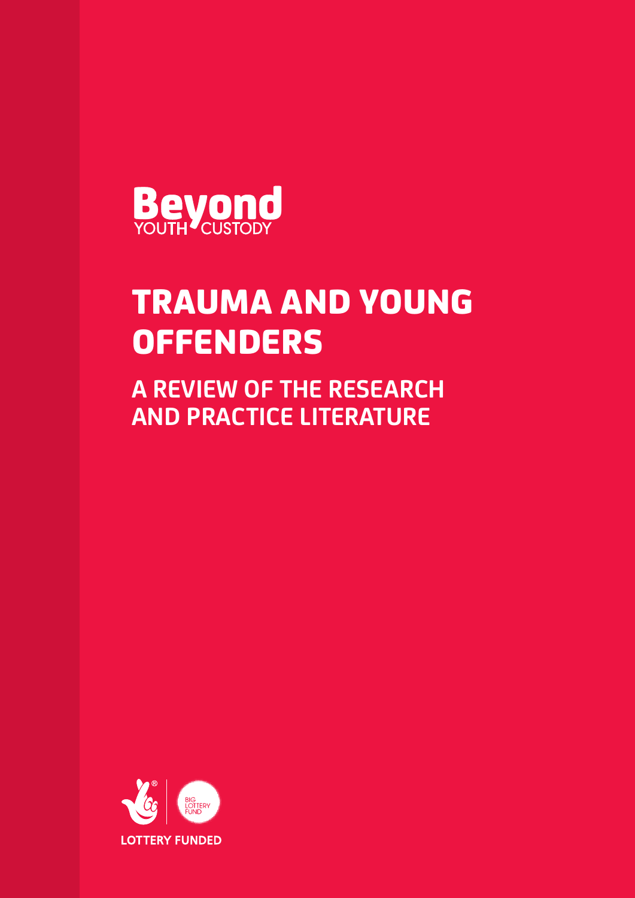Beyond YOUTH CUSTODY

# TRAUMA AND YOUNG OFFENDERS

## A REVIEW OF THE RESEARCH AND PRACTICE LITERATURE

BIG LOTTERY FUND

LOTTERY FUNDED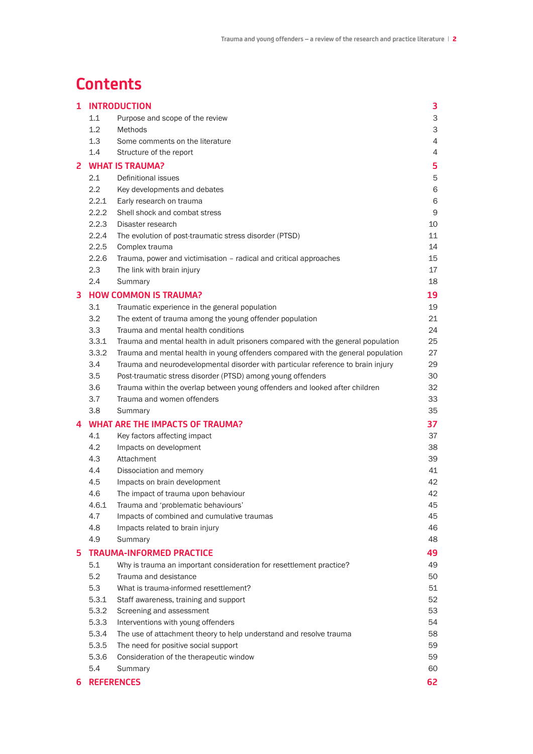# Contents

| | | |
|---|---|---|
| **1** | **INTRODUCTION** | **3** |
| 1.1 | Purpose and scope of the review | 3 |
| 1.2 | Methods | 3 |
| 1.3 | Some comments on the literature | 4 |
| 1.4 | Structure of the report | 4 |
| **2** | **WHAT IS TRAUMA?** | **5** |
| 2.1 | Definitional issues | 5 |
| 2.2 | Key developments and debates | 6 |
| 2.2.1 | Early research on trauma | 6 |
| 2.2.2 | Shell shock and combat stress | 9 |
| 2.2.3 | Disaster research | 10 |
| 2.2.4 | The evolution of post-traumatic stress disorder (PTSD) | 11 |
| 2.2.5 | Complex trauma | 14 |
| 2.2.6 | Trauma, power and victimisation – radical and critical approaches | 15 |
| 2.3 | The link with brain injury | 17 |
| 2.4 | Summary | 18 |
| **3** | **HOW COMMON IS TRAUMA?** | **19** |
| 3.1 | Traumatic experience in the general population | 19 |
| 3.2 | The extent of trauma among the young offender population | 21 |
| 3.3 | Trauma and mental health conditions | 24 |
| 3.3.1 | Trauma and mental health in adult prisoners compared with the general population | 25 |
| 3.3.2 | Trauma and mental health in young offenders compared with the general population | 27 |
| 3.4 | Trauma and neurodevelopmental disorder with particular reference to brain injury | 29 |
| 3.5 | Post-traumatic stress disorder (PTSD) among young offenders | 30 |
| 3.6 | Trauma within the overlap between young offenders and looked after children | 32 |
| 3.7 | Trauma and women offenders | 33 |
| 3.8 | Summary | 35 |
| **4** | **WHAT ARE THE IMPACTS OF TRAUMA?** | **37** |
| 4.1 | Key factors affecting impact | 37 |
| 4.2 | Impacts on development | 38 |
| 4.3 | Attachment | 39 |
| 4.4 | Dissociation and memory | 41 |
| 4.5 | Impacts on brain development | 42 |
| 4.6 | The impact of trauma upon behaviour | 42 |
| 4.6.1 | Trauma and 'problematic behaviours' | 45 |
| 4.7 | Impacts of combined and cumulative traumas | 45 |
| 4.8 | Impacts related to brain injury | 46 |
| 4.9 | Summary | 48 |
| **5** | **TRAUMA-INFORMED PRACTICE** | **49** |
| 5.1 | Why is trauma an important consideration for resettlement practice? | 49 |
| 5.2 | Trauma and desistance | 50 |
| 5.3 | What is trauma-informed resettlement? | 51 |
| 5.3.1 | Staff awareness, training and support | 52 |
| 5.3.2 | Screening and assessment | 53 |
| 5.3.3 | Interventions with young offenders | 54 |
| 5.3.4 | The use of attachment theory to help understand and resolve trauma | 58 |
| 5.3.5 | The need for positive social support | 59 |
| 5.3.6 | Consideration of the therapeutic window | 59 |
| 5.4 | Summary | 60 |
| **6** | **REFERENCES** | **62** |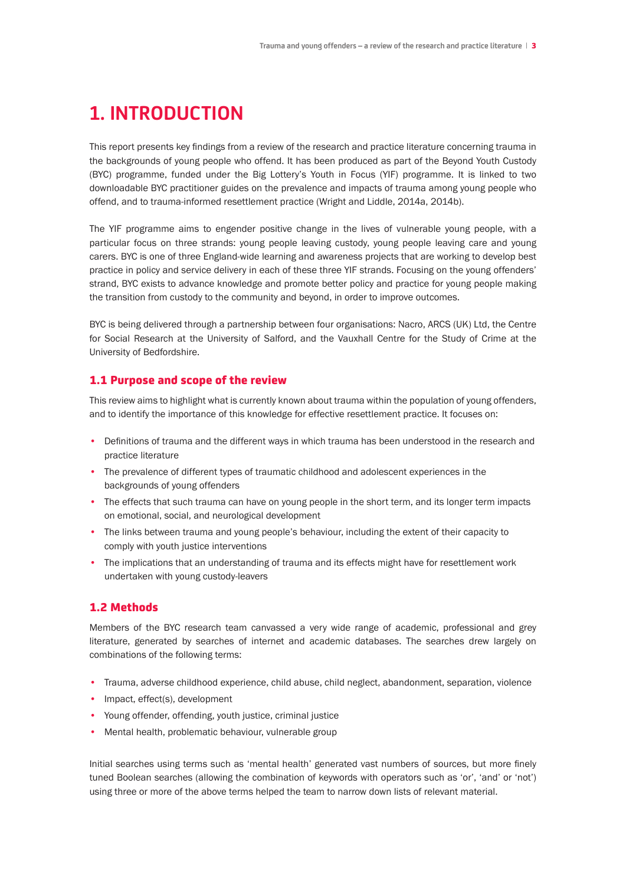# 1. INTRODUCTION

This report presents key findings from a review of the research and practice literature concerning trauma in the backgrounds of young people who offend. It has been produced as part of the Beyond Youth Custody (BYC) programme, funded under the Big Lottery's Youth in Focus (YIF) programme. It is linked to two downloadable BYC practitioner guides on the prevalence and impacts of trauma among young people who offend, and to trauma-informed resettlement practice (Wright and Liddle, 2014a, 2014b).

The YIF programme aims to engender positive change in the lives of vulnerable young people, with a particular focus on three strands: young people leaving custody, young people leaving care and young carers. BYC is one of three England-wide learning and awareness projects that are working to develop best practice in policy and service delivery in each of these three YIF strands. Focusing on the young offenders' strand, BYC exists to advance knowledge and promote better policy and practice for young people making the transition from custody to the community and beyond, in order to improve outcomes.

BYC is being delivered through a partnership between four organisations: Nacro, ARCS (UK) Ltd, the Centre for Social Research at the University of Salford, and the Vauxhall Centre for the Study of Crime at the University of Bedfordshire.

## 1.1 Purpose and scope of the review

This review aims to highlight what is currently known about trauma within the population of young offenders, and to identify the importance of this knowledge for effective resettlement practice. It focuses on:

- Definitions of trauma and the different ways in which trauma has been understood in the research and practice literature
- The prevalence of different types of traumatic childhood and adolescent experiences in the backgrounds of young offenders
- The effects that such trauma can have on young people in the short term, and its longer term impacts on emotional, social, and neurological development
- The links between trauma and young people's behaviour, including the extent of their capacity to comply with youth justice interventions
- The implications that an understanding of trauma and its effects might have for resettlement work undertaken with young custody-leavers

## 1.2 Methods

Members of the BYC research team canvassed a very wide range of academic, professional and grey literature, generated by searches of internet and academic databases. The searches drew largely on combinations of the following terms:

- Trauma, adverse childhood experience, child abuse, child neglect, abandonment, separation, violence
- Impact, effect(s), development
- Young offender, offending, youth justice, criminal justice
- Mental health, problematic behaviour, vulnerable group

Initial searches using terms such as 'mental health' generated vast numbers of sources, but more finely tuned Boolean searches (allowing the combination of keywords with operators such as 'or', 'and' or 'not') using three or more of the above terms helped the team to narrow down lists of relevant material.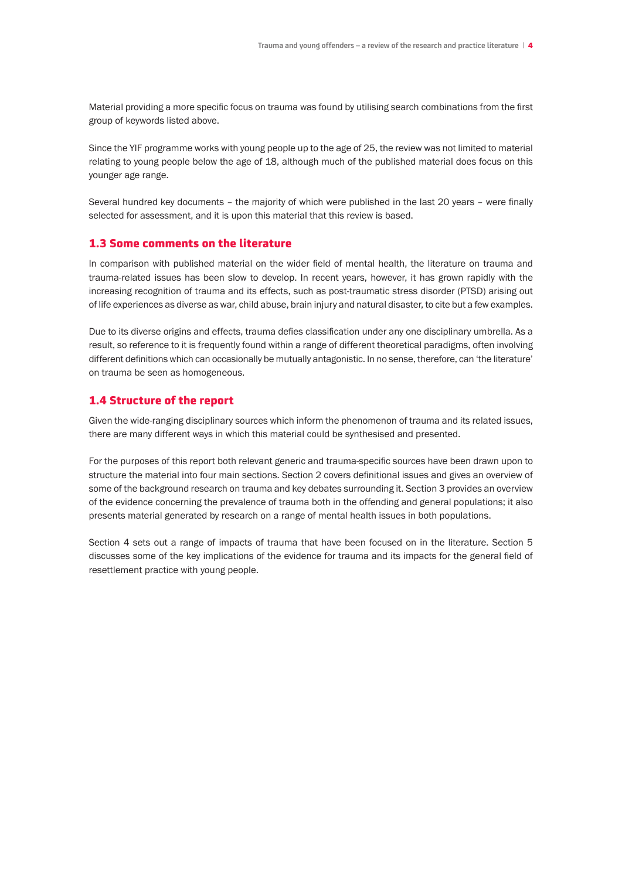Material providing a more specific focus on trauma was found by utilising search combinations from the first group of keywords listed above.

Since the YIF programme works with young people up to the age of 25, the review was not limited to material relating to young people below the age of 18, although much of the published material does focus on this younger age range.

Several hundred key documents – the majority of which were published in the last 20 years – were finally selected for assessment, and it is upon this material that this review is based.

## 1.3 Some comments on the literature

In comparison with published material on the wider field of mental health, the literature on trauma and trauma-related issues has been slow to develop. In recent years, however, it has grown rapidly with the increasing recognition of trauma and its effects, such as post-traumatic stress disorder (PTSD) arising out of life experiences as diverse as war, child abuse, brain injury and natural disaster, to cite but a few examples.

Due to its diverse origins and effects, trauma defies classification under any one disciplinary umbrella. As a result, so reference to it is frequently found within a range of different theoretical paradigms, often involving different definitions which can occasionally be mutually antagonistic. In no sense, therefore, can 'the literature' on trauma be seen as homogeneous.

## 1.4 Structure of the report

Given the wide-ranging disciplinary sources which inform the phenomenon of trauma and its related issues, there are many different ways in which this material could be synthesised and presented.

For the purposes of this report both relevant generic and trauma-specific sources have been drawn upon to structure the material into four main sections. Section 2 covers definitional issues and gives an overview of some of the background research on trauma and key debates surrounding it. Section 3 provides an overview of the evidence concerning the prevalence of trauma both in the offending and general populations; it also presents material generated by research on a range of mental health issues in both populations.

Section 4 sets out a range of impacts of trauma that have been focused on in the literature. Section 5 discusses some of the key implications of the evidence for trauma and its impacts for the general field of resettlement practice with young people.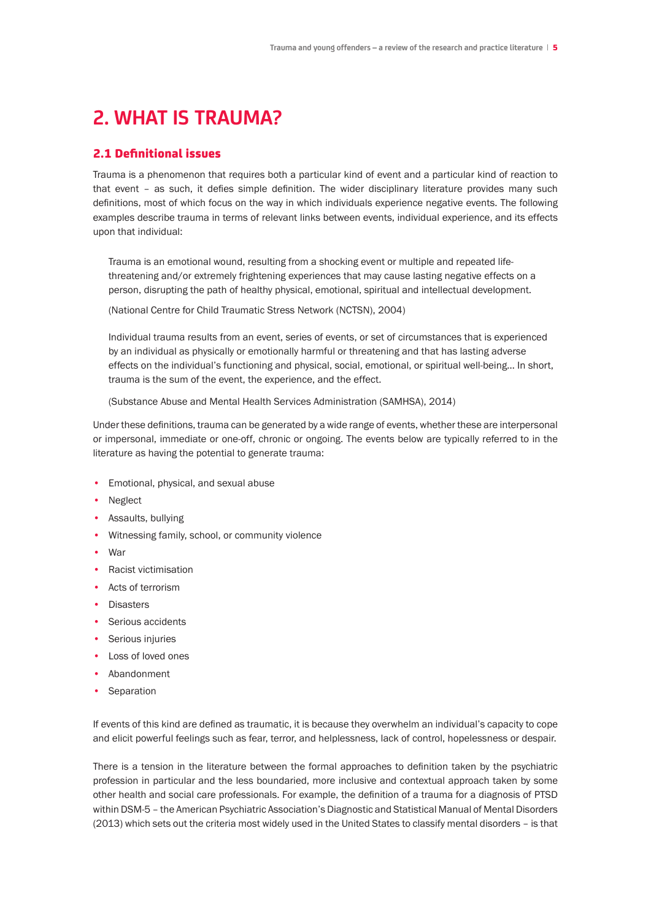# 2. WHAT IS TRAUMA?

## 2.1 Definitional issues

Trauma is a phenomenon that requires both a particular kind of event and a particular kind of reaction to that event – as such, it defies simple definition. The wider disciplinary literature provides many such definitions, most of which focus on the way in which individuals experience negative events. The following examples describe trauma in terms of relevant links between events, individual experience, and its effects upon that individual:

> Trauma is an emotional wound, resulting from a shocking event or multiple and repeated life-threatening and/or extremely frightening experiences that may cause lasting negative effects on a person, disrupting the path of healthy physical, emotional, spiritual and intellectual development.
>
> (National Centre for Child Traumatic Stress Network (NCTSN), 2004)

> Individual trauma results from an event, series of events, or set of circumstances that is experienced by an individual as physically or emotionally harmful or threatening and that has lasting adverse effects on the individual's functioning and physical, social, emotional, or spiritual well-being... In short, trauma is the sum of the event, the experience, and the effect.
>
> (Substance Abuse and Mental Health Services Administration (SAMHSA), 2014)

Under these definitions, trauma can be generated by a wide range of events, whether these are interpersonal or impersonal, immediate or one-off, chronic or ongoing. The events below are typically referred to in the literature as having the potential to generate trauma:

- Emotional, physical, and sexual abuse
- Neglect
- Assaults, bullying
- Witnessing family, school, or community violence
- War
- Racist victimisation
- Acts of terrorism
- Disasters
- Serious accidents
- Serious injuries
- Loss of loved ones
- Abandonment
- Separation

If events of this kind are defined as traumatic, it is because they overwhelm an individual's capacity to cope and elicit powerful feelings such as fear, terror, and helplessness, lack of control, hopelessness or despair.

There is a tension in the literature between the formal approaches to definition taken by the psychiatric profession in particular and the less boundaried, more inclusive and contextual approach taken by some other health and social care professionals. For example, the definition of a trauma for a diagnosis of PTSD within DSM-5 – the American Psychiatric Association's Diagnostic and Statistical Manual of Mental Disorders (2013) which sets out the criteria most widely used in the United States to classify mental disorders – is that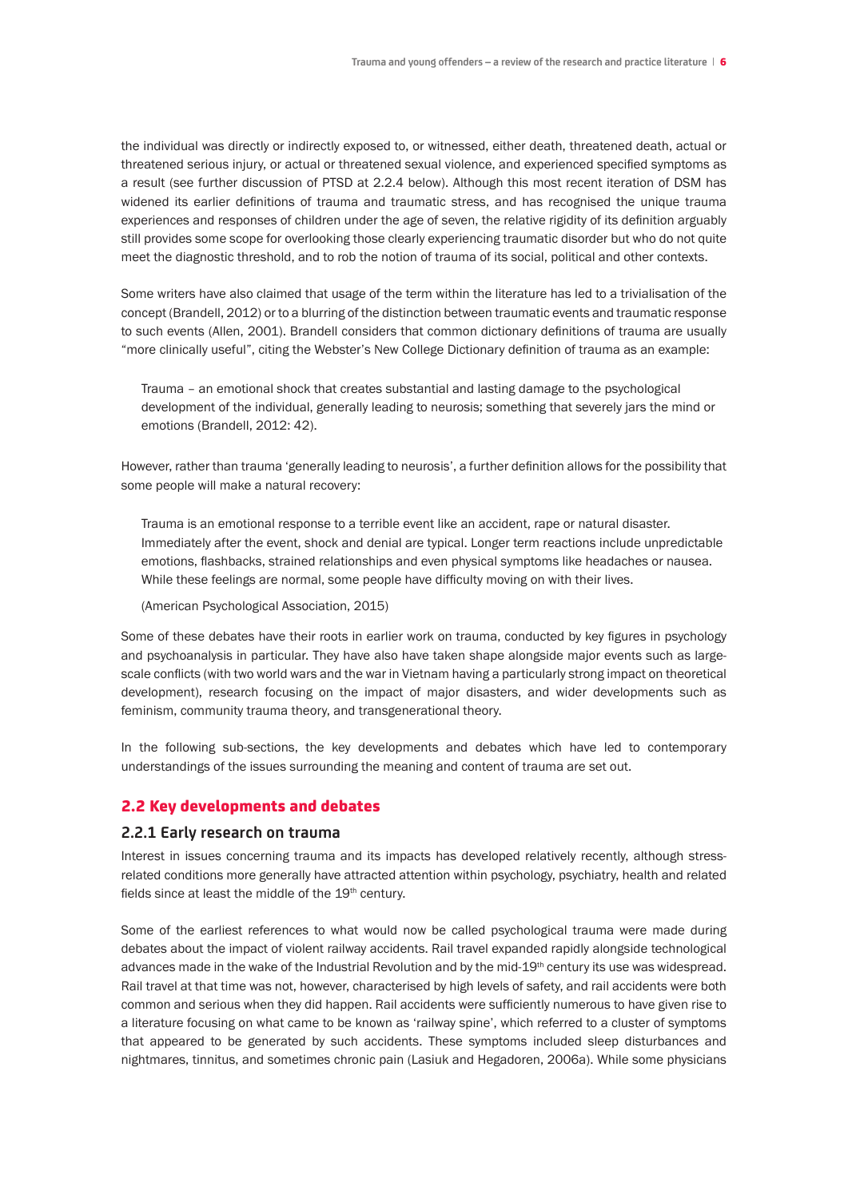the individual was directly or indirectly exposed to, or witnessed, either death, threatened death, actual or threatened serious injury, or actual or threatened sexual violence, and experienced specified symptoms as a result (see further discussion of PTSD at 2.2.4 below). Although this most recent iteration of DSM has widened its earlier definitions of trauma and traumatic stress, and has recognised the unique trauma experiences and responses of children under the age of seven, the relative rigidity of its definition arguably still provides some scope for overlooking those clearly experiencing traumatic disorder but who do not quite meet the diagnostic threshold, and to rob the notion of trauma of its social, political and other contexts.

Some writers have also claimed that usage of the term within the literature has led to a trivialisation of the concept (Brandell, 2012) or to a blurring of the distinction between traumatic events and traumatic response to such events (Allen, 2001). Brandell considers that common dictionary definitions of trauma are usually "more clinically useful", citing the Webster's New College Dictionary definition of trauma as an example:

> Trauma – an emotional shock that creates substantial and lasting damage to the psychological development of the individual, generally leading to neurosis; something that severely jars the mind or emotions (Brandell, 2012: 42).

However, rather than trauma 'generally leading to neurosis', a further definition allows for the possibility that some people will make a natural recovery:

> Trauma is an emotional response to a terrible event like an accident, rape or natural disaster. Immediately after the event, shock and denial are typical. Longer term reactions include unpredictable emotions, flashbacks, strained relationships and even physical symptoms like headaches or nausea. While these feelings are normal, some people have difficulty moving on with their lives.
>
> (American Psychological Association, 2015)

Some of these debates have their roots in earlier work on trauma, conducted by key figures in psychology and psychoanalysis in particular. They have also have taken shape alongside major events such as large-scale conflicts (with two world wars and the war in Vietnam having a particularly strong impact on theoretical development), research focusing on the impact of major disasters, and wider developments such as feminism, community trauma theory, and transgenerational theory.

In the following sub-sections, the key developments and debates which have led to contemporary understandings of the issues surrounding the meaning and content of trauma are set out.

## 2.2 Key developments and debates

### 2.2.1 Early research on trauma

Interest in issues concerning trauma and its impacts has developed relatively recently, although stress-related conditions more generally have attracted attention within psychology, psychiatry, health and related fields since at least the middle of the 19th century.

Some of the earliest references to what would now be called psychological trauma were made during debates about the impact of violent railway accidents. Rail travel expanded rapidly alongside technological advances made in the wake of the Industrial Revolution and by the mid-19th century its use was widespread. Rail travel at that time was not, however, characterised by high levels of safety, and rail accidents were both common and serious when they did happen. Rail accidents were sufficiently numerous to have given rise to a literature focusing on what came to be known as 'railway spine', which referred to a cluster of symptoms that appeared to be generated by such accidents. These symptoms included sleep disturbances and nightmares, tinnitus, and sometimes chronic pain (Lasiuk and Hegadoren, 2006a). While some physicians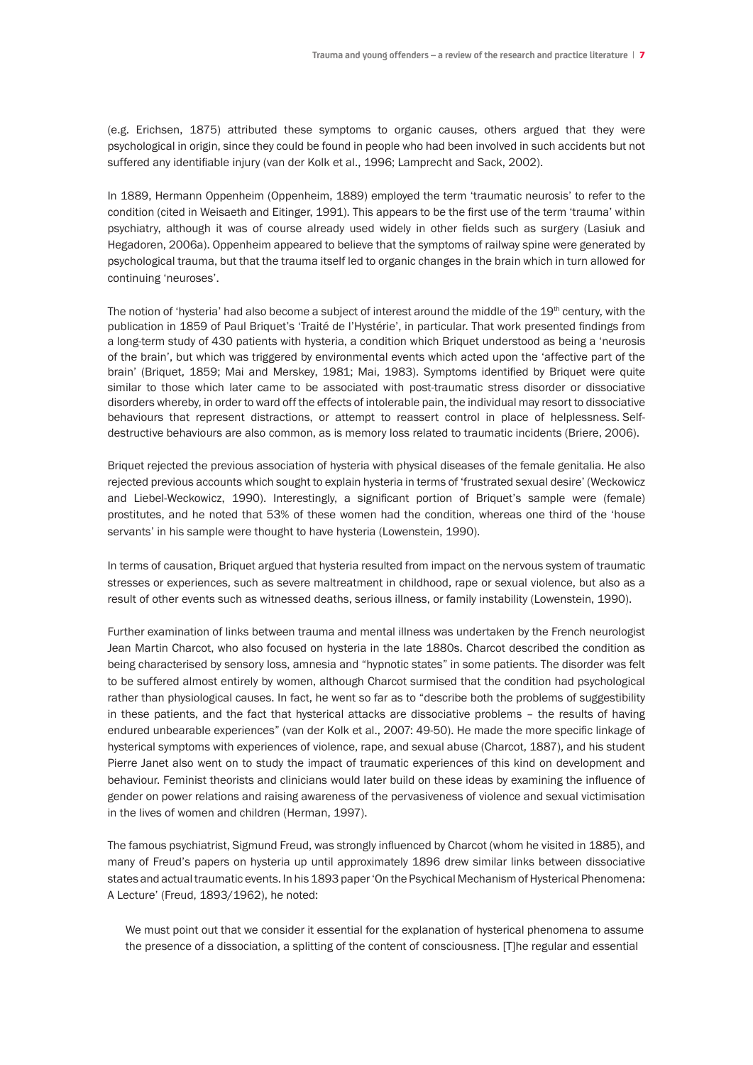(e.g. Erichsen, 1875) attributed these symptoms to organic causes, others argued that they were psychological in origin, since they could be found in people who had been involved in such accidents but not suffered any identifiable injury (van der Kolk et al., 1996; Lamprecht and Sack, 2002).

In 1889, Hermann Oppenheim (Oppenheim, 1889) employed the term 'traumatic neurosis' to refer to the condition (cited in Weisaeth and Eitinger, 1991). This appears to be the first use of the term 'trauma' within psychiatry, although it was of course already used widely in other fields such as surgery (Lasiuk and Hegadoren, 2006a). Oppenheim appeared to believe that the symptoms of railway spine were generated by psychological trauma, but that the trauma itself led to organic changes in the brain which in turn allowed for continuing 'neuroses'.

The notion of 'hysteria' had also become a subject of interest around the middle of the 19th century, with the publication in 1859 of Paul Briquet's 'Traité de l'Hystérie', in particular. That work presented findings from a long-term study of 430 patients with hysteria, a condition which Briquet understood as being a 'neurosis of the brain', but which was triggered by environmental events which acted upon the 'affective part of the brain' (Briquet, 1859; Mai and Merskey, 1981; Mai, 1983). Symptoms identified by Briquet were quite similar to those which later came to be associated with post-traumatic stress disorder or dissociative disorders whereby, in order to ward off the effects of intolerable pain, the individual may resort to dissociative behaviours that represent distractions, or attempt to reassert control in place of helplessness. Self-destructive behaviours are also common, as is memory loss related to traumatic incidents (Briere, 2006).

Briquet rejected the previous association of hysteria with physical diseases of the female genitalia. He also rejected previous accounts which sought to explain hysteria in terms of 'frustrated sexual desire' (Weckowicz and Liebel-Weckowicz, 1990). Interestingly, a significant portion of Briquet's sample were (female) prostitutes, and he noted that 53% of these women had the condition, whereas one third of the 'house servants' in his sample were thought to have hysteria (Lowenstein, 1990).

In terms of causation, Briquet argued that hysteria resulted from impact on the nervous system of traumatic stresses or experiences, such as severe maltreatment in childhood, rape or sexual violence, but also as a result of other events such as witnessed deaths, serious illness, or family instability (Lowenstein, 1990).

Further examination of links between trauma and mental illness was undertaken by the French neurologist Jean Martin Charcot, who also focused on hysteria in the late 1880s. Charcot described the condition as being characterised by sensory loss, amnesia and "hypnotic states" in some patients. The disorder was felt to be suffered almost entirely by women, although Charcot surmised that the condition had psychological rather than physiological causes. In fact, he went so far as to "describe both the problems of suggestibility in these patients, and the fact that hysterical attacks are dissociative problems – the results of having endured unbearable experiences" (van der Kolk et al., 2007: 49-50). He made the more specific linkage of hysterical symptoms with experiences of violence, rape, and sexual abuse (Charcot, 1887), and his student Pierre Janet also went on to study the impact of traumatic experiences of this kind on development and behaviour. Feminist theorists and clinicians would later build on these ideas by examining the influence of gender on power relations and raising awareness of the pervasiveness of violence and sexual victimisation in the lives of women and children (Herman, 1997).

The famous psychiatrist, Sigmund Freud, was strongly influenced by Charcot (whom he visited in 1885), and many of Freud's papers on hysteria up until approximately 1896 drew similar links between dissociative states and actual traumatic events. In his 1893 paper 'On the Psychical Mechanism of Hysterical Phenomena: A Lecture' (Freud, 1893/1962), he noted:

> We must point out that we consider it essential for the explanation of hysterical phenomena to assume the presence of a dissociation, a splitting of the content of consciousness. [T]he regular and essential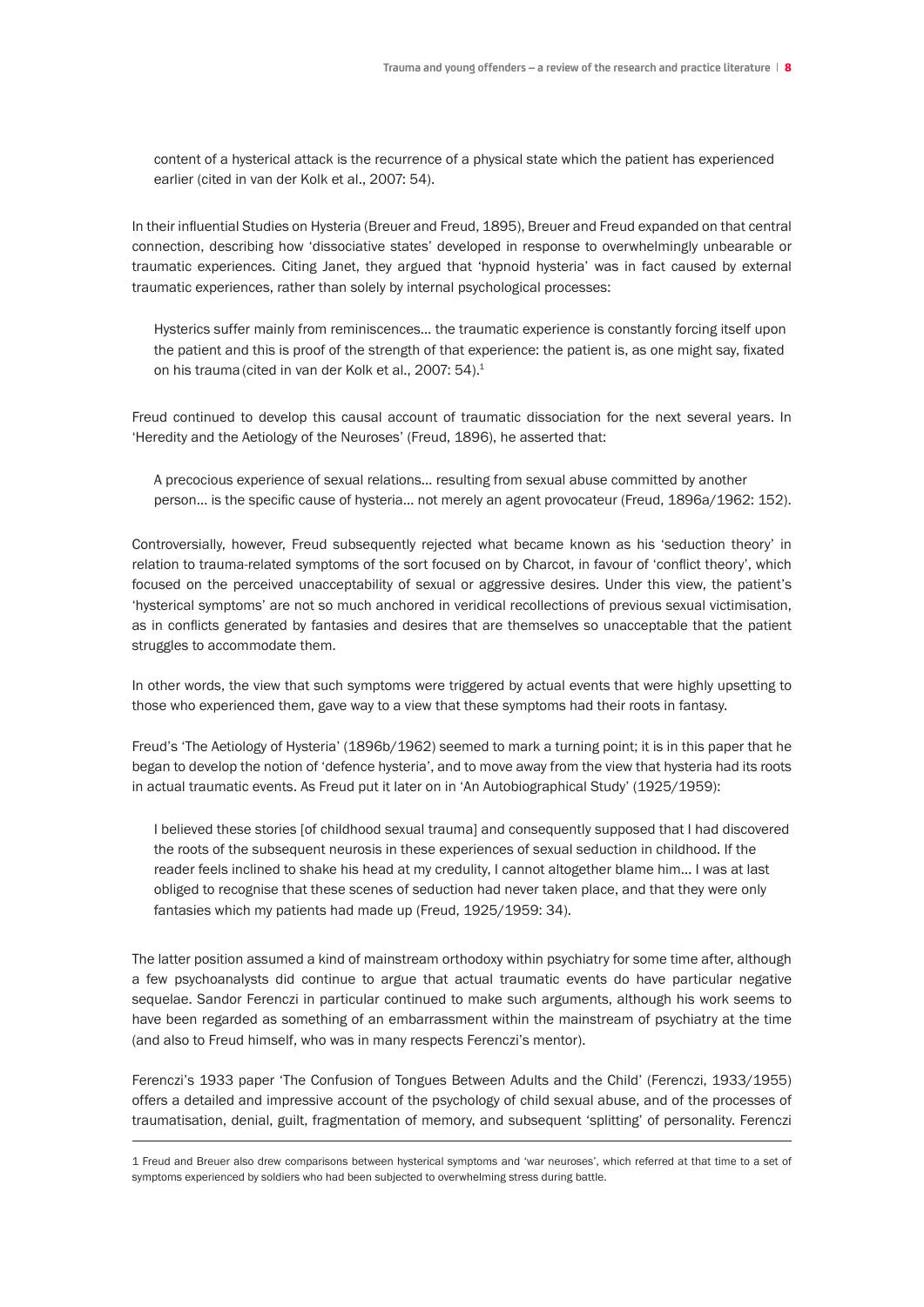content of a hysterical attack is the recurrence of a physical state which the patient has experienced earlier (cited in van der Kolk et al., 2007: 54).

In their influential Studies on Hysteria (Breuer and Freud, 1895), Breuer and Freud expanded on that central connection, describing how 'dissociative states' developed in response to overwhelmingly unbearable or traumatic experiences. Citing Janet, they argued that 'hypnoid hysteria' was in fact caused by external traumatic experiences, rather than solely by internal psychological processes:

> Hysterics suffer mainly from reminiscences… the traumatic experience is constantly forcing itself upon the patient and this is proof of the strength of that experience: the patient is, as one might say, fixated on his trauma (cited in van der Kolk et al., 2007: 54).[1]

Freud continued to develop this causal account of traumatic dissociation for the next several years. In 'Heredity and the Aetiology of the Neuroses' (Freud, 1896), he asserted that:

> A precocious experience of sexual relations… resulting from sexual abuse committed by another person… is the specific cause of hysteria… not merely an agent provocateur (Freud, 1896a/1962: 152).

Controversially, however, Freud subsequently rejected what became known as his 'seduction theory' in relation to trauma-related symptoms of the sort focused on by Charcot, in favour of 'conflict theory', which focused on the perceived unacceptability of sexual or aggressive desires. Under this view, the patient's 'hysterical symptoms' are not so much anchored in veridical recollections of previous sexual victimisation, as in conflicts generated by fantasies and desires that are themselves so unacceptable that the patient struggles to accommodate them.

In other words, the view that such symptoms were triggered by actual events that were highly upsetting to those who experienced them, gave way to a view that these symptoms had their roots in fantasy.

Freud's 'The Aetiology of Hysteria' (1896b/1962) seemed to mark a turning point; it is in this paper that he began to develop the notion of 'defence hysteria', and to move away from the view that hysteria had its roots in actual traumatic events. As Freud put it later on in 'An Autobiographical Study' (1925/1959):

> I believed these stories [of childhood sexual trauma] and consequently supposed that I had discovered the roots of the subsequent neurosis in these experiences of sexual seduction in childhood. If the reader feels inclined to shake his head at my credulity, I cannot altogether blame him… I was at last obliged to recognise that these scenes of seduction had never taken place, and that they were only fantasies which my patients had made up (Freud, 1925/1959: 34).

The latter position assumed a kind of mainstream orthodoxy within psychiatry for some time after, although a few psychoanalysts did continue to argue that actual traumatic events do have particular negative sequelae. Sandor Ferenczi in particular continued to make such arguments, although his work seems to have been regarded as something of an embarrassment within the mainstream of psychiatry at the time (and also to Freud himself, who was in many respects Ferenczi's mentor).

Ferenczi's 1933 paper 'The Confusion of Tongues Between Adults and the Child' (Ferenczi, 1933/1955) offers a detailed and impressive account of the psychology of child sexual abuse, and of the processes of traumatisation, denial, guilt, fragmentation of memory, and subsequent 'splitting' of personality. Ferenczi

---

1 Freud and Breuer also drew comparisons between hysterical symptoms and 'war neuroses', which referred at that time to a set of symptoms experienced by soldiers who had been subjected to overwhelming stress during battle.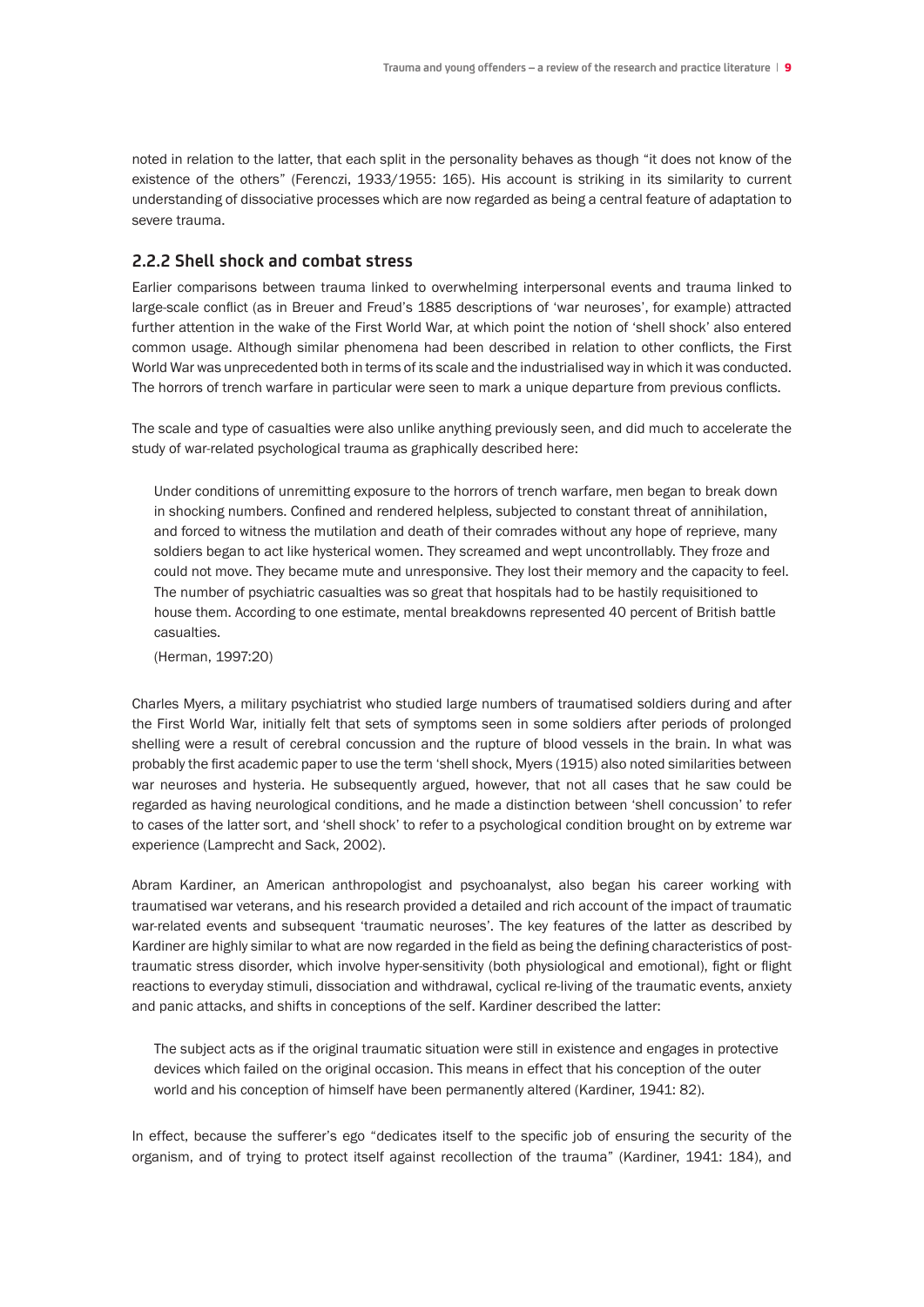noted in relation to the latter, that each split in the personality behaves as though "it does not know of the existence of the others" (Ferenczi, 1933/1955: 165). His account is striking in its similarity to current understanding of dissociative processes which are now regarded as being a central feature of adaptation to severe trauma.

### 2.2.2 Shell shock and combat stress

Earlier comparisons between trauma linked to overwhelming interpersonal events and trauma linked to large-scale conflict (as in Breuer and Freud's 1885 descriptions of 'war neuroses', for example) attracted further attention in the wake of the First World War, at which point the notion of 'shell shock' also entered common usage. Although similar phenomena had been described in relation to other conflicts, the First World War was unprecedented both in terms of its scale and the industrialised way in which it was conducted. The horrors of trench warfare in particular were seen to mark a unique departure from previous conflicts.

The scale and type of casualties were also unlike anything previously seen, and did much to accelerate the study of war-related psychological trauma as graphically described here:

> Under conditions of unremitting exposure to the horrors of trench warfare, men began to break down in shocking numbers. Confined and rendered helpless, subjected to constant threat of annihilation, and forced to witness the mutilation and death of their comrades without any hope of reprieve, many soldiers began to act like hysterical women. They screamed and wept uncontrollably. They froze and could not move. They became mute and unresponsive. They lost their memory and the capacity to feel. The number of psychiatric casualties was so great that hospitals had to be hastily requisitioned to house them. According to one estimate, mental breakdowns represented 40 percent of British battle casualties.
>
> (Herman, 1997:20)

Charles Myers, a military psychiatrist who studied large numbers of traumatised soldiers during and after the First World War, initially felt that sets of symptoms seen in some soldiers after periods of prolonged shelling were a result of cerebral concussion and the rupture of blood vessels in the brain. In what was probably the first academic paper to use the term 'shell shock, Myers (1915) also noted similarities between war neuroses and hysteria. He subsequently argued, however, that not all cases that he saw could be regarded as having neurological conditions, and he made a distinction between 'shell concussion' to refer to cases of the latter sort, and 'shell shock' to refer to a psychological condition brought on by extreme war experience (Lamprecht and Sack, 2002).

Abram Kardiner, an American anthropologist and psychoanalyst, also began his career working with traumatised war veterans, and his research provided a detailed and rich account of the impact of traumatic war-related events and subsequent 'traumatic neuroses'. The key features of the latter as described by Kardiner are highly similar to what are now regarded in the field as being the defining characteristics of post-traumatic stress disorder, which involve hyper-sensitivity (both physiological and emotional), fight or flight reactions to everyday stimuli, dissociation and withdrawal, cyclical re-living of the traumatic events, anxiety and panic attacks, and shifts in conceptions of the self. Kardiner described the latter:

> The subject acts as if the original traumatic situation were still in existence and engages in protective devices which failed on the original occasion. This means in effect that his conception of the outer world and his conception of himself have been permanently altered (Kardiner, 1941: 82).

In effect, because the sufferer's ego "dedicates itself to the specific job of ensuring the security of the organism, and of trying to protect itself against recollection of the trauma" (Kardiner, 1941: 184), and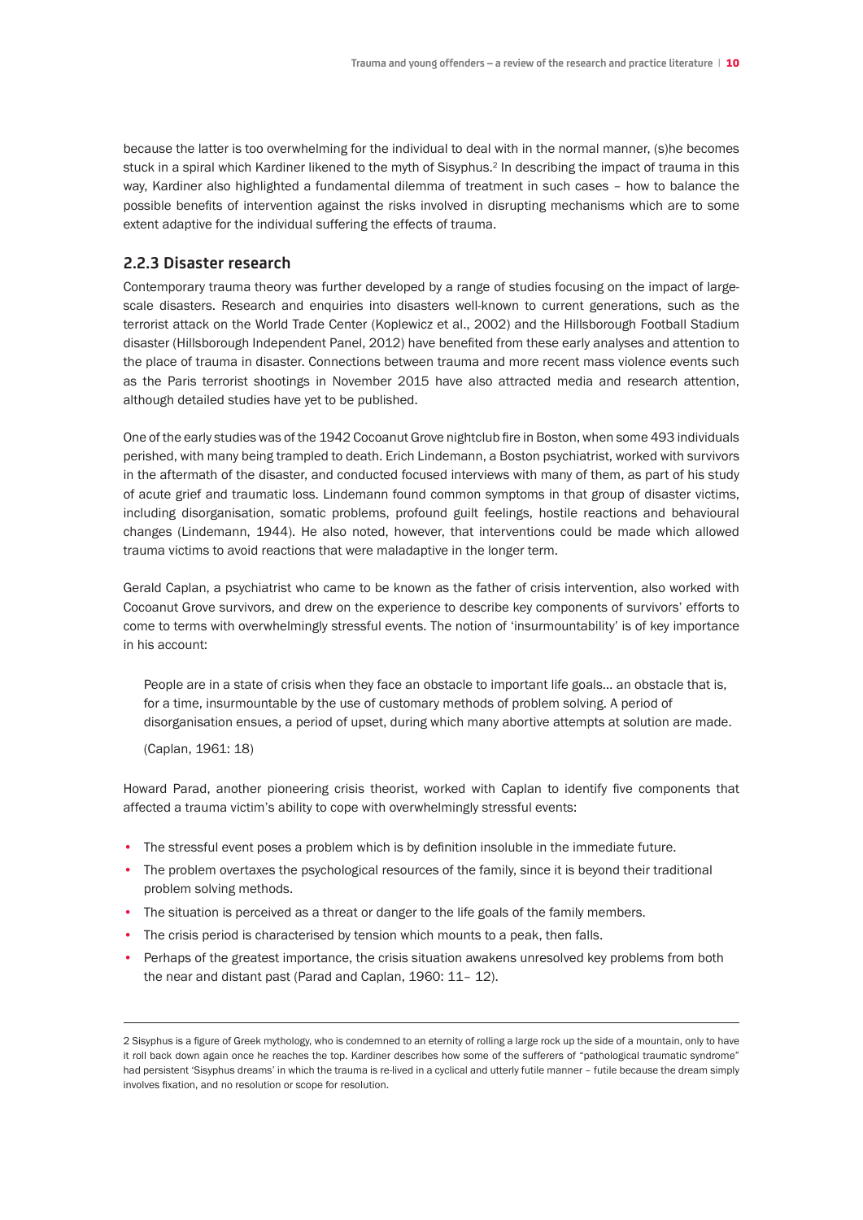because the latter is too overwhelming for the individual to deal with in the normal manner, (s)he becomes stuck in a spiral which Kardiner likened to the myth of Sisyphus.[2] In describing the impact of trauma in this way, Kardiner also highlighted a fundamental dilemma of treatment in such cases – how to balance the possible benefits of intervention against the risks involved in disrupting mechanisms which are to some extent adaptive for the individual suffering the effects of trauma.

### 2.2.3 Disaster research

Contemporary trauma theory was further developed by a range of studies focusing on the impact of large-scale disasters. Research and enquiries into disasters well-known to current generations, such as the terrorist attack on the World Trade Center (Koplewicz et al., 2002) and the Hillsborough Football Stadium disaster (Hillsborough Independent Panel, 2012) have benefited from these early analyses and attention to the place of trauma in disaster. Connections between trauma and more recent mass violence events such as the Paris terrorist shootings in November 2015 have also attracted media and research attention, although detailed studies have yet to be published.

One of the early studies was of the 1942 Cocoanut Grove nightclub fire in Boston, when some 493 individuals perished, with many being trampled to death. Erich Lindemann, a Boston psychiatrist, worked with survivors in the aftermath of the disaster, and conducted focused interviews with many of them, as part of his study of acute grief and traumatic loss. Lindemann found common symptoms in that group of disaster victims, including disorganisation, somatic problems, profound guilt feelings, hostile reactions and behavioural changes (Lindemann, 1944). He also noted, however, that interventions could be made which allowed trauma victims to avoid reactions that were maladaptive in the longer term.

Gerald Caplan, a psychiatrist who came to be known as the father of crisis intervention, also worked with Cocoanut Grove survivors, and drew on the experience to describe key components of survivors' efforts to come to terms with overwhelmingly stressful events. The notion of 'insurmountability' is of key importance in his account:

> People are in a state of crisis when they face an obstacle to important life goals… an obstacle that is, for a time, insurmountable by the use of customary methods of problem solving. A period of disorganisation ensues, a period of upset, during which many abortive attempts at solution are made.
>
> (Caplan, 1961: 18)

Howard Parad, another pioneering crisis theorist, worked with Caplan to identify five components that affected a trauma victim's ability to cope with overwhelmingly stressful events:

- The stressful event poses a problem which is by definition insoluble in the immediate future.
- The problem overtaxes the psychological resources of the family, since it is beyond their traditional problem solving methods.
- The situation is perceived as a threat or danger to the life goals of the family members.
- The crisis period is characterised by tension which mounts to a peak, then falls.
- Perhaps of the greatest importance, the crisis situation awakens unresolved key problems from both the near and distant past (Parad and Caplan, 1960: 11– 12).

---

2 Sisyphus is a figure of Greek mythology, who is condemned to an eternity of rolling a large rock up the side of a mountain, only to have it roll back down again once he reaches the top. Kardiner describes how some of the sufferers of "pathological traumatic syndrome" had persistent 'Sisyphus dreams' in which the trauma is re-lived in a cyclical and utterly futile manner – futile because the dream simply involves fixation, and no resolution or scope for resolution.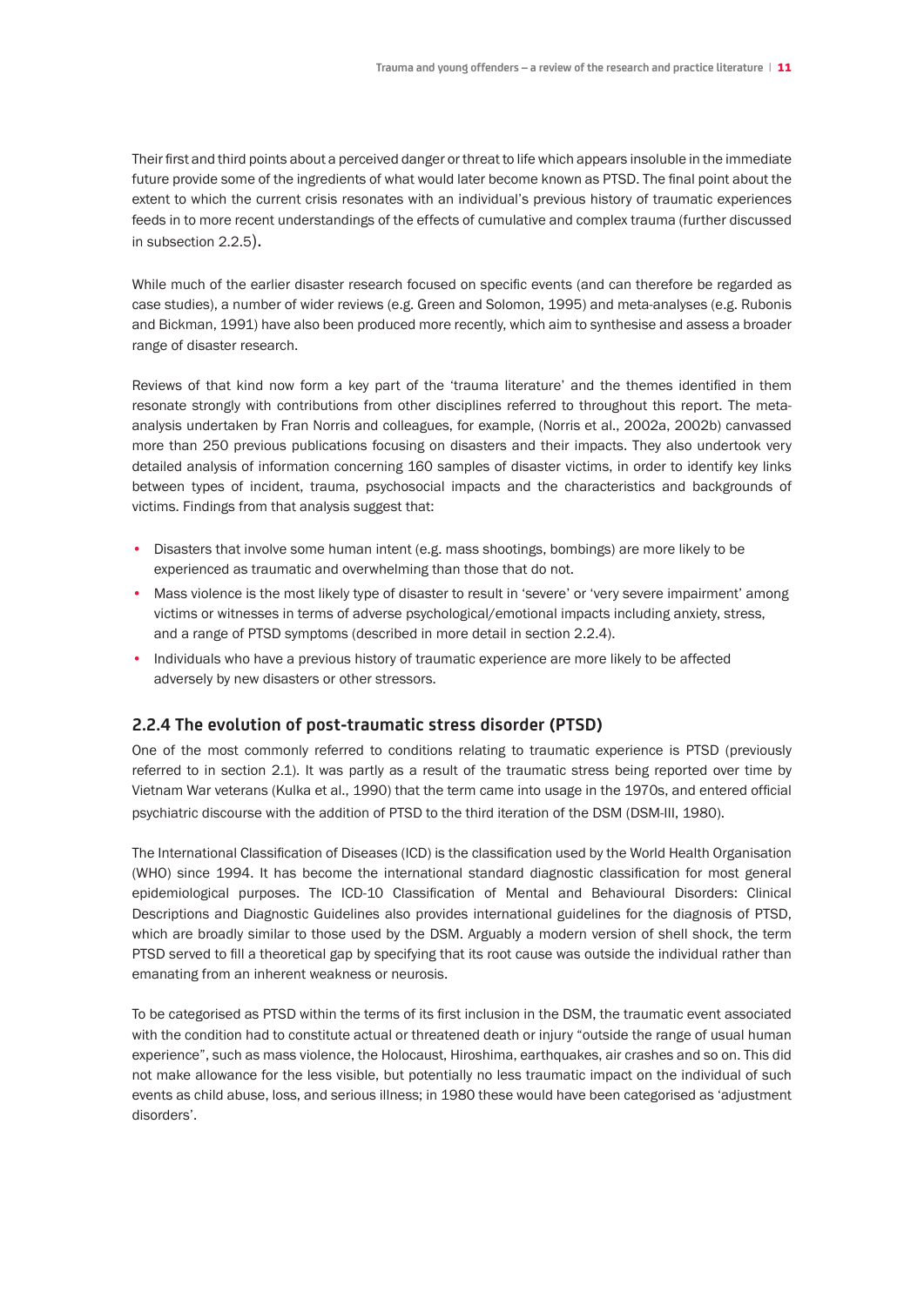Their first and third points about a perceived danger or threat to life which appears insoluble in the immediate future provide some of the ingredients of what would later become known as PTSD. The final point about the extent to which the current crisis resonates with an individual's previous history of traumatic experiences feeds in to more recent understandings of the effects of cumulative and complex trauma (further discussed in subsection 2.2.5).

While much of the earlier disaster research focused on specific events (and can therefore be regarded as case studies), a number of wider reviews (e.g. Green and Solomon, 1995) and meta-analyses (e.g. Rubonis and Bickman, 1991) have also been produced more recently, which aim to synthesise and assess a broader range of disaster research.

Reviews of that kind now form a key part of the 'trauma literature' and the themes identified in them resonate strongly with contributions from other disciplines referred to throughout this report. The meta-analysis undertaken by Fran Norris and colleagues, for example, (Norris et al., 2002a, 2002b) canvassed more than 250 previous publications focusing on disasters and their impacts. They also undertook very detailed analysis of information concerning 160 samples of disaster victims, in order to identify key links between types of incident, trauma, psychosocial impacts and the characteristics and backgrounds of victims. Findings from that analysis suggest that:

- Disasters that involve some human intent (e.g. mass shootings, bombings) are more likely to be experienced as traumatic and overwhelming than those that do not.
- Mass violence is the most likely type of disaster to result in 'severe' or 'very severe impairment' among victims or witnesses in terms of adverse psychological/emotional impacts including anxiety, stress, and a range of PTSD symptoms (described in more detail in section 2.2.4).
- Individuals who have a previous history of traumatic experience are more likely to be affected adversely by new disasters or other stressors.

### 2.2.4 The evolution of post-traumatic stress disorder (PTSD)

One of the most commonly referred to conditions relating to traumatic experience is PTSD (previously referred to in section 2.1). It was partly as a result of the traumatic stress being reported over time by Vietnam War veterans (Kulka et al., 1990) that the term came into usage in the 1970s, and entered official psychiatric discourse with the addition of PTSD to the third iteration of the DSM (DSM-III, 1980).

The International Classification of Diseases (ICD) is the classification used by the World Health Organisation (WHO) since 1994. It has become the international standard diagnostic classification for most general epidemiological purposes. The ICD-10 Classification of Mental and Behavioural Disorders: Clinical Descriptions and Diagnostic Guidelines also provides international guidelines for the diagnosis of PTSD, which are broadly similar to those used by the DSM. Arguably a modern version of shell shock, the term PTSD served to fill a theoretical gap by specifying that its root cause was outside the individual rather than emanating from an inherent weakness or neurosis.

To be categorised as PTSD within the terms of its first inclusion in the DSM, the traumatic event associated with the condition had to constitute actual or threatened death or injury "outside the range of usual human experience", such as mass violence, the Holocaust, Hiroshima, earthquakes, air crashes and so on. This did not make allowance for the less visible, but potentially no less traumatic impact on the individual of such events as child abuse, loss, and serious illness; in 1980 these would have been categorised as 'adjustment disorders'.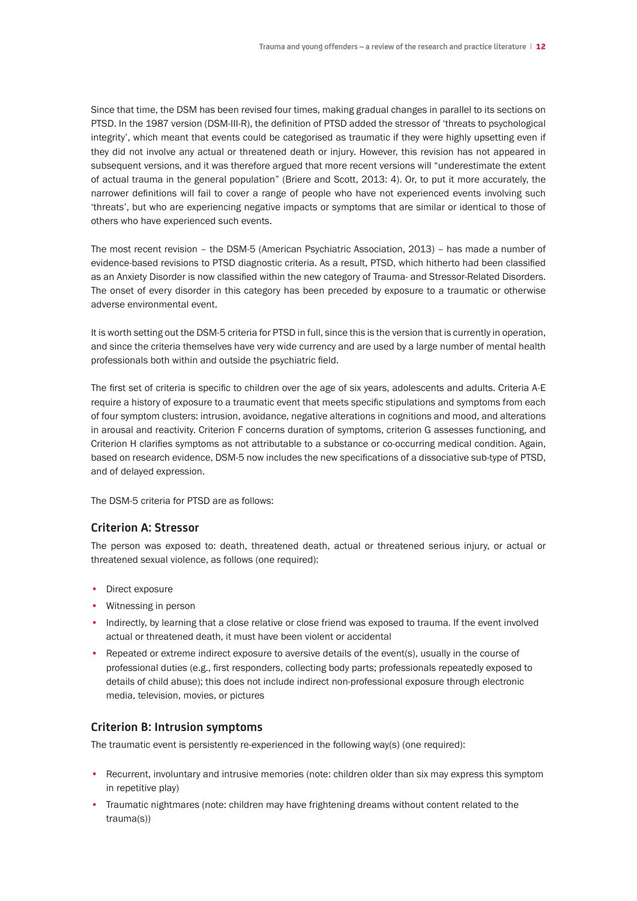Since that time, the DSM has been revised four times, making gradual changes in parallel to its sections on PTSD. In the 1987 version (DSM-III-R), the definition of PTSD added the stressor of 'threats to psychological integrity', which meant that events could be categorised as traumatic if they were highly upsetting even if they did not involve any actual or threatened death or injury. However, this revision has not appeared in subsequent versions, and it was therefore argued that more recent versions will "underestimate the extent of actual trauma in the general population" (Briere and Scott, 2013: 4). Or, to put it more accurately, the narrower definitions will fail to cover a range of people who have not experienced events involving such 'threats', but who are experiencing negative impacts or symptoms that are similar or identical to those of others who have experienced such events.

The most recent revision – the DSM-5 (American Psychiatric Association, 2013) – has made a number of evidence-based revisions to PTSD diagnostic criteria. As a result, PTSD, which hitherto had been classified as an Anxiety Disorder is now classified within the new category of Trauma- and Stressor-Related Disorders. The onset of every disorder in this category has been preceded by exposure to a traumatic or otherwise adverse environmental event.

It is worth setting out the DSM-5 criteria for PTSD in full, since this is the version that is currently in operation, and since the criteria themselves have very wide currency and are used by a large number of mental health professionals both within and outside the psychiatric field.

The first set of criteria is specific to children over the age of six years, adolescents and adults. Criteria A-E require a history of exposure to a traumatic event that meets specific stipulations and symptoms from each of four symptom clusters: intrusion, avoidance, negative alterations in cognitions and mood, and alterations in arousal and reactivity. Criterion F concerns duration of symptoms, criterion G assesses functioning, and Criterion H clarifies symptoms as not attributable to a substance or co-occurring medical condition. Again, based on research evidence, DSM-5 now includes the new specifications of a dissociative sub-type of PTSD, and of delayed expression.

The DSM-5 criteria for PTSD are as follows:

### Criterion A: Stressor

The person was exposed to: death, threatened death, actual or threatened serious injury, or actual or threatened sexual violence, as follows (one required):

- Direct exposure
- Witnessing in person
- Indirectly, by learning that a close relative or close friend was exposed to trauma. If the event involved actual or threatened death, it must have been violent or accidental
- Repeated or extreme indirect exposure to aversive details of the event(s), usually in the course of professional duties (e.g., first responders, collecting body parts; professionals repeatedly exposed to details of child abuse); this does not include indirect non-professional exposure through electronic media, television, movies, or pictures

### Criterion B: Intrusion symptoms

The traumatic event is persistently re-experienced in the following way(s) (one required):

- Recurrent, involuntary and intrusive memories (note: children older than six may express this symptom in repetitive play)
- Traumatic nightmares (note: children may have frightening dreams without content related to the trauma(s))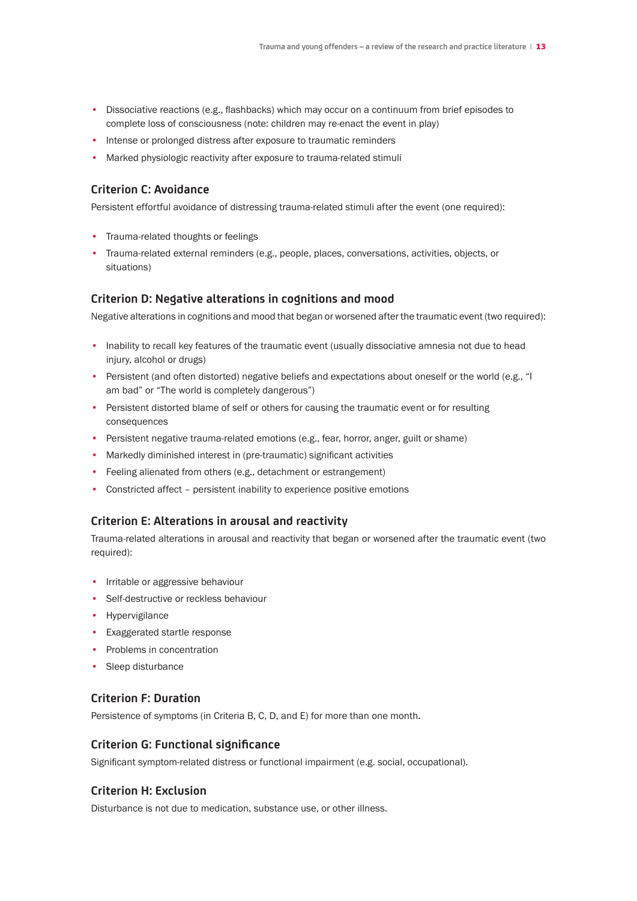- Dissociative reactions (e.g., flashbacks) which may occur on a continuum from brief episodes to complete loss of consciousness (note: children may re-enact the event in play)
- Intense or prolonged distress after exposure to traumatic reminders
- Marked physiologic reactivity after exposure to trauma-related stimuli

### Criterion C: Avoidance

Persistent effortful avoidance of distressing trauma-related stimuli after the event (one required):

- Trauma-related thoughts or feelings
- Trauma-related external reminders (e.g., people, places, conversations, activities, objects, or situations)

### Criterion D: Negative alterations in cognitions and mood

Negative alterations in cognitions and mood that began or worsened after the traumatic event (two required):

- Inability to recall key features of the traumatic event (usually dissociative amnesia not due to head injury, alcohol or drugs)
- Persistent (and often distorted) negative beliefs and expectations about oneself or the world (e.g., "I am bad" or "The world is completely dangerous")
- Persistent distorted blame of self or others for causing the traumatic event or for resulting consequences
- Persistent negative trauma-related emotions (e.g., fear, horror, anger, guilt or shame)
- Markedly diminished interest in (pre-traumatic) significant activities
- Feeling alienated from others (e.g., detachment or estrangement)
- Constricted affect – persistent inability to experience positive emotions

### Criterion E: Alterations in arousal and reactivity

Trauma-related alterations in arousal and reactivity that began or worsened after the traumatic event (two required):

- Irritable or aggressive behaviour
- Self-destructive or reckless behaviour
- Hypervigilance
- Exaggerated startle response
- Problems in concentration
- Sleep disturbance

### Criterion F: Duration

Persistence of symptoms (in Criteria B, C, D, and E) for more than one month.

### Criterion G: Functional significance

Significant symptom-related distress or functional impairment (e.g. social, occupational).

### Criterion H: Exclusion

Disturbance is not due to medication, substance use, or other illness.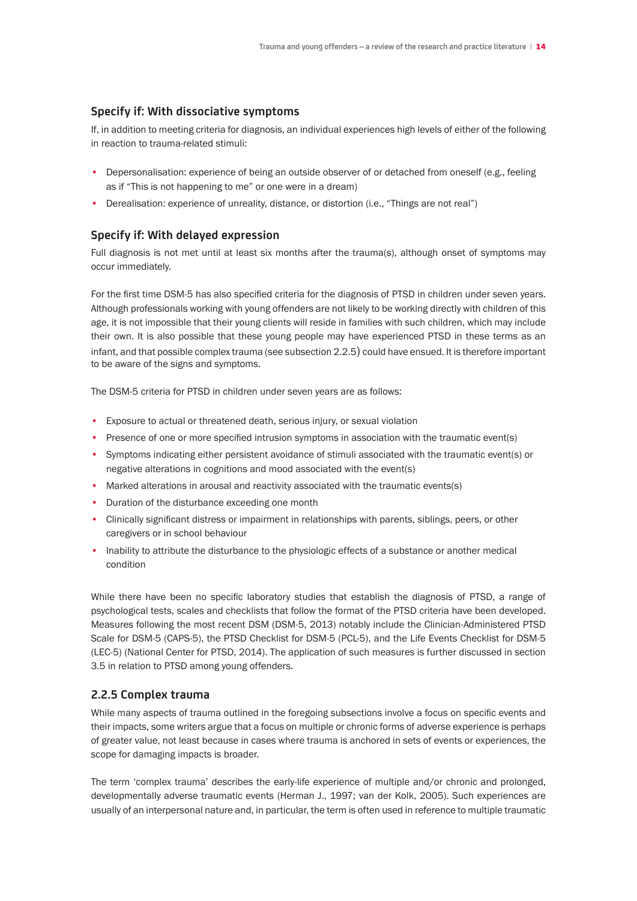### Specify if: With dissociative symptoms

If, in addition to meeting criteria for diagnosis, an individual experiences high levels of either of the following in reaction to trauma-related stimuli:

- Depersonalisation: experience of being an outside observer of or detached from oneself (e.g., feeling as if "This is not happening to me" or one were in a dream)
- Derealisation: experience of unreality, distance, or distortion (i.e., "Things are not real")

### Specify if: With delayed expression

Full diagnosis is not met until at least six months after the trauma(s), although onset of symptoms may occur immediately.

For the first time DSM-5 has also specified criteria for the diagnosis of PTSD in children under seven years. Although professionals working with young offenders are not likely to be working directly with children of this age, it is not impossible that their young clients will reside in families with such children, which may include their own. It is also possible that these young people may have experienced PTSD in these terms as an infant, and that possible complex trauma (see subsection 2.2.5) could have ensued. It is therefore important to be aware of the signs and symptoms.

The DSM-5 criteria for PTSD in children under seven years are as follows:

- Exposure to actual or threatened death, serious injury, or sexual violation
- Presence of one or more specified intrusion symptoms in association with the traumatic event(s)
- Symptoms indicating either persistent avoidance of stimuli associated with the traumatic event(s) or negative alterations in cognitions and mood associated with the event(s)
- Marked alterations in arousal and reactivity associated with the traumatic events(s)
- Duration of the disturbance exceeding one month
- Clinically significant distress or impairment in relationships with parents, siblings, peers, or other caregivers or in school behaviour
- Inability to attribute the disturbance to the physiologic effects of a substance or another medical condition

While there have been no specific laboratory studies that establish the diagnosis of PTSD, a range of psychological tests, scales and checklists that follow the format of the PTSD criteria have been developed. Measures following the most recent DSM (DSM-5, 2013) notably include the Clinician-Administered PTSD Scale for DSM-5 (CAPS-5), the PTSD Checklist for DSM-5 (PCL-5), and the Life Events Checklist for DSM-5 (LEC-5) (National Center for PTSD, 2014). The application of such measures is further discussed in section 3.5 in relation to PTSD among young offenders.

### 2.2.5 Complex trauma

While many aspects of trauma outlined in the foregoing subsections involve a focus on specific events and their impacts, some writers argue that a focus on multiple or chronic forms of adverse experience is perhaps of greater value, not least because in cases where trauma is anchored in sets of events or experiences, the scope for damaging impacts is broader.

The term 'complex trauma' describes the early-life experience of multiple and/or chronic and prolonged, developmentally adverse traumatic events (Herman J., 1997; van der Kolk, 2005). Such experiences are usually of an interpersonal nature and, in particular, the term is often used in reference to multiple traumatic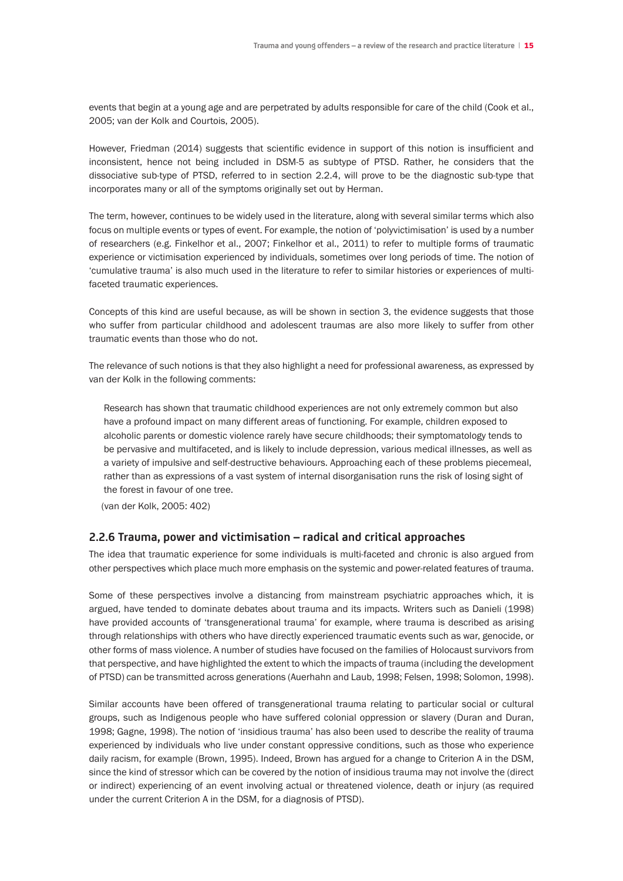events that begin at a young age and are perpetrated by adults responsible for care of the child (Cook et al., 2005; van der Kolk and Courtois, 2005).

However, Friedman (2014) suggests that scientific evidence in support of this notion is insufficient and inconsistent, hence not being included in DSM-5 as subtype of PTSD. Rather, he considers that the dissociative sub-type of PTSD, referred to in section 2.2.4, will prove to be the diagnostic sub-type that incorporates many or all of the symptoms originally set out by Herman.

The term, however, continues to be widely used in the literature, along with several similar terms which also focus on multiple events or types of event. For example, the notion of 'polyvictimisation' is used by a number of researchers (e.g. Finkelhor et al., 2007; Finkelhor et al., 2011) to refer to multiple forms of traumatic experience or victimisation experienced by individuals, sometimes over long periods of time. The notion of 'cumulative trauma' is also much used in the literature to refer to similar histories or experiences of multi-faceted traumatic experiences.

Concepts of this kind are useful because, as will be shown in section 3, the evidence suggests that those who suffer from particular childhood and adolescent traumas are also more likely to suffer from other traumatic events than those who do not.

The relevance of such notions is that they also highlight a need for professional awareness, as expressed by van der Kolk in the following comments:

> Research has shown that traumatic childhood experiences are not only extremely common but also have a profound impact on many different areas of functioning. For example, children exposed to alcoholic parents or domestic violence rarely have secure childhoods; their symptomatology tends to be pervasive and multifaceted, and is likely to include depression, various medical illnesses, as well as a variety of impulsive and self-destructive behaviours. Approaching each of these problems piecemeal, rather than as expressions of a vast system of internal disorganisation runs the risk of losing sight of the forest in favour of one tree.
>
> (van der Kolk, 2005: 402)

### 2.2.6 Trauma, power and victimisation – radical and critical approaches

The idea that traumatic experience for some individuals is multi-faceted and chronic is also argued from other perspectives which place much more emphasis on the systemic and power-related features of trauma.

Some of these perspectives involve a distancing from mainstream psychiatric approaches which, it is argued, have tended to dominate debates about trauma and its impacts. Writers such as Danieli (1998) have provided accounts of 'transgenerational trauma' for example, where trauma is described as arising through relationships with others who have directly experienced traumatic events such as war, genocide, or other forms of mass violence. A number of studies have focused on the families of Holocaust survivors from that perspective, and have highlighted the extent to which the impacts of trauma (including the development of PTSD) can be transmitted across generations (Auerhahn and Laub, 1998; Felsen, 1998; Solomon, 1998).

Similar accounts have been offered of transgenerational trauma relating to particular social or cultural groups, such as Indigenous people who have suffered colonial oppression or slavery (Duran and Duran, 1998; Gagne, 1998). The notion of 'insidious trauma' has also been used to describe the reality of trauma experienced by individuals who live under constant oppressive conditions, such as those who experience daily racism, for example (Brown, 1995). Indeed, Brown has argued for a change to Criterion A in the DSM, since the kind of stressor which can be covered by the notion of insidious trauma may not involve the (direct or indirect) experiencing of an event involving actual or threatened violence, death or injury (as required under the current Criterion A in the DSM, for a diagnosis of PTSD).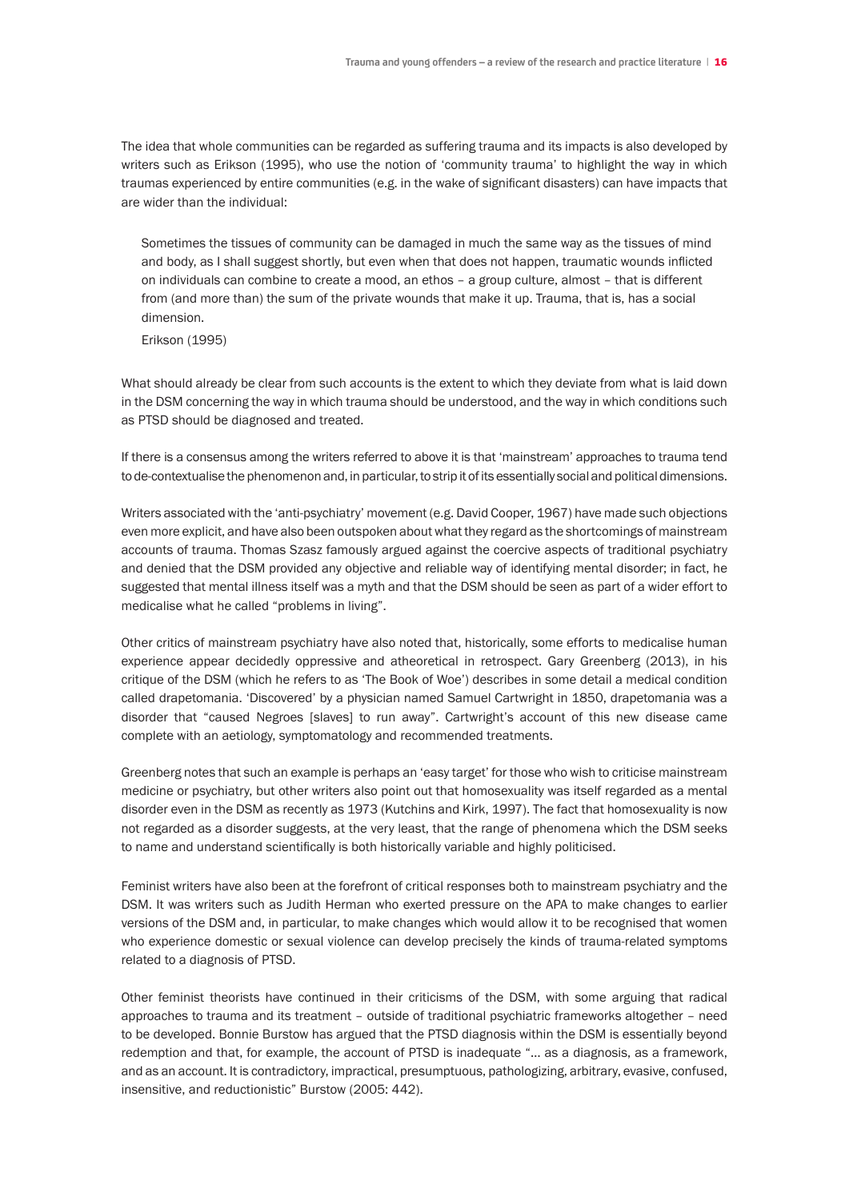The idea that whole communities can be regarded as suffering trauma and its impacts is also developed by writers such as Erikson (1995), who use the notion of 'community trauma' to highlight the way in which traumas experienced by entire communities (e.g. in the wake of significant disasters) can have impacts that are wider than the individual:

> Sometimes the tissues of community can be damaged in much the same way as the tissues of mind and body, as I shall suggest shortly, but even when that does not happen, traumatic wounds inflicted on individuals can combine to create a mood, an ethos – a group culture, almost – that is different from (and more than) the sum of the private wounds that make it up. Trauma, that is, has a social dimension.
>
> Erikson (1995)

What should already be clear from such accounts is the extent to which they deviate from what is laid down in the DSM concerning the way in which trauma should be understood, and the way in which conditions such as PTSD should be diagnosed and treated.

If there is a consensus among the writers referred to above it is that 'mainstream' approaches to trauma tend to de-contextualise the phenomenon and, in particular, to strip it of its essentially social and political dimensions.

Writers associated with the 'anti-psychiatry' movement (e.g. David Cooper, 1967) have made such objections even more explicit, and have also been outspoken about what they regard as the shortcomings of mainstream accounts of trauma. Thomas Szasz famously argued against the coercive aspects of traditional psychiatry and denied that the DSM provided any objective and reliable way of identifying mental disorder; in fact, he suggested that mental illness itself was a myth and that the DSM should be seen as part of a wider effort to medicalise what he called "problems in living".

Other critics of mainstream psychiatry have also noted that, historically, some efforts to medicalise human experience appear decidedly oppressive and atheoretical in retrospect. Gary Greenberg (2013), in his critique of the DSM (which he refers to as 'The Book of Woe') describes in some detail a medical condition called drapetomania. 'Discovered' by a physician named Samuel Cartwright in 1850, drapetomania was a disorder that "caused Negroes [slaves] to run away". Cartwright's account of this new disease came complete with an aetiology, symptomatology and recommended treatments.

Greenberg notes that such an example is perhaps an 'easy target' for those who wish to criticise mainstream medicine or psychiatry, but other writers also point out that homosexuality was itself regarded as a mental disorder even in the DSM as recently as 1973 (Kutchins and Kirk, 1997). The fact that homosexuality is now not regarded as a disorder suggests, at the very least, that the range of phenomena which the DSM seeks to name and understand scientifically is both historically variable and highly politicised.

Feminist writers have also been at the forefront of critical responses both to mainstream psychiatry and the DSM. It was writers such as Judith Herman who exerted pressure on the APA to make changes to earlier versions of the DSM and, in particular, to make changes which would allow it to be recognised that women who experience domestic or sexual violence can develop precisely the kinds of trauma-related symptoms related to a diagnosis of PTSD.

Other feminist theorists have continued in their criticisms of the DSM, with some arguing that radical approaches to trauma and its treatment – outside of traditional psychiatric frameworks altogether – need to be developed. Bonnie Burstow has argued that the PTSD diagnosis within the DSM is essentially beyond redemption and that, for example, the account of PTSD is inadequate "… as a diagnosis, as a framework, and as an account. It is contradictory, impractical, presumptuous, pathologizing, arbitrary, evasive, confused, insensitive, and reductionistic" Burstow (2005: 442).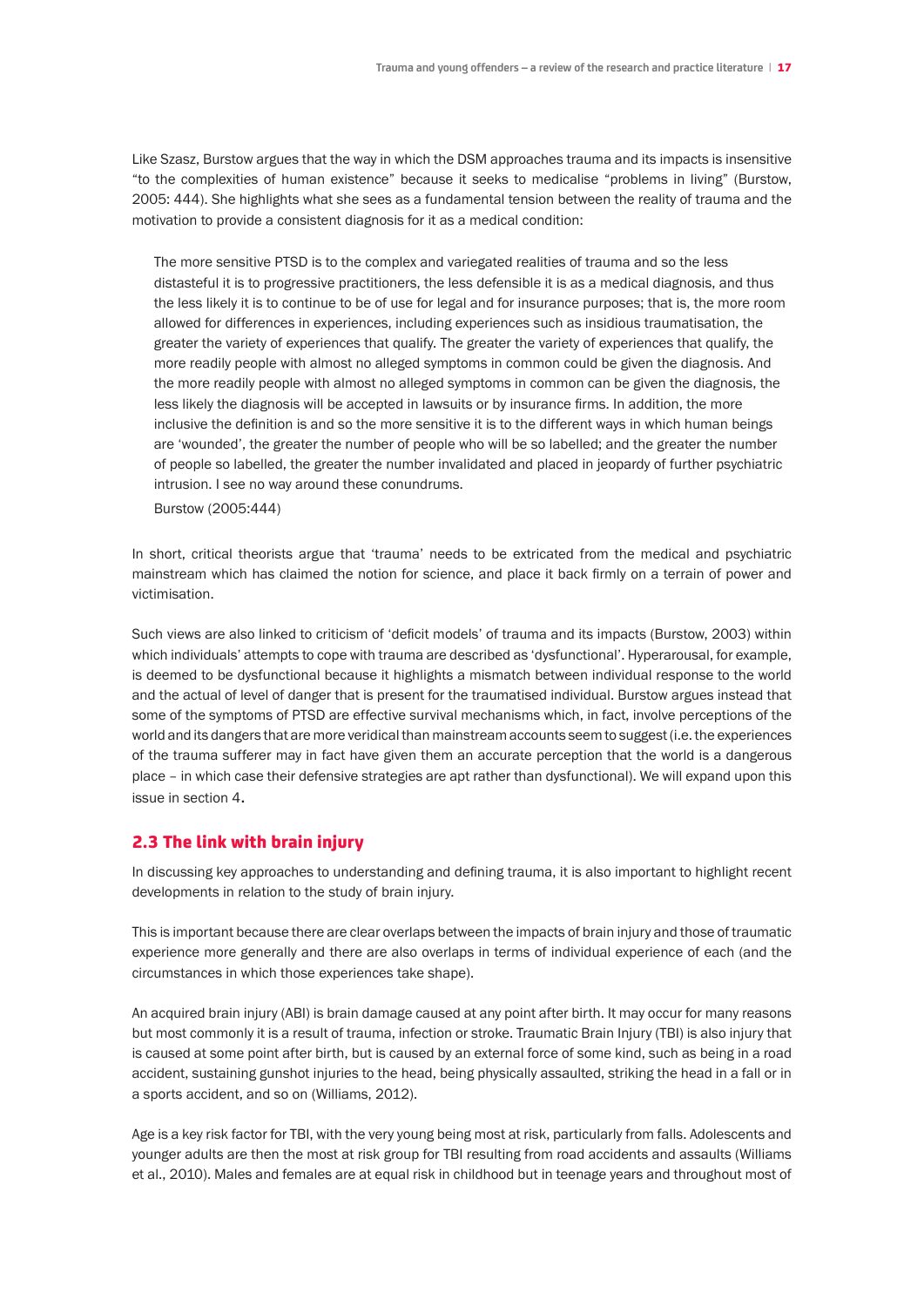Like Szasz, Burstow argues that the way in which the DSM approaches trauma and its impacts is insensitive "to the complexities of human existence" because it seeks to medicalise "problems in living" (Burstow, 2005: 444). She highlights what she sees as a fundamental tension between the reality of trauma and the motivation to provide a consistent diagnosis for it as a medical condition:

> The more sensitive PTSD is to the complex and variegated realities of trauma and so the less distasteful it is to progressive practitioners, the less defensible it is as a medical diagnosis, and thus the less likely it is to continue to be of use for legal and for insurance purposes; that is, the more room allowed for differences in experiences, including experiences such as insidious traumatisation, the greater the variety of experiences that qualify. The greater the variety of experiences that qualify, the more readily people with almost no alleged symptoms in common could be given the diagnosis. And the more readily people with almost no alleged symptoms in common can be given the diagnosis, the less likely the diagnosis will be accepted in lawsuits or by insurance firms. In addition, the more inclusive the definition is and so the more sensitive it is to the different ways in which human beings are 'wounded', the greater the number of people who will be so labelled; and the greater the number of people so labelled, the greater the number invalidated and placed in jeopardy of further psychiatric intrusion. I see no way around these conundrums.
>
> Burstow (2005:444)

In short, critical theorists argue that 'trauma' needs to be extricated from the medical and psychiatric mainstream which has claimed the notion for science, and place it back firmly on a terrain of power and victimisation.

Such views are also linked to criticism of 'deficit models' of trauma and its impacts (Burstow, 2003) within which individuals' attempts to cope with trauma are described as 'dysfunctional'. Hyperarousal, for example, is deemed to be dysfunctional because it highlights a mismatch between individual response to the world and the actual of level of danger that is present for the traumatised individual. Burstow argues instead that some of the symptoms of PTSD are effective survival mechanisms which, in fact, involve perceptions of the world and its dangers that are more veridical than mainstream accounts seem to suggest (i.e. the experiences of the trauma sufferer may in fact have given them an accurate perception that the world is a dangerous place – in which case their defensive strategies are apt rather than dysfunctional). We will expand upon this issue in section 4.

## 2.3 The link with brain injury

In discussing key approaches to understanding and defining trauma, it is also important to highlight recent developments in relation to the study of brain injury.

This is important because there are clear overlaps between the impacts of brain injury and those of traumatic experience more generally and there are also overlaps in terms of individual experience of each (and the circumstances in which those experiences take shape).

An acquired brain injury (ABI) is brain damage caused at any point after birth. It may occur for many reasons but most commonly it is a result of trauma, infection or stroke. Traumatic Brain Injury (TBI) is also injury that is caused at some point after birth, but is caused by an external force of some kind, such as being in a road accident, sustaining gunshot injuries to the head, being physically assaulted, striking the head in a fall or in a sports accident, and so on (Williams, 2012).

Age is a key risk factor for TBI, with the very young being most at risk, particularly from falls. Adolescents and younger adults are then the most at risk group for TBI resulting from road accidents and assaults (Williams et al., 2010). Males and females are at equal risk in childhood but in teenage years and throughout most of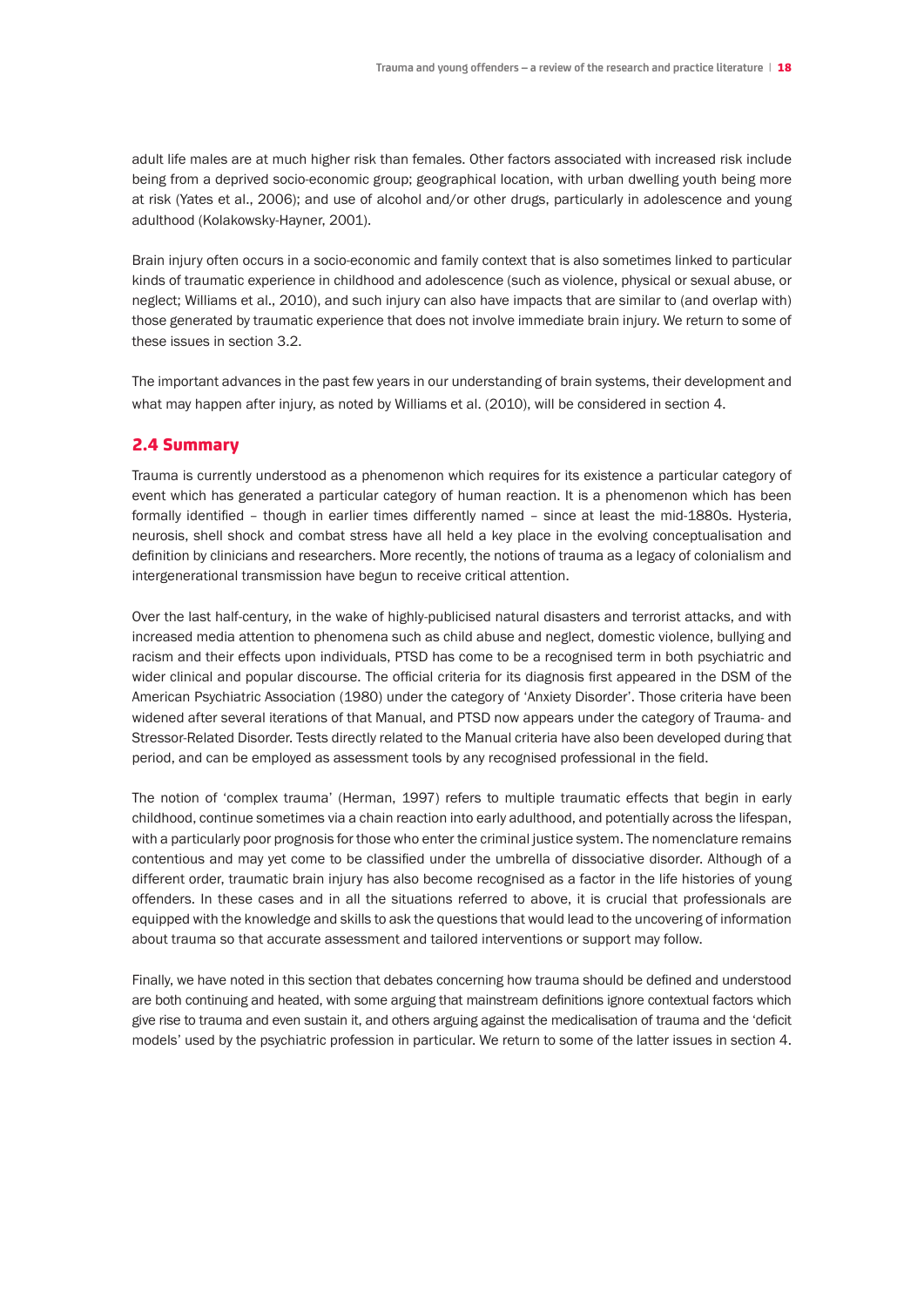adult life males are at much higher risk than females. Other factors associated with increased risk include being from a deprived socio-economic group; geographical location, with urban dwelling youth being more at risk (Yates et al., 2006); and use of alcohol and/or other drugs, particularly in adolescence and young adulthood (Kolakowsky-Hayner, 2001).

Brain injury often occurs in a socio-economic and family context that is also sometimes linked to particular kinds of traumatic experience in childhood and adolescence (such as violence, physical or sexual abuse, or neglect; Williams et al., 2010), and such injury can also have impacts that are similar to (and overlap with) those generated by traumatic experience that does not involve immediate brain injury. We return to some of these issues in section 3.2.

The important advances in the past few years in our understanding of brain systems, their development and what may happen after injury, as noted by Williams et al. (2010), will be considered in section 4.

## 2.4 Summary

Trauma is currently understood as a phenomenon which requires for its existence a particular category of event which has generated a particular category of human reaction. It is a phenomenon which has been formally identified – though in earlier times differently named – since at least the mid-1880s. Hysteria, neurosis, shell shock and combat stress have all held a key place in the evolving conceptualisation and definition by clinicians and researchers. More recently, the notions of trauma as a legacy of colonialism and intergenerational transmission have begun to receive critical attention.

Over the last half-century, in the wake of highly-publicised natural disasters and terrorist attacks, and with increased media attention to phenomena such as child abuse and neglect, domestic violence, bullying and racism and their effects upon individuals, PTSD has come to be a recognised term in both psychiatric and wider clinical and popular discourse. The official criteria for its diagnosis first appeared in the DSM of the American Psychiatric Association (1980) under the category of 'Anxiety Disorder'. Those criteria have been widened after several iterations of that Manual, and PTSD now appears under the category of Trauma- and Stressor-Related Disorder. Tests directly related to the Manual criteria have also been developed during that period, and can be employed as assessment tools by any recognised professional in the field.

The notion of 'complex trauma' (Herman, 1997) refers to multiple traumatic effects that begin in early childhood, continue sometimes via a chain reaction into early adulthood, and potentially across the lifespan, with a particularly poor prognosis for those who enter the criminal justice system. The nomenclature remains contentious and may yet come to be classified under the umbrella of dissociative disorder. Although of a different order, traumatic brain injury has also become recognised as a factor in the life histories of young offenders. In these cases and in all the situations referred to above, it is crucial that professionals are equipped with the knowledge and skills to ask the questions that would lead to the uncovering of information about trauma so that accurate assessment and tailored interventions or support may follow.

Finally, we have noted in this section that debates concerning how trauma should be defined and understood are both continuing and heated, with some arguing that mainstream definitions ignore contextual factors which give rise to trauma and even sustain it, and others arguing against the medicalisation of trauma and the 'deficit models' used by the psychiatric profession in particular. We return to some of the latter issues in section 4.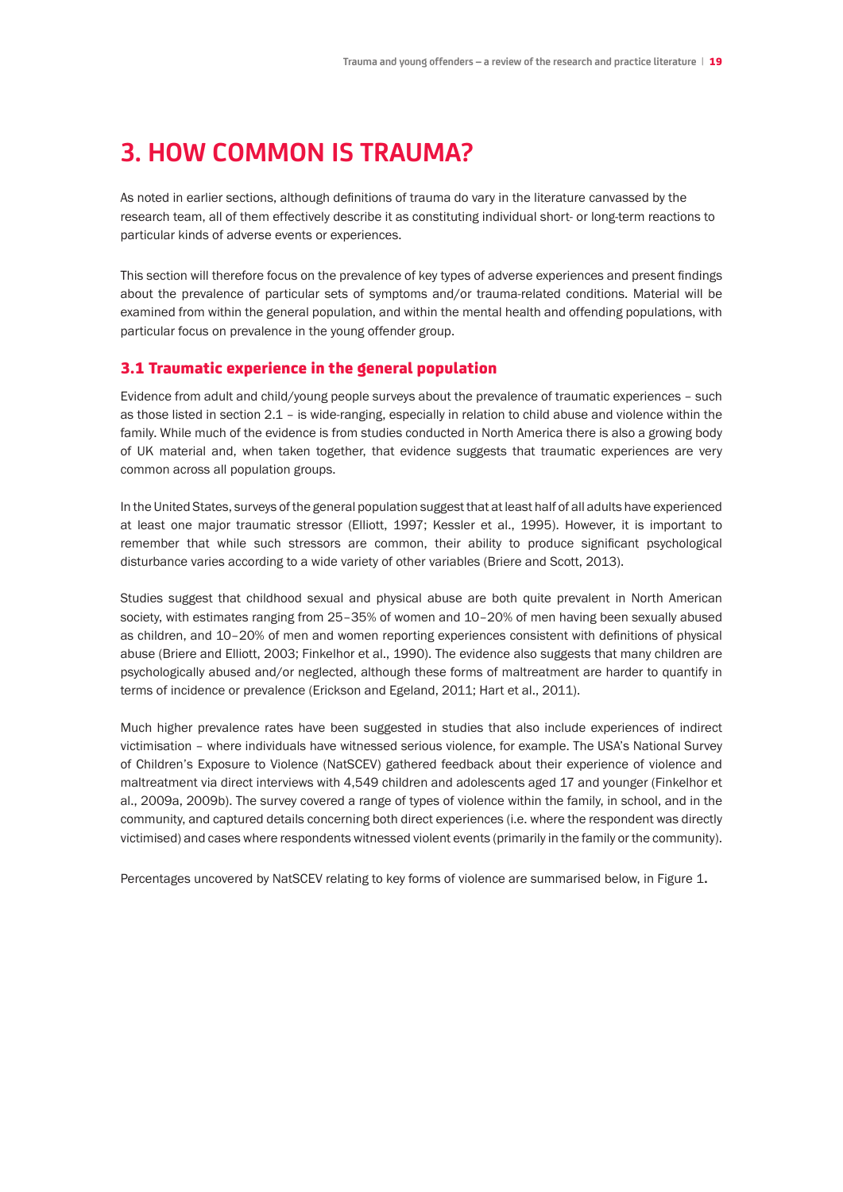# 3. HOW COMMON IS TRAUMA?

As noted in earlier sections, although definitions of trauma do vary in the literature canvassed by the research team, all of them effectively describe it as constituting individual short- or long-term reactions to particular kinds of adverse events or experiences.

This section will therefore focus on the prevalence of key types of adverse experiences and present findings about the prevalence of particular sets of symptoms and/or trauma-related conditions. Material will be examined from within the general population, and within the mental health and offending populations, with particular focus on prevalence in the young offender group.

## 3.1 Traumatic experience in the general population

Evidence from adult and child/young people surveys about the prevalence of traumatic experiences – such as those listed in section 2.1 – is wide-ranging, especially in relation to child abuse and violence within the family. While much of the evidence is from studies conducted in North America there is also a growing body of UK material and, when taken together, that evidence suggests that traumatic experiences are very common across all population groups.

In the United States, surveys of the general population suggest that at least half of all adults have experienced at least one major traumatic stressor (Elliott, 1997; Kessler et al., 1995). However, it is important to remember that while such stressors are common, their ability to produce significant psychological disturbance varies according to a wide variety of other variables (Briere and Scott, 2013).

Studies suggest that childhood sexual and physical abuse are both quite prevalent in North American society, with estimates ranging from 25–35% of women and 10–20% of men having been sexually abused as children, and 10–20% of men and women reporting experiences consistent with definitions of physical abuse (Briere and Elliott, 2003; Finkelhor et al., 1990). The evidence also suggests that many children are psychologically abused and/or neglected, although these forms of maltreatment are harder to quantify in terms of incidence or prevalence (Erickson and Egeland, 2011; Hart et al., 2011).

Much higher prevalence rates have been suggested in studies that also include experiences of indirect victimisation – where individuals have witnessed serious violence, for example. The USA's National Survey of Children's Exposure to Violence (NatSCEV) gathered feedback about their experience of violence and maltreatment via direct interviews with 4,549 children and adolescents aged 17 and younger (Finkelhor et al., 2009a, 2009b). The survey covered a range of types of violence within the family, in school, and in the community, and captured details concerning both direct experiences (i.e. where the respondent was directly victimised) and cases where respondents witnessed violent events (primarily in the family or the community).

Percentages uncovered by NatSCEV relating to key forms of violence are summarised below, in Figure 1.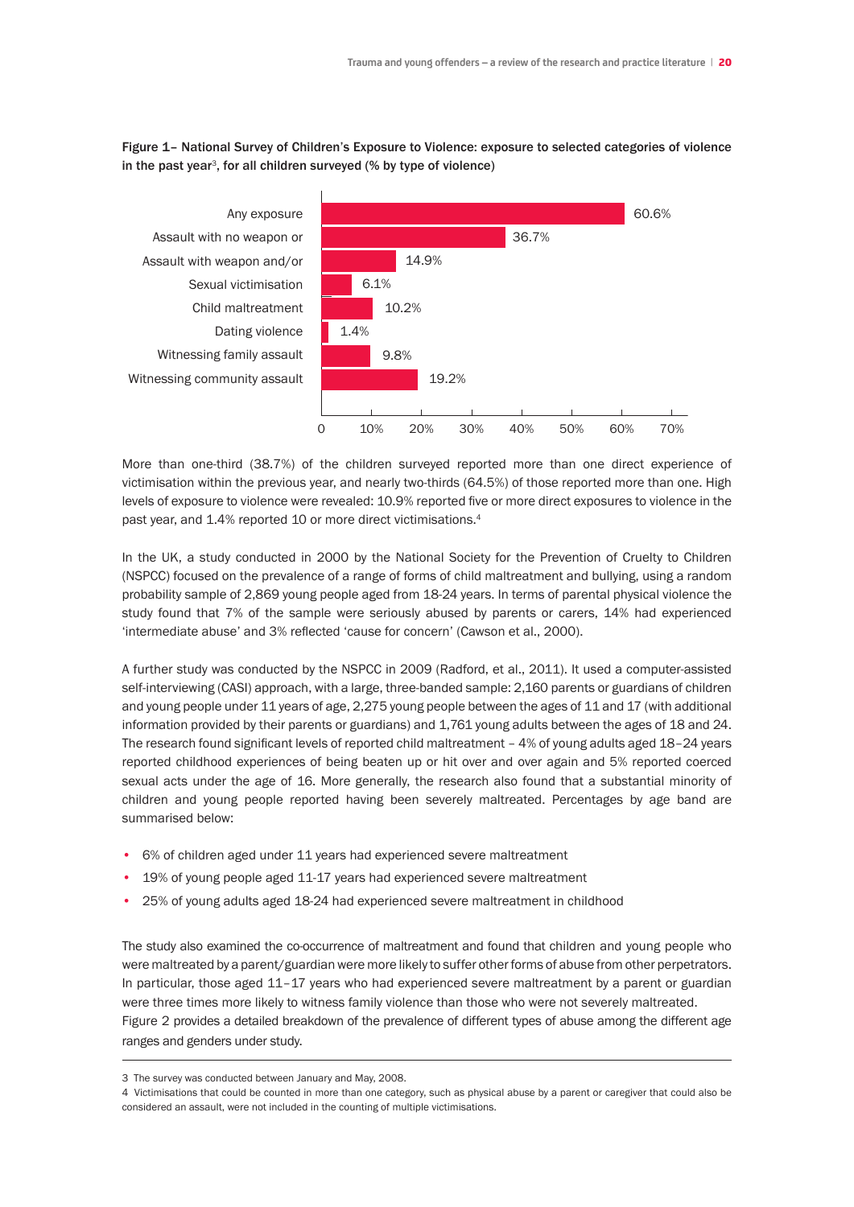Figure 1– National Survey of Children's Exposure to Violence: exposure to selected categories of violence in the past year[3], for all children surveyed (% by type of violence)

| Category | % |
|---|---|
| Any exposure | 60.6% |
| Assault with no weapon or | 36.7% |
| Assault with weapon and/or | 14.9% |
| Sexual victimisation | 6.1% |
| Child maltreatment | 10.2% |
| Dating violence | 1.4% |
| Witnessing family assault | 9.8% |
| Witnessing community assault | 19.2% |

More than one-third (38.7%) of the children surveyed reported more than one direct experience of victimisation within the previous year, and nearly two-thirds (64.5%) of those reported more than one. High levels of exposure to violence were revealed: 10.9% reported five or more direct exposures to violence in the past year, and 1.4% reported 10 or more direct victimisations.[4]

In the UK, a study conducted in 2000 by the National Society for the Prevention of Cruelty to Children (NSPCC) focused on the prevalence of a range of forms of child maltreatment and bullying, using a random probability sample of 2,869 young people aged from 18-24 years. In terms of parental physical violence the study found that 7% of the sample were seriously abused by parents or carers, 14% had experienced 'intermediate abuse' and 3% reflected 'cause for concern' (Cawson et al., 2000).

A further study was conducted by the NSPCC in 2009 (Radford, et al., 2011). It used a computer-assisted self-interviewing (CASI) approach, with a large, three-banded sample: 2,160 parents or guardians of children and young people under 11 years of age, 2,275 young people between the ages of 11 and 17 (with additional information provided by their parents or guardians) and 1,761 young adults between the ages of 18 and 24. The research found significant levels of reported child maltreatment – 4% of young adults aged 18–24 years reported childhood experiences of being beaten up or hit over and over again and 5% reported coerced sexual acts under the age of 16. More generally, the research also found that a substantial minority of children and young people reported having been severely maltreated. Percentages by age band are summarised below:

- 6% of children aged under 11 years had experienced severe maltreatment
- 19% of young people aged 11-17 years had experienced severe maltreatment
- 25% of young adults aged 18-24 had experienced severe maltreatment in childhood

The study also examined the co-occurrence of maltreatment and found that children and young people who were maltreated by a parent/guardian were more likely to suffer other forms of abuse from other perpetrators. In particular, those aged 11–17 years who had experienced severe maltreatment by a parent or guardian were three times more likely to witness family violence than those who were not severely maltreated. Figure 2 provides a detailed breakdown of the prevalence of different types of abuse among the different age ranges and genders under study.

3 The survey was conducted between January and May, 2008.

4 Victimisations that could be counted in more than one category, such as physical abuse by a parent or caregiver that could also be considered an assault, were not included in the counting of multiple victimisations.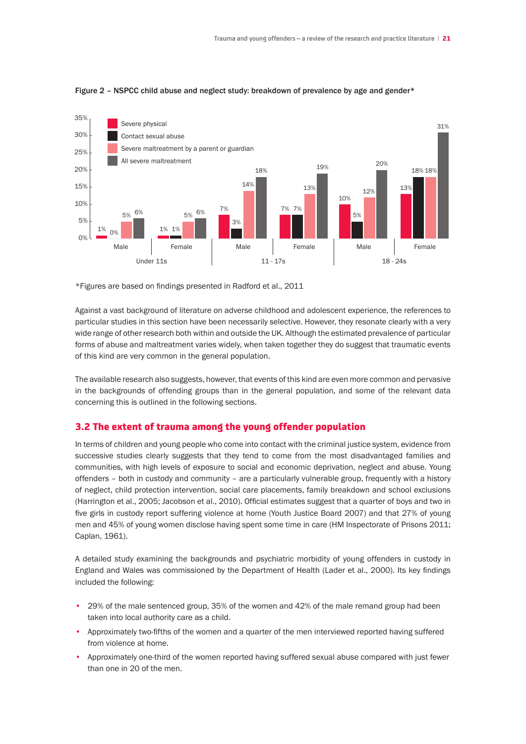Figure 2 – NSPCC child abuse and neglect study: breakdown of prevalence by age and gender*

| Age group | Gender | Severe physical | Contact sexual abuse | Severe maltreatment by a parent or guardian | All severe maltreatment |
|---|---|---|---|---|---|
| Under 11s | Male | 1% | 0% | 5% | 6% |
| Under 11s | Female | 1% | 1% | 5% | 6% |
| 11 - 17s | Male | 7% | 3% | 14% | 18% |
| 11 - 17s | Female | 7% | 7% | 13% | 19% |
| 18 - 24s | Male | 10% | 5% | 12% | 20% |
| 18 - 24s | Female | 13% | 18% | 18% | 31% |

*Figures are based on findings presented in Radford et al., 2011

Against a vast background of literature on adverse childhood and adolescent experience, the references to particular studies in this section have been necessarily selective. However, they resonate clearly with a very wide range of other research both within and outside the UK. Although the estimated prevalence of particular forms of abuse and maltreatment varies widely, when taken together they do suggest that traumatic events of this kind are very common in the general population.

The available research also suggests, however, that events of this kind are even more common and pervasive in the backgrounds of offending groups than in the general population, and some of the relevant data concerning this is outlined in the following sections.

## 3.2 The extent of trauma among the young offender population

In terms of children and young people who come into contact with the criminal justice system, evidence from successive studies clearly suggests that they tend to come from the most disadvantaged families and communities, with high levels of exposure to social and economic deprivation, neglect and abuse. Young offenders – both in custody and community – are a particularly vulnerable group, frequently with a history of neglect, child protection intervention, social care placements, family breakdown and school exclusions (Harrington et al., 2005; Jacobson et al., 2010). Official estimates suggest that a quarter of boys and two in five girls in custody report suffering violence at home (Youth Justice Board 2007) and that 27% of young men and 45% of young women disclose having spent some time in care (HM Inspectorate of Prisons 2011; Caplan, 1961).

A detailed study examining the backgrounds and psychiatric morbidity of young offenders in custody in England and Wales was commissioned by the Department of Health (Lader et al., 2000). Its key findings included the following:

- 29% of the male sentenced group, 35% of the women and 42% of the male remand group had been taken into local authority care as a child.
- Approximately two-fifths of the women and a quarter of the men interviewed reported having suffered from violence at home.
- Approximately one-third of the women reported having suffered sexual abuse compared with just fewer than one in 20 of the men.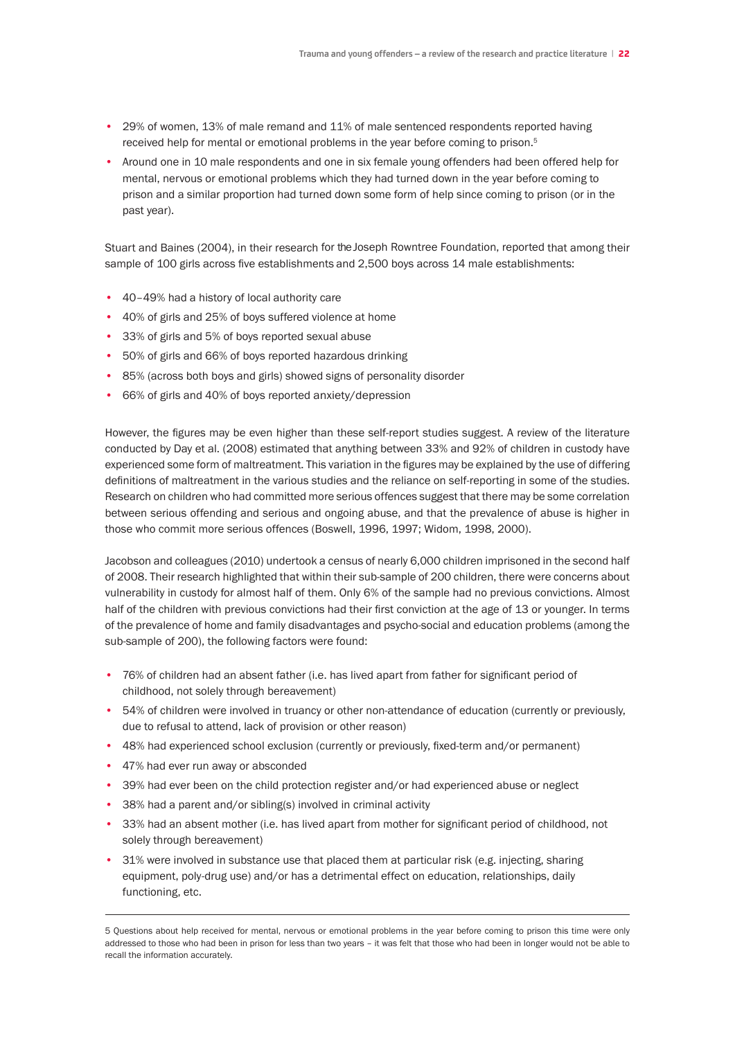- 29% of women, 13% of male remand and 11% of male sentenced respondents reported having received help for mental or emotional problems in the year before coming to prison.[5]
- Around one in 10 male respondents and one in six female young offenders had been offered help for mental, nervous or emotional problems which they had turned down in the year before coming to prison and a similar proportion had turned down some form of help since coming to prison (or in the past year).

Stuart and Baines (2004), in their research for the Joseph Rowntree Foundation, reported that among their sample of 100 girls across five establishments and 2,500 boys across 14 male establishments:

- 40–49% had a history of local authority care
- 40% of girls and 25% of boys suffered violence at home
- 33% of girls and 5% of boys reported sexual abuse
- 50% of girls and 66% of boys reported hazardous drinking
- 85% (across both boys and girls) showed signs of personality disorder
- 66% of girls and 40% of boys reported anxiety/depression

However, the figures may be even higher than these self-report studies suggest. A review of the literature conducted by Day et al. (2008) estimated that anything between 33% and 92% of children in custody have experienced some form of maltreatment. This variation in the figures may be explained by the use of differing definitions of maltreatment in the various studies and the reliance on self-reporting in some of the studies. Research on children who had committed more serious offences suggest that there may be some correlation between serious offending and serious and ongoing abuse, and that the prevalence of abuse is higher in those who commit more serious offences (Boswell, 1996, 1997; Widom, 1998, 2000).

Jacobson and colleagues (2010) undertook a census of nearly 6,000 children imprisoned in the second half of 2008. Their research highlighted that within their sub-sample of 200 children, there were concerns about vulnerability in custody for almost half of them. Only 6% of the sample had no previous convictions. Almost half of the children with previous convictions had their first conviction at the age of 13 or younger. In terms of the prevalence of home and family disadvantages and psycho-social and education problems (among the sub-sample of 200), the following factors were found:

- 76% of children had an absent father (i.e. has lived apart from father for significant period of childhood, not solely through bereavement)
- 54% of children were involved in truancy or other non-attendance of education (currently or previously, due to refusal to attend, lack of provision or other reason)
- 48% had experienced school exclusion (currently or previously, fixed-term and/or permanent)
- 47% had ever run away or absconded
- 39% had ever been on the child protection register and/or had experienced abuse or neglect
- 38% had a parent and/or sibling(s) involved in criminal activity
- 33% had an absent mother (i.e. has lived apart from mother for significant period of childhood, not solely through bereavement)
- 31% were involved in substance use that placed them at particular risk (e.g. injecting, sharing equipment, poly-drug use) and/or has a detrimental effect on education, relationships, daily functioning, etc.

---

5 Questions about help received for mental, nervous or emotional problems in the year before coming to prison this time were only addressed to those who had been in prison for less than two years – it was felt that those who had been in longer would not be able to recall the information accurately.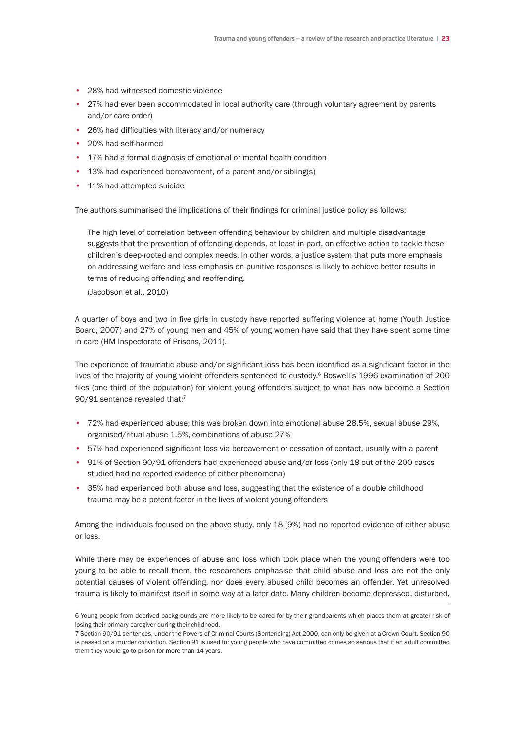- 28% had witnessed domestic violence
- 27% had ever been accommodated in local authority care (through voluntary agreement by parents and/or care order)
- 26% had difficulties with literacy and/or numeracy
- 20% had self-harmed
- 17% had a formal diagnosis of emotional or mental health condition
- 13% had experienced bereavement, of a parent and/or sibling(s)
- 11% had attempted suicide

The authors summarised the implications of their findings for criminal justice policy as follows:

> The high level of correlation between offending behaviour by children and multiple disadvantage suggests that the prevention of offending depends, at least in part, on effective action to tackle these children's deep-rooted and complex needs. In other words, a justice system that puts more emphasis on addressing welfare and less emphasis on punitive responses is likely to achieve better results in terms of reducing offending and reoffending.
>
> (Jacobson et al., 2010)

A quarter of boys and two in five girls in custody have reported suffering violence at home (Youth Justice Board, 2007) and 27% of young men and 45% of young women have said that they have spent some time in care (HM Inspectorate of Prisons, 2011).

The experience of traumatic abuse and/or significant loss has been identified as a significant factor in the lives of the majority of young violent offenders sentenced to custody.[6] Boswell's 1996 examination of 200 files (one third of the population) for violent young offenders subject to what has now become a Section 90/91 sentence revealed that:[7]

- 72% had experienced abuse; this was broken down into emotional abuse 28.5%, sexual abuse 29%, organised/ritual abuse 1.5%, combinations of abuse 27%
- 57% had experienced significant loss via bereavement or cessation of contact, usually with a parent
- 91% of Section 90/91 offenders had experienced abuse and/or loss (only 18 out of the 200 cases studied had no reported evidence of either phenomena)
- 35% had experienced both abuse and loss, suggesting that the existence of a double childhood trauma may be a potent factor in the lives of violent young offenders

Among the individuals focused on the above study, only 18 (9%) had no reported evidence of either abuse or loss.

While there may be experiences of abuse and loss which took place when the young offenders were too young to be able to recall them, the researchers emphasise that child abuse and loss are not the only potential causes of violent offending, nor does every abused child becomes an offender. Yet unresolved trauma is likely to manifest itself in some way at a later date. Many children become depressed, disturbed,

---

6 Young people from deprived backgrounds are more likely to be cared for by their grandparents which places them at greater risk of losing their primary caregiver during their childhood.

7 Section 90/91 sentences, under the Powers of Criminal Courts (Sentencing) Act 2000, can only be given at a Crown Court. Section 90 is passed on a murder conviction. Section 91 is used for young people who have committed crimes so serious that if an adult committed them they would go to prison for more than 14 years.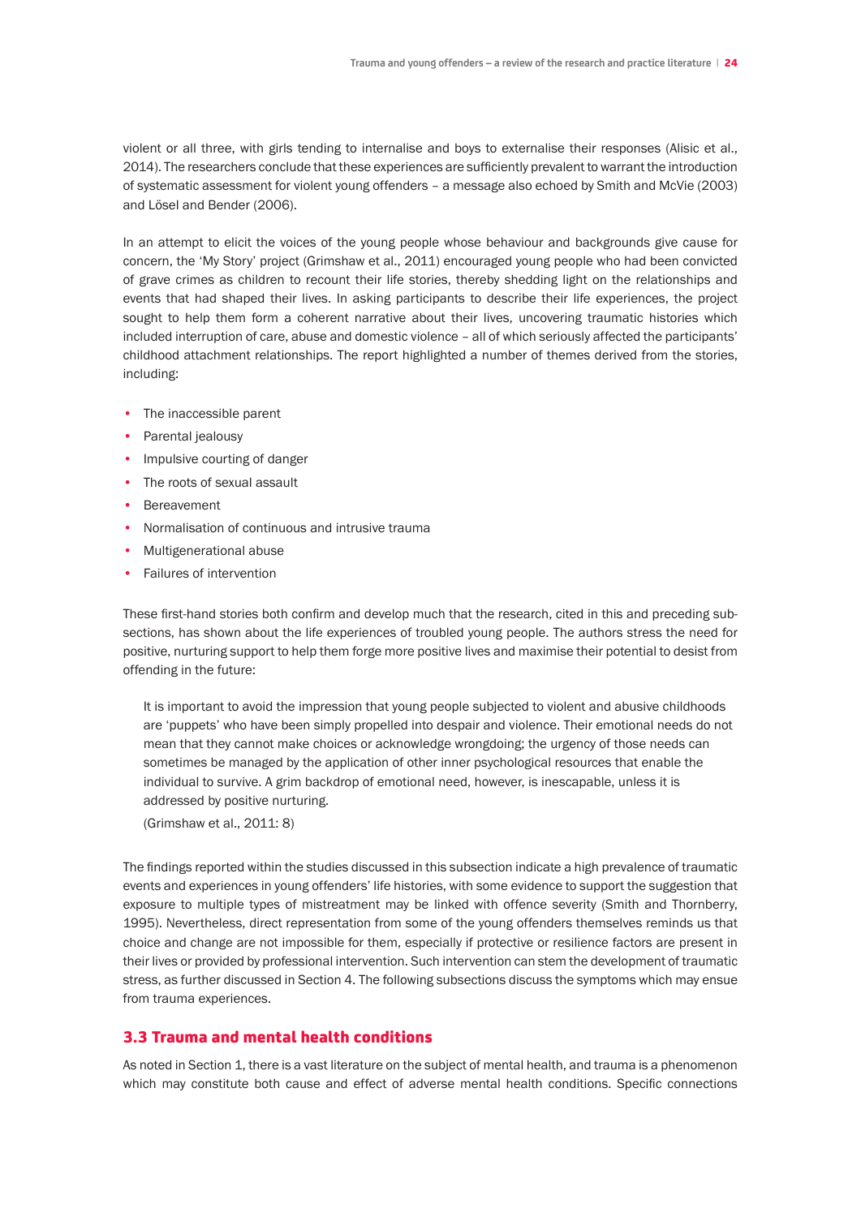violent or all three, with girls tending to internalise and boys to externalise their responses (Alisic et al., 2014). The researchers conclude that these experiences are sufficiently prevalent to warrant the introduction of systematic assessment for violent young offenders – a message also echoed by Smith and McVie (2003) and Lösel and Bender (2006).

In an attempt to elicit the voices of the young people whose behaviour and backgrounds give cause for concern, the 'My Story' project (Grimshaw et al., 2011) encouraged young people who had been convicted of grave crimes as children to recount their life stories, thereby shedding light on the relationships and events that had shaped their lives. In asking participants to describe their life experiences, the project sought to help them form a coherent narrative about their lives, uncovering traumatic histories which included interruption of care, abuse and domestic violence – all of which seriously affected the participants' childhood attachment relationships. The report highlighted a number of themes derived from the stories, including:

- The inaccessible parent
- Parental jealousy
- Impulsive courting of danger
- The roots of sexual assault
- Bereavement
- Normalisation of continuous and intrusive trauma
- Multigenerational abuse
- Failures of intervention

These first-hand stories both confirm and develop much that the research, cited in this and preceding sub-sections, has shown about the life experiences of troubled young people. The authors stress the need for positive, nurturing support to help them forge more positive lives and maximise their potential to desist from offending in the future:

> It is important to avoid the impression that young people subjected to violent and abusive childhoods are 'puppets' who have been simply propelled into despair and violence. Their emotional needs do not mean that they cannot make choices or acknowledge wrongdoing; the urgency of those needs can sometimes be managed by the application of other inner psychological resources that enable the individual to survive. A grim backdrop of emotional need, however, is inescapable, unless it is addressed by positive nurturing.
>
> (Grimshaw et al., 2011: 8)

The findings reported within the studies discussed in this subsection indicate a high prevalence of traumatic events and experiences in young offenders' life histories, with some evidence to support the suggestion that exposure to multiple types of mistreatment may be linked with offence severity (Smith and Thornberry, 1995). Nevertheless, direct representation from some of the young offenders themselves reminds us that choice and change are not impossible for them, especially if protective or resilience factors are present in their lives or provided by professional intervention. Such intervention can stem the development of traumatic stress, as further discussed in Section 4. The following subsections discuss the symptoms which may ensue from trauma experiences.

## 3.3 Trauma and mental health conditions

As noted in Section 1, there is a vast literature on the subject of mental health, and trauma is a phenomenon which may constitute both cause and effect of adverse mental health conditions. Specific connections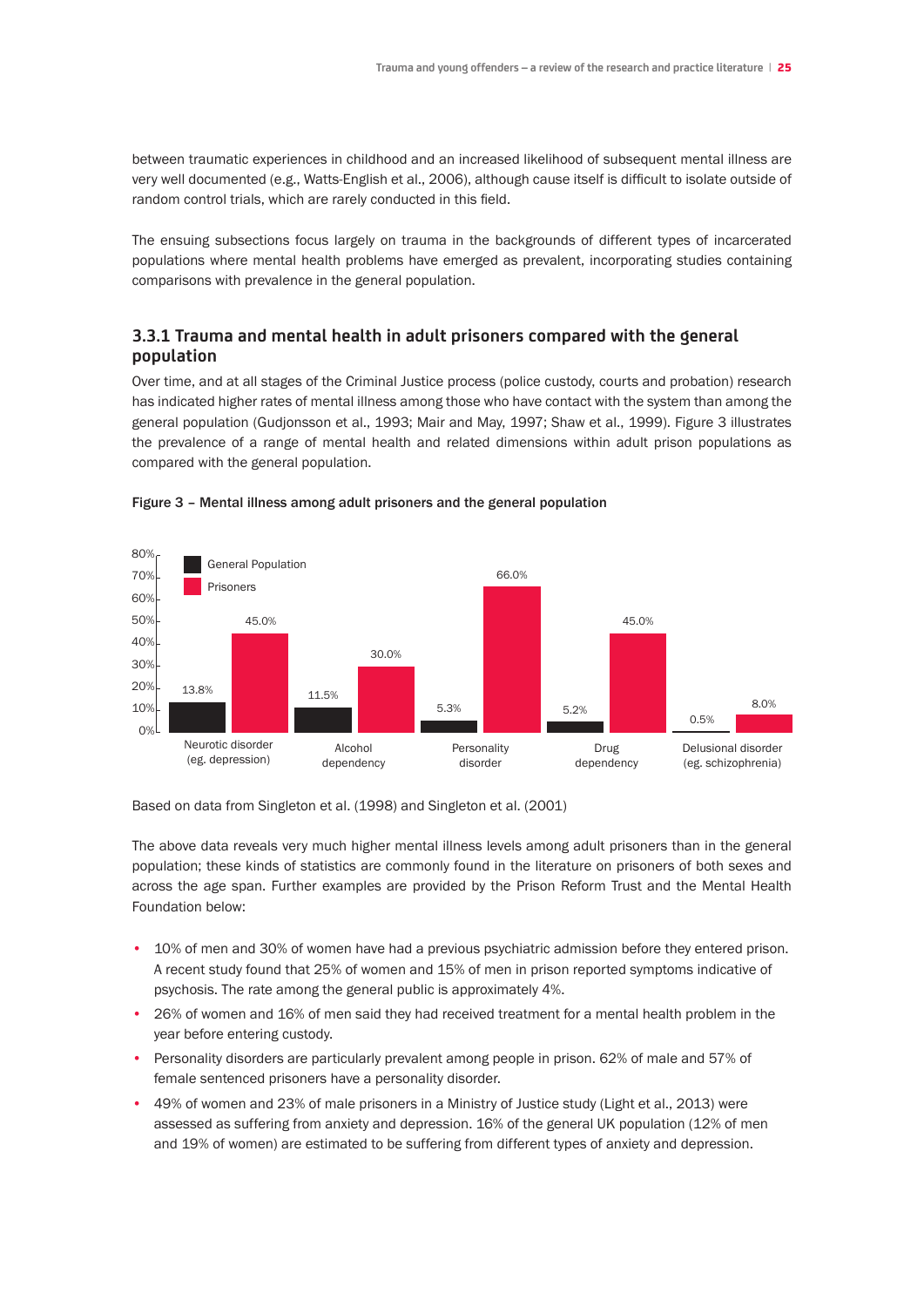between traumatic experiences in childhood and an increased likelihood of subsequent mental illness are very well documented (e.g., Watts-English et al., 2006), although cause itself is difficult to isolate outside of random control trials, which are rarely conducted in this field.

The ensuing subsections focus largely on trauma in the backgrounds of different types of incarcerated populations where mental health problems have emerged as prevalent, incorporating studies containing comparisons with prevalence in the general population.

### 3.3.1 Trauma and mental health in adult prisoners compared with the general population

Over time, and at all stages of the Criminal Justice process (police custody, courts and probation) research has indicated higher rates of mental illness among those who have contact with the system than among the general population (Gudjonsson et al., 1993; Mair and May, 1997; Shaw et al., 1999). Figure 3 illustrates the prevalence of a range of mental health and related dimensions within adult prison populations as compared with the general population.

**Figure 3 – Mental illness among adult prisoners and the general population**

| | General Population | Prisoners |
|---|---|---|
| Neurotic disorder (eg. depression) | 13.8% | 45.0% |
| Alcohol dependency | 11.5% | 30.0% |
| Personality disorder | 5.3% | 66.0% |
| Drug dependency | 5.2% | 45.0% |
| Delusional disorder (eg. schizophrenia) | 0.5% | 8.0% |

Based on data from Singleton et al. (1998) and Singleton et al. (2001)

The above data reveals very much higher mental illness levels among adult prisoners than in the general population; these kinds of statistics are commonly found in the literature on prisoners of both sexes and across the age span. Further examples are provided by the Prison Reform Trust and the Mental Health Foundation below:

- 10% of men and 30% of women have had a previous psychiatric admission before they entered prison. A recent study found that 25% of women and 15% of men in prison reported symptoms indicative of psychosis. The rate among the general public is approximately 4%.
- 26% of women and 16% of men said they had received treatment for a mental health problem in the year before entering custody.
- Personality disorders are particularly prevalent among people in prison. 62% of male and 57% of female sentenced prisoners have a personality disorder.
- 49% of women and 23% of male prisoners in a Ministry of Justice study (Light et al., 2013) were assessed as suffering from anxiety and depression. 16% of the general UK population (12% of men and 19% of women) are estimated to be suffering from different types of anxiety and depression.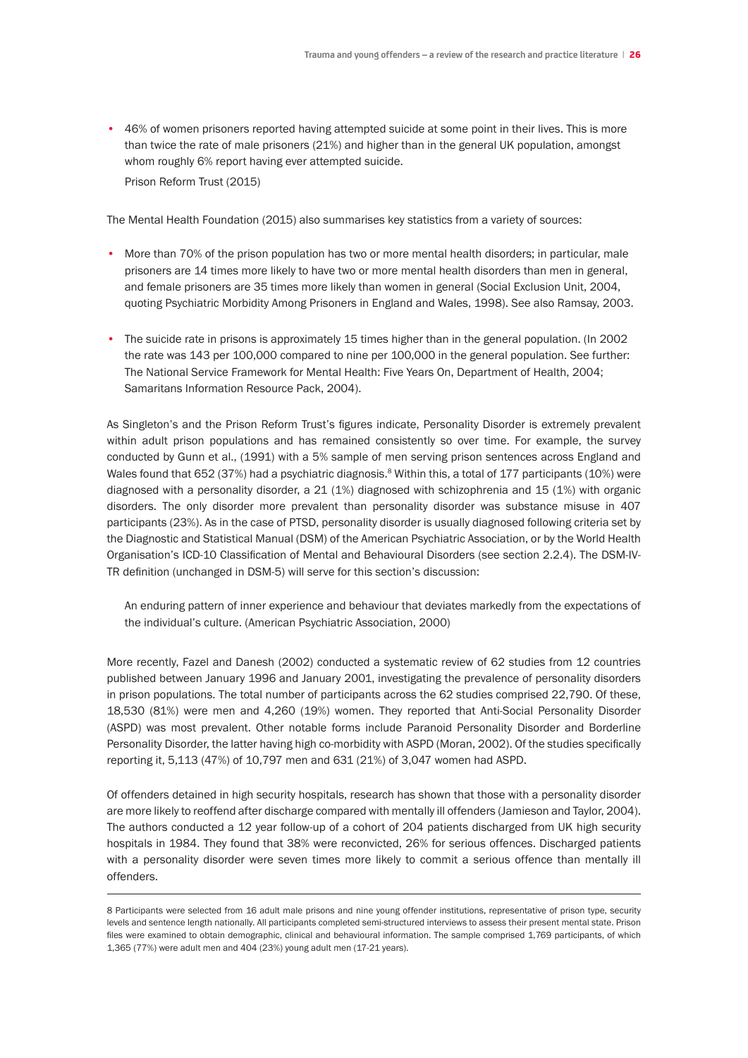- 46% of women prisoners reported having attempted suicide at some point in their lives. This is more than twice the rate of male prisoners (21%) and higher than in the general UK population, amongst whom roughly 6% report having ever attempted suicide.

  Prison Reform Trust (2015)

The Mental Health Foundation (2015) also summarises key statistics from a variety of sources:

- More than 70% of the prison population has two or more mental health disorders; in particular, male prisoners are 14 times more likely to have two or more mental health disorders than men in general, and female prisoners are 35 times more likely than women in general (Social Exclusion Unit, 2004, quoting Psychiatric Morbidity Among Prisoners in England and Wales, 1998). See also Ramsay, 2003.

- The suicide rate in prisons is approximately 15 times higher than in the general population. (In 2002 the rate was 143 per 100,000 compared to nine per 100,000 in the general population. See further: The National Service Framework for Mental Health: Five Years On, Department of Health, 2004; Samaritans Information Resource Pack, 2004).

As Singleton's and the Prison Reform Trust's figures indicate, Personality Disorder is extremely prevalent within adult prison populations and has remained consistently so over time. For example, the survey conducted by Gunn et al., (1991) with a 5% sample of men serving prison sentences across England and Wales found that 652 (37%) had a psychiatric diagnosis.[8] Within this, a total of 177 participants (10%) were diagnosed with a personality disorder, a 21 (1%) diagnosed with schizophrenia and 15 (1%) with organic disorders. The only disorder more prevalent than personality disorder was substance misuse in 407 participants (23%). As in the case of PTSD, personality disorder is usually diagnosed following criteria set by the Diagnostic and Statistical Manual (DSM) of the American Psychiatric Association, or by the World Health Organisation's ICD-10 Classification of Mental and Behavioural Disorders (see section 2.2.4). The DSM-IV-TR definition (unchanged in DSM-5) will serve for this section's discussion:

> An enduring pattern of inner experience and behaviour that deviates markedly from the expectations of the individual's culture. (American Psychiatric Association, 2000)

More recently, Fazel and Danesh (2002) conducted a systematic review of 62 studies from 12 countries published between January 1996 and January 2001, investigating the prevalence of personality disorders in prison populations. The total number of participants across the 62 studies comprised 22,790. Of these, 18,530 (81%) were men and 4,260 (19%) women. They reported that Anti-Social Personality Disorder (ASPD) was most prevalent. Other notable forms include Paranoid Personality Disorder and Borderline Personality Disorder, the latter having high co-morbidity with ASPD (Moran, 2002). Of the studies specifically reporting it, 5,113 (47%) of 10,797 men and 631 (21%) of 3,047 women had ASPD.

Of offenders detained in high security hospitals, research has shown that those with a personality disorder are more likely to reoffend after discharge compared with mentally ill offenders (Jamieson and Taylor, 2004). The authors conducted a 12 year follow-up of a cohort of 204 patients discharged from UK high security hospitals in 1984. They found that 38% were reconvicted, 26% for serious offences. Discharged patients with a personality disorder were seven times more likely to commit a serious offence than mentally ill offenders.

---

8 Participants were selected from 16 adult male prisons and nine young offender institutions, representative of prison type, security levels and sentence length nationally. All participants completed semi-structured interviews to assess their present mental state. Prison files were examined to obtain demographic, clinical and behavioural information. The sample comprised 1,769 participants, of which 1,365 (77%) were adult men and 404 (23%) young adult men (17-21 years).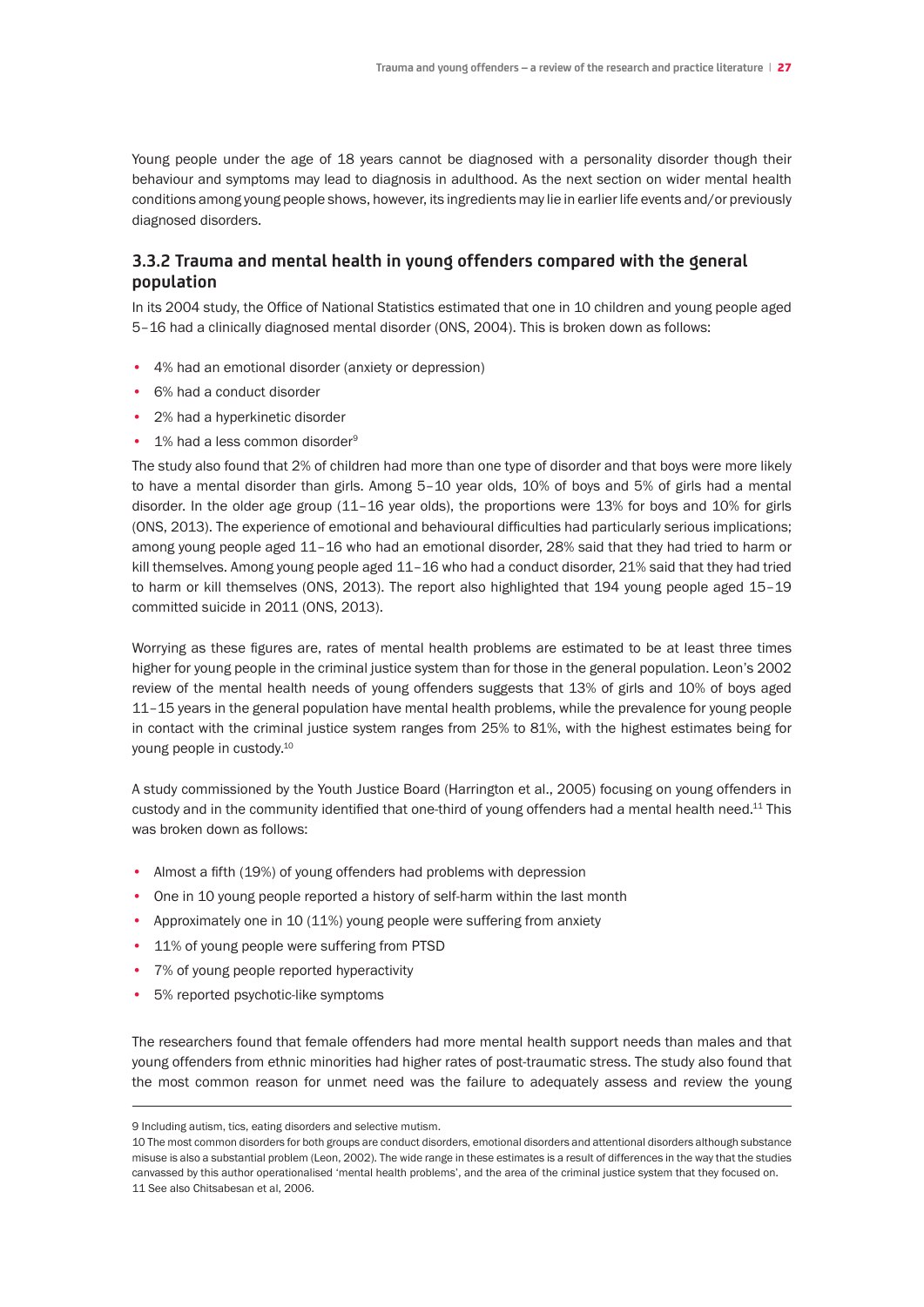Young people under the age of 18 years cannot be diagnosed with a personality disorder though their behaviour and symptoms may lead to diagnosis in adulthood. As the next section on wider mental health conditions among young people shows, however, its ingredients may lie in earlier life events and/or previously diagnosed disorders.

### 3.3.2 Trauma and mental health in young offenders compared with the general population

In its 2004 study, the Office of National Statistics estimated that one in 10 children and young people aged 5–16 had a clinically diagnosed mental disorder (ONS, 2004). This is broken down as follows:

- 4% had an emotional disorder (anxiety or depression)
- 6% had a conduct disorder
- 2% had a hyperkinetic disorder
- 1% had a less common disorder[9]

The study also found that 2% of children had more than one type of disorder and that boys were more likely to have a mental disorder than girls. Among 5–10 year olds, 10% of boys and 5% of girls had a mental disorder. In the older age group (11–16 year olds), the proportions were 13% for boys and 10% for girls (ONS, 2013). The experience of emotional and behavioural difficulties had particularly serious implications; among young people aged 11–16 who had an emotional disorder, 28% said that they had tried to harm or kill themselves. Among young people aged 11–16 who had a conduct disorder, 21% said that they had tried to harm or kill themselves (ONS, 2013). The report also highlighted that 194 young people aged 15–19 committed suicide in 2011 (ONS, 2013).

Worrying as these figures are, rates of mental health problems are estimated to be at least three times higher for young people in the criminal justice system than for those in the general population. Leon's 2002 review of the mental health needs of young offenders suggests that 13% of girls and 10% of boys aged 11–15 years in the general population have mental health problems, while the prevalence for young people in contact with the criminal justice system ranges from 25% to 81%, with the highest estimates being for young people in custody.[10]

A study commissioned by the Youth Justice Board (Harrington et al., 2005) focusing on young offenders in custody and in the community identified that one-third of young offenders had a mental health need.[11] This was broken down as follows:

- Almost a fifth (19%) of young offenders had problems with depression
- One in 10 young people reported a history of self-harm within the last month
- Approximately one in 10 (11%) young people were suffering from anxiety
- 11% of young people were suffering from PTSD
- 7% of young people reported hyperactivity
- 5% reported psychotic-like symptoms

The researchers found that female offenders had more mental health support needs than males and that young offenders from ethnic minorities had higher rates of post-traumatic stress. The study also found that the most common reason for unmet need was the failure to adequately assess and review the young

---

9 Including autism, tics, eating disorders and selective mutism.

10 The most common disorders for both groups are conduct disorders, emotional disorders and attentional disorders although substance misuse is also a substantial problem (Leon, 2002). The wide range in these estimates is a result of differences in the way that the studies canvassed by this author operationalised 'mental health problems', and the area of the criminal justice system that they focused on.

11 See also Chitsabesan et al, 2006.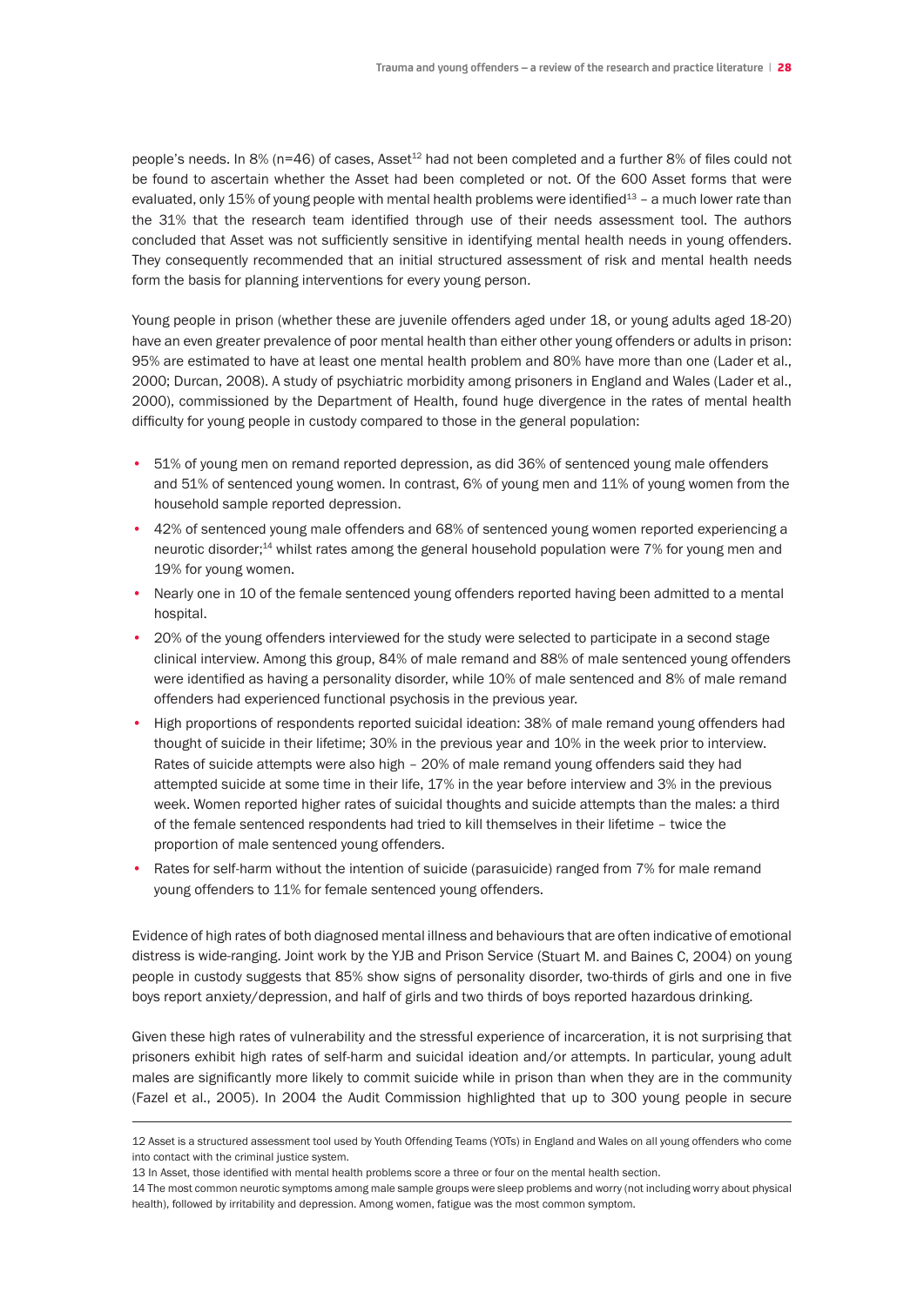people's needs. In 8% (n=46) of cases, Asset[12] had not been completed and a further 8% of files could not be found to ascertain whether the Asset had been completed or not. Of the 600 Asset forms that were evaluated, only 15% of young people with mental health problems were identified[13] – a much lower rate than the 31% that the research team identified through use of their needs assessment tool. The authors concluded that Asset was not sufficiently sensitive in identifying mental health needs in young offenders. They consequently recommended that an initial structured assessment of risk and mental health needs form the basis for planning interventions for every young person.

Young people in prison (whether these are juvenile offenders aged under 18, or young adults aged 18-20) have an even greater prevalence of poor mental health than either other young offenders or adults in prison: 95% are estimated to have at least one mental health problem and 80% have more than one (Lader et al., 2000; Durcan, 2008). A study of psychiatric morbidity among prisoners in England and Wales (Lader et al., 2000), commissioned by the Department of Health, found huge divergence in the rates of mental health difficulty for young people in custody compared to those in the general population:

- 51% of young men on remand reported depression, as did 36% of sentenced young male offenders and 51% of sentenced young women. In contrast, 6% of young men and 11% of young women from the household sample reported depression.
- 42% of sentenced young male offenders and 68% of sentenced young women reported experiencing a neurotic disorder;[14] whilst rates among the general household population were 7% for young men and 19% for young women.
- Nearly one in 10 of the female sentenced young offenders reported having been admitted to a mental hospital.
- 20% of the young offenders interviewed for the study were selected to participate in a second stage clinical interview. Among this group, 84% of male remand and 88% of male sentenced young offenders were identified as having a personality disorder, while 10% of male sentenced and 8% of male remand offenders had experienced functional psychosis in the previous year.
- High proportions of respondents reported suicidal ideation: 38% of male remand young offenders had thought of suicide in their lifetime; 30% in the previous year and 10% in the week prior to interview. Rates of suicide attempts were also high – 20% of male remand young offenders said they had attempted suicide at some time in their life, 17% in the year before interview and 3% in the previous week. Women reported higher rates of suicidal thoughts and suicide attempts than the males: a third of the female sentenced respondents had tried to kill themselves in their lifetime – twice the proportion of male sentenced young offenders.
- Rates for self-harm without the intention of suicide (parasuicide) ranged from 7% for male remand young offenders to 11% for female sentenced young offenders.

Evidence of high rates of both diagnosed mental illness and behaviours that are often indicative of emotional distress is wide-ranging. Joint work by the YJB and Prison Service (Stuart M. and Baines C, 2004) on young people in custody suggests that 85% show signs of personality disorder, two-thirds of girls and one in five boys report anxiety/depression, and half of girls and two thirds of boys reported hazardous drinking.

Given these high rates of vulnerability and the stressful experience of incarceration, it is not surprising that prisoners exhibit high rates of self-harm and suicidal ideation and/or attempts. In particular, young adult males are significantly more likely to commit suicide while in prison than when they are in the community (Fazel et al., 2005). In 2004 the Audit Commission highlighted that up to 300 young people in secure

---

12 Asset is a structured assessment tool used by Youth Offending Teams (YOTs) in England and Wales on all young offenders who come into contact with the criminal justice system.

13 In Asset, those identified with mental health problems score a three or four on the mental health section.

14 The most common neurotic symptoms among male sample groups were sleep problems and worry (not including worry about physical health), followed by irritability and depression. Among women, fatigue was the most common symptom.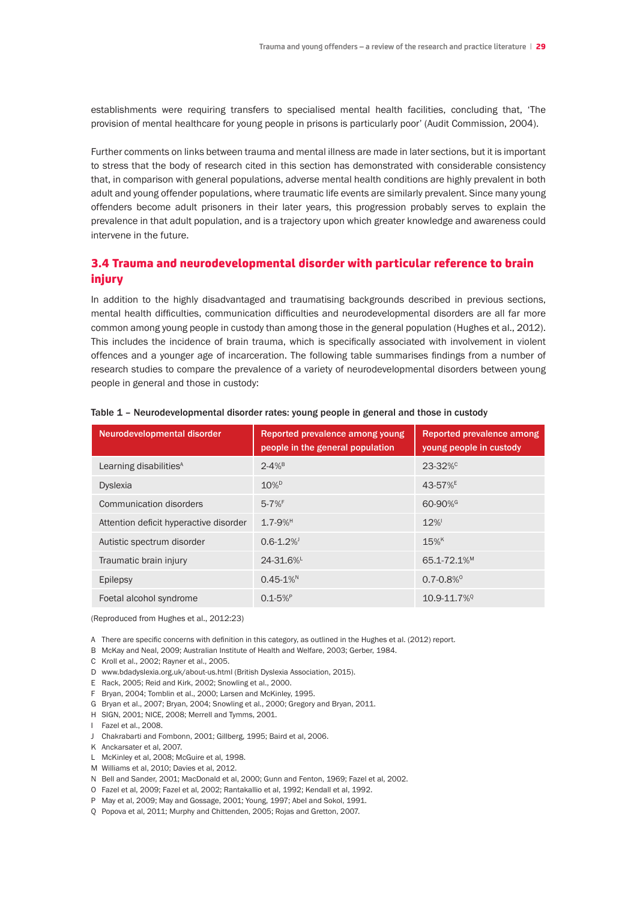establishments were requiring transfers to specialised mental health facilities, concluding that, 'The provision of mental healthcare for young people in prisons is particularly poor' (Audit Commission, 2004).

Further comments on links between trauma and mental illness are made in later sections, but it is important to stress that the body of research cited in this section has demonstrated with considerable consistency that, in comparison with general populations, adverse mental health conditions are highly prevalent in both adult and young offender populations, where traumatic life events are similarly prevalent. Since many young offenders become adult prisoners in their later years, this progression probably serves to explain the prevalence in that adult population, and is a trajectory upon which greater knowledge and awareness could intervene in the future.

## 3.4 Trauma and neurodevelopmental disorder with particular reference to brain injury

In addition to the highly disadvantaged and traumatising backgrounds described in previous sections, mental health difficulties, communication difficulties and neurodevelopmental disorders are all far more common among young people in custody than among those in the general population (Hughes et al., 2012). This includes the incidence of brain trauma, which is specifically associated with involvement in violent offences and a younger age of incarceration. The following table summarises findings from a number of research studies to compare the prevalence of a variety of neurodevelopmental disorders between young people in general and those in custody:

Table 1 – Neurodevelopmental disorder rates: young people in general and those in custody

| Neurodevelopmental disorder | Reported prevalence among young people in the general population | Reported prevalence among young people in custody |
|---|---|---|
| Learning disabilities[A] | 2-4%[B] | 23-32%[C] |
| Dyslexia | 10%[D] | 43-57%[E] |
| Communication disorders | 5-7%[F] | 60-90%[G] |
| Attention deficit hyperactive disorder | 1.7-9%[H] | 12%[I] |
| Autistic spectrum disorder | 0.6-1.2%[J] | 15%[K] |
| Traumatic brain injury | 24-31.6%[L] | 65.1-72.1%[M] |
| Epilepsy | 0.45-1%[N] | 0.7-0.8%[O] |
| Foetal alcohol syndrome | 0.1-5%[P] | 10.9-11.7%[Q] |

(Reproduced from Hughes et al., 2012:23)

A There are specific concerns with definition in this category, as outlined in the Hughes et al. (2012) report.
B McKay and Neal, 2009; Australian Institute of Health and Welfare, 2003; Gerber, 1984.
C Kroll et al., 2002; Rayner et al., 2005.
D www.bdadyslexia.org.uk/about-us.html (British Dyslexia Association, 2015).
E Rack, 2005; Reid and Kirk, 2002; Snowling et al., 2000.
F Bryan, 2004; Tomblin et al., 2000; Larsen and McKinley, 1995.
G Bryan et al., 2007; Bryan, 2004; Snowling et al., 2000; Gregory and Bryan, 2011.
H SIGN, 2001; NICE, 2008; Merrell and Tymms, 2001.
I Fazel et al., 2008.
J Chakrabarti and Fombonn, 2001; Gillberg, 1995; Baird et al, 2006.
K Anckarsater et al, 2007.
L McKinley et al, 2008; McGuire et al, 1998.
M Williams et al, 2010; Davies et al, 2012.
N Bell and Sander, 2001; MacDonald et al, 2000; Gunn and Fenton, 1969; Fazel et al, 2002.
O Fazel et al, 2009; Fazel et al, 2002; Rantakallio et al, 1992; Kendall et al, 1992.
P May et al, 2009; May and Gossage, 2001; Young, 1997; Abel and Sokol, 1991.
Q Popova et al, 2011; Murphy and Chittenden, 2005; Rojas and Gretton, 2007.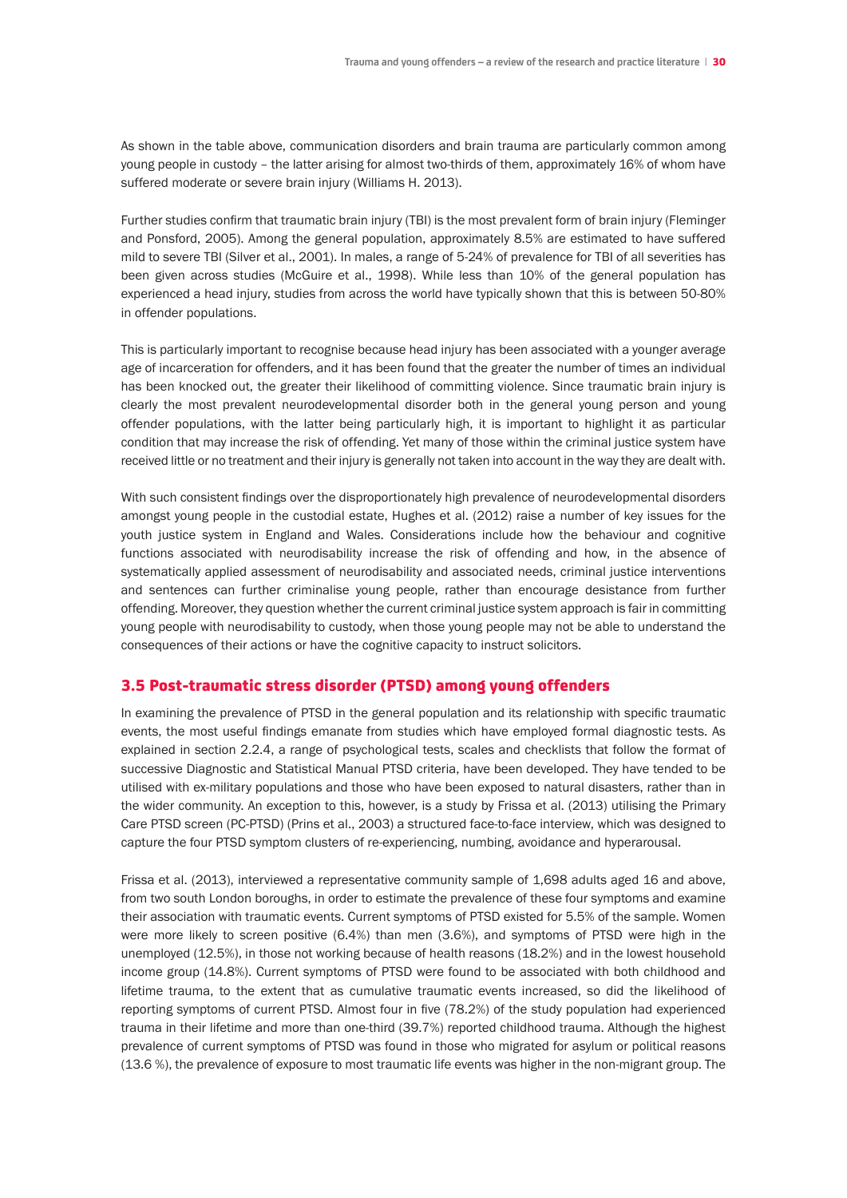As shown in the table above, communication disorders and brain trauma are particularly common among young people in custody – the latter arising for almost two-thirds of them, approximately 16% of whom have suffered moderate or severe brain injury (Williams H. 2013).

Further studies confirm that traumatic brain injury (TBI) is the most prevalent form of brain injury (Fleminger and Ponsford, 2005). Among the general population, approximately 8.5% are estimated to have suffered mild to severe TBI (Silver et al., 2001). In males, a range of 5-24% of prevalence for TBI of all severities has been given across studies (McGuire et al., 1998). While less than 10% of the general population has experienced a head injury, studies from across the world have typically shown that this is between 50-80% in offender populations.

This is particularly important to recognise because head injury has been associated with a younger average age of incarceration for offenders, and it has been found that the greater the number of times an individual has been knocked out, the greater their likelihood of committing violence. Since traumatic brain injury is clearly the most prevalent neurodevelopmental disorder both in the general young person and young offender populations, with the latter being particularly high, it is important to highlight it as particular condition that may increase the risk of offending. Yet many of those within the criminal justice system have received little or no treatment and their injury is generally not taken into account in the way they are dealt with.

With such consistent findings over the disproportionately high prevalence of neurodevelopmental disorders amongst young people in the custodial estate, Hughes et al. (2012) raise a number of key issues for the youth justice system in England and Wales. Considerations include how the behaviour and cognitive functions associated with neurodisability increase the risk of offending and how, in the absence of systematically applied assessment of neurodisability and associated needs, criminal justice interventions and sentences can further criminalise young people, rather than encourage desistance from further offending. Moreover, they question whether the current criminal justice system approach is fair in committing young people with neurodisability to custody, when those young people may not be able to understand the consequences of their actions or have the cognitive capacity to instruct solicitors.

## 3.5 Post-traumatic stress disorder (PTSD) among young offenders

In examining the prevalence of PTSD in the general population and its relationship with specific traumatic events, the most useful findings emanate from studies which have employed formal diagnostic tests. As explained in section 2.2.4, a range of psychological tests, scales and checklists that follow the format of successive Diagnostic and Statistical Manual PTSD criteria, have been developed. They have tended to be utilised with ex-military populations and those who have been exposed to natural disasters, rather than in the wider community. An exception to this, however, is a study by Frissa et al. (2013) utilising the Primary Care PTSD screen (PC-PTSD) (Prins et al., 2003) a structured face-to-face interview, which was designed to capture the four PTSD symptom clusters of re-experiencing, numbing, avoidance and hyperarousal.

Frissa et al. (2013), interviewed a representative community sample of 1,698 adults aged 16 and above, from two south London boroughs, in order to estimate the prevalence of these four symptoms and examine their association with traumatic events. Current symptoms of PTSD existed for 5.5% of the sample. Women were more likely to screen positive (6.4%) than men (3.6%), and symptoms of PTSD were high in the unemployed (12.5%), in those not working because of health reasons (18.2%) and in the lowest household income group (14.8%). Current symptoms of PTSD were found to be associated with both childhood and lifetime trauma, to the extent that as cumulative traumatic events increased, so did the likelihood of reporting symptoms of current PTSD. Almost four in five (78.2%) of the study population had experienced trauma in their lifetime and more than one-third (39.7%) reported childhood trauma. Although the highest prevalence of current symptoms of PTSD was found in those who migrated for asylum or political reasons (13.6 %), the prevalence of exposure to most traumatic life events was higher in the non-migrant group. The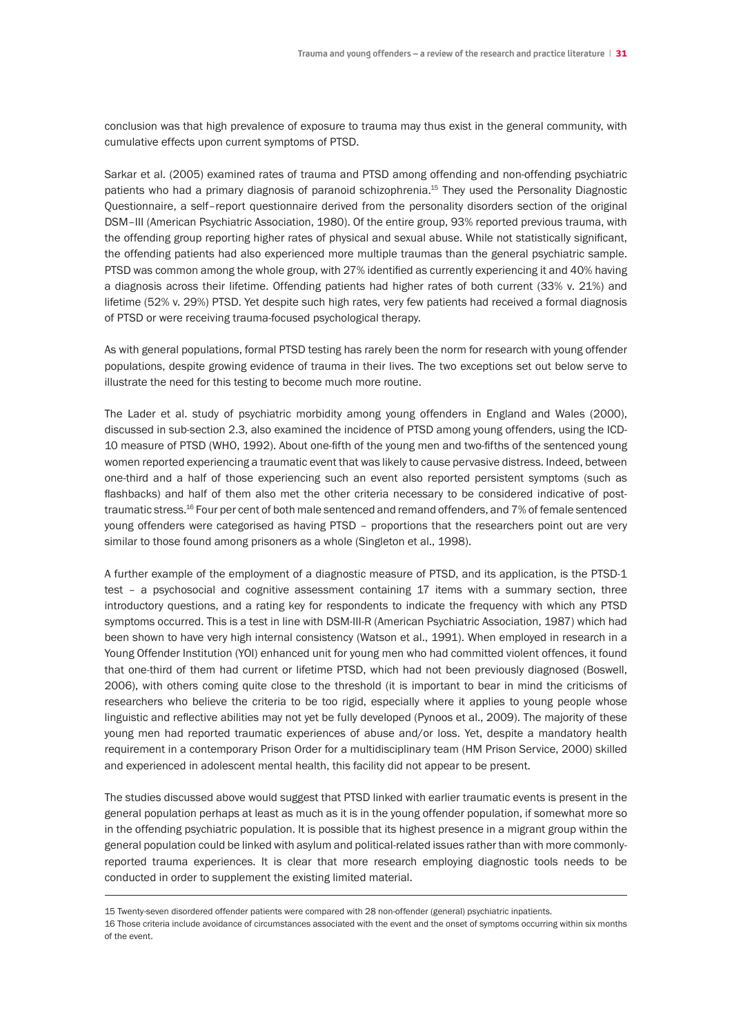conclusion was that high prevalence of exposure to trauma may thus exist in the general community, with cumulative effects upon current symptoms of PTSD.

Sarkar et al. (2005) examined rates of trauma and PTSD among offending and non-offending psychiatric patients who had a primary diagnosis of paranoid schizophrenia.[15] They used the Personality Diagnostic Questionnaire, a self–report questionnaire derived from the personality disorders section of the original DSM–III (American Psychiatric Association, 1980). Of the entire group, 93% reported previous trauma, with the offending group reporting higher rates of physical and sexual abuse. While not statistically significant, the offending patients had also experienced more multiple traumas than the general psychiatric sample. PTSD was common among the whole group, with 27% identified as currently experiencing it and 40% having a diagnosis across their lifetime. Offending patients had higher rates of both current (33% v. 21%) and lifetime (52% v. 29%) PTSD. Yet despite such high rates, very few patients had received a formal diagnosis of PTSD or were receiving trauma-focused psychological therapy.

As with general populations, formal PTSD testing has rarely been the norm for research with young offender populations, despite growing evidence of trauma in their lives. The two exceptions set out below serve to illustrate the need for this testing to become much more routine.

The Lader et al. study of psychiatric morbidity among young offenders in England and Wales (2000), discussed in sub-section 2.3, also examined the incidence of PTSD among young offenders, using the ICD-10 measure of PTSD (WHO, 1992). About one-fifth of the young men and two-fifths of the sentenced young women reported experiencing a traumatic event that was likely to cause pervasive distress. Indeed, between one-third and a half of those experiencing such an event also reported persistent symptoms (such as flashbacks) and half of them also met the other criteria necessary to be considered indicative of post-traumatic stress.[16] Four per cent of both male sentenced and remand offenders, and 7% of female sentenced young offenders were categorised as having PTSD – proportions that the researchers point out are very similar to those found among prisoners as a whole (Singleton et al., 1998).

A further example of the employment of a diagnostic measure of PTSD, and its application, is the PTSD-1 test – a psychosocial and cognitive assessment containing 17 items with a summary section, three introductory questions, and a rating key for respondents to indicate the frequency with which any PTSD symptoms occurred. This is a test in line with DSM-III-R (American Psychiatric Association, 1987) which had been shown to have very high internal consistency (Watson et al., 1991). When employed in research in a Young Offender Institution (YOI) enhanced unit for young men who had committed violent offences, it found that one-third of them had current or lifetime PTSD, which had not been previously diagnosed (Boswell, 2006), with others coming quite close to the threshold (it is important to bear in mind the criticisms of researchers who believe the criteria to be too rigid, especially where it applies to young people whose linguistic and reflective abilities may not yet be fully developed (Pynoos et al., 2009). The majority of these young men had reported traumatic experiences of abuse and/or loss. Yet, despite a mandatory health requirement in a contemporary Prison Order for a multidisciplinary team (HM Prison Service, 2000) skilled and experienced in adolescent mental health, this facility did not appear to be present.

The studies discussed above would suggest that PTSD linked with earlier traumatic events is present in the general population perhaps at least as much as it is in the young offender population, if somewhat more so in the offending psychiatric population. It is possible that its highest presence in a migrant group within the general population could be linked with asylum and political-related issues rather than with more commonly-reported trauma experiences. It is clear that more research employing diagnostic tools needs to be conducted in order to supplement the existing limited material.

---

15 Twenty-seven disordered offender patients were compared with 28 non-offender (general) psychiatric inpatients.

16 Those criteria include avoidance of circumstances associated with the event and the onset of symptoms occurring within six months of the event.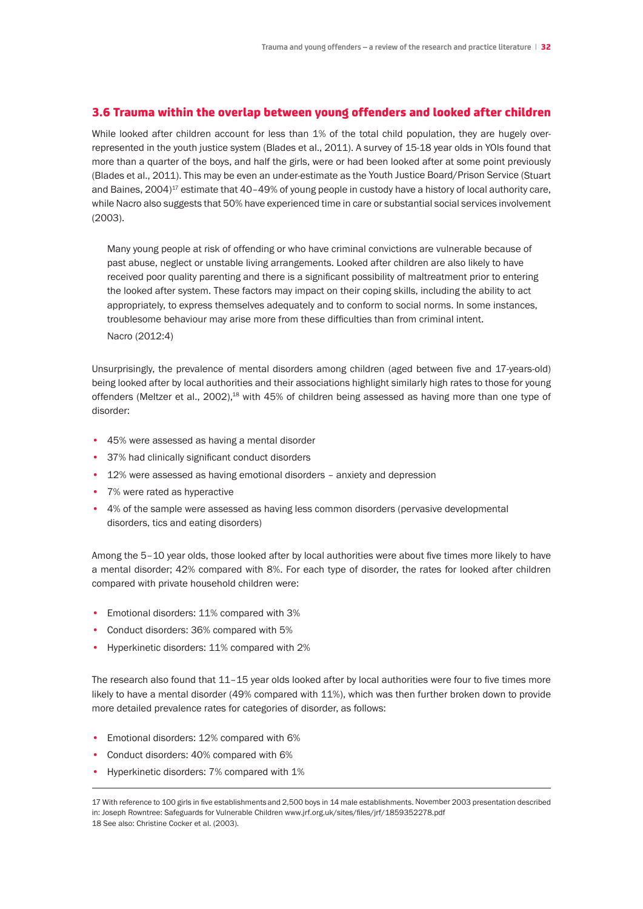### 3.6 Trauma within the overlap between young offenders and looked after children

While looked after children account for less than 1% of the total child population, they are hugely over-represented in the youth justice system (Blades et al., 2011). A survey of 15-18 year olds in YOIs found that more than a quarter of the boys, and half the girls, were or had been looked after at some point previously (Blades et al., 2011). This may be even an under-estimate as the Youth Justice Board/Prison Service (Stuart and Baines, 2004)[17] estimate that 40–49% of young people in custody have a history of local authority care, while Nacro also suggests that 50% have experienced time in care or substantial social services involvement (2003).

> Many young people at risk of offending or who have criminal convictions are vulnerable because of past abuse, neglect or unstable living arrangements. Looked after children are also likely to have received poor quality parenting and there is a significant possibility of maltreatment prior to entering the looked after system. These factors may impact on their coping skills, including the ability to act appropriately, to express themselves adequately and to conform to social norms. In some instances, troublesome behaviour may arise more from these difficulties than from criminal intent.
>
> Nacro (2012:4)

Unsurprisingly, the prevalence of mental disorders among children (aged between five and 17-years-old) being looked after by local authorities and their associations highlight similarly high rates to those for young offenders (Meltzer et al., 2002),[18] with 45% of children being assessed as having more than one type of disorder:

- 45% were assessed as having a mental disorder
- 37% had clinically significant conduct disorders
- 12% were assessed as having emotional disorders – anxiety and depression
- 7% were rated as hyperactive
- 4% of the sample were assessed as having less common disorders (pervasive developmental disorders, tics and eating disorders)

Among the 5–10 year olds, those looked after by local authorities were about five times more likely to have a mental disorder; 42% compared with 8%. For each type of disorder, the rates for looked after children compared with private household children were:

- Emotional disorders: 11% compared with 3%
- Conduct disorders: 36% compared with 5%
- Hyperkinetic disorders: 11% compared with 2%

The research also found that 11–15 year olds looked after by local authorities were four to five times more likely to have a mental disorder (49% compared with 11%), which was then further broken down to provide more detailed prevalence rates for categories of disorder, as follows:

- Emotional disorders: 12% compared with 6%
- Conduct disorders: 40% compared with 6%
- Hyperkinetic disorders: 7% compared with 1%

---

17 With reference to 100 girls in five establishments and 2,500 boys in 14 male establishments. November 2003 presentation described in: Joseph Rowntree: Safeguards for Vulnerable Children www.jrf.org.uk/sites/files/jrf/1859352278.pdf

18 See also: Christine Cocker et al. (2003).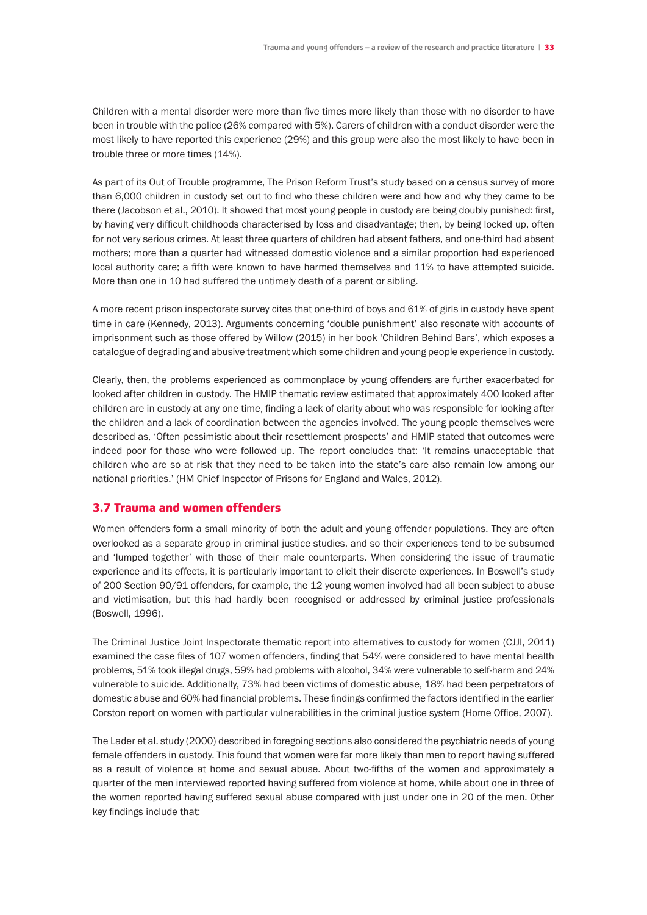Children with a mental disorder were more than five times more likely than those with no disorder to have been in trouble with the police (26% compared with 5%). Carers of children with a conduct disorder were the most likely to have reported this experience (29%) and this group were also the most likely to have been in trouble three or more times (14%).

As part of its Out of Trouble programme, The Prison Reform Trust's study based on a census survey of more than 6,000 children in custody set out to find who these children were and how and why they came to be there (Jacobson et al., 2010). It showed that most young people in custody are being doubly punished: first, by having very difficult childhoods characterised by loss and disadvantage; then, by being locked up, often for not very serious crimes. At least three quarters of children had absent fathers, and one-third had absent mothers; more than a quarter had witnessed domestic violence and a similar proportion had experienced local authority care; a fifth were known to have harmed themselves and 11% to have attempted suicide. More than one in 10 had suffered the untimely death of a parent or sibling.

A more recent prison inspectorate survey cites that one-third of boys and 61% of girls in custody have spent time in care (Kennedy, 2013). Arguments concerning 'double punishment' also resonate with accounts of imprisonment such as those offered by Willow (2015) in her book 'Children Behind Bars', which exposes a catalogue of degrading and abusive treatment which some children and young people experience in custody.

Clearly, then, the problems experienced as commonplace by young offenders are further exacerbated for looked after children in custody. The HMIP thematic review estimated that approximately 400 looked after children are in custody at any one time, finding a lack of clarity about who was responsible for looking after the children and a lack of coordination between the agencies involved. The young people themselves were described as, 'Often pessimistic about their resettlement prospects' and HMIP stated that outcomes were indeed poor for those who were followed up. The report concludes that: 'It remains unacceptable that children who are so at risk that they need to be taken into the state's care also remain low among our national priorities.' (HM Chief Inspector of Prisons for England and Wales, 2012).

## 3.7 Trauma and women offenders

Women offenders form a small minority of both the adult and young offender populations. They are often overlooked as a separate group in criminal justice studies, and so their experiences tend to be subsumed and 'lumped together' with those of their male counterparts. When considering the issue of traumatic experience and its effects, it is particularly important to elicit their discrete experiences. In Boswell's study of 200 Section 90/91 offenders, for example, the 12 young women involved had all been subject to abuse and victimisation, but this had hardly been recognised or addressed by criminal justice professionals (Boswell, 1996).

The Criminal Justice Joint Inspectorate thematic report into alternatives to custody for women (CJJI, 2011) examined the case files of 107 women offenders, finding that 54% were considered to have mental health problems, 51% took illegal drugs, 59% had problems with alcohol, 34% were vulnerable to self-harm and 24% vulnerable to suicide. Additionally, 73% had been victims of domestic abuse, 18% had been perpetrators of domestic abuse and 60% had financial problems. These findings confirmed the factors identified in the earlier Corston report on women with particular vulnerabilities in the criminal justice system (Home Office, 2007).

The Lader et al. study (2000) described in foregoing sections also considered the psychiatric needs of young female offenders in custody. This found that women were far more likely than men to report having suffered as a result of violence at home and sexual abuse. About two-fifths of the women and approximately a quarter of the men interviewed reported having suffered from violence at home, while about one in three of the women reported having suffered sexual abuse compared with just under one in 20 of the men. Other key findings include that: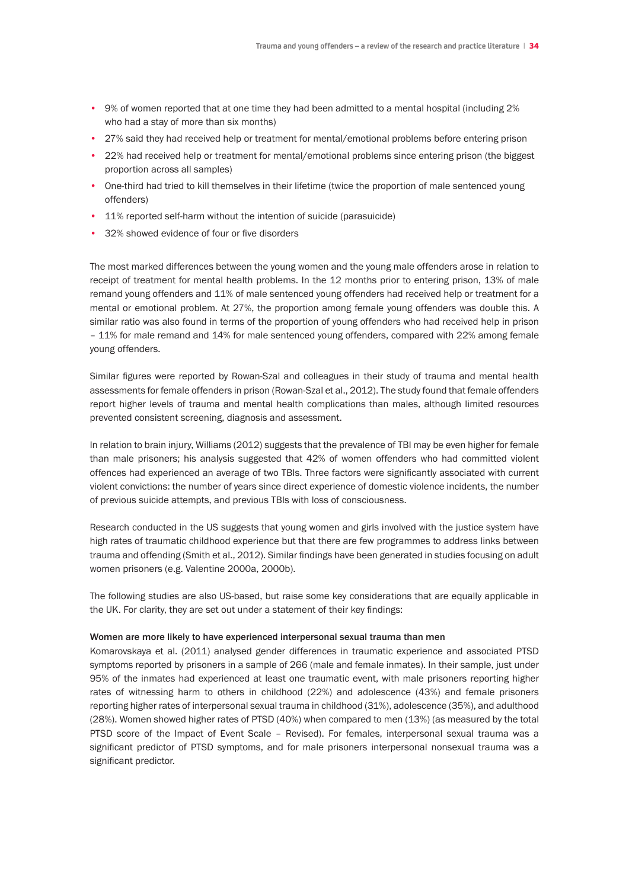- 9% of women reported that at one time they had been admitted to a mental hospital (including 2% who had a stay of more than six months)
- 27% said they had received help or treatment for mental/emotional problems before entering prison
- 22% had received help or treatment for mental/emotional problems since entering prison (the biggest proportion across all samples)
- One-third had tried to kill themselves in their lifetime (twice the proportion of male sentenced young offenders)
- 11% reported self-harm without the intention of suicide (parasuicide)
- 32% showed evidence of four or five disorders

The most marked differences between the young women and the young male offenders arose in relation to receipt of treatment for mental health problems. In the 12 months prior to entering prison, 13% of male remand young offenders and 11% of male sentenced young offenders had received help or treatment for a mental or emotional problem. At 27%, the proportion among female young offenders was double this. A similar ratio was also found in terms of the proportion of young offenders who had received help in prison – 11% for male remand and 14% for male sentenced young offenders, compared with 22% among female young offenders.

Similar figures were reported by Rowan-Szal and colleagues in their study of trauma and mental health assessments for female offenders in prison (Rowan-Szal et al., 2012). The study found that female offenders report higher levels of trauma and mental health complications than males, although limited resources prevented consistent screening, diagnosis and assessment.

In relation to brain injury, Williams (2012) suggests that the prevalence of TBI may be even higher for female than male prisoners; his analysis suggested that 42% of women offenders who had committed violent offences had experienced an average of two TBIs. Three factors were significantly associated with current violent convictions: the number of years since direct experience of domestic violence incidents, the number of previous suicide attempts, and previous TBIs with loss of consciousness.

Research conducted in the US suggests that young women and girls involved with the justice system have high rates of traumatic childhood experience but that there are few programmes to address links between trauma and offending (Smith et al., 2012). Similar findings have been generated in studies focusing on adult women prisoners (e.g. Valentine 2000a, 2000b).

The following studies are also US-based, but raise some key considerations that are equally applicable in the UK. For clarity, they are set out under a statement of their key findings:

#### Women are more likely to have experienced interpersonal sexual trauma than men

Komarovskaya et al. (2011) analysed gender differences in traumatic experience and associated PTSD symptoms reported by prisoners in a sample of 266 (male and female inmates). In their sample, just under 95% of the inmates had experienced at least one traumatic event, with male prisoners reporting higher rates of witnessing harm to others in childhood (22%) and adolescence (43%) and female prisoners reporting higher rates of interpersonal sexual trauma in childhood (31%), adolescence (35%), and adulthood (28%). Women showed higher rates of PTSD (40%) when compared to men (13%) (as measured by the total PTSD score of the Impact of Event Scale – Revised). For females, interpersonal sexual trauma was a significant predictor of PTSD symptoms, and for male prisoners interpersonal nonsexual trauma was a significant predictor.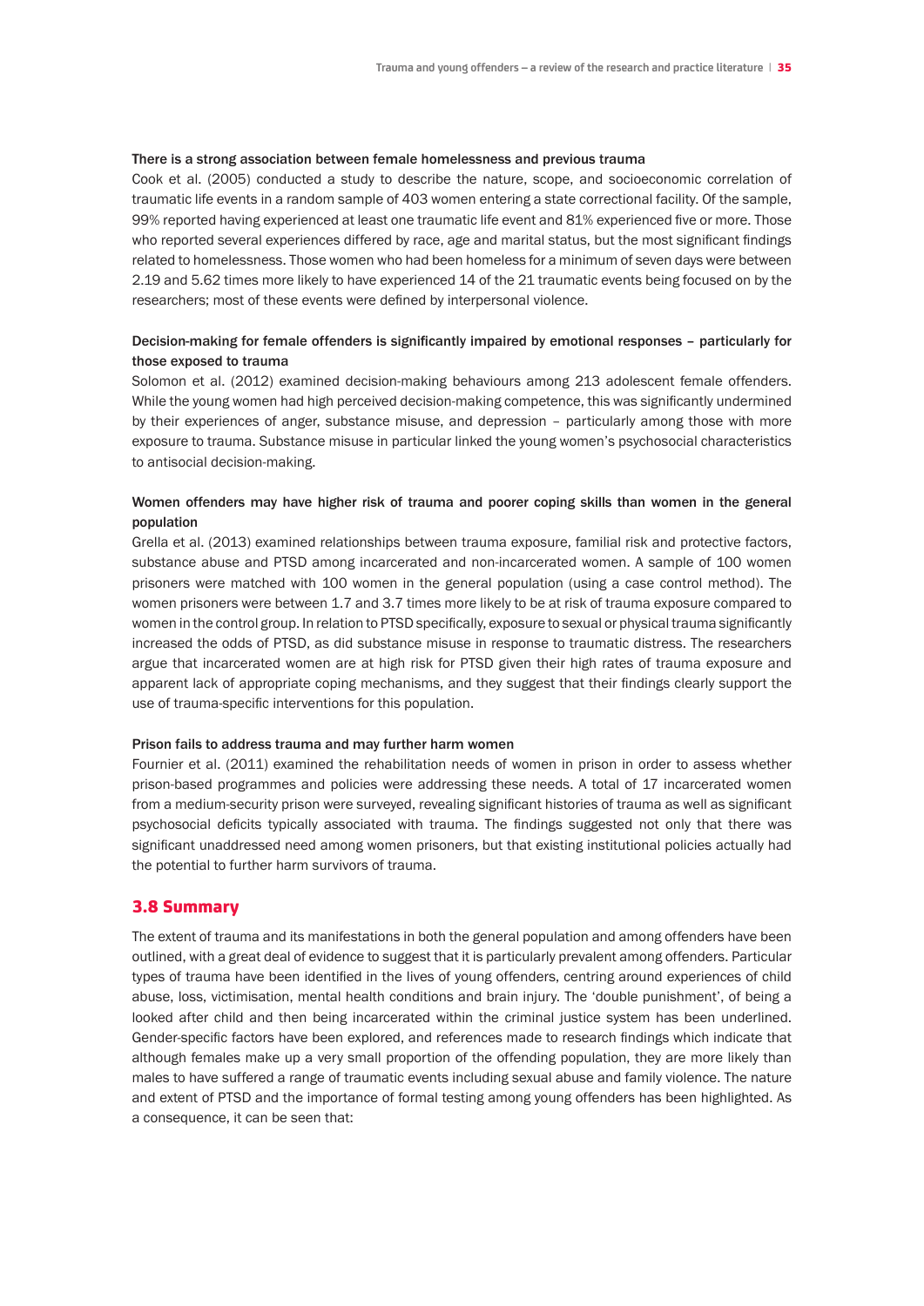**There is a strong association between female homelessness and previous trauma**

Cook et al. (2005) conducted a study to describe the nature, scope, and socioeconomic correlation of traumatic life events in a random sample of 403 women entering a state correctional facility. Of the sample, 99% reported having experienced at least one traumatic life event and 81% experienced five or more. Those who reported several experiences differed by race, age and marital status, but the most significant findings related to homelessness. Those women who had been homeless for a minimum of seven days were between 2.19 and 5.62 times more likely to have experienced 14 of the 21 traumatic events being focused on by the researchers; most of these events were defined by interpersonal violence.

**Decision-making for female offenders is significantly impaired by emotional responses – particularly for those exposed to trauma**

Solomon et al. (2012) examined decision-making behaviours among 213 adolescent female offenders. While the young women had high perceived decision-making competence, this was significantly undermined by their experiences of anger, substance misuse, and depression – particularly among those with more exposure to trauma. Substance misuse in particular linked the young women's psychosocial characteristics to antisocial decision-making.

**Women offenders may have higher risk of trauma and poorer coping skills than women in the general population**

Grella et al. (2013) examined relationships between trauma exposure, familial risk and protective factors, substance abuse and PTSD among incarcerated and non-incarcerated women. A sample of 100 women prisoners were matched with 100 women in the general population (using a case control method). The women prisoners were between 1.7 and 3.7 times more likely to be at risk of trauma exposure compared to women in the control group. In relation to PTSD specifically, exposure to sexual or physical trauma significantly increased the odds of PTSD, as did substance misuse in response to traumatic distress. The researchers argue that incarcerated women are at high risk for PTSD given their high rates of trauma exposure and apparent lack of appropriate coping mechanisms, and they suggest that their findings clearly support the use of trauma-specific interventions for this population.

**Prison fails to address trauma and may further harm women**

Fournier et al. (2011) examined the rehabilitation needs of women in prison in order to assess whether prison-based programmes and policies were addressing these needs. A total of 17 incarcerated women from a medium-security prison were surveyed, revealing significant histories of trauma as well as significant psychosocial deficits typically associated with trauma. The findings suggested not only that there was significant unaddressed need among women prisoners, but that existing institutional policies actually had the potential to further harm survivors of trauma.

## 3.8 Summary

The extent of trauma and its manifestations in both the general population and among offenders have been outlined, with a great deal of evidence to suggest that it is particularly prevalent among offenders. Particular types of trauma have been identified in the lives of young offenders, centring around experiences of child abuse, loss, victimisation, mental health conditions and brain injury. The 'double punishment', of being a looked after child and then being incarcerated within the criminal justice system has been underlined. Gender-specific factors have been explored, and references made to research findings which indicate that although females make up a very small proportion of the offending population, they are more likely than males to have suffered a range of traumatic events including sexual abuse and family violence. The nature and extent of PTSD and the importance of formal testing among young offenders has been highlighted. As a consequence, it can be seen that: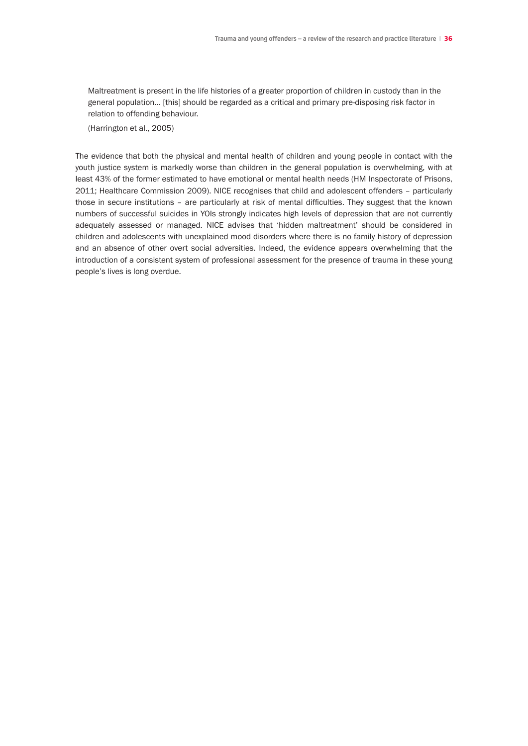> Maltreatment is present in the life histories of a greater proportion of children in custody than in the general population… [this] should be regarded as a critical and primary pre-disposing risk factor in relation to offending behaviour.
>
> (Harrington et al., 2005)

The evidence that both the physical and mental health of children and young people in contact with the youth justice system is markedly worse than children in the general population is overwhelming, with at least 43% of the former estimated to have emotional or mental health needs (HM Inspectorate of Prisons, 2011; Healthcare Commission 2009). NICE recognises that child and adolescent offenders – particularly those in secure institutions – are particularly at risk of mental difficulties. They suggest that the known numbers of successful suicides in YOIs strongly indicates high levels of depression that are not currently adequately assessed or managed. NICE advises that 'hidden maltreatment' should be considered in children and adolescents with unexplained mood disorders where there is no family history of depression and an absence of other overt social adversities. Indeed, the evidence appears overwhelming that the introduction of a consistent system of professional assessment for the presence of trauma in these young people's lives is long overdue.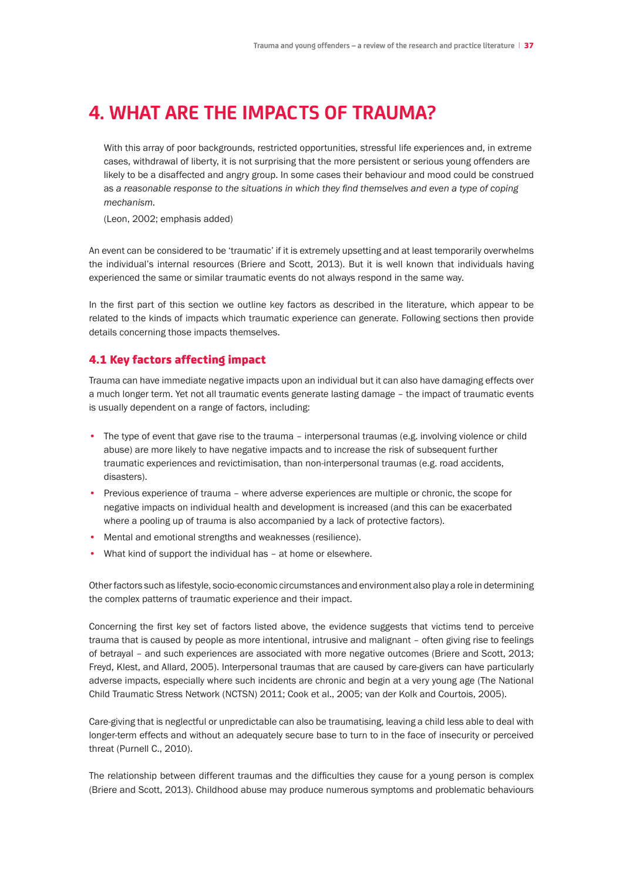# 4. WHAT ARE THE IMPACTS OF TRAUMA?

> With this array of poor backgrounds, restricted opportunities, stressful life experiences and, in extreme cases, withdrawal of liberty, it is not surprising that the more persistent or serious young offenders are likely to be a disaffected and angry group. In some cases their behaviour and mood could be construed as *a reasonable response to the situations in which they find themselves and even a type of coping mechanism*.
>
> (Leon, 2002; emphasis added)

An event can be considered to be 'traumatic' if it is extremely upsetting and at least temporarily overwhelms the individual's internal resources (Briere and Scott, 2013). But it is well known that individuals having experienced the same or similar traumatic events do not always respond in the same way.

In the first part of this section we outline key factors as described in the literature, which appear to be related to the kinds of impacts which traumatic experience can generate. Following sections then provide details concerning those impacts themselves.

## 4.1 Key factors affecting impact

Trauma can have immediate negative impacts upon an individual but it can also have damaging effects over a much longer term. Yet not all traumatic events generate lasting damage – the impact of traumatic events is usually dependent on a range of factors, including:

- The type of event that gave rise to the trauma – interpersonal traumas (e.g. involving violence or child abuse) are more likely to have negative impacts and to increase the risk of subsequent further traumatic experiences and revictimisation, than non-interpersonal traumas (e.g. road accidents, disasters).
- Previous experience of trauma – where adverse experiences are multiple or chronic, the scope for negative impacts on individual health and development is increased (and this can be exacerbated where a pooling up of trauma is also accompanied by a lack of protective factors).
- Mental and emotional strengths and weaknesses (resilience).
- What kind of support the individual has – at home or elsewhere.

Other factors such as lifestyle, socio-economic circumstances and environment also play a role in determining the complex patterns of traumatic experience and their impact.

Concerning the first key set of factors listed above, the evidence suggests that victims tend to perceive trauma that is caused by people as more intentional, intrusive and malignant – often giving rise to feelings of betrayal – and such experiences are associated with more negative outcomes (Briere and Scott, 2013; Freyd, Klest, and Allard, 2005). Interpersonal traumas that are caused by care-givers can have particularly adverse impacts, especially where such incidents are chronic and begin at a very young age (The National Child Traumatic Stress Network (NCTSN) 2011; Cook et al., 2005; van der Kolk and Courtois, 2005).

Care-giving that is neglectful or unpredictable can also be traumatising, leaving a child less able to deal with longer-term effects and without an adequately secure base to turn to in the face of insecurity or perceived threat (Purnell C., 2010).

The relationship between different traumas and the difficulties they cause for a young person is complex (Briere and Scott, 2013). Childhood abuse may produce numerous symptoms and problematic behaviours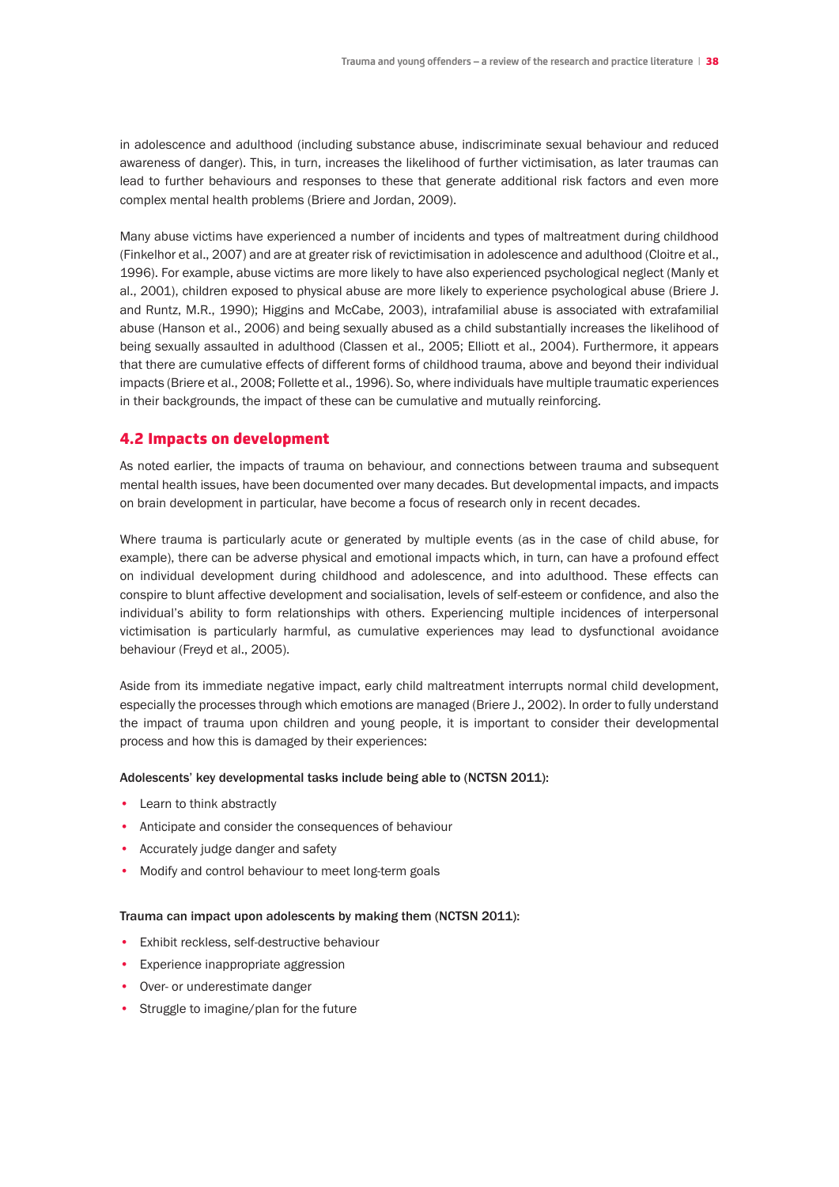in adolescence and adulthood (including substance abuse, indiscriminate sexual behaviour and reduced awareness of danger). This, in turn, increases the likelihood of further victimisation, as later traumas can lead to further behaviours and responses to these that generate additional risk factors and even more complex mental health problems (Briere and Jordan, 2009).

Many abuse victims have experienced a number of incidents and types of maltreatment during childhood (Finkelhor et al., 2007) and are at greater risk of revictimisation in adolescence and adulthood (Cloitre et al., 1996). For example, abuse victims are more likely to have also experienced psychological neglect (Manly et al., 2001), children exposed to physical abuse are more likely to experience psychological abuse (Briere J. and Runtz, M.R., 1990); Higgins and McCabe, 2003), intrafamilial abuse is associated with extrafamilial abuse (Hanson et al., 2006) and being sexually abused as a child substantially increases the likelihood of being sexually assaulted in adulthood (Classen et al., 2005; Elliott et al., 2004). Furthermore, it appears that there are cumulative effects of different forms of childhood trauma, above and beyond their individual impacts (Briere et al., 2008; Follette et al., 1996). So, where individuals have multiple traumatic experiences in their backgrounds, the impact of these can be cumulative and mutually reinforcing.

## 4.2 Impacts on development

As noted earlier, the impacts of trauma on behaviour, and connections between trauma and subsequent mental health issues, have been documented over many decades. But developmental impacts, and impacts on brain development in particular, have become a focus of research only in recent decades.

Where trauma is particularly acute or generated by multiple events (as in the case of child abuse, for example), there can be adverse physical and emotional impacts which, in turn, can have a profound effect on individual development during childhood and adolescence, and into adulthood. These effects can conspire to blunt affective development and socialisation, levels of self-esteem or confidence, and also the individual's ability to form relationships with others. Experiencing multiple incidences of interpersonal victimisation is particularly harmful, as cumulative experiences may lead to dysfunctional avoidance behaviour (Freyd et al., 2005).

Aside from its immediate negative impact, early child maltreatment interrupts normal child development, especially the processes through which emotions are managed (Briere J., 2002). In order to fully understand the impact of trauma upon children and young people, it is important to consider their developmental process and how this is damaged by their experiences:

Adolescents' key developmental tasks include being able to (NCTSN 2011):

- Learn to think abstractly
- Anticipate and consider the consequences of behaviour
- Accurately judge danger and safety
- Modify and control behaviour to meet long-term goals

Trauma can impact upon adolescents by making them (NCTSN 2011):

- Exhibit reckless, self-destructive behaviour
- Experience inappropriate aggression
- Over- or underestimate danger
- Struggle to imagine/plan for the future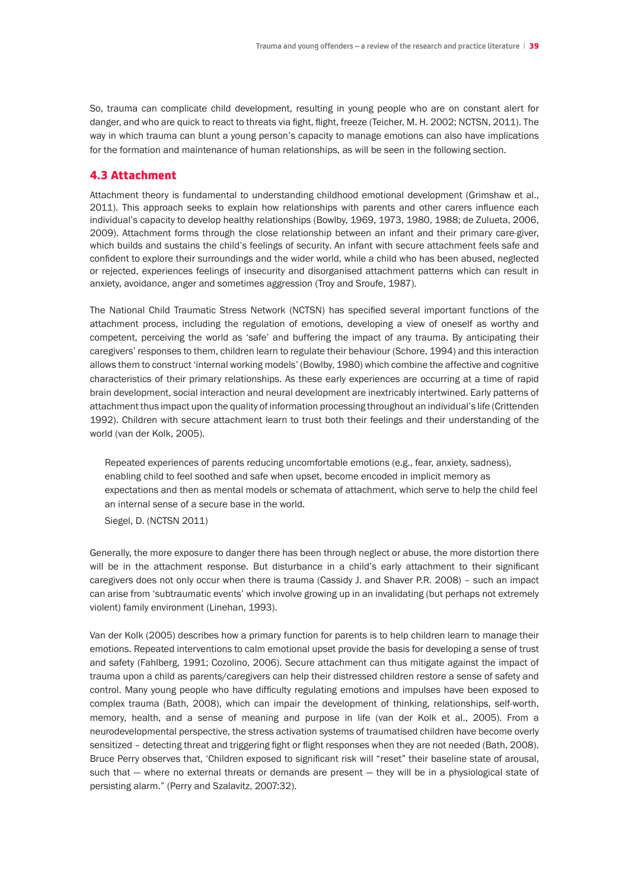So, trauma can complicate child development, resulting in young people who are on constant alert for danger, and who are quick to react to threats via fight, flight, freeze (Teicher, M. H. 2002; NCTSN, 2011). The way in which trauma can blunt a young person's capacity to manage emotions can also have implications for the formation and maintenance of human relationships, as will be seen in the following section.

## 4.3 Attachment

Attachment theory is fundamental to understanding childhood emotional development (Grimshaw et al., 2011). This approach seeks to explain how relationships with parents and other carers influence each individual's capacity to develop healthy relationships (Bowlby, 1969, 1973, 1980, 1988; de Zulueta, 2006, 2009). Attachment forms through the close relationship between an infant and their primary care-giver, which builds and sustains the child's feelings of security. An infant with secure attachment feels safe and confident to explore their surroundings and the wider world, while a child who has been abused, neglected or rejected, experiences feelings of insecurity and disorganised attachment patterns which can result in anxiety, avoidance, anger and sometimes aggression (Troy and Sroufe, 1987).

The National Child Traumatic Stress Network (NCTSN) has specified several important functions of the attachment process, including the regulation of emotions, developing a view of oneself as worthy and competent, perceiving the world as 'safe' and buffering the impact of any trauma. By anticipating their caregivers' responses to them, children learn to regulate their behaviour (Schore, 1994) and this interaction allows them to construct 'internal working models' (Bowlby, 1980) which combine the affective and cognitive characteristics of their primary relationships. As these early experiences are occurring at a time of rapid brain development, social interaction and neural development are inextricably intertwined. Early patterns of attachment thus impact upon the quality of information processing throughout an individual's life (Crittenden 1992). Children with secure attachment learn to trust both their feelings and their understanding of the world (van der Kolk, 2005).

> Repeated experiences of parents reducing uncomfortable emotions (e.g., fear, anxiety, sadness), enabling child to feel soothed and safe when upset, become encoded in implicit memory as expectations and then as mental models or schemata of attachment, which serve to help the child feel an internal sense of a secure base in the world.
>
> Siegel, D. (NCTSN 2011)

Generally, the more exposure to danger there has been through neglect or abuse, the more distortion there will be in the attachment response. But disturbance in a child's early attachment to their significant caregivers does not only occur when there is trauma (Cassidy J. and Shaver P.R. 2008) – such an impact can arise from 'subtraumatic events' which involve growing up in an invalidating (but perhaps not extremely violent) family environment (Linehan, 1993).

Van der Kolk (2005) describes how a primary function for parents is to help children learn to manage their emotions. Repeated interventions to calm emotional upset provide the basis for developing a sense of trust and safety (Fahlberg, 1991; Cozolino, 2006). Secure attachment can thus mitigate against the impact of trauma upon a child as parents/caregivers can help their distressed children restore a sense of safety and control. Many young people who have difficulty regulating emotions and impulses have been exposed to complex trauma (Bath, 2008), which can impair the development of thinking, relationships, self-worth, memory, health, and a sense of meaning and purpose in life (van der Kolk et al., 2005). From a neurodevelopmental perspective, the stress activation systems of traumatised children have become overly sensitized – detecting threat and triggering fight or flight responses when they are not needed (Bath, 2008). Bruce Perry observes that, 'Children exposed to significant risk will "reset" their baseline state of arousal, such that — where no external threats or demands are present — they will be in a physiological state of persisting alarm." (Perry and Szalavitz, 2007:32).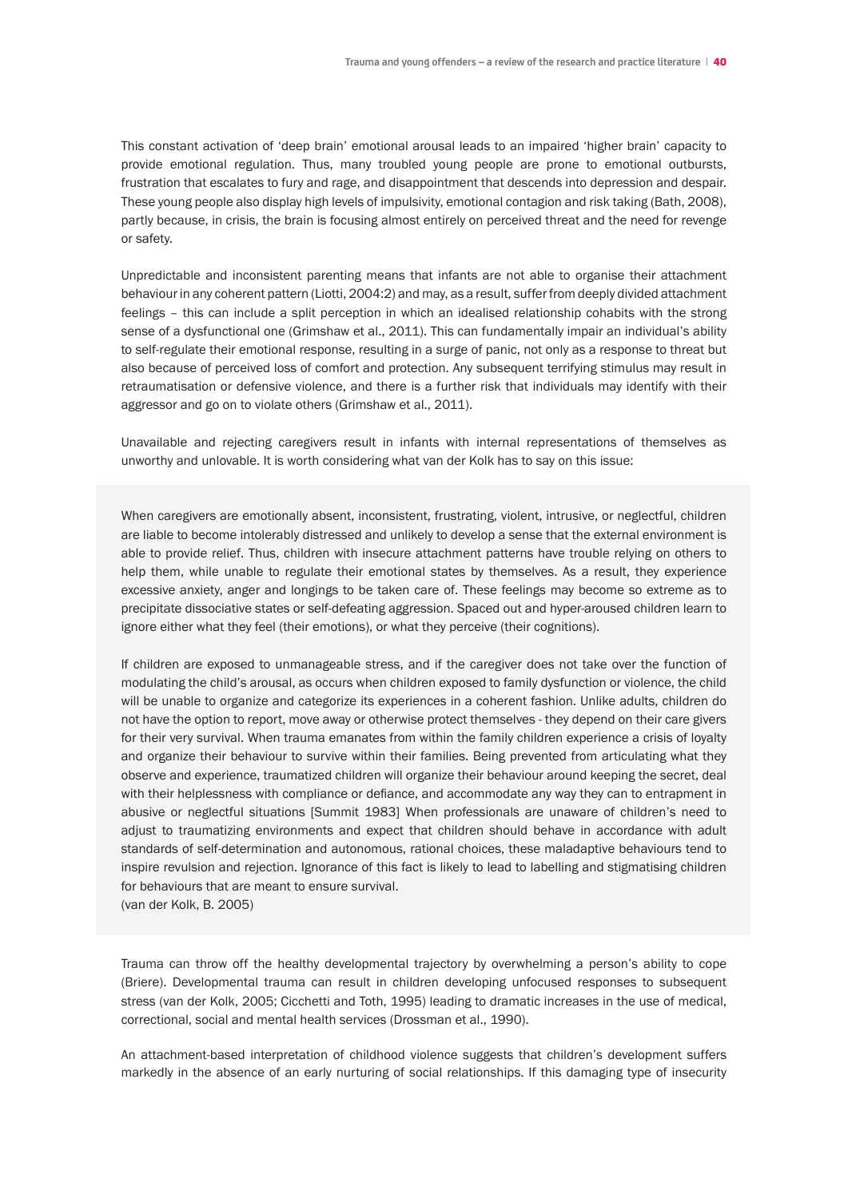This constant activation of 'deep brain' emotional arousal leads to an impaired 'higher brain' capacity to provide emotional regulation. Thus, many troubled young people are prone to emotional outbursts, frustration that escalates to fury and rage, and disappointment that descends into depression and despair. These young people also display high levels of impulsivity, emotional contagion and risk taking (Bath, 2008), partly because, in crisis, the brain is focusing almost entirely on perceived threat and the need for revenge or safety.

Unpredictable and inconsistent parenting means that infants are not able to organise their attachment behaviour in any coherent pattern (Liotti, 2004:2) and may, as a result, suffer from deeply divided attachment feelings – this can include a split perception in which an idealised relationship cohabits with the strong sense of a dysfunctional one (Grimshaw et al., 2011). This can fundamentally impair an individual's ability to self-regulate their emotional response, resulting in a surge of panic, not only as a response to threat but also because of perceived loss of comfort and protection. Any subsequent terrifying stimulus may result in retraumatisation or defensive violence, and there is a further risk that individuals may identify with their aggressor and go on to violate others (Grimshaw et al., 2011).

Unavailable and rejecting caregivers result in infants with internal representations of themselves as unworthy and unlovable. It is worth considering what van der Kolk has to say on this issue:

> When caregivers are emotionally absent, inconsistent, frustrating, violent, intrusive, or neglectful, children are liable to become intolerably distressed and unlikely to develop a sense that the external environment is able to provide relief. Thus, children with insecure attachment patterns have trouble relying on others to help them, while unable to regulate their emotional states by themselves. As a result, they experience excessive anxiety, anger and longings to be taken care of. These feelings may become so extreme as to precipitate dissociative states or self-defeating aggression. Spaced out and hyper-aroused children learn to ignore either what they feel (their emotions), or what they perceive (their cognitions).
>
> If children are exposed to unmanageable stress, and if the caregiver does not take over the function of modulating the child's arousal, as occurs when children exposed to family dysfunction or violence, the child will be unable to organize and categorize its experiences in a coherent fashion. Unlike adults, children do not have the option to report, move away or otherwise protect themselves - they depend on their care givers for their very survival. When trauma emanates from within the family children experience a crisis of loyalty and organize their behaviour to survive within their families. Being prevented from articulating what they observe and experience, traumatized children will organize their behaviour around keeping the secret, deal with their helplessness with compliance or defiance, and accommodate any way they can to entrapment in abusive or neglectful situations [Summit 1983] When professionals are unaware of children's need to adjust to traumatizing environments and expect that children should behave in accordance with adult standards of self-determination and autonomous, rational choices, these maladaptive behaviours tend to inspire revulsion and rejection. Ignorance of this fact is likely to lead to labelling and stigmatising children for behaviours that are meant to ensure survival.
> (van der Kolk, B. 2005)

Trauma can throw off the healthy developmental trajectory by overwhelming a person's ability to cope (Briere). Developmental trauma can result in children developing unfocused responses to subsequent stress (van der Kolk, 2005; Cicchetti and Toth, 1995) leading to dramatic increases in the use of medical, correctional, social and mental health services (Drossman et al., 1990).

An attachment-based interpretation of childhood violence suggests that children's development suffers markedly in the absence of an early nurturing of social relationships. If this damaging type of insecurity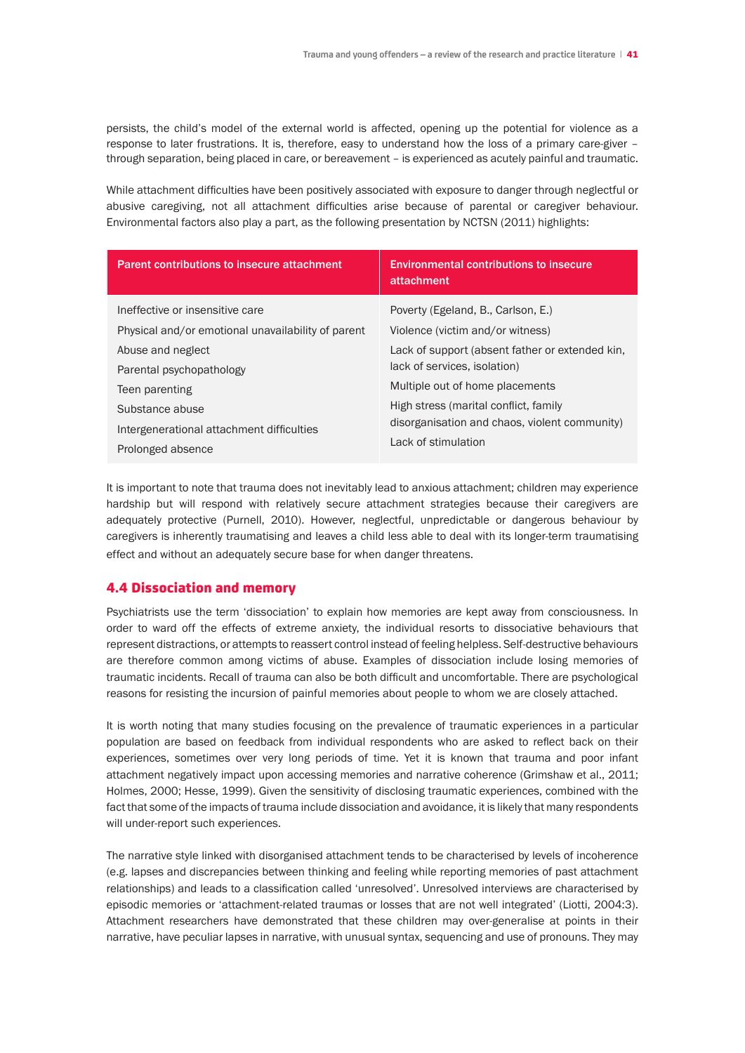persists, the child's model of the external world is affected, opening up the potential for violence as a response to later frustrations. It is, therefore, easy to understand how the loss of a primary care-giver – through separation, being placed in care, or bereavement – is experienced as acutely painful and traumatic.

While attachment difficulties have been positively associated with exposure to danger through neglectful or abusive caregiving, not all attachment difficulties arise because of parental or caregiver behaviour. Environmental factors also play a part, as the following presentation by NCTSN (2011) highlights:

| Parent contributions to insecure attachment | Environmental contributions to insecure attachment |
|---|---|
| Ineffective or insensitive care<br>Physical and/or emotional unavailability of parent<br>Abuse and neglect<br>Parental psychopathology<br>Teen parenting<br>Substance abuse<br>Intergenerational attachment difficulties<br>Prolonged absence | Poverty (Egeland, B., Carlson, E.)<br>Violence (victim and/or witness)<br>Lack of support (absent father or extended kin, lack of services, isolation)<br>Multiple out of home placements<br>High stress (marital conflict, family disorganisation and chaos, violent community)<br>Lack of stimulation |

It is important to note that trauma does not inevitably lead to anxious attachment; children may experience hardship but will respond with relatively secure attachment strategies because their caregivers are adequately protective (Purnell, 2010). However, neglectful, unpredictable or dangerous behaviour by caregivers is inherently traumatising and leaves a child less able to deal with its longer-term traumatising effect and without an adequately secure base for when danger threatens.

## 4.4 Dissociation and memory

Psychiatrists use the term 'dissociation' to explain how memories are kept away from consciousness. In order to ward off the effects of extreme anxiety, the individual resorts to dissociative behaviours that represent distractions, or attempts to reassert control instead of feeling helpless. Self-destructive behaviours are therefore common among victims of abuse. Examples of dissociation include losing memories of traumatic incidents. Recall of trauma can also be both difficult and uncomfortable. There are psychological reasons for resisting the incursion of painful memories about people to whom we are closely attached.

It is worth noting that many studies focusing on the prevalence of traumatic experiences in a particular population are based on feedback from individual respondents who are asked to reflect back on their experiences, sometimes over very long periods of time. Yet it is known that trauma and poor infant attachment negatively impact upon accessing memories and narrative coherence (Grimshaw et al., 2011; Holmes, 2000; Hesse, 1999). Given the sensitivity of disclosing traumatic experiences, combined with the fact that some of the impacts of trauma include dissociation and avoidance, it is likely that many respondents will under-report such experiences.

The narrative style linked with disorganised attachment tends to be characterised by levels of incoherence (e.g. lapses and discrepancies between thinking and feeling while reporting memories of past attachment relationships) and leads to a classification called 'unresolved'. Unresolved interviews are characterised by episodic memories or 'attachment-related traumas or losses that are not well integrated' (Liotti, 2004:3). Attachment researchers have demonstrated that these children may over-generalise at points in their narrative, have peculiar lapses in narrative, with unusual syntax, sequencing and use of pronouns. They may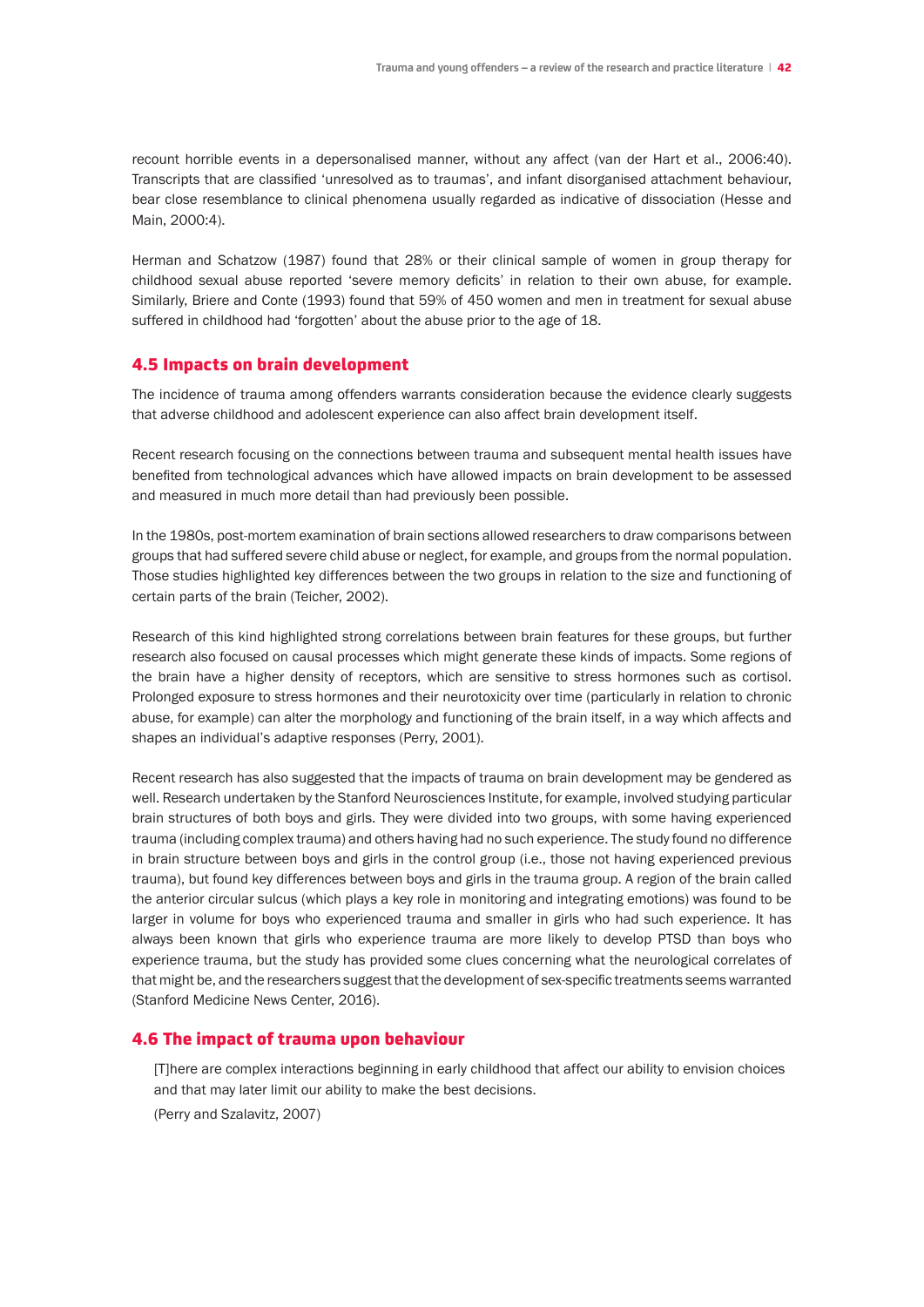recount horrible events in a depersonalised manner, without any affect (van der Hart et al., 2006:40). Transcripts that are classified 'unresolved as to traumas', and infant disorganised attachment behaviour, bear close resemblance to clinical phenomena usually regarded as indicative of dissociation (Hesse and Main, 2000:4).

Herman and Schatzow (1987) found that 28% or their clinical sample of women in group therapy for childhood sexual abuse reported 'severe memory deficits' in relation to their own abuse, for example. Similarly, Briere and Conte (1993) found that 59% of 450 women and men in treatment for sexual abuse suffered in childhood had 'forgotten' about the abuse prior to the age of 18.

## 4.5 Impacts on brain development

The incidence of trauma among offenders warrants consideration because the evidence clearly suggests that adverse childhood and adolescent experience can also affect brain development itself.

Recent research focusing on the connections between trauma and subsequent mental health issues have benefited from technological advances which have allowed impacts on brain development to be assessed and measured in much more detail than had previously been possible.

In the 1980s, post-mortem examination of brain sections allowed researchers to draw comparisons between groups that had suffered severe child abuse or neglect, for example, and groups from the normal population. Those studies highlighted key differences between the two groups in relation to the size and functioning of certain parts of the brain (Teicher, 2002).

Research of this kind highlighted strong correlations between brain features for these groups, but further research also focused on causal processes which might generate these kinds of impacts. Some regions of the brain have a higher density of receptors, which are sensitive to stress hormones such as cortisol. Prolonged exposure to stress hormones and their neurotoxicity over time (particularly in relation to chronic abuse, for example) can alter the morphology and functioning of the brain itself, in a way which affects and shapes an individual's adaptive responses (Perry, 2001).

Recent research has also suggested that the impacts of trauma on brain development may be gendered as well. Research undertaken by the Stanford Neurosciences Institute, for example, involved studying particular brain structures of both boys and girls. They were divided into two groups, with some having experienced trauma (including complex trauma) and others having had no such experience. The study found no difference in brain structure between boys and girls in the control group (i.e., those not having experienced previous trauma), but found key differences between boys and girls in the trauma group. A region of the brain called the anterior circular sulcus (which plays a key role in monitoring and integrating emotions) was found to be larger in volume for boys who experienced trauma and smaller in girls who had such experience. It has always been known that girls who experience trauma are more likely to develop PTSD than boys who experience trauma, but the study has provided some clues concerning what the neurological correlates of that might be, and the researchers suggest that the development of sex-specific treatments seems warranted (Stanford Medicine News Center, 2016).

## 4.6 The impact of trauma upon behaviour

> [T]here are complex interactions beginning in early childhood that affect our ability to envision choices and that may later limit our ability to make the best decisions.
>
> (Perry and Szalavitz, 2007)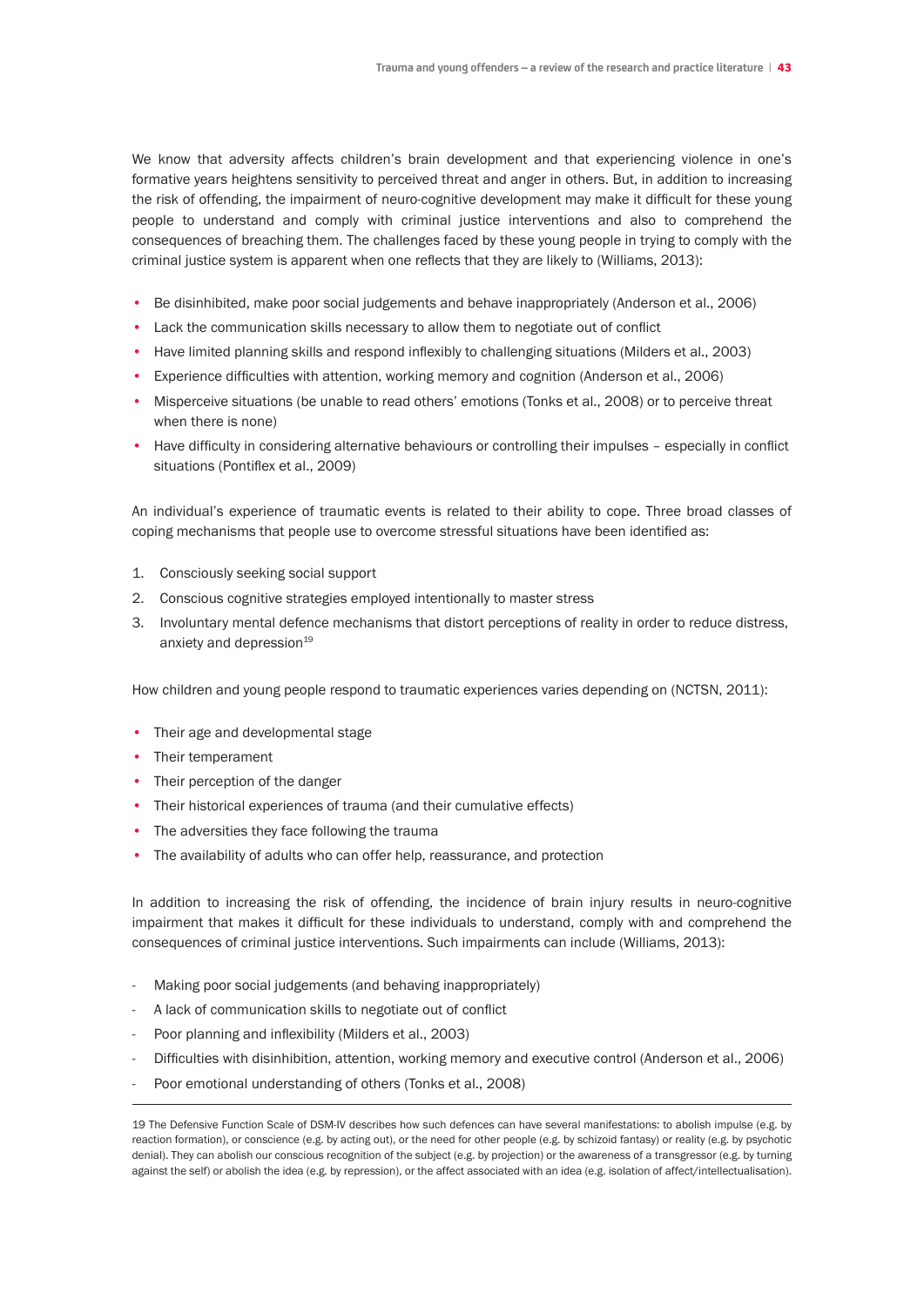We know that adversity affects children's brain development and that experiencing violence in one's formative years heightens sensitivity to perceived threat and anger in others. But, in addition to increasing the risk of offending, the impairment of neuro-cognitive development may make it difficult for these young people to understand and comply with criminal justice interventions and also to comprehend the consequences of breaching them. The challenges faced by these young people in trying to comply with the criminal justice system is apparent when one reflects that they are likely to (Williams, 2013):

- Be disinhibited, make poor social judgements and behave inappropriately (Anderson et al., 2006)
- Lack the communication skills necessary to allow them to negotiate out of conflict
- Have limited planning skills and respond inflexibly to challenging situations (Milders et al., 2003)
- Experience difficulties with attention, working memory and cognition (Anderson et al., 2006)
- Misperceive situations (be unable to read others' emotions (Tonks et al., 2008) or to perceive threat when there is none)
- Have difficulty in considering alternative behaviours or controlling their impulses – especially in conflict situations (Pontiflex et al., 2009)

An individual's experience of traumatic events is related to their ability to cope. Three broad classes of coping mechanisms that people use to overcome stressful situations have been identified as:

1. Consciously seeking social support
2. Conscious cognitive strategies employed intentionally to master stress
3. Involuntary mental defence mechanisms that distort perceptions of reality in order to reduce distress, anxiety and depression[19]

How children and young people respond to traumatic experiences varies depending on (NCTSN, 2011):

- Their age and developmental stage
- Their temperament
- Their perception of the danger
- Their historical experiences of trauma (and their cumulative effects)
- The adversities they face following the trauma
- The availability of adults who can offer help, reassurance, and protection

In addition to increasing the risk of offending, the incidence of brain injury results in neuro-cognitive impairment that makes it difficult for these individuals to understand, comply with and comprehend the consequences of criminal justice interventions. Such impairments can include (Williams, 2013):

- Making poor social judgements (and behaving inappropriately)
- A lack of communication skills to negotiate out of conflict
- Poor planning and inflexibility (Milders et al., 2003)
- Difficulties with disinhibition, attention, working memory and executive control (Anderson et al., 2006)
- Poor emotional understanding of others (Tonks et al., 2008)

---

19 The Defensive Function Scale of DSM-IV describes how such defences can have several manifestations: to abolish impulse (e.g. by reaction formation), or conscience (e.g. by acting out), or the need for other people (e.g. by schizoid fantasy) or reality (e.g. by psychotic denial). They can abolish our conscious recognition of the subject (e.g. by projection) or the awareness of a transgressor (e.g. by turning against the self) or abolish the idea (e.g. by repression), or the affect associated with an idea (e.g. isolation of affect/intellectualisation).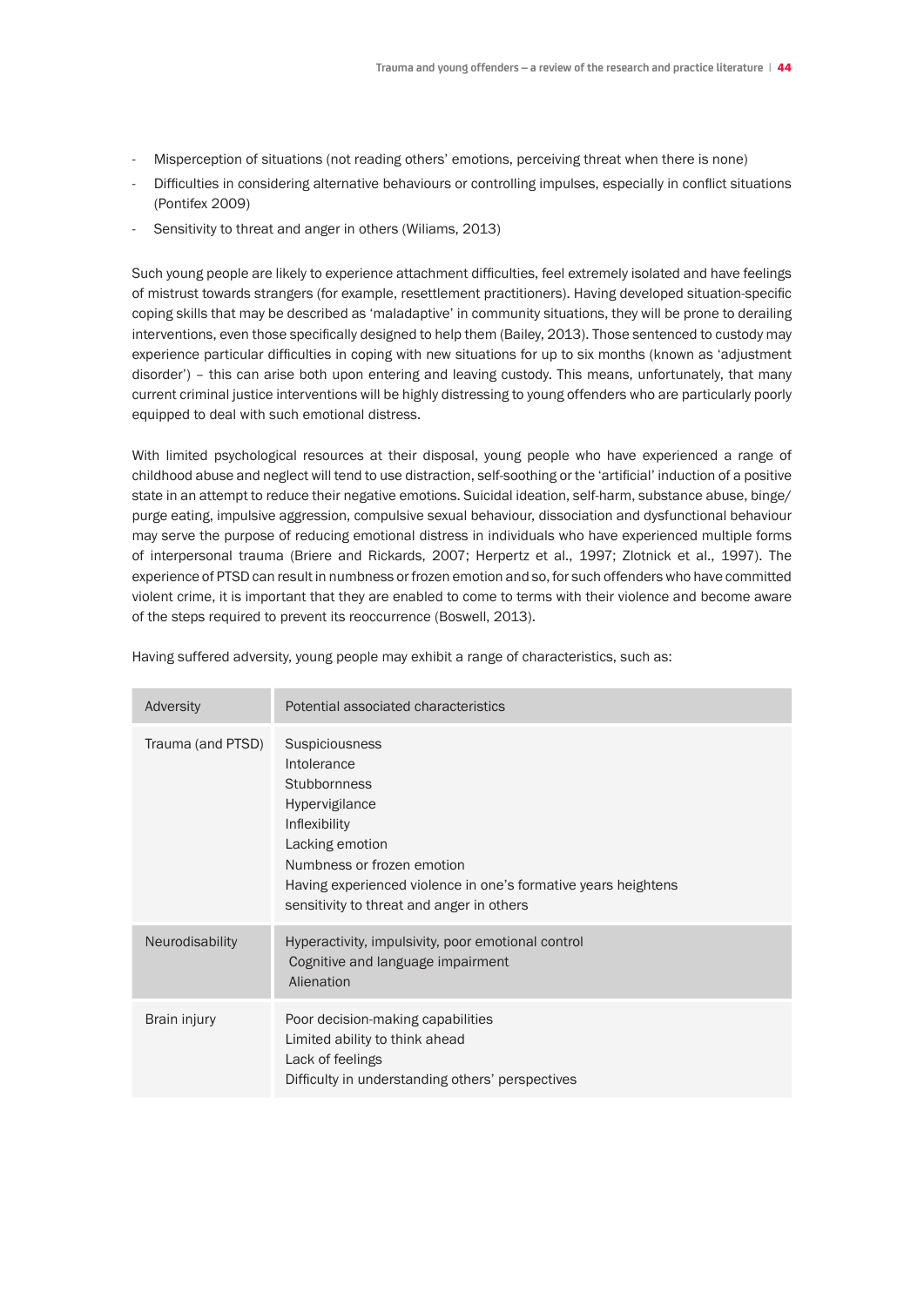- Misperception of situations (not reading others' emotions, perceiving threat when there is none)
- Difficulties in considering alternative behaviours or controlling impulses, especially in conflict situations (Pontifex 2009)
- Sensitivity to threat and anger in others (Wiliams, 2013)

Such young people are likely to experience attachment difficulties, feel extremely isolated and have feelings of mistrust towards strangers (for example, resettlement practitioners). Having developed situation-specific coping skills that may be described as 'maladaptive' in community situations, they will be prone to derailing interventions, even those specifically designed to help them (Bailey, 2013). Those sentenced to custody may experience particular difficulties in coping with new situations for up to six months (known as 'adjustment disorder') – this can arise both upon entering and leaving custody. This means, unfortunately, that many current criminal justice interventions will be highly distressing to young offenders who are particularly poorly equipped to deal with such emotional distress.

With limited psychological resources at their disposal, young people who have experienced a range of childhood abuse and neglect will tend to use distraction, self-soothing or the 'artificial' induction of a positive state in an attempt to reduce their negative emotions. Suicidal ideation, self-harm, substance abuse, binge/purge eating, impulsive aggression, compulsive sexual behaviour, dissociation and dysfunctional behaviour may serve the purpose of reducing emotional distress in individuals who have experienced multiple forms of interpersonal trauma (Briere and Rickards, 2007; Herpertz et al., 1997; Zlotnick et al., 1997). The experience of PTSD can result in numbness or frozen emotion and so, for such offenders who have committed violent crime, it is important that they are enabled to come to terms with their violence and become aware of the steps required to prevent its reoccurrence (Boswell, 2013).

Having suffered adversity, young people may exhibit a range of characteristics, such as:

| Adversity | Potential associated characteristics |
|---|---|
| Trauma (and PTSD) | Suspiciousness<br>Intolerance<br>Stubbornness<br>Hypervigilance<br>Inflexibility<br>Lacking emotion<br>Numbness or frozen emotion<br>Having experienced violence in one's formative years heightens sensitivity to threat and anger in others |
| Neurodisability | Hyperactivity, impulsivity, poor emotional control<br>Cognitive and language impairment<br>Alienation |
| Brain injury | Poor decision-making capabilities<br>Limited ability to think ahead<br>Lack of feelings<br>Difficulty in understanding others' perspectives |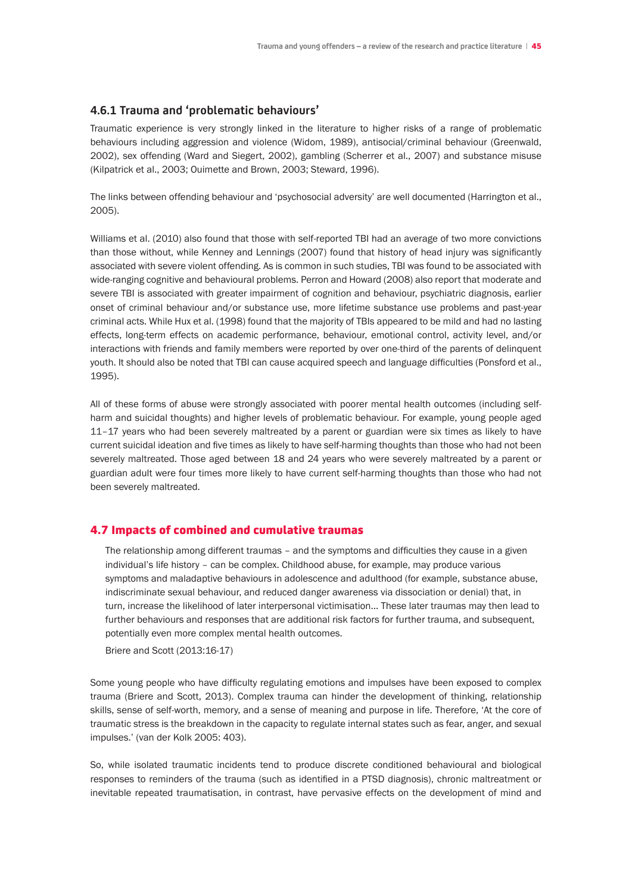### 4.6.1 Trauma and 'problematic behaviours'

Traumatic experience is very strongly linked in the literature to higher risks of a range of problematic behaviours including aggression and violence (Widom, 1989), antisocial/criminal behaviour (Greenwald, 2002), sex offending (Ward and Siegert, 2002), gambling (Scherrer et al., 2007) and substance misuse (Kilpatrick et al., 2003; Ouimette and Brown, 2003; Steward, 1996).

The links between offending behaviour and 'psychosocial adversity' are well documented (Harrington et al., 2005).

Williams et al. (2010) also found that those with self-reported TBI had an average of two more convictions than those without, while Kenney and Lennings (2007) found that history of head injury was significantly associated with severe violent offending. As is common in such studies, TBI was found to be associated with wide-ranging cognitive and behavioural problems. Perron and Howard (2008) also report that moderate and severe TBI is associated with greater impairment of cognition and behaviour, psychiatric diagnosis, earlier onset of criminal behaviour and/or substance use, more lifetime substance use problems and past-year criminal acts. While Hux et al. (1998) found that the majority of TBIs appeared to be mild and had no lasting effects, long-term effects on academic performance, behaviour, emotional control, activity level, and/or interactions with friends and family members were reported by over one-third of the parents of delinquent youth. It should also be noted that TBI can cause acquired speech and language difficulties (Ponsford et al., 1995).

All of these forms of abuse were strongly associated with poorer mental health outcomes (including self-harm and suicidal thoughts) and higher levels of problematic behaviour. For example, young people aged 11–17 years who had been severely maltreated by a parent or guardian were six times as likely to have current suicidal ideation and five times as likely to have self-harming thoughts than those who had not been severely maltreated. Those aged between 18 and 24 years who were severely maltreated by a parent or guardian adult were four times more likely to have current self-harming thoughts than those who had not been severely maltreated.

## 4.7 Impacts of combined and cumulative traumas

> The relationship among different traumas – and the symptoms and difficulties they cause in a given individual's life history – can be complex. Childhood abuse, for example, may produce various symptoms and maladaptive behaviours in adolescence and adulthood (for example, substance abuse, indiscriminate sexual behaviour, and reduced danger awareness via dissociation or denial) that, in turn, increase the likelihood of later interpersonal victimisation… These later traumas may then lead to further behaviours and responses that are additional risk factors for further trauma, and subsequent, potentially even more complex mental health outcomes.
>
> Briere and Scott (2013:16-17)

Some young people who have difficulty regulating emotions and impulses have been exposed to complex trauma (Briere and Scott, 2013). Complex trauma can hinder the development of thinking, relationship skills, sense of self-worth, memory, and a sense of meaning and purpose in life. Therefore, 'At the core of traumatic stress is the breakdown in the capacity to regulate internal states such as fear, anger, and sexual impulses.' (van der Kolk 2005: 403).

So, while isolated traumatic incidents tend to produce discrete conditioned behavioural and biological responses to reminders of the trauma (such as identified in a PTSD diagnosis), chronic maltreatment or inevitable repeated traumatisation, in contrast, have pervasive effects on the development of mind and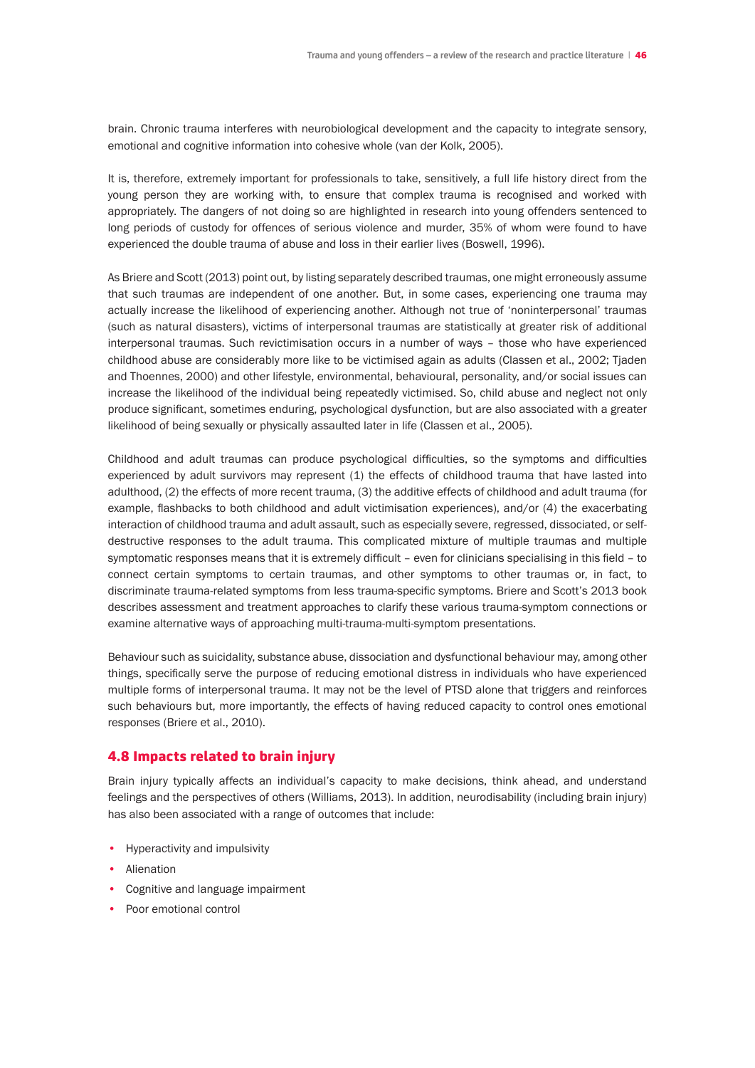brain. Chronic trauma interferes with neurobiological development and the capacity to integrate sensory, emotional and cognitive information into cohesive whole (van der Kolk, 2005).

It is, therefore, extremely important for professionals to take, sensitively, a full life history direct from the young person they are working with, to ensure that complex trauma is recognised and worked with appropriately. The dangers of not doing so are highlighted in research into young offenders sentenced to long periods of custody for offences of serious violence and murder, 35% of whom were found to have experienced the double trauma of abuse and loss in their earlier lives (Boswell, 1996).

As Briere and Scott (2013) point out, by listing separately described traumas, one might erroneously assume that such traumas are independent of one another. But, in some cases, experiencing one trauma may actually increase the likelihood of experiencing another. Although not true of 'noninterpersonal' traumas (such as natural disasters), victims of interpersonal traumas are statistically at greater risk of additional interpersonal traumas. Such revictimisation occurs in a number of ways – those who have experienced childhood abuse are considerably more like to be victimised again as adults (Classen et al., 2002; Tjaden and Thoennes, 2000) and other lifestyle, environmental, behavioural, personality, and/or social issues can increase the likelihood of the individual being repeatedly victimised. So, child abuse and neglect not only produce significant, sometimes enduring, psychological dysfunction, but are also associated with a greater likelihood of being sexually or physically assaulted later in life (Classen et al., 2005).

Childhood and adult traumas can produce psychological difficulties, so the symptoms and difficulties experienced by adult survivors may represent (1) the effects of childhood trauma that have lasted into adulthood, (2) the effects of more recent trauma, (3) the additive effects of childhood and adult trauma (for example, flashbacks to both childhood and adult victimisation experiences), and/or (4) the exacerbating interaction of childhood trauma and adult assault, such as especially severe, regressed, dissociated, or self-destructive responses to the adult trauma. This complicated mixture of multiple traumas and multiple symptomatic responses means that it is extremely difficult – even for clinicians specialising in this field – to connect certain symptoms to certain traumas, and other symptoms to other traumas or, in fact, to discriminate trauma-related symptoms from less trauma-specific symptoms. Briere and Scott's 2013 book describes assessment and treatment approaches to clarify these various trauma-symptom connections or examine alternative ways of approaching multi-trauma-multi-symptom presentations.

Behaviour such as suicidality, substance abuse, dissociation and dysfunctional behaviour may, among other things, specifically serve the purpose of reducing emotional distress in individuals who have experienced multiple forms of interpersonal trauma. It may not be the level of PTSD alone that triggers and reinforces such behaviours but, more importantly, the effects of having reduced capacity to control ones emotional responses (Briere et al., 2010).

## 4.8 Impacts related to brain injury

Brain injury typically affects an individual's capacity to make decisions, think ahead, and understand feelings and the perspectives of others (Williams, 2013). In addition, neurodisability (including brain injury) has also been associated with a range of outcomes that include:

- Hyperactivity and impulsivity
- Alienation
- Cognitive and language impairment
- Poor emotional control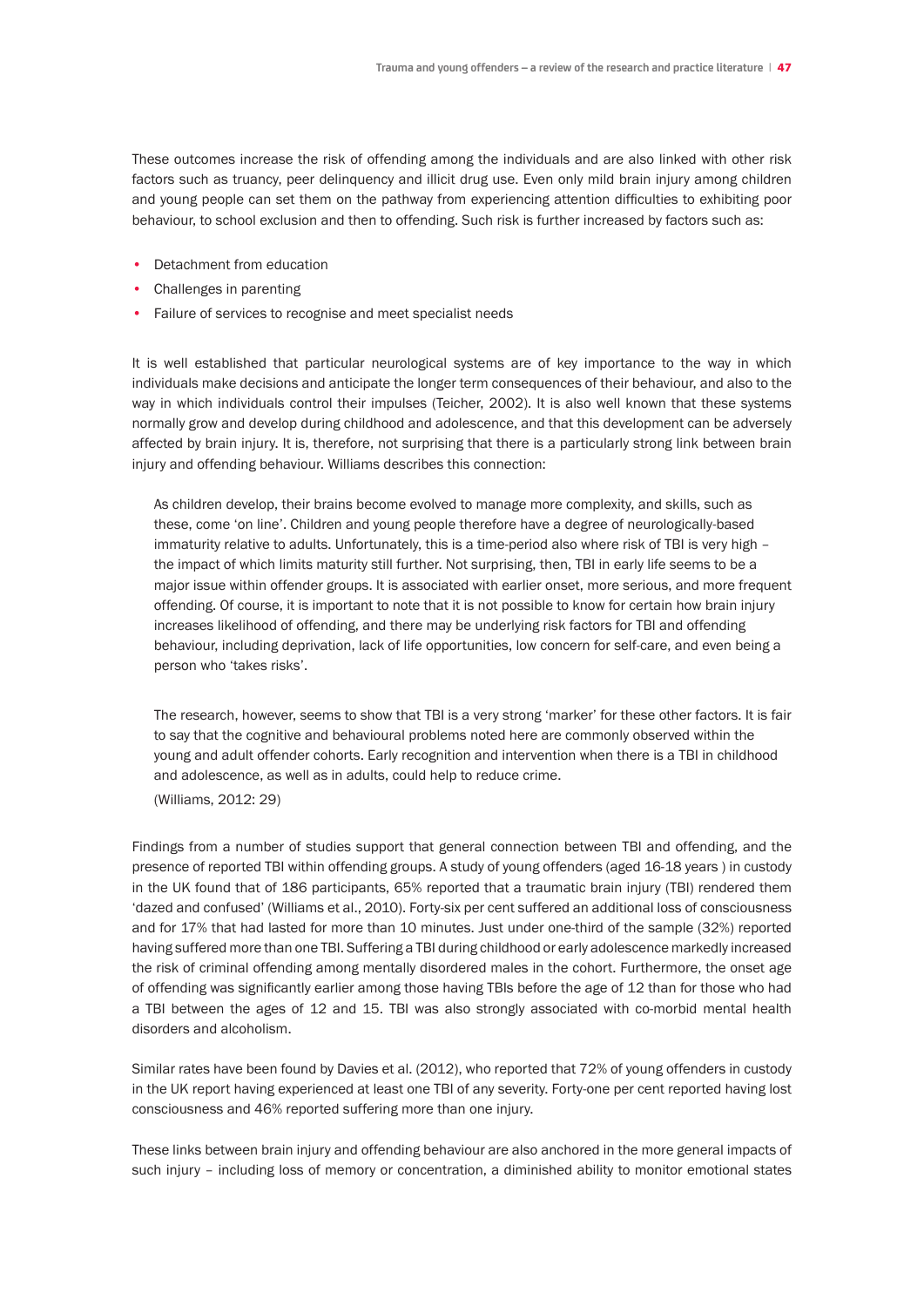These outcomes increase the risk of offending among the individuals and are also linked with other risk factors such as truancy, peer delinquency and illicit drug use. Even only mild brain injury among children and young people can set them on the pathway from experiencing attention difficulties to exhibiting poor behaviour, to school exclusion and then to offending. Such risk is further increased by factors such as:

- Detachment from education
- Challenges in parenting
- Failure of services to recognise and meet specialist needs

It is well established that particular neurological systems are of key importance to the way in which individuals make decisions and anticipate the longer term consequences of their behaviour, and also to the way in which individuals control their impulses (Teicher, 2002). It is also well known that these systems normally grow and develop during childhood and adolescence, and that this development can be adversely affected by brain injury. It is, therefore, not surprising that there is a particularly strong link between brain injury and offending behaviour. Williams describes this connection:

> As children develop, their brains become evolved to manage more complexity, and skills, such as these, come 'on line'. Children and young people therefore have a degree of neurologically-based immaturity relative to adults. Unfortunately, this is a time-period also where risk of TBI is very high – the impact of which limits maturity still further. Not surprising, then, TBI in early life seems to be a major issue within offender groups. It is associated with earlier onset, more serious, and more frequent offending. Of course, it is important to note that it is not possible to know for certain how brain injury increases likelihood of offending, and there may be underlying risk factors for TBI and offending behaviour, including deprivation, lack of life opportunities, low concern for self-care, and even being a person who 'takes risks'.
>
> The research, however, seems to show that TBI is a very strong 'marker' for these other factors. It is fair to say that the cognitive and behavioural problems noted here are commonly observed within the young and adult offender cohorts. Early recognition and intervention when there is a TBI in childhood and adolescence, as well as in adults, could help to reduce crime.
>
> (Williams, 2012: 29)

Findings from a number of studies support that general connection between TBI and offending, and the presence of reported TBI within offending groups. A study of young offenders (aged 16-18 years ) in custody in the UK found that of 186 participants, 65% reported that a traumatic brain injury (TBI) rendered them 'dazed and confused' (Williams et al., 2010). Forty-six per cent suffered an additional loss of consciousness and for 17% that had lasted for more than 10 minutes. Just under one-third of the sample (32%) reported having suffered more than one TBI. Suffering a TBI during childhood or early adolescence markedly increased the risk of criminal offending among mentally disordered males in the cohort. Furthermore, the onset age of offending was significantly earlier among those having TBIs before the age of 12 than for those who had a TBI between the ages of 12 and 15. TBI was also strongly associated with co-morbid mental health disorders and alcoholism.

Similar rates have been found by Davies et al. (2012), who reported that 72% of young offenders in custody in the UK report having experienced at least one TBI of any severity. Forty-one per cent reported having lost consciousness and 46% reported suffering more than one injury.

These links between brain injury and offending behaviour are also anchored in the more general impacts of such injury – including loss of memory or concentration, a diminished ability to monitor emotional states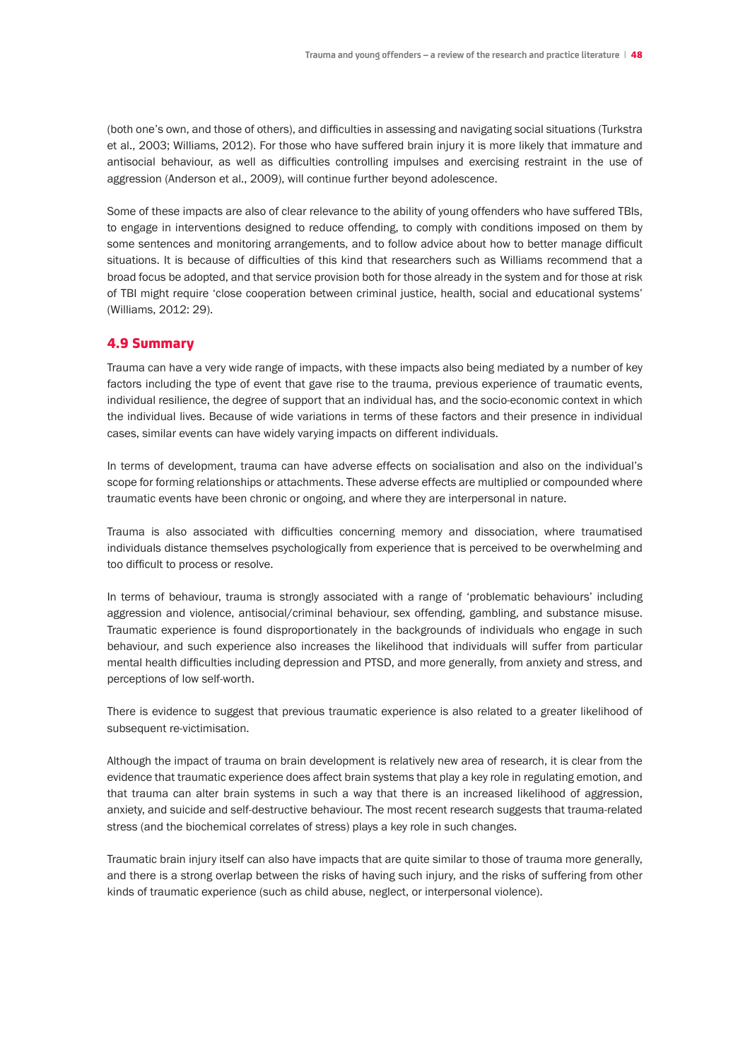(both one's own, and those of others), and difficulties in assessing and navigating social situations (Turkstra et al., 2003; Williams, 2012). For those who have suffered brain injury it is more likely that immature and antisocial behaviour, as well as difficulties controlling impulses and exercising restraint in the use of aggression (Anderson et al., 2009), will continue further beyond adolescence.

Some of these impacts are also of clear relevance to the ability of young offenders who have suffered TBIs, to engage in interventions designed to reduce offending, to comply with conditions imposed on them by some sentences and monitoring arrangements, and to follow advice about how to better manage difficult situations. It is because of difficulties of this kind that researchers such as Williams recommend that a broad focus be adopted, and that service provision both for those already in the system and for those at risk of TBI might require 'close cooperation between criminal justice, health, social and educational systems' (Williams, 2012: 29).

## 4.9 Summary

Trauma can have a very wide range of impacts, with these impacts also being mediated by a number of key factors including the type of event that gave rise to the trauma, previous experience of traumatic events, individual resilience, the degree of support that an individual has, and the socio-economic context in which the individual lives. Because of wide variations in terms of these factors and their presence in individual cases, similar events can have widely varying impacts on different individuals.

In terms of development, trauma can have adverse effects on socialisation and also on the individual's scope for forming relationships or attachments. These adverse effects are multiplied or compounded where traumatic events have been chronic or ongoing, and where they are interpersonal in nature.

Trauma is also associated with difficulties concerning memory and dissociation, where traumatised individuals distance themselves psychologically from experience that is perceived to be overwhelming and too difficult to process or resolve.

In terms of behaviour, trauma is strongly associated with a range of 'problematic behaviours' including aggression and violence, antisocial/criminal behaviour, sex offending, gambling, and substance misuse. Traumatic experience is found disproportionately in the backgrounds of individuals who engage in such behaviour, and such experience also increases the likelihood that individuals will suffer from particular mental health difficulties including depression and PTSD, and more generally, from anxiety and stress, and perceptions of low self-worth.

There is evidence to suggest that previous traumatic experience is also related to a greater likelihood of subsequent re-victimisation.

Although the impact of trauma on brain development is relatively new area of research, it is clear from the evidence that traumatic experience does affect brain systems that play a key role in regulating emotion, and that trauma can alter brain systems in such a way that there is an increased likelihood of aggression, anxiety, and suicide and self-destructive behaviour. The most recent research suggests that trauma-related stress (and the biochemical correlates of stress) plays a key role in such changes.

Traumatic brain injury itself can also have impacts that are quite similar to those of trauma more generally, and there is a strong overlap between the risks of having such injury, and the risks of suffering from other kinds of traumatic experience (such as child abuse, neglect, or interpersonal violence).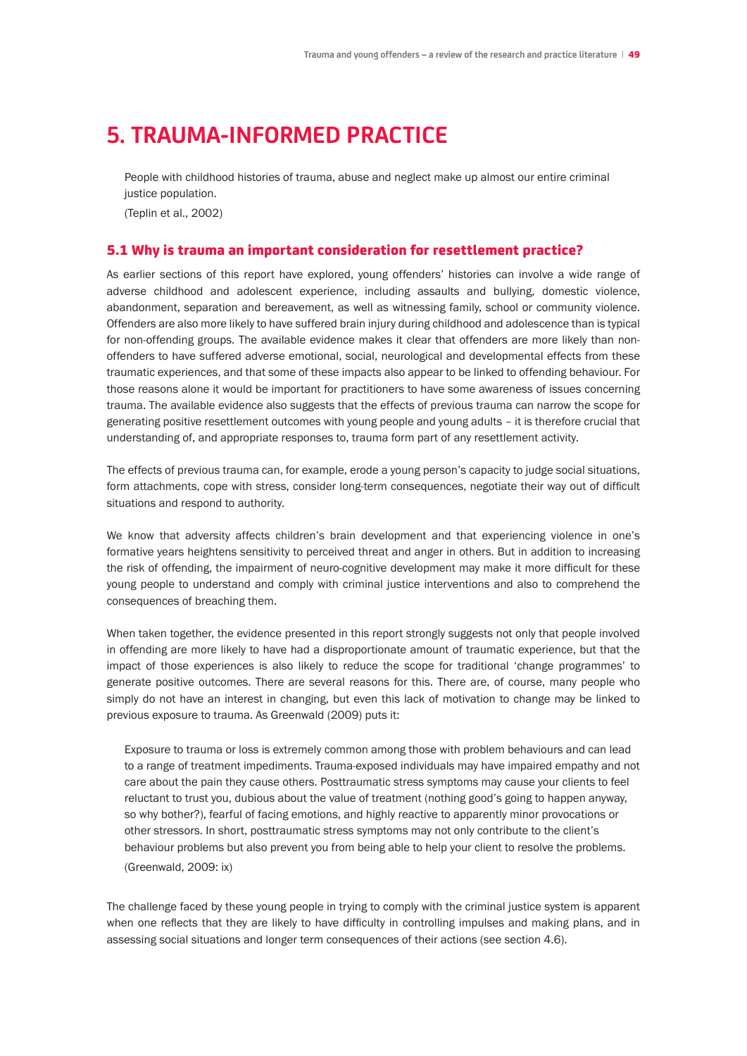# 5. TRAUMA-INFORMED PRACTICE

> People with childhood histories of trauma, abuse and neglect make up almost our entire criminal justice population.
>
> (Teplin et al., 2002)

## 5.1 Why is trauma an important consideration for resettlement practice?

As earlier sections of this report have explored, young offenders' histories can involve a wide range of adverse childhood and adolescent experience, including assaults and bullying, domestic violence, abandonment, separation and bereavement, as well as witnessing family, school or community violence. Offenders are also more likely to have suffered brain injury during childhood and adolescence than is typical for non-offending groups. The available evidence makes it clear that offenders are more likely than non-offenders to have suffered adverse emotional, social, neurological and developmental effects from these traumatic experiences, and that some of these impacts also appear to be linked to offending behaviour. For those reasons alone it would be important for practitioners to have some awareness of issues concerning trauma. The available evidence also suggests that the effects of previous trauma can narrow the scope for generating positive resettlement outcomes with young people and young adults – it is therefore crucial that understanding of, and appropriate responses to, trauma form part of any resettlement activity.

The effects of previous trauma can, for example, erode a young person's capacity to judge social situations, form attachments, cope with stress, consider long-term consequences, negotiate their way out of difficult situations and respond to authority.

We know that adversity affects children's brain development and that experiencing violence in one's formative years heightens sensitivity to perceived threat and anger in others. But in addition to increasing the risk of offending, the impairment of neuro-cognitive development may make it more difficult for these young people to understand and comply with criminal justice interventions and also to comprehend the consequences of breaching them.

When taken together, the evidence presented in this report strongly suggests not only that people involved in offending are more likely to have had a disproportionate amount of traumatic experience, but that the impact of those experiences is also likely to reduce the scope for traditional 'change programmes' to generate positive outcomes. There are several reasons for this. There are, of course, many people who simply do not have an interest in changing, but even this lack of motivation to change may be linked to previous exposure to trauma. As Greenwald (2009) puts it:

> Exposure to trauma or loss is extremely common among those with problem behaviours and can lead to a range of treatment impediments. Trauma-exposed individuals may have impaired empathy and not care about the pain they cause others. Posttraumatic stress symptoms may cause your clients to feel reluctant to trust you, dubious about the value of treatment (nothing good's going to happen anyway, so why bother?), fearful of facing emotions, and highly reactive to apparently minor provocations or other stressors. In short, posttraumatic stress symptoms may not only contribute to the client's behaviour problems but also prevent you from being able to help your client to resolve the problems.
>
> (Greenwald, 2009: ix)

The challenge faced by these young people in trying to comply with the criminal justice system is apparent when one reflects that they are likely to have difficulty in controlling impulses and making plans, and in assessing social situations and longer term consequences of their actions (see section 4.6).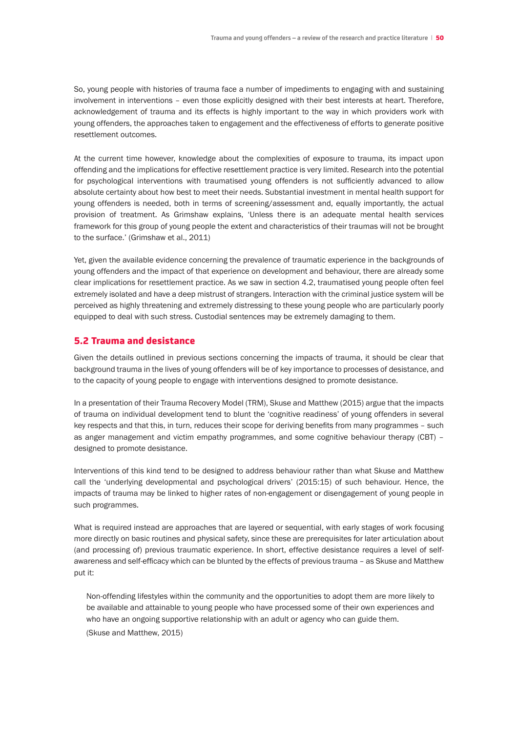So, young people with histories of trauma face a number of impediments to engaging with and sustaining involvement in interventions – even those explicitly designed with their best interests at heart. Therefore, acknowledgement of trauma and its effects is highly important to the way in which providers work with young offenders, the approaches taken to engagement and the effectiveness of efforts to generate positive resettlement outcomes.

At the current time however, knowledge about the complexities of exposure to trauma, its impact upon offending and the implications for effective resettlement practice is very limited. Research into the potential for psychological interventions with traumatised young offenders is not sufficiently advanced to allow absolute certainty about how best to meet their needs. Substantial investment in mental health support for young offenders is needed, both in terms of screening/assessment and, equally importantly, the actual provision of treatment. As Grimshaw explains, 'Unless there is an adequate mental health services framework for this group of young people the extent and characteristics of their traumas will not be brought to the surface.' (Grimshaw et al., 2011)

Yet, given the available evidence concerning the prevalence of traumatic experience in the backgrounds of young offenders and the impact of that experience on development and behaviour, there are already some clear implications for resettlement practice. As we saw in section 4.2, traumatised young people often feel extremely isolated and have a deep mistrust of strangers. Interaction with the criminal justice system will be perceived as highly threatening and extremely distressing to these young people who are particularly poorly equipped to deal with such stress. Custodial sentences may be extremely damaging to them.

## 5.2 Trauma and desistance

Given the details outlined in previous sections concerning the impacts of trauma, it should be clear that background trauma in the lives of young offenders will be of key importance to processes of desistance, and to the capacity of young people to engage with interventions designed to promote desistance.

In a presentation of their Trauma Recovery Model (TRM), Skuse and Matthew (2015) argue that the impacts of trauma on individual development tend to blunt the 'cognitive readiness' of young offenders in several key respects and that this, in turn, reduces their scope for deriving benefits from many programmes – such as anger management and victim empathy programmes, and some cognitive behaviour therapy (CBT) – designed to promote desistance.

Interventions of this kind tend to be designed to address behaviour rather than what Skuse and Matthew call the 'underlying developmental and psychological drivers' (2015:15) of such behaviour. Hence, the impacts of trauma may be linked to higher rates of non-engagement or disengagement of young people in such programmes.

What is required instead are approaches that are layered or sequential, with early stages of work focusing more directly on basic routines and physical safety, since these are prerequisites for later articulation about (and processing of) previous traumatic experience. In short, effective desistance requires a level of self-awareness and self-efficacy which can be blunted by the effects of previous trauma – as Skuse and Matthew put it:

> Non-offending lifestyles within the community and the opportunities to adopt them are more likely to be available and attainable to young people who have processed some of their own experiences and who have an ongoing supportive relationship with an adult or agency who can guide them.
>
> (Skuse and Matthew, 2015)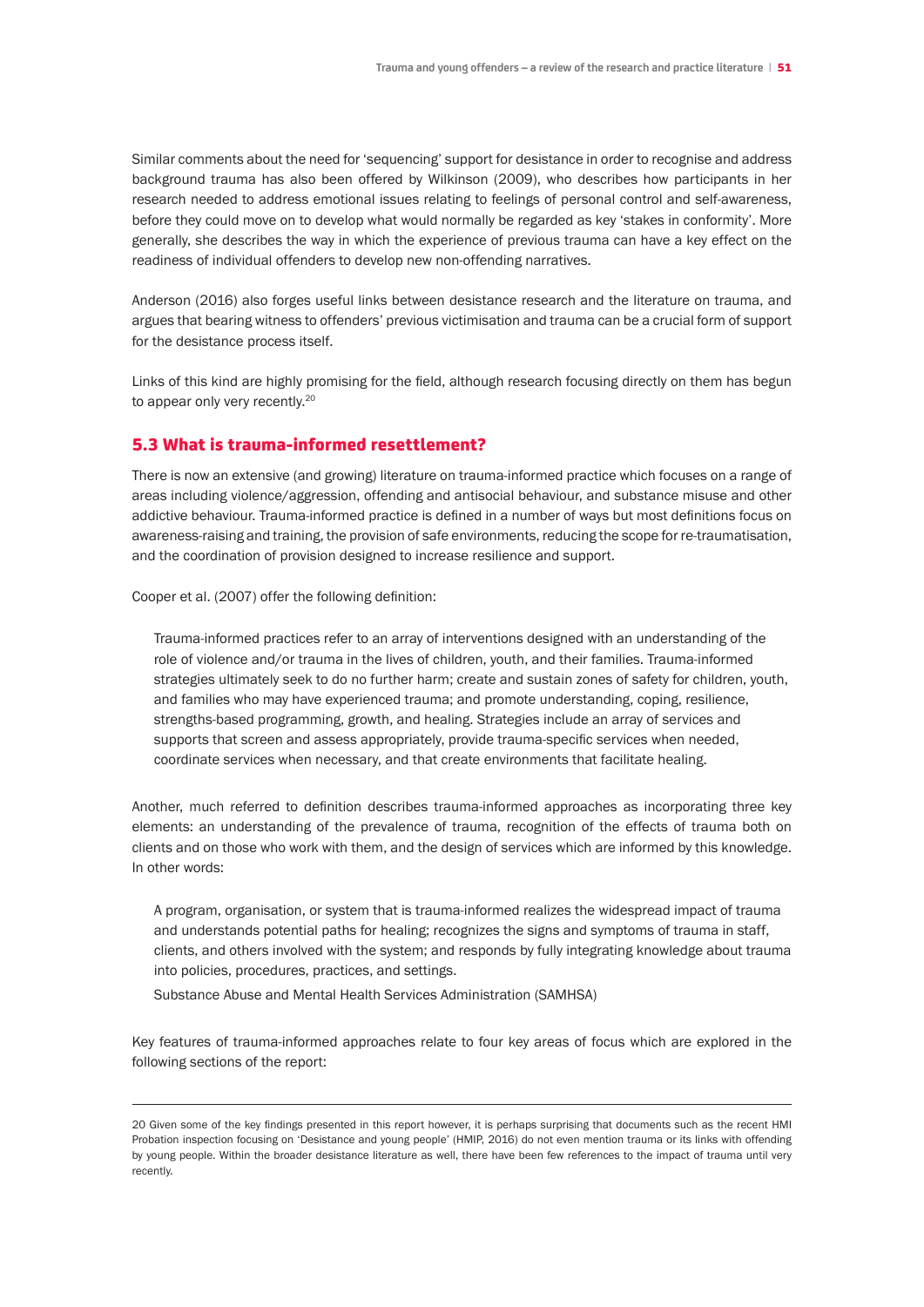Similar comments about the need for 'sequencing' support for desistance in order to recognise and address background trauma has also been offered by Wilkinson (2009), who describes how participants in her research needed to address emotional issues relating to feelings of personal control and self-awareness, before they could move on to develop what would normally be regarded as key 'stakes in conformity'. More generally, she describes the way in which the experience of previous trauma can have a key effect on the readiness of individual offenders to develop new non-offending narratives.

Anderson (2016) also forges useful links between desistance research and the literature on trauma, and argues that bearing witness to offenders' previous victimisation and trauma can be a crucial form of support for the desistance process itself.

Links of this kind are highly promising for the field, although research focusing directly on them has begun to appear only very recently.[20]

## 5.3 What is trauma-informed resettlement?

There is now an extensive (and growing) literature on trauma-informed practice which focuses on a range of areas including violence/aggression, offending and antisocial behaviour, and substance misuse and other addictive behaviour. Trauma-informed practice is defined in a number of ways but most definitions focus on awareness-raising and training, the provision of safe environments, reducing the scope for re-traumatisation, and the coordination of provision designed to increase resilience and support.

Cooper et al. (2007) offer the following definition:

> Trauma-informed practices refer to an array of interventions designed with an understanding of the role of violence and/or trauma in the lives of children, youth, and their families. Trauma-informed strategies ultimately seek to do no further harm; create and sustain zones of safety for children, youth, and families who may have experienced trauma; and promote understanding, coping, resilience, strengths-based programming, growth, and healing. Strategies include an array of services and supports that screen and assess appropriately, provide trauma-specific services when needed, coordinate services when necessary, and that create environments that facilitate healing.

Another, much referred to definition describes trauma-informed approaches as incorporating three key elements: an understanding of the prevalence of trauma, recognition of the effects of trauma both on clients and on those who work with them, and the design of services which are informed by this knowledge. In other words:

> A program, organisation, or system that is trauma-informed realizes the widespread impact of trauma and understands potential paths for healing; recognizes the signs and symptoms of trauma in staff, clients, and others involved with the system; and responds by fully integrating knowledge about trauma into policies, procedures, practices, and settings.
>
> Substance Abuse and Mental Health Services Administration (SAMHSA)

Key features of trauma-informed approaches relate to four key areas of focus which are explored in the following sections of the report:

---

20 Given some of the key findings presented in this report however, it is perhaps surprising that documents such as the recent HMI Probation inspection focusing on 'Desistance and young people' (HMIP, 2016) do not even mention trauma or its links with offending by young people. Within the broader desistance literature as well, there have been few references to the impact of trauma until very recently.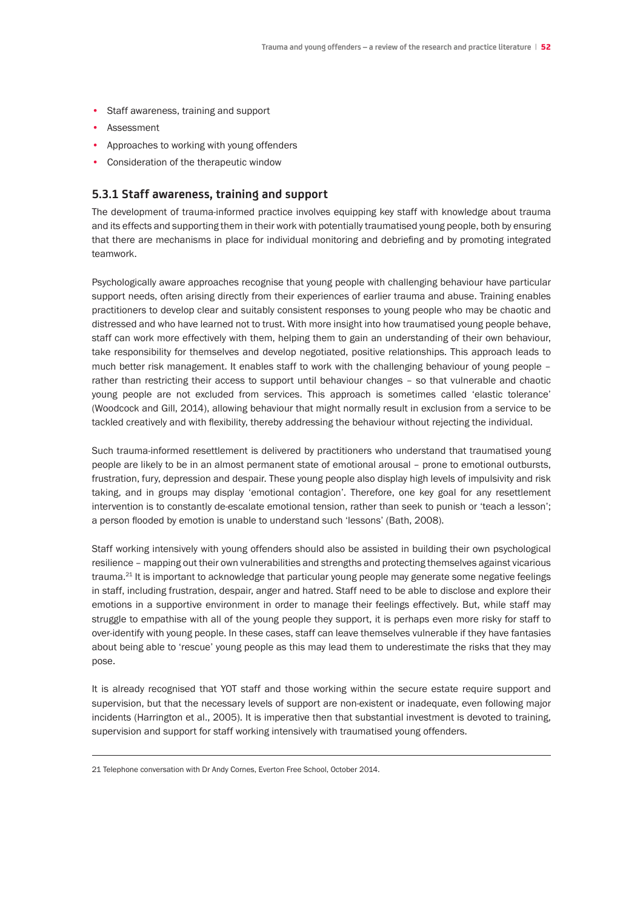- Staff awareness, training and support
- Assessment
- Approaches to working with young offenders
- Consideration of the therapeutic window

### 5.3.1 Staff awareness, training and support

The development of trauma-informed practice involves equipping key staff with knowledge about trauma and its effects and supporting them in their work with potentially traumatised young people, both by ensuring that there are mechanisms in place for individual monitoring and debriefing and by promoting integrated teamwork.

Psychologically aware approaches recognise that young people with challenging behaviour have particular support needs, often arising directly from their experiences of earlier trauma and abuse. Training enables practitioners to develop clear and suitably consistent responses to young people who may be chaotic and distressed and who have learned not to trust. With more insight into how traumatised young people behave, staff can work more effectively with them, helping them to gain an understanding of their own behaviour, take responsibility for themselves and develop negotiated, positive relationships. This approach leads to much better risk management. It enables staff to work with the challenging behaviour of young people – rather than restricting their access to support until behaviour changes – so that vulnerable and chaotic young people are not excluded from services. This approach is sometimes called 'elastic tolerance' (Woodcock and Gill, 2014), allowing behaviour that might normally result in exclusion from a service to be tackled creatively and with flexibility, thereby addressing the behaviour without rejecting the individual.

Such trauma-informed resettlement is delivered by practitioners who understand that traumatised young people are likely to be in an almost permanent state of emotional arousal – prone to emotional outbursts, frustration, fury, depression and despair. These young people also display high levels of impulsivity and risk taking, and in groups may display 'emotional contagion'. Therefore, one key goal for any resettlement intervention is to constantly de-escalate emotional tension, rather than seek to punish or 'teach a lesson'; a person flooded by emotion is unable to understand such 'lessons' (Bath, 2008).

Staff working intensively with young offenders should also be assisted in building their own psychological resilience – mapping out their own vulnerabilities and strengths and protecting themselves against vicarious trauma.[21] It is important to acknowledge that particular young people may generate some negative feelings in staff, including frustration, despair, anger and hatred. Staff need to be able to disclose and explore their emotions in a supportive environment in order to manage their feelings effectively. But, while staff may struggle to empathise with all of the young people they support, it is perhaps even more risky for staff to over-identify with young people. In these cases, staff can leave themselves vulnerable if they have fantasies about being able to 'rescue' young people as this may lead them to underestimate the risks that they may pose.

It is already recognised that YOT staff and those working within the secure estate require support and supervision, but that the necessary levels of support are non-existent or inadequate, even following major incidents (Harrington et al., 2005). It is imperative then that substantial investment is devoted to training, supervision and support for staff working intensively with traumatised young offenders.

---

21 Telephone conversation with Dr Andy Cornes, Everton Free School, October 2014.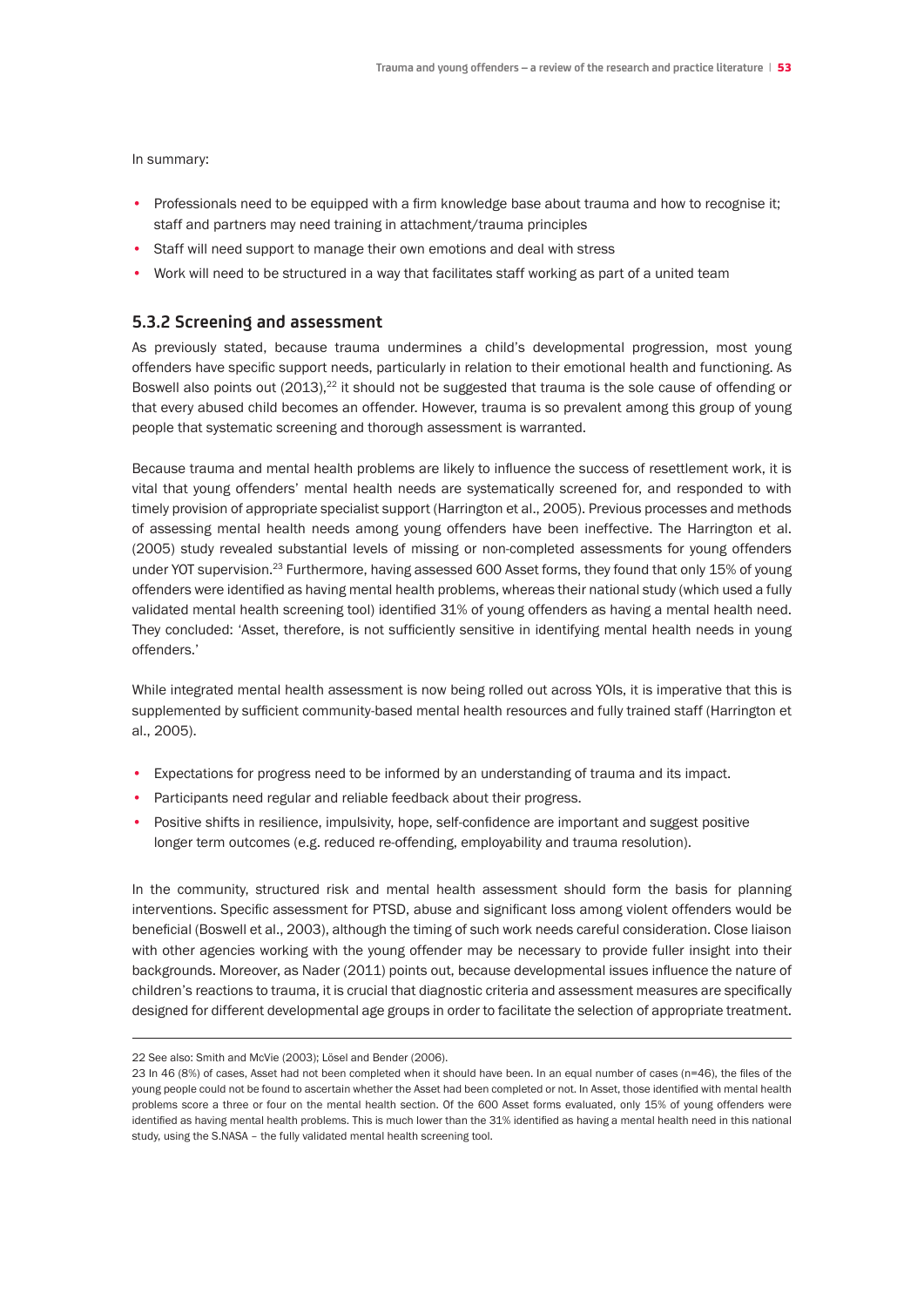In summary:

- Professionals need to be equipped with a firm knowledge base about trauma and how to recognise it; staff and partners may need training in attachment/trauma principles
- Staff will need support to manage their own emotions and deal with stress
- Work will need to be structured in a way that facilitates staff working as part of a united team

### 5.3.2 Screening and assessment

As previously stated, because trauma undermines a child's developmental progression, most young offenders have specific support needs, particularly in relation to their emotional health and functioning. As Boswell also points out (2013),[22] it should not be suggested that trauma is the sole cause of offending or that every abused child becomes an offender. However, trauma is so prevalent among this group of young people that systematic screening and thorough assessment is warranted.

Because trauma and mental health problems are likely to influence the success of resettlement work, it is vital that young offenders' mental health needs are systematically screened for, and responded to with timely provision of appropriate specialist support (Harrington et al., 2005). Previous processes and methods of assessing mental health needs among young offenders have been ineffective. The Harrington et al. (2005) study revealed substantial levels of missing or non-completed assessments for young offenders under YOT supervision.[23] Furthermore, having assessed 600 Asset forms, they found that only 15% of young offenders were identified as having mental health problems, whereas their national study (which used a fully validated mental health screening tool) identified 31% of young offenders as having a mental health need. They concluded: 'Asset, therefore, is not sufficiently sensitive in identifying mental health needs in young offenders.'

While integrated mental health assessment is now being rolled out across YOIs, it is imperative that this is supplemented by sufficient community-based mental health resources and fully trained staff (Harrington et al., 2005).

- Expectations for progress need to be informed by an understanding of trauma and its impact.
- Participants need regular and reliable feedback about their progress.
- Positive shifts in resilience, impulsivity, hope, self-confidence are important and suggest positive longer term outcomes (e.g. reduced re-offending, employability and trauma resolution).

In the community, structured risk and mental health assessment should form the basis for planning interventions. Specific assessment for PTSD, abuse and significant loss among violent offenders would be beneficial (Boswell et al., 2003), although the timing of such work needs careful consideration. Close liaison with other agencies working with the young offender may be necessary to provide fuller insight into their backgrounds. Moreover, as Nader (2011) points out, because developmental issues influence the nature of children's reactions to trauma, it is crucial that diagnostic criteria and assessment measures are specifically designed for different developmental age groups in order to facilitate the selection of appropriate treatment.

---

22 See also: Smith and McVie (2003); Lösel and Bender (2006).

23 In 46 (8%) of cases, Asset had not been completed when it should have been. In an equal number of cases (n=46), the files of the young people could not be found to ascertain whether the Asset had been completed or not. In Asset, those identified with mental health problems score a three or four on the mental health section. Of the 600 Asset forms evaluated, only 15% of young offenders were identified as having mental health problems. This is much lower than the 31% identified as having a mental health need in this national study, using the S.NASA – the fully validated mental health screening tool.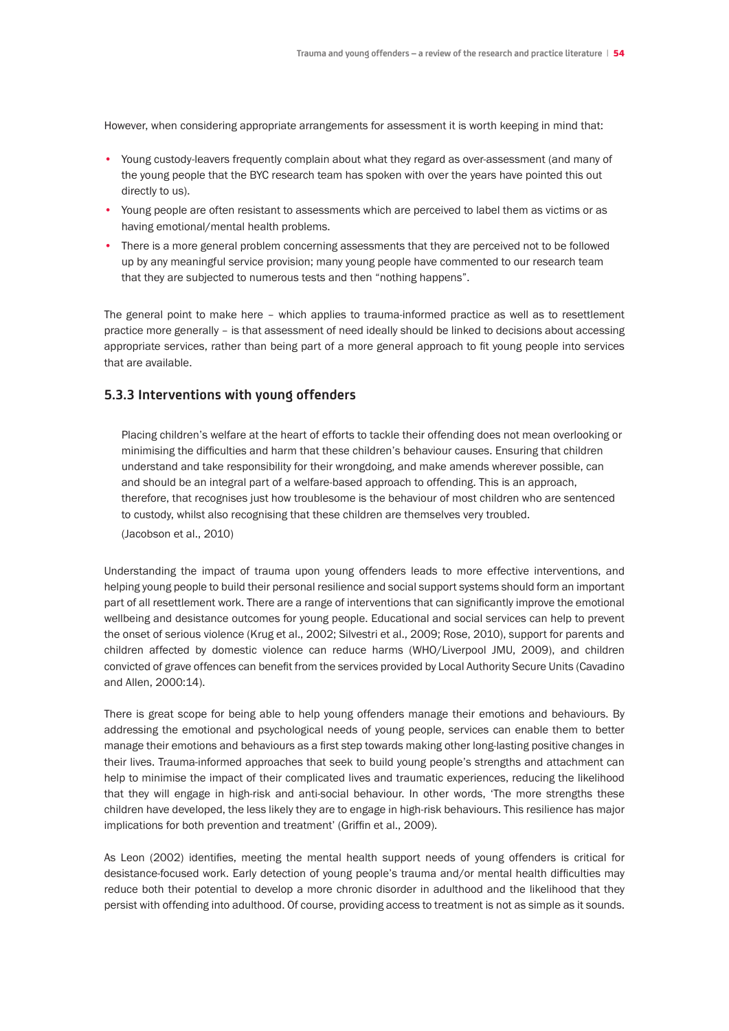However, when considering appropriate arrangements for assessment it is worth keeping in mind that:

- Young custody-leavers frequently complain about what they regard as over-assessment (and many of the young people that the BYC research team has spoken with over the years have pointed this out directly to us).
- Young people are often resistant to assessments which are perceived to label them as victims or as having emotional/mental health problems.
- There is a more general problem concerning assessments that they are perceived not to be followed up by any meaningful service provision; many young people have commented to our research team that they are subjected to numerous tests and then "nothing happens".

The general point to make here – which applies to trauma-informed practice as well as to resettlement practice more generally – is that assessment of need ideally should be linked to decisions about accessing appropriate services, rather than being part of a more general approach to fit young people into services that are available.

### 5.3.3 Interventions with young offenders

> Placing children's welfare at the heart of efforts to tackle their offending does not mean overlooking or minimising the difficulties and harm that these children's behaviour causes. Ensuring that children understand and take responsibility for their wrongdoing, and make amends wherever possible, can and should be an integral part of a welfare-based approach to offending. This is an approach, therefore, that recognises just how troublesome is the behaviour of most children who are sentenced to custody, whilst also recognising that these children are themselves very troubled.
>
> (Jacobson et al., 2010)

Understanding the impact of trauma upon young offenders leads to more effective interventions, and helping young people to build their personal resilience and social support systems should form an important part of all resettlement work. There are a range of interventions that can significantly improve the emotional wellbeing and desistance outcomes for young people. Educational and social services can help to prevent the onset of serious violence (Krug et al., 2002; Silvestri et al., 2009; Rose, 2010), support for parents and children affected by domestic violence can reduce harms (WHO/Liverpool JMU, 2009), and children convicted of grave offences can benefit from the services provided by Local Authority Secure Units (Cavadino and Allen, 2000:14).

There is great scope for being able to help young offenders manage their emotions and behaviours. By addressing the emotional and psychological needs of young people, services can enable them to better manage their emotions and behaviours as a first step towards making other long-lasting positive changes in their lives. Trauma-informed approaches that seek to build young people's strengths and attachment can help to minimise the impact of their complicated lives and traumatic experiences, reducing the likelihood that they will engage in high-risk and anti-social behaviour. In other words, 'The more strengths these children have developed, the less likely they are to engage in high-risk behaviours. This resilience has major implications for both prevention and treatment' (Griffin et al., 2009).

As Leon (2002) identifies, meeting the mental health support needs of young offenders is critical for desistance-focused work. Early detection of young people's trauma and/or mental health difficulties may reduce both their potential to develop a more chronic disorder in adulthood and the likelihood that they persist with offending into adulthood. Of course, providing access to treatment is not as simple as it sounds.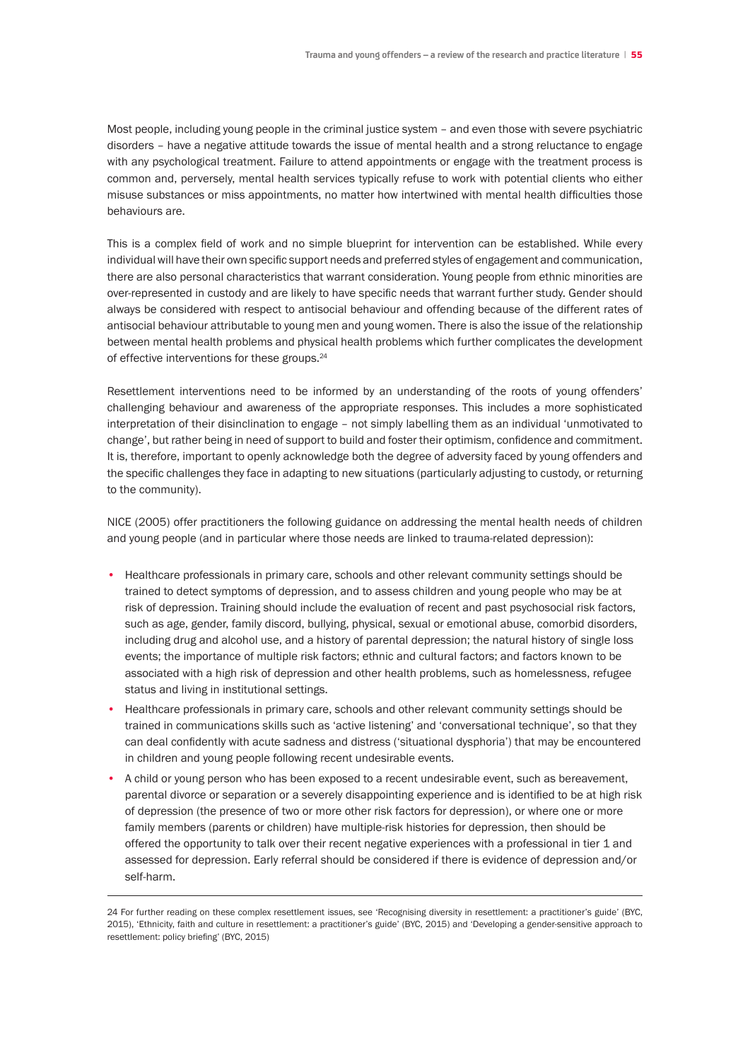Most people, including young people in the criminal justice system – and even those with severe psychiatric disorders – have a negative attitude towards the issue of mental health and a strong reluctance to engage with any psychological treatment. Failure to attend appointments or engage with the treatment process is common and, perversely, mental health services typically refuse to work with potential clients who either misuse substances or miss appointments, no matter how intertwined with mental health difficulties those behaviours are.

This is a complex field of work and no simple blueprint for intervention can be established. While every individual will have their own specific support needs and preferred styles of engagement and communication, there are also personal characteristics that warrant consideration. Young people from ethnic minorities are over-represented in custody and are likely to have specific needs that warrant further study. Gender should always be considered with respect to antisocial behaviour and offending because of the different rates of antisocial behaviour attributable to young men and young women. There is also the issue of the relationship between mental health problems and physical health problems which further complicates the development of effective interventions for these groups.[24]

Resettlement interventions need to be informed by an understanding of the roots of young offenders' challenging behaviour and awareness of the appropriate responses. This includes a more sophisticated interpretation of their disinclination to engage – not simply labelling them as an individual 'unmotivated to change', but rather being in need of support to build and foster their optimism, confidence and commitment. It is, therefore, important to openly acknowledge both the degree of adversity faced by young offenders and the specific challenges they face in adapting to new situations (particularly adjusting to custody, or returning to the community).

NICE (2005) offer practitioners the following guidance on addressing the mental health needs of children and young people (and in particular where those needs are linked to trauma-related depression):

- Healthcare professionals in primary care, schools and other relevant community settings should be trained to detect symptoms of depression, and to assess children and young people who may be at risk of depression. Training should include the evaluation of recent and past psychosocial risk factors, such as age, gender, family discord, bullying, physical, sexual or emotional abuse, comorbid disorders, including drug and alcohol use, and a history of parental depression; the natural history of single loss events; the importance of multiple risk factors; ethnic and cultural factors; and factors known to be associated with a high risk of depression and other health problems, such as homelessness, refugee status and living in institutional settings.
- Healthcare professionals in primary care, schools and other relevant community settings should be trained in communications skills such as 'active listening' and 'conversational technique', so that they can deal confidently with acute sadness and distress ('situational dysphoria') that may be encountered in children and young people following recent undesirable events.
- A child or young person who has been exposed to a recent undesirable event, such as bereavement, parental divorce or separation or a severely disappointing experience and is identified to be at high risk of depression (the presence of two or more other risk factors for depression), or where one or more family members (parents or children) have multiple-risk histories for depression, then should be offered the opportunity to talk over their recent negative experiences with a professional in tier 1 and assessed for depression. Early referral should be considered if there is evidence of depression and/or self-harm.

---

24 For further reading on these complex resettlement issues, see 'Recognising diversity in resettlement: a practitioner's guide' (BYC, 2015), 'Ethnicity, faith and culture in resettlement: a practitioner's guide' (BYC, 2015) and 'Developing a gender-sensitive approach to resettlement: policy briefing' (BYC, 2015)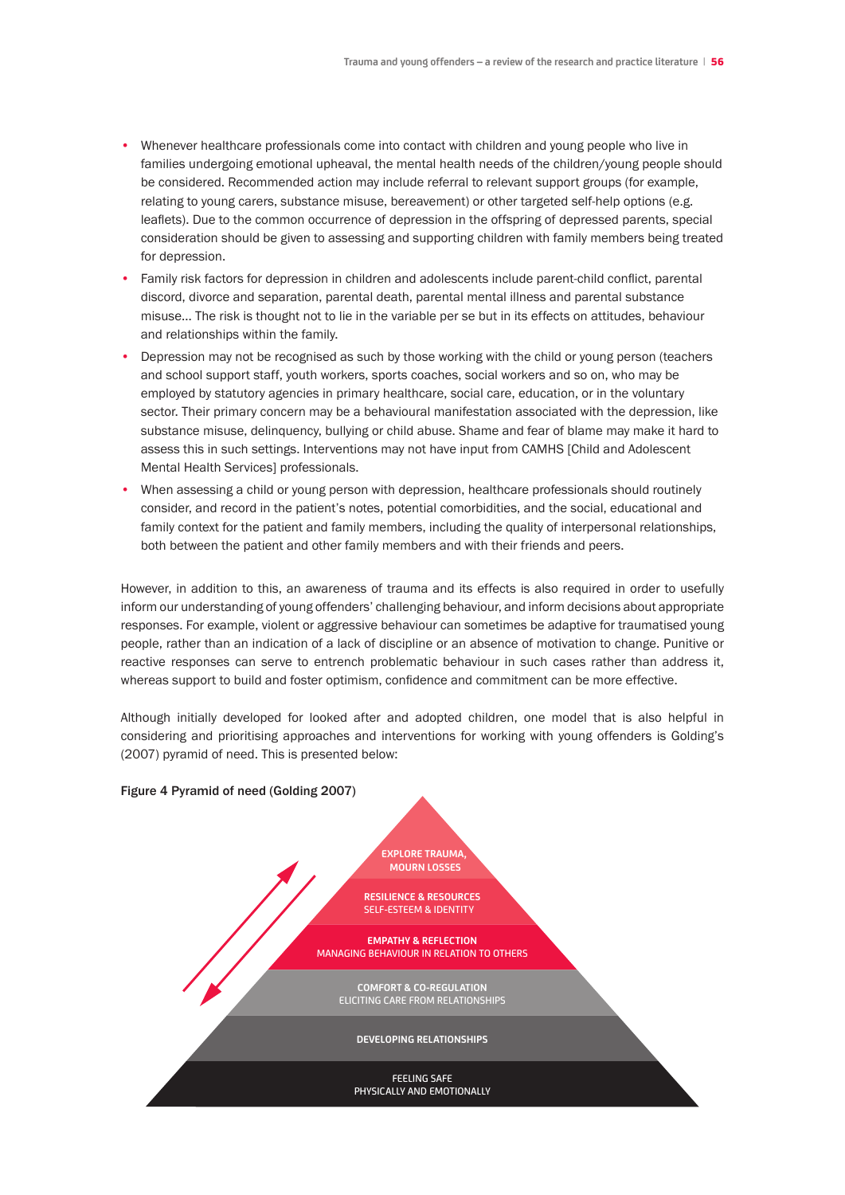- Whenever healthcare professionals come into contact with children and young people who live in families undergoing emotional upheaval, the mental health needs of the children/young people should be considered. Recommended action may include referral to relevant support groups (for example, relating to young carers, substance misuse, bereavement) or other targeted self-help options (e.g. leaflets). Due to the common occurrence of depression in the offspring of depressed parents, special consideration should be given to assessing and supporting children with family members being treated for depression.
- Family risk factors for depression in children and adolescents include parent-child conflict, parental discord, divorce and separation, parental death, parental mental illness and parental substance misuse… The risk is thought not to lie in the variable per se but in its effects on attitudes, behaviour and relationships within the family.
- Depression may not be recognised as such by those working with the child or young person (teachers and school support staff, youth workers, sports coaches, social workers and so on, who may be employed by statutory agencies in primary healthcare, social care, education, or in the voluntary sector. Their primary concern may be a behavioural manifestation associated with the depression, like substance misuse, delinquency, bullying or child abuse. Shame and fear of blame may make it hard to assess this in such settings. Interventions may not have input from CAMHS [Child and Adolescent Mental Health Services] professionals.
- When assessing a child or young person with depression, healthcare professionals should routinely consider, and record in the patient's notes, potential comorbidities, and the social, educational and family context for the patient and family members, including the quality of interpersonal relationships, both between the patient and other family members and with their friends and peers.

However, in addition to this, an awareness of trauma and its effects is also required in order to usefully inform our understanding of young offenders' challenging behaviour, and inform decisions about appropriate responses. For example, violent or aggressive behaviour can sometimes be adaptive for traumatised young people, rather than an indication of a lack of discipline or an absence of motivation to change. Punitive or reactive responses can serve to entrench problematic behaviour in such cases rather than address it, whereas support to build and foster optimism, confidence and commitment can be more effective.

Although initially developed for looked after and adopted children, one model that is also helpful in considering and prioritising approaches and interventions for working with young offenders is Golding's (2007) pyramid of need. This is presented below:

Figure 4 Pyramid of need (Golding 2007)

- EXPLORE TRAUMA, MOURN LOSSES
- RESILIENCE & RESOURCES
  SELF-ESTEEM & IDENTITY
- EMPATHY & REFLECTION
  MANAGING BEHAVIOUR IN RELATION TO OTHERS
- COMFORT & CO-REGULATION
  ELICITING CARE FROM RELATIONSHIPS
- DEVELOPING RELATIONSHIPS
- FEELING SAFE
  PHYSICALLY AND EMOTIONALLY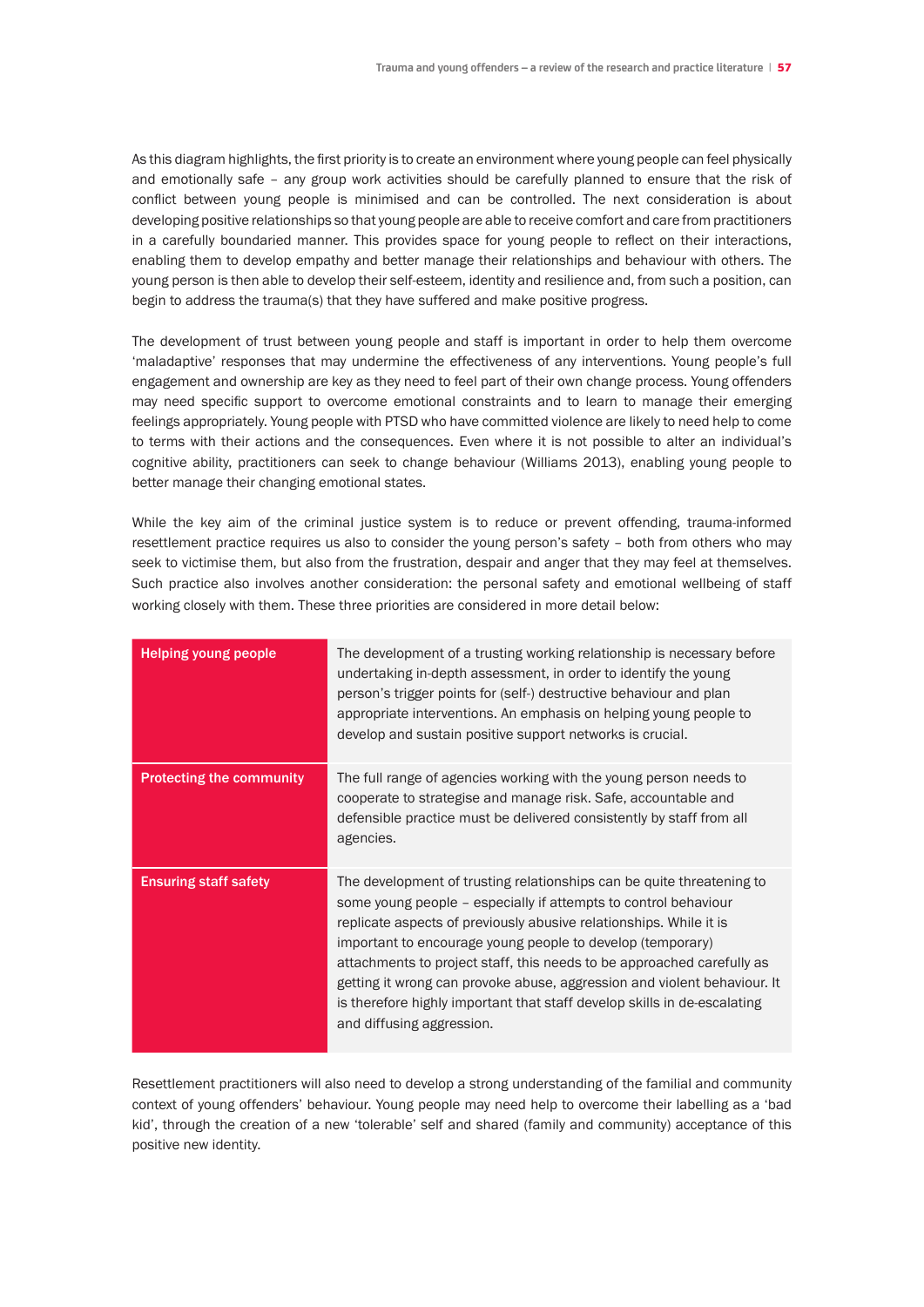As this diagram highlights, the first priority is to create an environment where young people can feel physically and emotionally safe – any group work activities should be carefully planned to ensure that the risk of conflict between young people is minimised and can be controlled. The next consideration is about developing positive relationships so that young people are able to receive comfort and care from practitioners in a carefully boundaried manner. This provides space for young people to reflect on their interactions, enabling them to develop empathy and better manage their relationships and behaviour with others. The young person is then able to develop their self-esteem, identity and resilience and, from such a position, can begin to address the trauma(s) that they have suffered and make positive progress.

The development of trust between young people and staff is important in order to help them overcome 'maladaptive' responses that may undermine the effectiveness of any interventions. Young people's full engagement and ownership are key as they need to feel part of their own change process. Young offenders may need specific support to overcome emotional constraints and to learn to manage their emerging feelings appropriately. Young people with PTSD who have committed violence are likely to need help to come to terms with their actions and the consequences. Even where it is not possible to alter an individual's cognitive ability, practitioners can seek to change behaviour (Williams 2013), enabling young people to better manage their changing emotional states.

While the key aim of the criminal justice system is to reduce or prevent offending, trauma-informed resettlement practice requires us also to consider the young person's safety – both from others who may seek to victimise them, but also from the frustration, despair and anger that they may feel at themselves. Such practice also involves another consideration: the personal safety and emotional wellbeing of staff working closely with them. These three priorities are considered in more detail below:

| | |
|---|---|
| **Helping young people** | The development of a trusting working relationship is necessary before undertaking in-depth assessment, in order to identify the young person's trigger points for (self-) destructive behaviour and plan appropriate interventions. An emphasis on helping young people to develop and sustain positive support networks is crucial. |
| **Protecting the community** | The full range of agencies working with the young person needs to cooperate to strategise and manage risk. Safe, accountable and defensible practice must be delivered consistently by staff from all agencies. |
| **Ensuring staff safety** | The development of trusting relationships can be quite threatening to some young people – especially if attempts to control behaviour replicate aspects of previously abusive relationships. While it is important to encourage young people to develop (temporary) attachments to project staff, this needs to be approached carefully as getting it wrong can provoke abuse, aggression and violent behaviour. It is therefore highly important that staff develop skills in de-escalating and diffusing aggression. |

Resettlement practitioners will also need to develop a strong understanding of the familial and community context of young offenders' behaviour. Young people may need help to overcome their labelling as a 'bad kid', through the creation of a new 'tolerable' self and shared (family and community) acceptance of this positive new identity.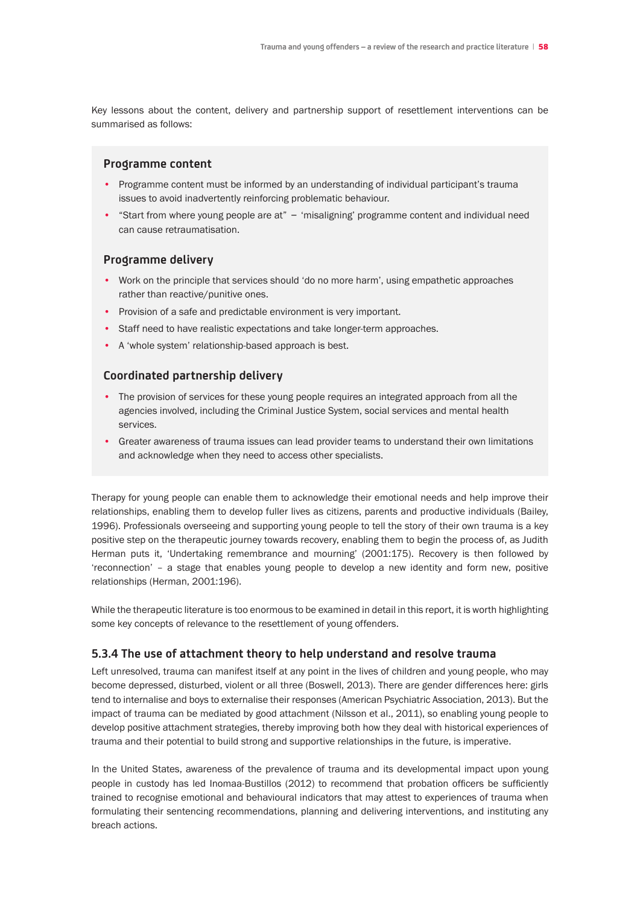Key lessons about the content, delivery and partnership support of resettlement interventions can be summarised as follows:

### Programme content

- Programme content must be informed by an understanding of individual participant's trauma issues to avoid inadvertently reinforcing problematic behaviour.
- "Start from where young people are at" – 'misaligning' programme content and individual need can cause retraumatisation.

### Programme delivery

- Work on the principle that services should 'do no more harm', using empathetic approaches rather than reactive/punitive ones.
- Provision of a safe and predictable environment is very important.
- Staff need to have realistic expectations and take longer-term approaches.
- A 'whole system' relationship-based approach is best.

### Coordinated partnership delivery

- The provision of services for these young people requires an integrated approach from all the agencies involved, including the Criminal Justice System, social services and mental health services.
- Greater awareness of trauma issues can lead provider teams to understand their own limitations and acknowledge when they need to access other specialists.

Therapy for young people can enable them to acknowledge their emotional needs and help improve their relationships, enabling them to develop fuller lives as citizens, parents and productive individuals (Bailey, 1996). Professionals overseeing and supporting young people to tell the story of their own trauma is a key positive step on the therapeutic journey towards recovery, enabling them to begin the process of, as Judith Herman puts it, 'Undertaking remembrance and mourning' (2001:175). Recovery is then followed by 'reconnection' – a stage that enables young people to develop a new identity and form new, positive relationships (Herman, 2001:196).

While the therapeutic literature is too enormous to be examined in detail in this report, it is worth highlighting some key concepts of relevance to the resettlement of young offenders.

### 5.3.4 The use of attachment theory to help understand and resolve trauma

Left unresolved, trauma can manifest itself at any point in the lives of children and young people, who may become depressed, disturbed, violent or all three (Boswell, 2013). There are gender differences here: girls tend to internalise and boys to externalise their responses (American Psychiatric Association, 2013). But the impact of trauma can be mediated by good attachment (Nilsson et al., 2011), so enabling young people to develop positive attachment strategies, thereby improving both how they deal with historical experiences of trauma and their potential to build strong and supportive relationships in the future, is imperative.

In the United States, awareness of the prevalence of trauma and its developmental impact upon young people in custody has led Inomaa-Bustillos (2012) to recommend that probation officers be sufficiently trained to recognise emotional and behavioural indicators that may attest to experiences of trauma when formulating their sentencing recommendations, planning and delivering interventions, and instituting any breach actions.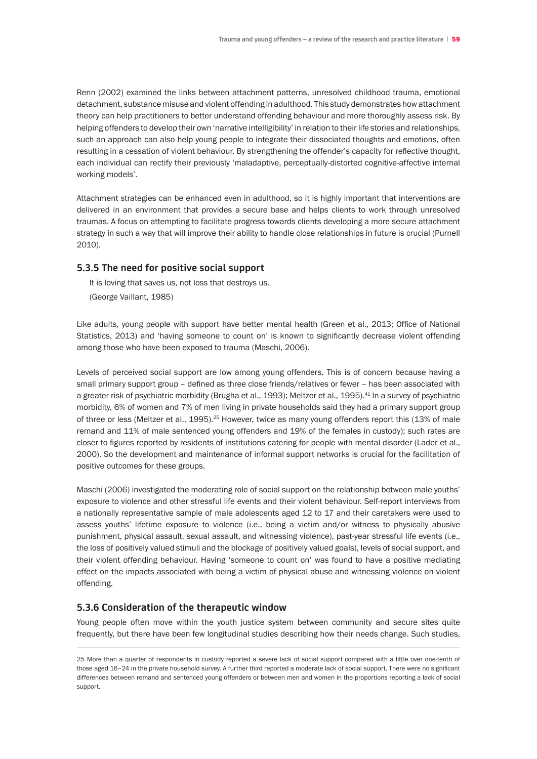Renn (2002) examined the links between attachment patterns, unresolved childhood trauma, emotional detachment, substance misuse and violent offending in adulthood. This study demonstrates how attachment theory can help practitioners to better understand offending behaviour and more thoroughly assess risk. By helping offenders to develop their own 'narrative intelligibility' in relation to their life stories and relationships, such an approach can also help young people to integrate their dissociated thoughts and emotions, often resulting in a cessation of violent behaviour. By strengthening the offender's capacity for reflective thought, each individual can rectify their previously 'maladaptive, perceptually-distorted cognitive-affective internal working models'.

Attachment strategies can be enhanced even in adulthood, so it is highly important that interventions are delivered in an environment that provides a secure base and helps clients to work through unresolved traumas. A focus on attempting to facilitate progress towards clients developing a more secure attachment strategy in such a way that will improve their ability to handle close relationships in future is crucial (Purnell 2010).

### 5.3.5 The need for positive social support

It is loving that saves us, not loss that destroys us.
(George Vaillant, 1985)

Like adults, young people with support have better mental health (Green et al., 2013; Office of National Statistics, 2013) and 'having someone to count on' is known to significantly decrease violent offending among those who have been exposed to trauma (Maschi, 2006).

Levels of perceived social support are low among young offenders. This is of concern because having a small primary support group – defined as three close friends/relatives or fewer – has been associated with a greater risk of psychiatric morbidity (Brugha et al., 1993); Meltzer et al., 1995).[41] In a survey of psychiatric morbidity, 6% of women and 7% of men living in private households said they had a primary support group of three or less (Meltzer et al., 1995).[25] However, twice as many young offenders report this (13% of male remand and 11% of male sentenced young offenders and 19% of the females in custody); such rates are closer to figures reported by residents of institutions catering for people with mental disorder (Lader et al., 2000). So the development and maintenance of informal support networks is crucial for the facilitation of positive outcomes for these groups.

Maschi (2006) investigated the moderating role of social support on the relationship between male youths' exposure to violence and other stressful life events and their violent behaviour. Self-report interviews from a nationally representative sample of male adolescents aged 12 to 17 and their caretakers were used to assess youths' lifetime exposure to violence (i.e., being a victim and/or witness to physically abusive punishment, physical assault, sexual assault, and witnessing violence), past-year stressful life events (i.e., the loss of positively valued stimuli and the blockage of positively valued goals), levels of social support, and their violent offending behaviour. Having 'someone to count on' was found to have a positive mediating effect on the impacts associated with being a victim of physical abuse and witnessing violence on violent offending.

### 5.3.6 Consideration of the therapeutic window

Young people often move within the youth justice system between community and secure sites quite frequently, but there have been few longitudinal studies describing how their needs change. Such studies,

---

25 More than a quarter of respondents in custody reported a severe lack of social support compared with a little over one-tenth of those aged 16–24 in the private household survey. A further third reported a moderate lack of social support. There were no significant differences between remand and sentenced young offenders or between men and women in the proportions reporting a lack of social support.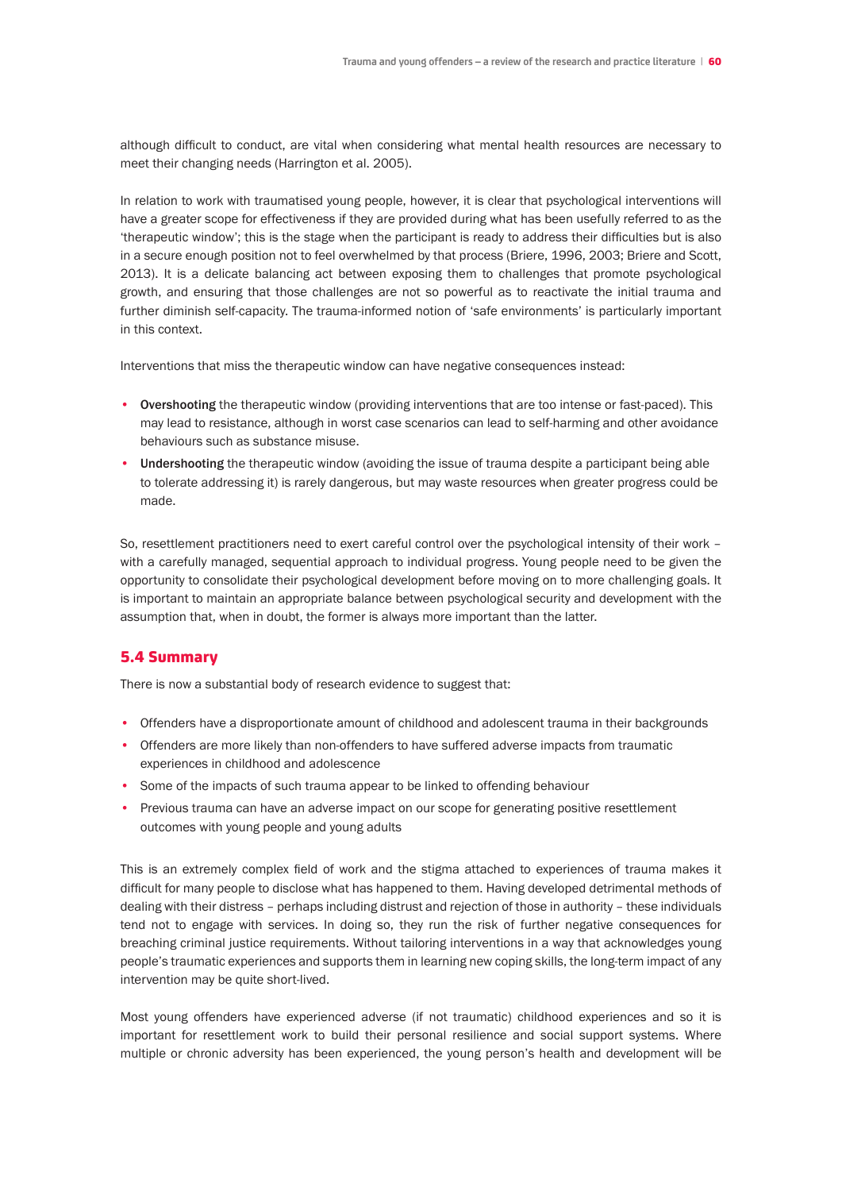although difficult to conduct, are vital when considering what mental health resources are necessary to meet their changing needs (Harrington et al. 2005).

In relation to work with traumatised young people, however, it is clear that psychological interventions will have a greater scope for effectiveness if they are provided during what has been usefully referred to as the 'therapeutic window'; this is the stage when the participant is ready to address their difficulties but is also in a secure enough position not to feel overwhelmed by that process (Briere, 1996, 2003; Briere and Scott, 2013). It is a delicate balancing act between exposing them to challenges that promote psychological growth, and ensuring that those challenges are not so powerful as to reactivate the initial trauma and further diminish self-capacity. The trauma-informed notion of 'safe environments' is particularly important in this context.

Interventions that miss the therapeutic window can have negative consequences instead:

- **Overshooting** the therapeutic window (providing interventions that are too intense or fast-paced). This may lead to resistance, although in worst case scenarios can lead to self-harming and other avoidance behaviours such as substance misuse.
- **Undershooting** the therapeutic window (avoiding the issue of trauma despite a participant being able to tolerate addressing it) is rarely dangerous, but may waste resources when greater progress could be made.

So, resettlement practitioners need to exert careful control over the psychological intensity of their work – with a carefully managed, sequential approach to individual progress. Young people need to be given the opportunity to consolidate their psychological development before moving on to more challenging goals. It is important to maintain an appropriate balance between psychological security and development with the assumption that, when in doubt, the former is always more important than the latter.

## 5.4 Summary

There is now a substantial body of research evidence to suggest that:

- Offenders have a disproportionate amount of childhood and adolescent trauma in their backgrounds
- Offenders are more likely than non-offenders to have suffered adverse impacts from traumatic experiences in childhood and adolescence
- Some of the impacts of such trauma appear to be linked to offending behaviour
- Previous trauma can have an adverse impact on our scope for generating positive resettlement outcomes with young people and young adults

This is an extremely complex field of work and the stigma attached to experiences of trauma makes it difficult for many people to disclose what has happened to them. Having developed detrimental methods of dealing with their distress – perhaps including distrust and rejection of those in authority – these individuals tend not to engage with services. In doing so, they run the risk of further negative consequences for breaching criminal justice requirements. Without tailoring interventions in a way that acknowledges young people's traumatic experiences and supports them in learning new coping skills, the long-term impact of any intervention may be quite short-lived.

Most young offenders have experienced adverse (if not traumatic) childhood experiences and so it is important for resettlement work to build their personal resilience and social support systems. Where multiple or chronic adversity has been experienced, the young person's health and development will be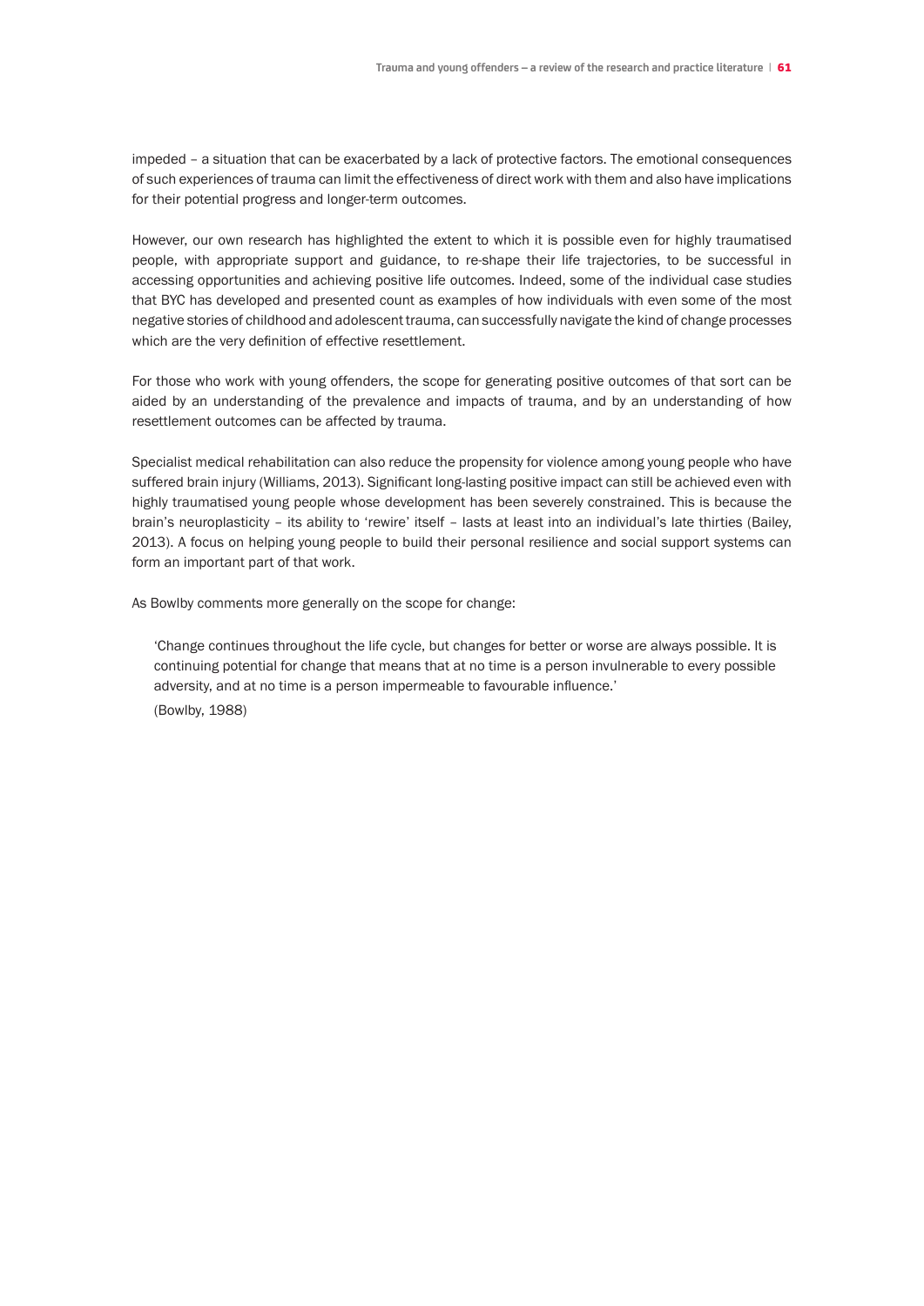impeded – a situation that can be exacerbated by a lack of protective factors. The emotional consequences of such experiences of trauma can limit the effectiveness of direct work with them and also have implications for their potential progress and longer-term outcomes.

However, our own research has highlighted the extent to which it is possible even for highly traumatised people, with appropriate support and guidance, to re-shape their life trajectories, to be successful in accessing opportunities and achieving positive life outcomes. Indeed, some of the individual case studies that BYC has developed and presented count as examples of how individuals with even some of the most negative stories of childhood and adolescent trauma, can successfully navigate the kind of change processes which are the very definition of effective resettlement.

For those who work with young offenders, the scope for generating positive outcomes of that sort can be aided by an understanding of the prevalence and impacts of trauma, and by an understanding of how resettlement outcomes can be affected by trauma.

Specialist medical rehabilitation can also reduce the propensity for violence among young people who have suffered brain injury (Williams, 2013). Significant long-lasting positive impact can still be achieved even with highly traumatised young people whose development has been severely constrained. This is because the brain's neuroplasticity – its ability to 'rewire' itself – lasts at least into an individual's late thirties (Bailey, 2013). A focus on helping young people to build their personal resilience and social support systems can form an important part of that work.

As Bowlby comments more generally on the scope for change:

> 'Change continues throughout the life cycle, but changes for better or worse are always possible. It is continuing potential for change that means that at no time is a person invulnerable to every possible adversity, and at no time is a person impermeable to favourable influence.'
>
> (Bowlby, 1988)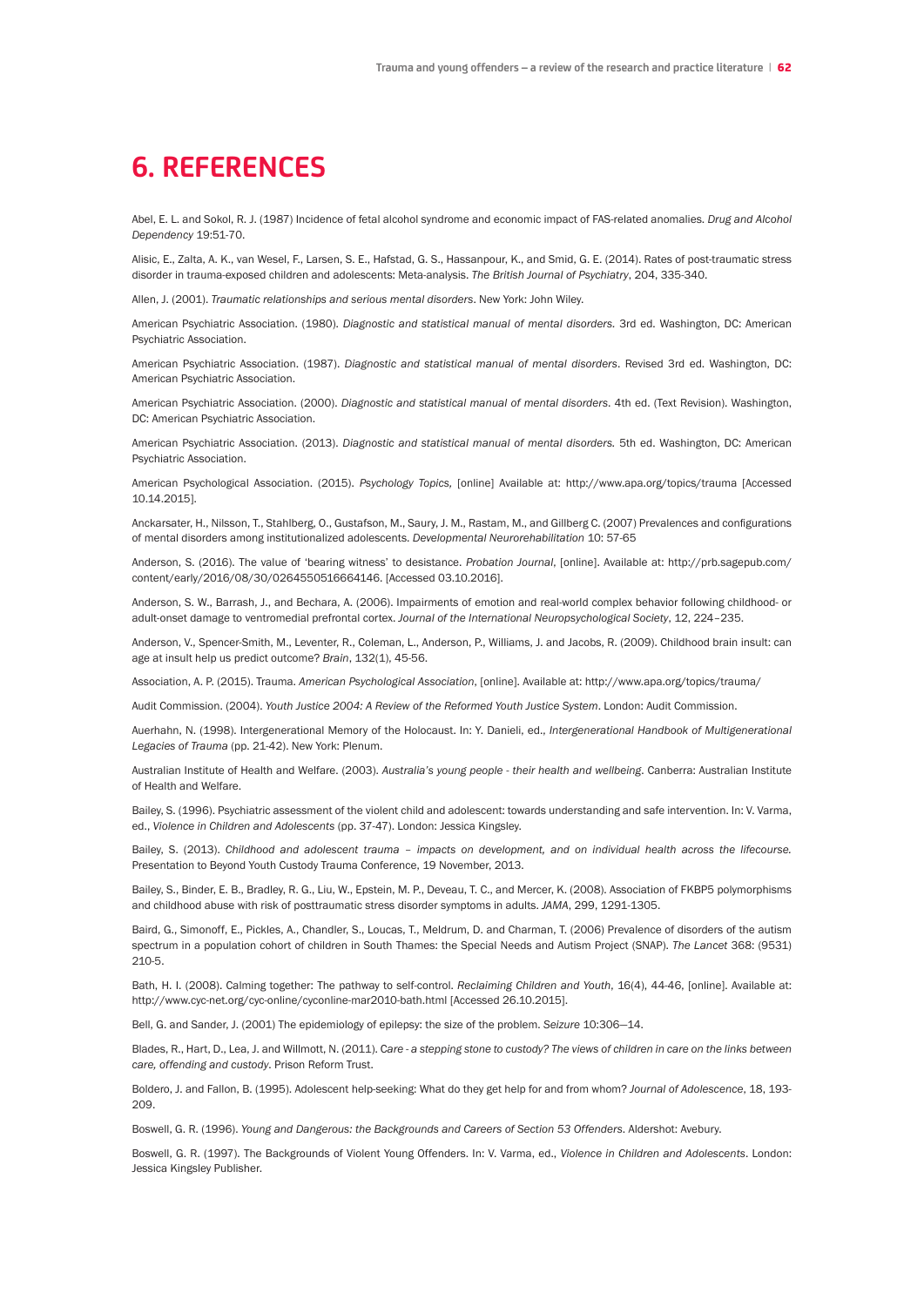# 6. REFERENCES

Abel, E. L. and Sokol, R. J. (1987) Incidence of fetal alcohol syndrome and economic impact of FAS-related anomalies. *Drug and Alcohol Dependency* 19:51-70.

Alisic, E., Zalta, A. K., van Wesel, F., Larsen, S. E., Hafstad, G. S., Hassanpour, K., and Smid, G. E. (2014). Rates of post-traumatic stress disorder in trauma-exposed children and adolescents: Meta-analysis. *The British Journal of Psychiatry*, 204, 335-340.

Allen, J. (2001). *Traumatic relationships and serious mental disorders*. New York: John Wiley.

American Psychiatric Association. (1980). *Diagnostic and statistical manual of mental disorders.* 3rd ed. Washington, DC: American Psychiatric Association.

American Psychiatric Association. (1987). *Diagnostic and statistical manual of mental disorders*. Revised 3rd ed. Washington, DC: American Psychiatric Association.

American Psychiatric Association. (2000). *Diagnostic and statistical manual of mental disorders*. 4th ed. (Text Revision). Washington, DC: American Psychiatric Association.

American Psychiatric Association. (2013). *Diagnostic and statistical manual of mental disorders.* 5th ed. Washington, DC: American Psychiatric Association.

American Psychological Association. (2015). *Psychology Topics,* [online] Available at: http://www.apa.org/topics/trauma [Accessed 10.14.2015].

Anckarsater, H., Nilsson, T., Stahlberg, O., Gustafson, M., Saury, J. M., Rastam, M., and Gillberg C. (2007) Prevalences and configurations of mental disorders among institutionalized adolescents. *Developmental Neurorehabilitation* 10: 57-65

Anderson, S. (2016). The value of 'bearing witness' to desistance. *Probation Journal*, [online]. Available at: http://prb.sagepub.com/content/early/2016/08/30/0264550516664146. [Accessed 03.10.2016].

Anderson, S. W., Barrash, J., and Bechara, A. (2006). Impairments of emotion and real-world complex behavior following childhood- or adult-onset damage to ventromedial prefrontal cortex. *Journal of the International Neuropsychological Society*, 12, 224–235.

Anderson, V., Spencer-Smith, M., Leventer, R., Coleman, L., Anderson, P., Williams, J. and Jacobs, R. (2009). Childhood brain insult: can age at insult help us predict outcome? *Brain*, 132(1), 45-56.

Association, A. P. (2015). Trauma. *American Psychological Association*, [online]. Available at: http://www.apa.org/topics/trauma/

Audit Commission. (2004). *Youth Justice 2004: A Review of the Reformed Youth Justice System*. London: Audit Commission.

Auerhahn, N. (1998). Intergenerational Memory of the Holocaust. In: Y. Danieli, ed., *Intergenerational Handbook of Multigenerational Legacies of Trauma* (pp. 21-42). New York: Plenum.

Australian Institute of Health and Welfare. (2003). *Australia's young people - their health and wellbeing*. Canberra: Australian Institute of Health and Welfare.

Bailey, S. (1996). Psychiatric assessment of the violent child and adolescent: towards understanding and safe intervention. In: V. Varma, ed., *Violence in Children and Adolescents* (pp. 37-47). London: Jessica Kingsley.

Bailey, S. (2013). *Childhood and adolescent trauma – impacts on development, and on individual health across the lifecourse.* Presentation to Beyond Youth Custody Trauma Conference, 19 November, 2013.

Bailey, S., Binder, E. B., Bradley, R. G., Liu, W., Epstein, M. P., Deveau, T. C., and Mercer, K. (2008). Association of FKBP5 polymorphisms and childhood abuse with risk of posttraumatic stress disorder symptoms in adults. *JAMA*, 299, 1291-1305.

Baird, G., Simonoff, E., Pickles, A., Chandler, S., Loucas, T., Meldrum, D. and Charman, T. (2006) Prevalence of disorders of the autism spectrum in a population cohort of children in South Thames: the Special Needs and Autism Project (SNAP). *The Lancet* 368: (9531) 210-5.

Bath, H. I. (2008). Calming together: The pathway to self-control. *Reclaiming Children and Youth*, 16(4), 44-46, [online]. Available at: http://www.cyc-net.org/cyc-online/cyconline-mar2010-bath.html [Accessed 26.10.2015].

Bell, G. and Sander, J. (2001) The epidemiology of epilepsy: the size of the problem. *Seizure* 10:306—14.

Blades, R., Hart, D., Lea, J. and Willmott, N. (2011). *Care - a stepping stone to custody? The views of children in care on the links between care, offending and custody*. Prison Reform Trust.

Boldero, J. and Fallon, B. (1995). Adolescent help-seeking: What do they get help for and from whom? *Journal of Adolescence*, 18, 193-209.

Boswell, G. R. (1996). *Young and Dangerous: the Backgrounds and Careers of Section 53 Offenders*. Aldershot: Avebury.

Boswell, G. R. (1997). The Backgrounds of Violent Young Offenders. In: V. Varma, ed., *Violence in Children and Adolescents*. London: Jessica Kingsley Publisher.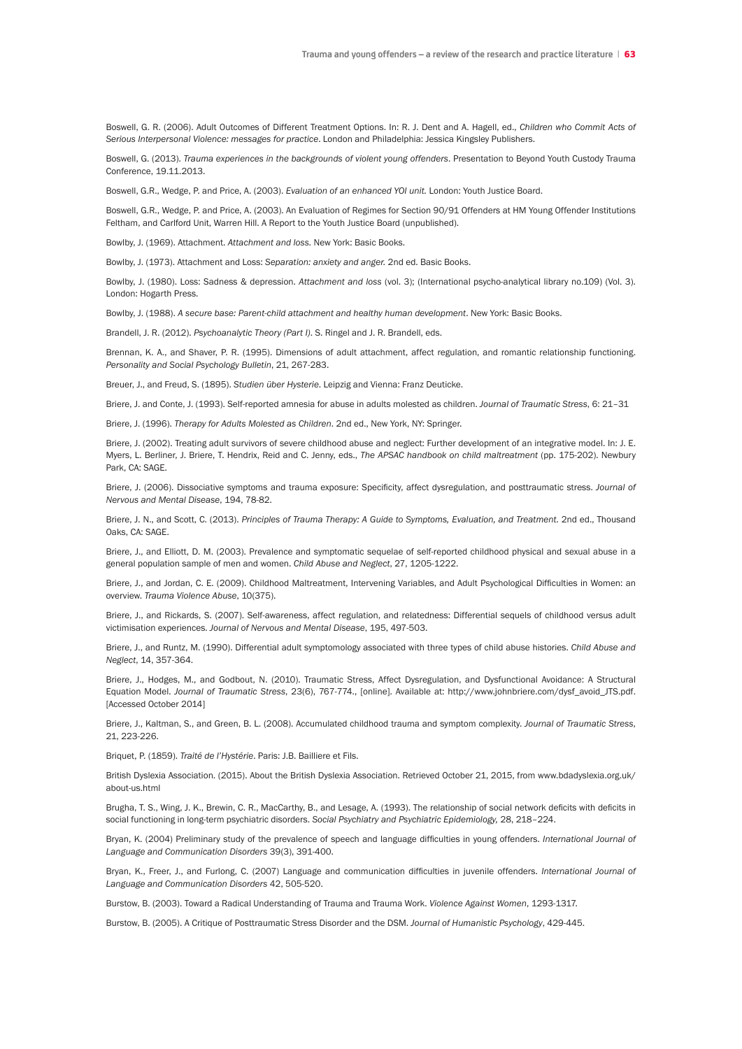Boswell, G. R. (2006). Adult Outcomes of Different Treatment Options. In: R. J. Dent and A. Hagell, ed., *Children who Commit Acts of Serious Interpersonal Violence: messages for practice*. London and Philadelphia: Jessica Kingsley Publishers.

Boswell, G. (2013). *Trauma experiences in the backgrounds of violent young offenders*. Presentation to Beyond Youth Custody Trauma Conference, 19.11.2013.

Boswell, G.R., Wedge, P. and Price, A. (2003). *Evaluation of an enhanced YOI unit.* London: Youth Justice Board.

Boswell, G.R., Wedge, P. and Price, A. (2003). An Evaluation of Regimes for Section 90/91 Offenders at HM Young Offender Institutions Feltham, and Carlford Unit, Warren Hill. A Report to the Youth Justice Board (unpublished).

Bowlby, J. (1969). Attachment. *Attachment and loss*. New York: Basic Books.

Bowlby, J. (1973). Attachment and Loss: *Separation: anxiety and anger.* 2nd ed. Basic Books.

Bowlby, J. (1980). Loss: Sadness & depression. *Attachment and loss* (vol. 3); (International psycho-analytical library no.109) (Vol. 3). London: Hogarth Press.

Bowlby, J. (1988). *A secure base: Parent-child attachment and healthy human development*. New York: Basic Books.

Brandell, J. R. (2012). *Psychoanalytic Theory (Part I)*. S. Ringel and J. R. Brandell, eds.

Brennan, K. A., and Shaver, P. R. (1995). Dimensions of adult attachment, affect regulation, and romantic relationship functioning. *Personality and Social Psychology Bulletin*, 21, 267-283.

Breuer, J., and Freud, S. (1895). *Studien über Hysterie*. Leipzig and Vienna: Franz Deuticke.

Briere, J. and Conte, J. (1993). Self-reported amnesia for abuse in adults molested as children. *Journal of Traumatic Stress*, 6: 21–31

Briere, J. (1996). *Therapy for Adults Molested as Children*. 2nd ed., New York, NY: Springer.

Briere, J. (2002). Treating adult survivors of severe childhood abuse and neglect: Further development of an integrative model. In: J. E. Myers, L. Berliner, J. Briere, T. Hendrix, Reid and C. Jenny, eds., *The APSAC handbook on child maltreatment* (pp. 175-202). Newbury Park, CA: SAGE.

Briere, J. (2006). Dissociative symptoms and trauma exposure: Specificity, affect dysregulation, and posttraumatic stress. *Journal of Nervous and Mental Disease*, 194, 78-82.

Briere, J. N., and Scott, C. (2013). *Principles of Trauma Therapy: A Guide to Symptoms, Evaluation, and Treatment*. 2nd ed., Thousand Oaks, CA: SAGE.

Briere, J., and Elliott, D. M. (2003). Prevalence and symptomatic sequelae of self-reported childhood physical and sexual abuse in a general population sample of men and women. *Child Abuse and Neglect*, 27, 1205-1222.

Briere, J., and Jordan, C. E. (2009). Childhood Maltreatment, Intervening Variables, and Adult Psychological Difficulties in Women: an overview. *Trauma Violence Abuse*, 10(375).

Briere, J., and Rickards, S. (2007). Self-awareness, affect regulation, and relatedness: Differential sequels of childhood versus adult victimisation experiences. *Journal of Nervous and Mental Disease*, 195, 497-503.

Briere, J., and Runtz, M. (1990). Differential adult symptomology associated with three types of child abuse histories. *Child Abuse and Neglect*, 14, 357-364.

Briere, J., Hodges, M., and Godbout, N. (2010). Traumatic Stress, Affect Dysregulation, and Dysfunctional Avoidance: A Structural Equation Model. *Journal of Traumatic Stress*, 23(6), 767-774., [online]. Available at: http://www.johnbriere.com/dysf_avoid_JTS.pdf. [Accessed October 2014]

Briere, J., Kaltman, S., and Green, B. L. (2008). Accumulated childhood trauma and symptom complexity. *Journal of Traumatic Stress*, 21, 223-226.

Briquet, P. (1859). *Traité de l'Hystérie*. Paris: J.B. Bailliere et Fils.

British Dyslexia Association. (2015). About the British Dyslexia Association. Retrieved October 21, 2015, from www.bdadyslexia.org.uk/about-us.html

Brugha, T. S., Wing, J. K., Brewin, C. R., MacCarthy, B., and Lesage, A. (1993). The relationship of social network deficits with deficits in social functioning in long-term psychiatric disorders. *Social Psychiatry and Psychiatric Epidemiology*, 28, 218–224.

Bryan, K. (2004) Preliminary study of the prevalence of speech and language difficulties in young offenders. *International Journal of Language and Communication Disorders* 39(3), 391-400.

Bryan, K., Freer, J., and Furlong, C. (2007) Language and communication difficulties in juvenile offenders. *International Journal of Language and Communication Disorders* 42, 505-520.

Burstow, B. (2003). Toward a Radical Understanding of Trauma and Trauma Work. *Violence Against Women*, 1293-1317.

Burstow, B. (2005). A Critique of Posttraumatic Stress Disorder and the DSM. *Journal of Humanistic Psychology*, 429-445.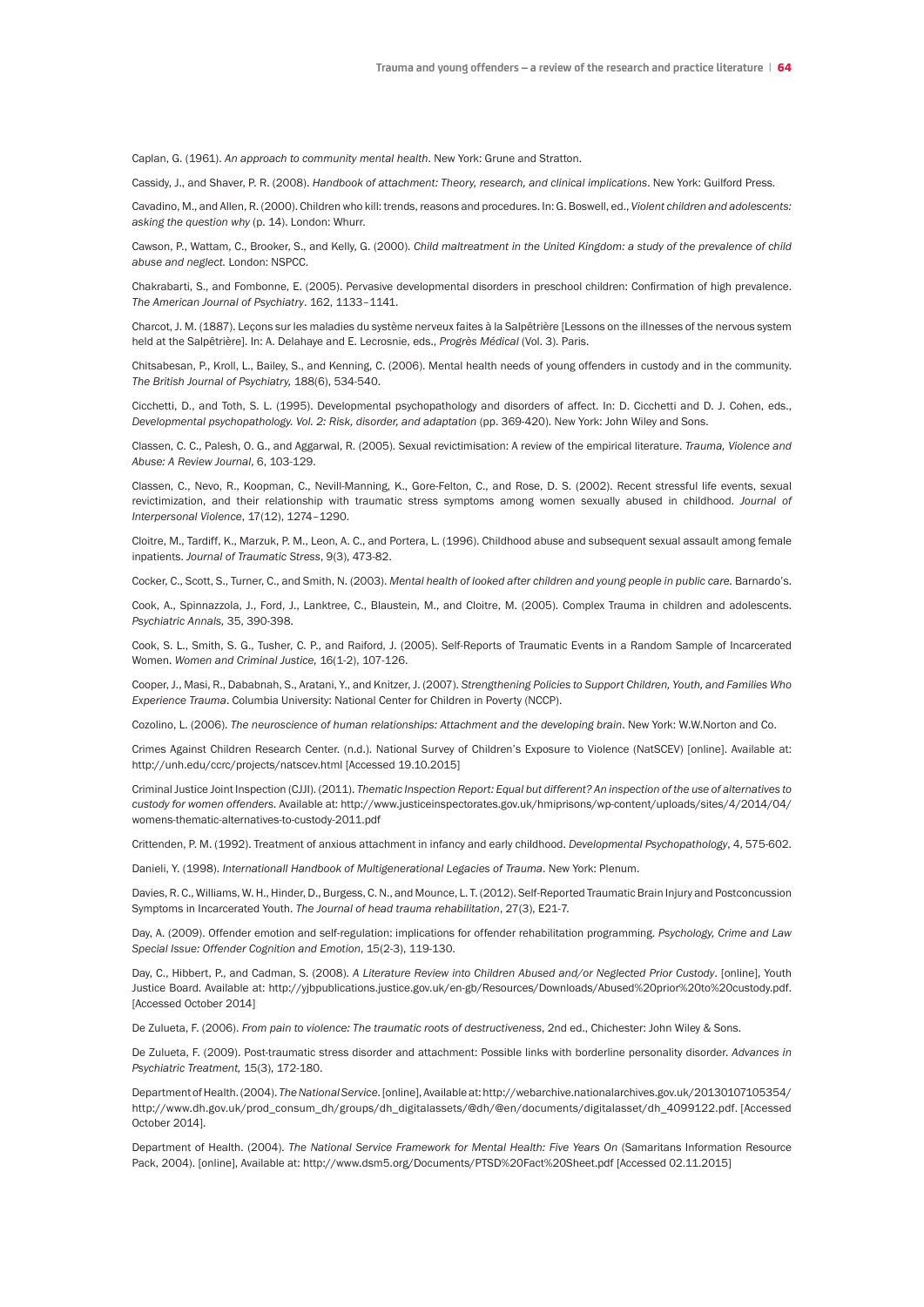Caplan, G. (1961). *An approach to community mental health*. New York: Grune and Stratton.

Cassidy, J., and Shaver, P. R. (2008). *Handbook of attachment: Theory, research, and clinical implications*. New York: Guilford Press.

Cavadino, M., and Allen, R. (2000). Children who kill: trends, reasons and procedures. In: G. Boswell, ed., *Violent children and adolescents: asking the question why* (p. 14). London: Whurr.

Cawson, P., Wattam, C., Brooker, S., and Kelly, G. (2000). *Child maltreatment in the United Kingdom: a study of the prevalence of child abuse and neglect.* London: NSPCC.

Chakrabarti, S., and Fombonne, E. (2005). Pervasive developmental disorders in preschool children: Confirmation of high prevalence. *The American Journal of Psychiatry*. 162, 1133–1141.

Charcot, J. M. (1887). Leçons sur les maladies du système nerveux faites à la Salpêtrière [Lessons on the illnesses of the nervous system held at the Salpêtrière]. In: A. Delahaye and E. Lecrosnie, eds., *Progrès Médical* (Vol. 3). Paris.

Chitsabesan, P., Kroll, L., Bailey, S., and Kenning, C. (2006). Mental health needs of young offenders in custody and in the community. *The British Journal of Psychiatry,* 188(6), 534-540.

Cicchetti, D., and Toth, S. L. (1995). Developmental psychopathology and disorders of affect. In: D. Cicchetti and D. J. Cohen, eds., *Developmental psychopathology. Vol. 2: Risk, disorder, and adaptation* (pp. 369-420). New York: John Wiley and Sons.

Classen, C. C., Palesh, O. G., and Aggarwal, R. (2005). Sexual revictimisation: A review of the empirical literature. *Trauma, Violence and Abuse: A Review Journal*, 6, 103-129.

Classen, C., Nevo, R., Koopman, C., Nevill-Manning, K., Gore-Felton, C., and Rose, D. S. (2002). Recent stressful life events, sexual revictimization, and their relationship with traumatic stress symptoms among women sexually abused in childhood. *Journal of Interpersonal Violence*, 17(12), 1274–1290.

Cloitre, M., Tardiff, K., Marzuk, P. M., Leon, A. C., and Portera, L. (1996). Childhood abuse and subsequent sexual assault among female inpatients. *Journal of Traumatic Stress*, 9(3), 473-82.

Cocker, C., Scott, S., Turner, C., and Smith, N. (2003). *Mental health of looked after children and young people in public care.* Barnardo's.

Cook, A., Spinnazzola, J., Ford, J., Lanktree, C., Blaustein, M., and Cloitre, M. (2005). Complex Trauma in children and adolescents. *Psychiatric Annals,* 35, 390-398.

Cook, S. L., Smith, S. G., Tusher, C. P., and Raiford, J. (2005). Self-Reports of Traumatic Events in a Random Sample of Incarcerated Women. *Women and Criminal Justice,* 16(1-2), 107-126.

Cooper, J., Masi, R., Dababnah, S., Aratani, Y., and Knitzer, J. (2007). *Strengthening Policies to Support Children, Youth, and Families Who Experience Trauma*. Columbia University: National Center for Children in Poverty (NCCP).

Cozolino, L. (2006). *The neuroscience of human relationships: Attachment and the developing brain*. New York: W.W.Norton and Co.

Crimes Against Children Research Center. (n.d.). National Survey of Children's Exposure to Violence (NatSCEV) [online]. Available at: http://unh.edu/ccrc/projects/natscev.html [Accessed 19.10.2015]

Criminal Justice Joint Inspection (CJJI). (2011). *Thematic Inspection Report: Equal but different? An inspection of the use of alternatives to custody for women offenders.* Available at: http://www.justiceinspectorates.gov.uk/hmiprisons/wp-content/uploads/sites/4/2014/04/womens-thematic-alternatives-to-custody-2011.pdf

Crittenden, P. M. (1992). Treatment of anxious attachment in infancy and early childhood. *Developmental Psychopathology*, 4, 575-602.

Danieli, Y. (1998). *Internationall Handbook of Multigenerational Legacies of Trauma*. New York: Plenum.

Davies, R. C., Williams, W. H., Hinder, D., Burgess, C. N., and Mounce, L. T. (2012). Self-Reported Traumatic Brain Injury and Postconcussion Symptoms in Incarcerated Youth. *The Journal of head trauma rehabilitation*, 27(3), E21-7.

Day, A. (2009). Offender emotion and self-regulation: implications for offender rehabilitation programming. *Psychology, Crime and Law Special Issue: Offender Cognition and Emotion*, 15(2-3), 119-130.

Day, C., Hibbert, P., and Cadman, S. (2008). *A Literature Review into Children Abused and/or Neglected Prior Custody*. [online], Youth Justice Board. Available at: http://yjbpublications.justice.gov.uk/en-gb/Resources/Downloads/Abused%20prior%20to%20custody.pdf. [Accessed October 2014]

De Zulueta, F. (2006). *From pain to violence: The traumatic roots of destructiveness*, 2nd ed., Chichester: John Wiley & Sons.

De Zulueta, F. (2009). Post-traumatic stress disorder and attachment: Possible links with borderline personality disorder. *Advances in Psychiatric Treatment,* 15(3), 172-180.

Department of Health. (2004). *The National Service*. [online], Available at: http://webarchive.nationalarchives.gov.uk/20130107105354/http://www.dh.gov.uk/prod_consum_dh/groups/dh_digitalassets/@dh/@en/documents/digitalasset/dh_4099122.pdf. [Accessed October 2014].

Department of Health. (2004). *The National Service Framework for Mental Health: Five Years On* (Samaritans Information Resource Pack, 2004). [online], Available at: http://www.dsm5.org/Documents/PTSD%20Fact%20Sheet.pdf [Accessed 02.11.2015]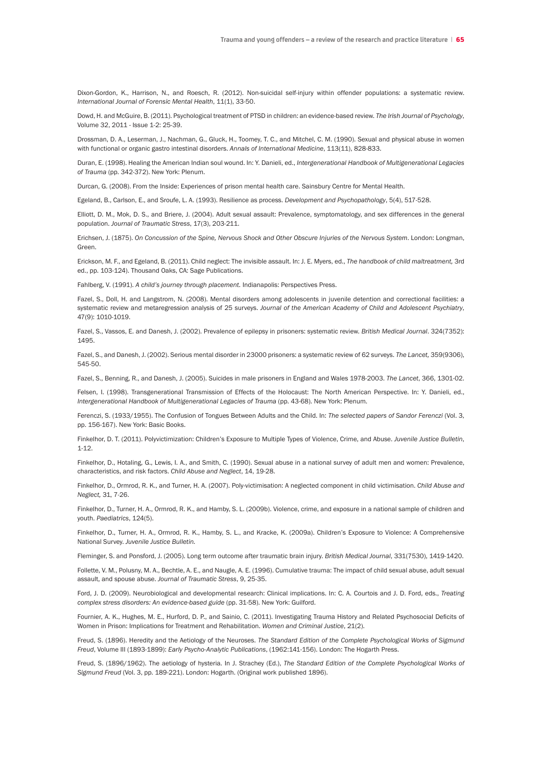Dixon-Gordon, K., Harrison, N., and Roesch, R. (2012). Non-suicidal self-injury within offender populations: a systematic review. *International Journal of Forensic Mental Health*, 11(1), 33-50.

Dowd, H. and McGuire, B. (2011). Psychological treatment of PTSD in children: an evidence-based review. *The Irish Journal of Psychology*, Volume 32, 2011 - Issue 1-2: 25-39.

Drossman, D. A., Leserman, J., Nachman, G., Gluck, H., Toomey, T. C., and Mitchel, C. M. (1990). Sexual and physical abuse in women with functional or organic gastro intestinal disorders. *Annals of International Medicine*, 113(11), 828-833.

Duran, E. (1998). Healing the American Indian soul wound. In: Y. Danieli, ed., *Intergenerational Handbook of Multigenerational Legacies of Trauma* (pp. 342-372). New York: Plenum.

Durcan, G. (2008). From the Inside: Experiences of prison mental health care. Sainsbury Centre for Mental Health.

Egeland, B., Carlson, E., and Sroufe, L. A. (1993). Resilience as process. *Development and Psychopathology*, 5(4), 517-528.

Elliott, D. M., Mok, D. S., and Briere, J. (2004). Adult sexual assault: Prevalence, symptomatology, and sex differences in the general population. *Journal of Traumatic Stress*, 17(3), 203-211.

Erichsen, J. (1875). *On Concussion of the Spine, Nervous Shock and Other Obscure Injuries of the Nervous System*. London: Longman, Green.

Erickson, M. F., and Egeland, B. (2011). Child neglect: The invisible assault. In: J. E. Myers, ed., *The handbook of child maltreatment,* 3rd ed., pp. 103-124). Thousand Oaks, CA: Sage Publications.

Fahlberg, V. (1991). *A child's journey through placement.* Indianapolis: Perspectives Press.

Fazel, S., Doll, H. and Langstrom, N. (2008). Mental disorders among adolescents in juvenile detention and correctional facilities: a systematic review and metaregression analysis of 25 surveys. *Journal of the American Academy of Child and Adolescent Psychiatry*, 47(9): 1010-1019.

Fazel, S., Vassos, E. and Danesh, J. (2002). Prevalence of epilepsy in prisoners: systematic review. *British Medical Journal*. 324(7352): 1495.

Fazel, S., and Danesh, J. (2002). Serious mental disorder in 23000 prisoners: a systematic review of 62 surveys. *The Lancet,* 359(9306), 545-50.

Fazel, S., Benning, R., and Danesh, J. (2005). Suicides in male prisoners in England and Wales 1978-2003. *The Lancet*, 366, 1301-02.

Felsen, I. (1998). Transgenerational Transmission of Effects of the Holocaust: The North American Perspective. In: Y. Danieli, ed., *Intergenerational Handbook of Multigenerational Legacies of Trauma* (pp. 43-68). New York: Plenum.

Ferenczi, S. (1933/1955). The Confusion of Tongues Between Adults and the Child. In: *The selected papers of Sandor Ferenczi* (Vol. 3, pp. 156-167). New York: Basic Books.

Finkelhor, D. T. (2011). Polyvictimization: Children's Exposure to Multiple Types of Violence, Crime, and Abuse. *Juvenile Justice Bulletin*, 1-12.

Finkelhor, D., Hotaling, G., Lewis, I. A., and Smith, C. (1990). Sexual abuse in a national survey of adult men and women: Prevalence, characteristics, and risk factors. *Child Abuse and Neglect*, 14, 19-28.

Finkelhor, D., Ormrod, R. K., and Turner, H. A. (2007). Poly-victimisation: A neglected component in child victimisation. *Child Abuse and Neglect,* 31, 7-26.

Finkelhor, D., Turner, H. A., Ormrod, R. K., and Hamby, S. L. (2009b). Violence, crime, and exposure in a national sample of children and youth. *Paediatrics*, 124(5).

Finkelhor, D., Turner, H. A., Ormrod, R. K., Hamby, S. L., and Kracke, K. (2009a). Children's Exposure to Violence: A Comprehensive National Survey. *Juvenile Justice Bulletin.*

Fleminger, S. and Ponsford, J. (2005). Long term outcome after traumatic brain injury. *British Medical Journal*, 331(7530), 1419-1420.

Follette, V. M., Polusny, M. A., Bechtle, A. E., and Naugle, A. E. (1996). Cumulative trauma: The impact of child sexual abuse, adult sexual assault, and spouse abuse. *Journal of Traumatic Stress*, 9, 25-35.

Ford, J. D. (2009). Neurobiological and developmental research: Clinical implications. In: C. A. Courtois and J. D. Ford, eds., *Treating complex stress disorders: An evidence-based guide* (pp. 31-58). New York: Guilford.

Fournier, A. K., Hughes, M. E., Hurford, D. P., and Sainio, C. (2011). Investigating Trauma History and Related Psychosocial Deficits of Women in Prison: Implications for Treatment and Rehabilitation. *Women and Criminal Justice*, 21(2).

Freud, S. (1896). Heredity and the Aetiology of the Neuroses. *The Standard Edition of the Complete Psychological Works of Sigmund Freud*, Volume III (1893-1899): *Early Psycho-Analytic Publications*, (1962:141-156). London: The Hogarth Press.

Freud, S. (1896/1962). The aetiology of hysteria. In J. Strachey (Ed.), *The Standard Edition of the Complete Psychological Works of Sigmund Freud* (Vol. 3, pp. 189-221). London: Hogarth. (Original work published 1896).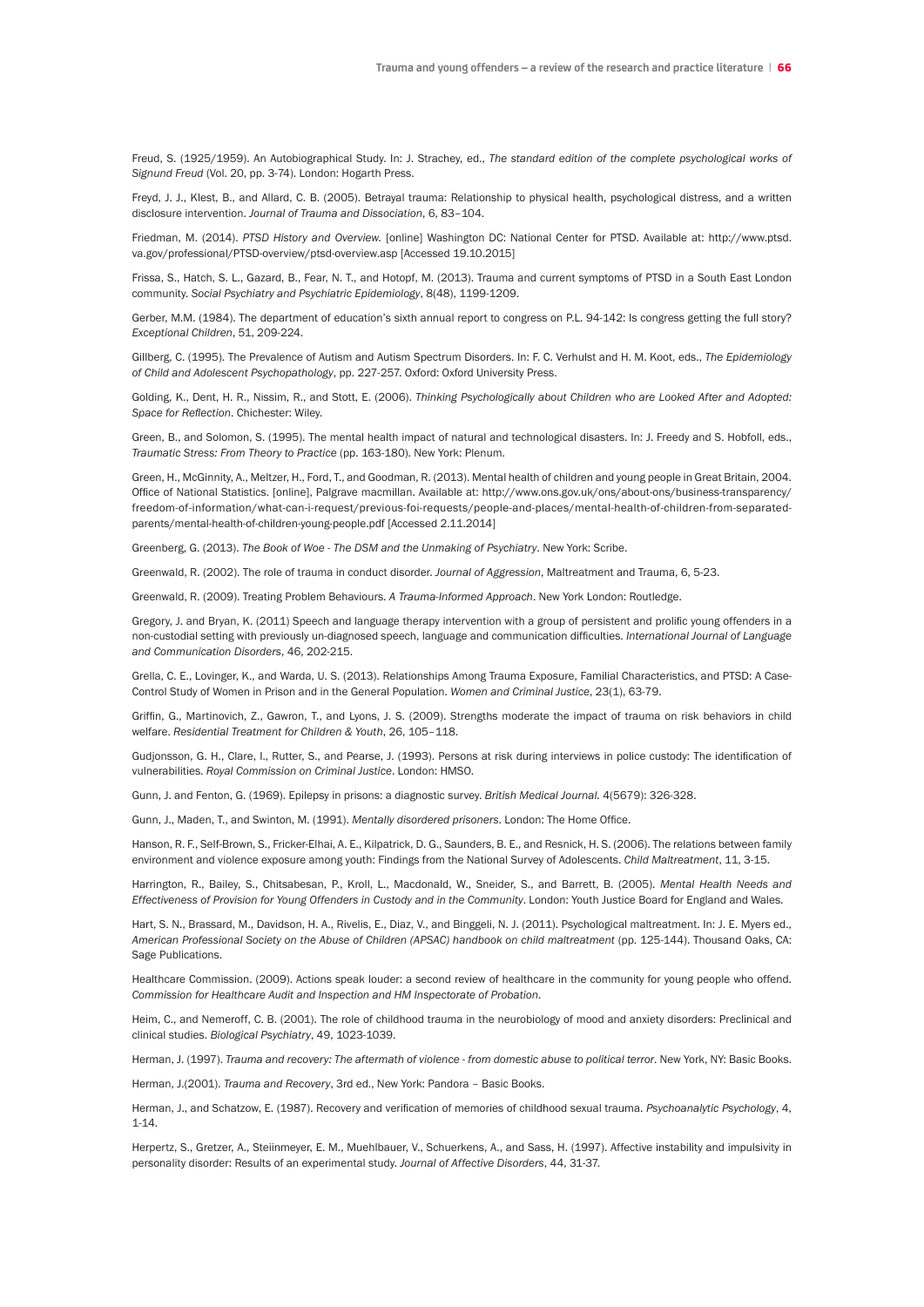Freud, S. (1925/1959). An Autobiographical Study. In: J. Strachey, ed., *The standard edition of the complete psychological works of Signund Freud* (Vol. 20, pp. 3-74). London: Hogarth Press.

Freyd, J. J., Klest, B., and Allard, C. B. (2005). Betrayal trauma: Relationship to physical health, psychological distress, and a written disclosure intervention. *Journal of Trauma and Dissociation*, 6, 83–104.

Friedman, M. (2014). *PTSD History and Overview.* [online] Washington DC: National Center for PTSD. Available at: http://www.ptsd.va.gov/professional/PTSD-overview/ptsd-overview.asp [Accessed 19.10.2015]

Frissa, S., Hatch, S. L., Gazard, B., Fear, N. T., and Hotopf, M. (2013). Trauma and current symptoms of PTSD in a South East London community. *Social Psychiatry and Psychiatric Epidemiology*, 8(48), 1199-1209.

Gerber, M.M. (1984). The department of education's sixth annual report to congress on P.L. 94-142: Is congress getting the full story? *Exceptional Children*, 51, 209-224.

Gillberg, C. (1995). The Prevalence of Autism and Autism Spectrum Disorders. In: F. C. Verhulst and H. M. Koot, eds., *The Epidemiology of Child and Adolescent Psychopathology*, pp. 227-257. Oxford: Oxford University Press.

Golding, K., Dent, H. R., Nissim, R., and Stott, E. (2006). *Thinking Psychologically about Children who are Looked After and Adopted: Space for Reflection*. Chichester: Wiley.

Green, B., and Solomon, S. (1995). The mental health impact of natural and technological disasters. In: J. Freedy and S. Hobfoll, eds., *Traumatic Stress: From Theory to Practice* (pp. 163-180). New York: Plenum.

Green, H., McGinnity, A., Meltzer, H., Ford, T., and Goodman, R. (2013). Mental health of children and young people in Great Britain, 2004. Office of National Statistics. [online], Palgrave macmillan. Available at: http://www.ons.gov.uk/ons/about-ons/business-transparency/freedom-of-information/what-can-i-request/previous-foi-requests/people-and-places/mental-health-of-children-from-separated-parents/mental-health-of-children-young-people.pdf [Accessed 2.11.2014]

Greenberg, G. (2013). *The Book of Woe - The DSM and the Unmaking of Psychiatry*. New York: Scribe.

Greenwald, R. (2002). The role of trauma in conduct disorder. *Journal of Aggression*, Maltreatment and Trauma, 6, 5-23.

Greenwald, R. (2009). Treating Problem Behaviours. *A Trauma-Informed Approach*. New York London: Routledge.

Gregory, J. and Bryan, K. (2011) Speech and language therapy intervention with a group of persistent and prolific young offenders in a non-custodial setting with previously un-diagnosed speech, language and communication difficulties. *International Journal of Language and Communication Disorders*, 46, 202-215.

Grella, C. E., Lovinger, K., and Warda, U. S. (2013). Relationships Among Trauma Exposure, Familial Characteristics, and PTSD: A Case-Control Study of Women in Prison and in the General Population. *Women and Criminal Justice*, 23(1), 63-79.

Griffin, G., Martinovich, Z., Gawron, T., and Lyons, J. S. (2009). Strengths moderate the impact of trauma on risk behaviors in child welfare. *Residential Treatment for Children & Youth*, 26, 105–118.

Gudjonsson, G. H., Clare, I., Rutter, S., and Pearse, J. (1993). Persons at risk during interviews in police custody: The identification of vulnerabilities. *Royal Commission on Criminal Justice*. London: HMSO.

Gunn, J. and Fenton, G. (1969). Epilepsy in prisons: a diagnostic survey. *British Medical Journal.* 4(5679): 326-328.

Gunn, J., Maden, T., and Swinton, M. (1991). *Mentally disordered prisoners*. London: The Home Office.

Hanson, R. F., Self-Brown, S., Fricker-Elhai, A. E., Kilpatrick, D. G., Saunders, B. E., and Resnick, H. S. (2006). The relations between family environment and violence exposure among youth: Findings from the National Survey of Adolescents. *Child Maltreatment*, 11, 3-15.

Harrington, R., Bailey, S., Chitsabesan, P., Kroll, L., Macdonald, W., Sneider, S., and Barrett, B. (2005). *Mental Health Needs and Effectiveness of Provision for Young Offenders in Custody and in the Community*. London: Youth Justice Board for England and Wales.

Hart, S. N., Brassard, M., Davidson, H. A., Rivelis, E., Diaz, V., and Binggeli, N. J. (2011). Psychological maltreatment. In: J. E. Myers ed., *American Professional Society on the Abuse of Children (APSAC) handbook on child maltreatment* (pp. 125-144). Thousand Oaks, CA: Sage Publications.

Healthcare Commission. (2009). Actions speak louder: a second review of healthcare in the community for young people who offend. *Commission for Healthcare Audit and Inspection and HM Inspectorate of Probation.*

Heim, C., and Nemeroff, C. B. (2001). The role of childhood trauma in the neurobiology of mood and anxiety disorders: Preclinical and clinical studies. *Biological Psychiatry*, 49, 1023-1039.

Herman, J. (1997). *Trauma and recovery: The aftermath of violence - from domestic abuse to political terror*. New York, NY: Basic Books.

Herman, J.(2001). *Trauma and Recovery*, 3rd ed., New York: Pandora – Basic Books.

Herman, J., and Schatzow, E. (1987). Recovery and verification of memories of childhood sexual trauma. *Psychoanalytic Psychology*, 4, 1-14.

Herpertz, S., Gretzer, A., Steiinmeyer, E. M., Muehlbauer, V., Schuerkens, A., and Sass, H. (1997). Affective instability and impulsivity in personality disorder: Results of an experimental study. *Journal of Affective Disorders*, 44, 31-37.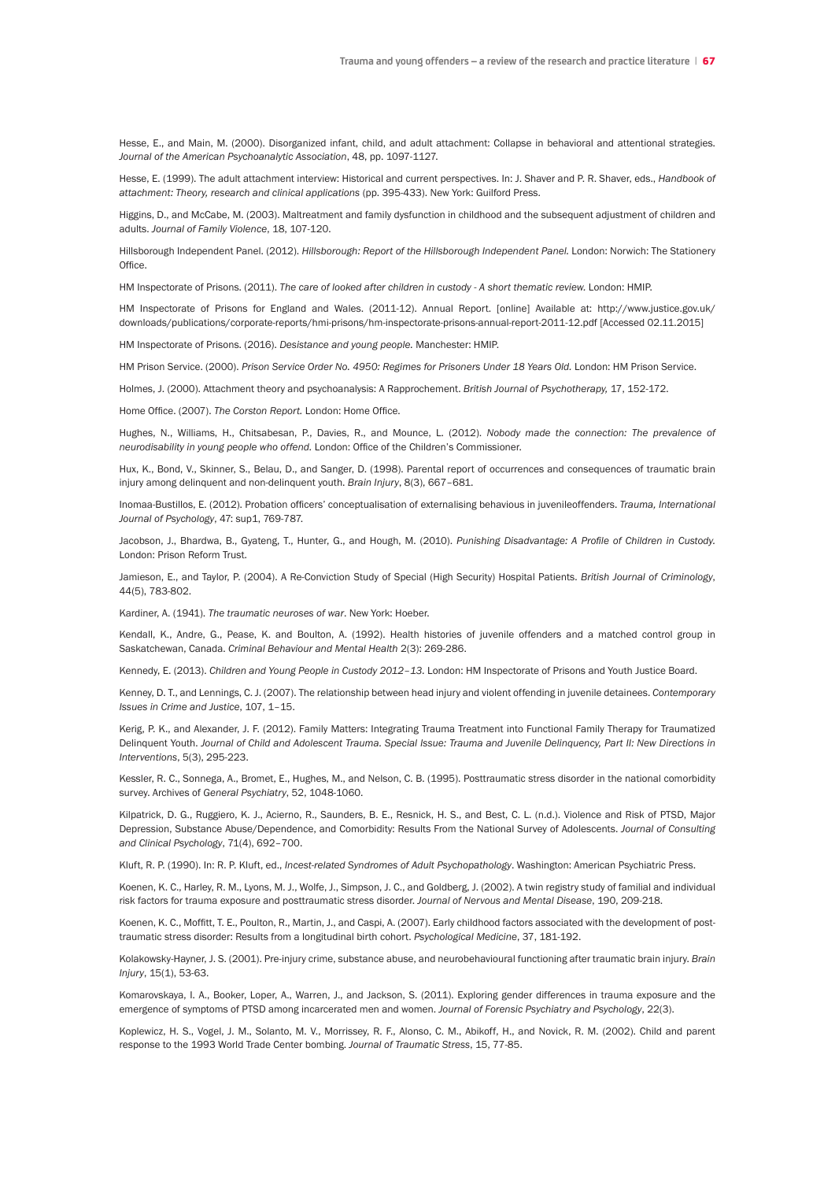Hesse, E., and Main, M. (2000). Disorganized infant, child, and adult attachment: Collapse in behavioral and attentional strategies. *Journal of the American Psychoanalytic Association*, 48, pp. 1097-1127.

Hesse, E. (1999). The adult attachment interview: Historical and current perspectives. In: J. Shaver and P. R. Shaver, eds., *Handbook of attachment: Theory, research and clinical applications* (pp. 395-433). New York: Guilford Press.

Higgins, D., and McCabe, M. (2003). Maltreatment and family dysfunction in childhood and the subsequent adjustment of children and adults. *Journal of Family Violence*, 18, 107-120.

Hillsborough Independent Panel. (2012). *Hillsborough: Report of the Hillsborough Independent Panel.* London: Norwich: The Stationery Office.

HM Inspectorate of Prisons. (2011). *The care of looked after children in custody - A short thematic review.* London: HMIP.

HM Inspectorate of Prisons for England and Wales. (2011-12). Annual Report. [online] Available at: http://www.justice.gov.uk/downloads/publications/corporate-reports/hmi-prisons/hm-inspectorate-prisons-annual-report-2011-12.pdf [Accessed 02.11.2015]

HM Inspectorate of Prisons. (2016). *Desistance and young people.* Manchester: HMIP.

HM Prison Service. (2000). *Prison Service Order No. 4950: Regimes for Prisoners Under 18 Years Old.* London: HM Prison Service.

Holmes, J. (2000). Attachment theory and psychoanalysis: A Rapprochement. *British Journal of Psychotherapy,* 17, 152-172.

Home Office. (2007). *The Corston Report.* London: Home Office.

Hughes, N., Williams, H., Chitsabesan, P., Davies, R., and Mounce, L. (2012). *Nobody made the connection: The prevalence of neurodisability in young people who offend.* London: Office of the Children's Commissioner.

Hux, K., Bond, V., Skinner, S., Belau, D., and Sanger, D. (1998). Parental report of occurrences and consequences of traumatic brain injury among delinquent and non-delinquent youth. *Brain Injury*, 8(3), 667–681.

Inomaa-Bustillos, E. (2012). Probation officers' conceptualisation of externalising behavious in juvenileoffenders. *Trauma, International Journal of Psychology*, 47: sup1, 769-787.

Jacobson, J., Bhardwa, B., Gyateng, T., Hunter, G., and Hough, M. (2010). *Punishing Disadvantage: A Profile of Children in Custody.* London: Prison Reform Trust.

Jamieson, E., and Taylor, P. (2004). A Re-Conviction Study of Special (High Security) Hospital Patients. *British Journal of Criminology*, 44(5), 783-802.

Kardiner, A. (1941). *The traumatic neuroses of war*. New York: Hoeber.

Kendall, K., Andre, G., Pease, K. and Boulton, A. (1992). Health histories of juvenile offenders and a matched control group in Saskatchewan, Canada. *Criminal Behaviour and Mental Health* 2(3): 269-286.

Kennedy, E. (2013). *Children and Young People in Custody 2012–13.* London: HM Inspectorate of Prisons and Youth Justice Board.

Kenney, D. T., and Lennings, C. J. (2007). The relationship between head injury and violent offending in juvenile detainees. *Contemporary Issues in Crime and Justice*, 107, 1–15.

Kerig, P. K., and Alexander, J. F. (2012). Family Matters: Integrating Trauma Treatment into Functional Family Therapy for Traumatized Delinquent Youth. *Journal of Child and Adolescent Trauma. Special Issue: Trauma and Juvenile Delinquency, Part II: New Directions in Interventions*, 5(3), 295-223.

Kessler, R. C., Sonnega, A., Bromet, E., Hughes, M., and Nelson, C. B. (1995). Posttraumatic stress disorder in the national comorbidity survey. Archives of *General Psychiatry*, 52, 1048-1060.

Kilpatrick, D. G., Ruggiero, K. J., Acierno, R., Saunders, B. E., Resnick, H. S., and Best, C. L. (n.d.). Violence and Risk of PTSD, Major Depression, Substance Abuse/Dependence, and Comorbidity: Results From the National Survey of Adolescents. *Journal of Consulting and Clinical Psychology*, 71(4), 692–700.

Kluft, R. P. (1990). In: R. P. Kluft, ed., *Incest-related Syndromes of Adult Psychopathology*. Washington: American Psychiatric Press.

Koenen, K. C., Harley, R. M., Lyons, M. J., Wolfe, J., Simpson, J. C., and Goldberg, J. (2002). A twin registry study of familial and individual risk factors for trauma exposure and posttraumatic stress disorder. *Journal of Nervous and Mental Disease*, 190, 209-218.

Koenen, K. C., Moffitt, T. E., Poulton, R., Martin, J., and Caspi, A. (2007). Early childhood factors associated with the development of post-traumatic stress disorder: Results from a longitudinal birth cohort. *Psychological Medicine*, 37, 181-192.

Kolakowsky-Hayner, J. S. (2001). Pre-injury crime, substance abuse, and neurobehavioural functioning after traumatic brain injury. *Brain Injury*, 15(1), 53-63.

Komarovskaya, I. A., Booker, Loper, A., Warren, J., and Jackson, S. (2011). Exploring gender differences in trauma exposure and the emergence of symptoms of PTSD among incarcerated men and women. *Journal of Forensic Psychiatry and Psychology*, 22(3).

Koplewicz, H. S., Vogel, J. M., Solanto, M. V., Morrissey, R. F., Alonso, C. M., Abikoff, H., and Novick, R. M. (2002). Child and parent response to the 1993 World Trade Center bombing. *Journal of Traumatic Stress*, 15, 77-85.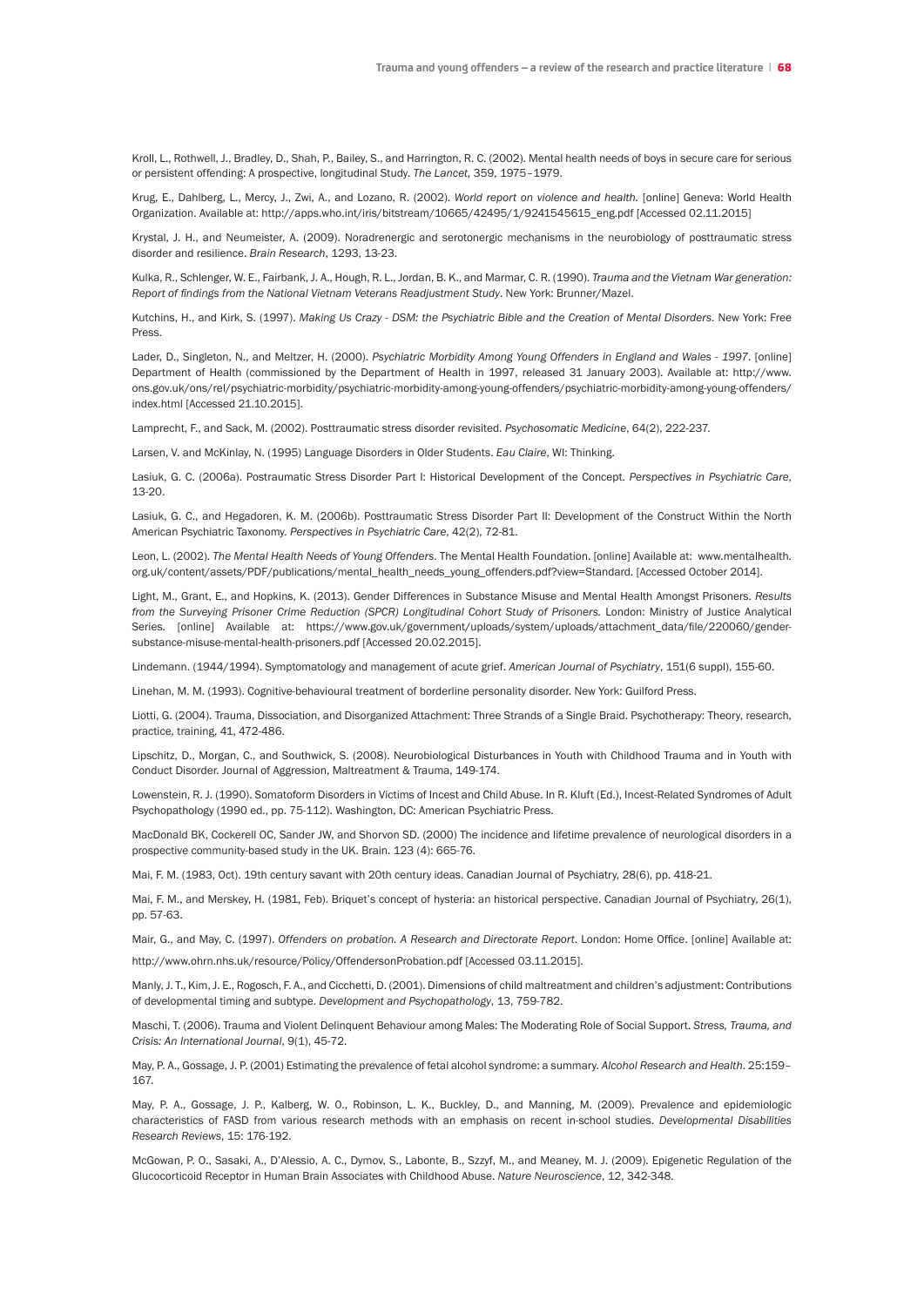Kroll, L., Rothwell, J., Bradley, D., Shah, P., Bailey, S., and Harrington, R. C. (2002). Mental health needs of boys in secure care for serious or persistent offending: A prospective, longitudinal Study. *The Lancet,* 359, 1975–1979.

Krug, E., Dahlberg, L., Mercy, J., Zwi, A., and Lozano, R. (2002). *World report on violence and health.* [online] Geneva: World Health Organization. Available at: http://apps.who.int/iris/bitstream/10665/42495/1/9241545615_eng.pdf [Accessed 02.11.2015]

Krystal, J. H., and Neumeister, A. (2009). Noradrenergic and serotonergic mechanisms in the neurobiology of posttraumatic stress disorder and resilience. *Brain Research*, 1293, 13-23.

Kulka, R., Schlenger, W. E., Fairbank, J. A., Hough, R. L., Jordan, B. K., and Marmar, C. R. (1990). *Trauma and the Vietnam War generation: Report of findings from the National Vietnam Veterans Readjustment Study*. New York: Brunner/Mazel.

Kutchins, H., and Kirk, S. (1997). *Making Us Crazy - DSM: the Psychiatric Bible and the Creation of Mental Disorders*. New York: Free Press.

Lader, D., Singleton, N., and Meltzer, H. (2000). *Psychiatric Morbidity Among Young Offenders in England and Wales - 1997*. [online] Department of Health (commissioned by the Department of Health in 1997, released 31 January 2003). Available at: http://www.ons.gov.uk/ons/rel/psychiatric-morbidity/psychiatric-morbidity-among-young-offenders/psychiatric-morbidity-among-young-offenders/index.html [Accessed 21.10.2015].

Lamprecht, F., and Sack, M. (2002). Posttraumatic stress disorder revisited. *Psychosomatic Medicine*, 64(2), 222-237.

Larsen, V. and McKinlay, N. (1995) Language Disorders in Older Students. *Eau Claire*, WI: Thinking.

Lasiuk, G. C. (2006a). Postraumatic Stress Disorder Part I: Historical Development of the Concept. *Perspectives in Psychiatric Care*, 13-20.

Lasiuk, G. C., and Hegadoren, K. M. (2006b). Posttraumatic Stress Disorder Part II: Development of the Construct Within the North American Psychiatric Taxonomy. *Perspectives in Psychiatric Care*, 42(2), 72-81.

Leon, L. (2002). *The Mental Health Needs of Young Offenders*. The Mental Health Foundation. [online] Available at: www.mentalhealth.org.uk/content/assets/PDF/publications/mental_health_needs_young_offenders.pdf?view=Standard. [Accessed October 2014].

Light, M., Grant, E., and Hopkins, K. (2013). Gender Differences in Substance Misuse and Mental Health Amongst Prisoners. *Results from the Surveying Prisoner Crime Reduction (SPCR) Longitudinal Cohort Study of Prisoners.* London: Ministry of Justice Analytical Series. [online] Available at: https://www.gov.uk/government/uploads/system/uploads/attachment_data/file/220060/gender-substance-misuse-mental-health-prisoners.pdf [Accessed 20.02.2015].

Lindemann. (1944/1994). Symptomatology and management of acute grief. *American Journal of Psychiatry*, 151(6 suppl), 155-60.

Linehan, M. M. (1993). Cognitive-behavioural treatment of borderline personality disorder. New York: Guilford Press.

Liotti, G. (2004). Trauma, Dissociation, and Disorganized Attachment: Three Strands of a Single Braid. Psychotherapy: Theory, research, practice, training, 41, 472-486.

Lipschitz, D., Morgan, C., and Southwick, S. (2008). Neurobiological Disturbances in Youth with Childhood Trauma and in Youth with Conduct Disorder. Journal of Aggression, Maltreatment & Trauma, 149-174.

Lowenstein, R. J. (1990). Somatoform Disorders in Victims of Incest and Child Abuse. In R. Kluft (Ed.), Incest-Related Syndromes of Adult Psychopathology (1990 ed., pp. 75-112). Washington, DC: American Psychiatric Press.

MacDonald BK, Cockerell OC, Sander JW, and Shorvon SD. (2000) The incidence and lifetime prevalence of neurological disorders in a prospective community-based study in the UK. Brain. 123 (4): 665-76.

Mai, F. M. (1983, Oct). 19th century savant with 20th century ideas. Canadian Journal of Psychiatry, 28(6), pp. 418-21.

Mai, F. M., and Merskey, H. (1981, Feb). Briquet's concept of hysteria: an historical perspective. Canadian Journal of Psychiatry, 26(1), pp. 57-63.

Mair, G., and May, C. (1997). *Offenders on probation. A Research and Directorate Report*. London: Home Office. [online] Available at: http://www.ohrn.nhs.uk/resource/Policy/OffendersonProbation.pdf [Accessed 03.11.2015].

Manly, J. T., Kim, J. E., Rogosch, F. A., and Cicchetti, D. (2001). Dimensions of child maltreatment and children's adjustment: Contributions of developmental timing and subtype. *Development and Psychopathology*, 13, 759-782.

Maschi, T. (2006). Trauma and Violent Delinquent Behaviour among Males: The Moderating Role of Social Support. *Stress, Trauma, and Crisis: An International Journal*, 9(1), 45-72.

May, P. A., Gossage, J. P. (2001) Estimating the prevalence of fetal alcohol syndrome: a summary. *Alcohol Research and Health*. 25:159–167.

May, P. A., Gossage, J. P., Kalberg, W. O., Robinson, L. K., Buckley, D., and Manning, M. (2009). Prevalence and epidemiologic characteristics of FASD from various research methods with an emphasis on recent in-school studies. *Developmental Disabilities Research Reviews*, 15: 176-192.

McGowan, P. O., Sasaki, A., D'Alessio, A. C., Dymov, S., Labonte, B., Szzyf, M., and Meaney, M. J. (2009). Epigenetic Regulation of the Glucocorticoid Receptor in Human Brain Associates with Childhood Abuse. *Nature Neuroscience*, 12, 342-348.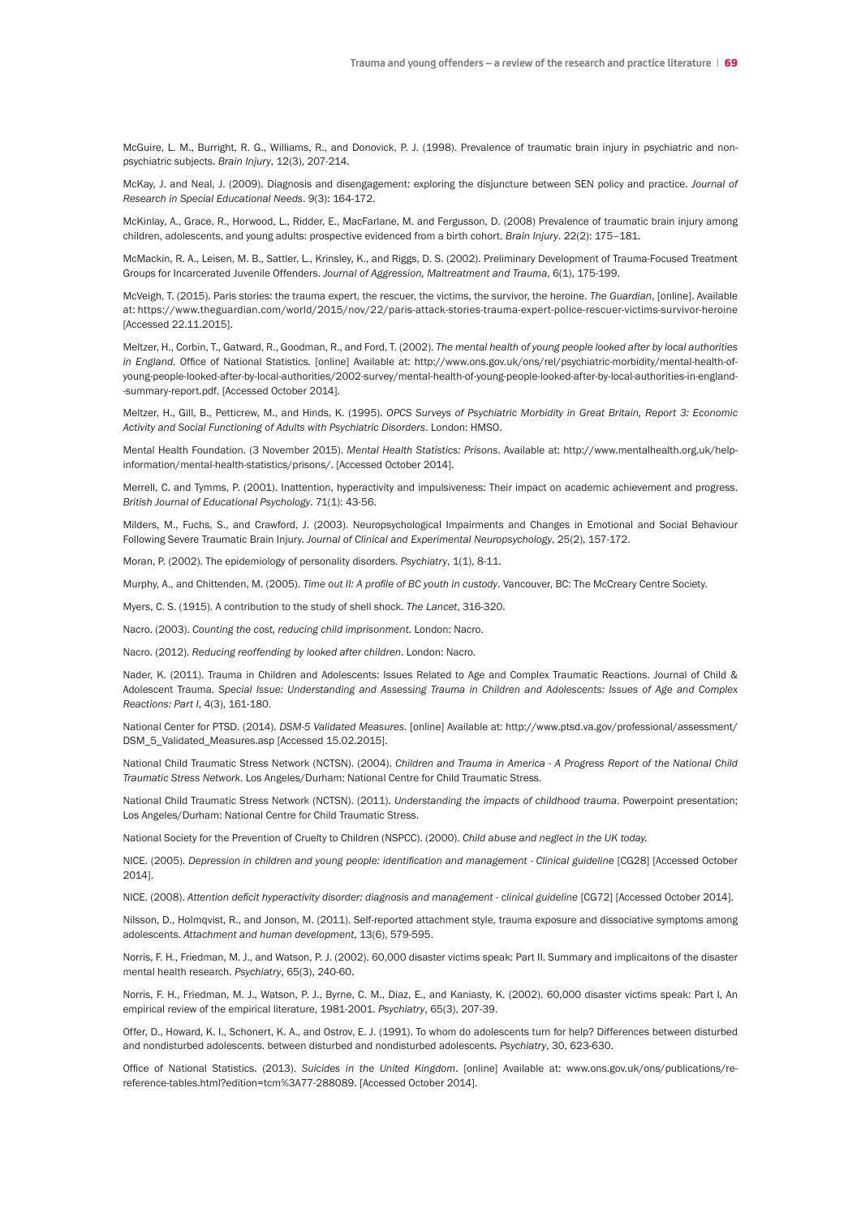McGuire, L. M., Burright, R. G., Williams, R., and Donovick, P. J. (1998). Prevalence of traumatic brain injury in psychiatric and non-psychiatric subjects. *Brain Injury*, 12(3), 207-214.

McKay, J. and Neal, J. (2009). Diagnosis and disengagement: exploring the disjuncture between SEN policy and practice. *Journal of Research in Special Educational Needs*. 9(3): 164-172.

McKinlay, A., Grace, R., Horwood, L., Ridder, E., MacFarlane, M. and Fergusson, D. (2008) Prevalence of traumatic brain injury among children, adolescents, and young adults: prospective evidenced from a birth cohort. *Brain Injury*. 22(2): 175–181.

McMackin, R. A., Leisen, M. B., Sattler, L., Krinsley, K., and Riggs, D. S. (2002). Preliminary Development of Trauma-Focused Treatment Groups for Incarcerated Juvenile Offenders. *Journal of Aggression, Maltreatment and Trauma*, 6(1), 175-199.

McVeigh, T. (2015). Paris stories: the trauma expert, the rescuer, the victims, the survivor, the heroine. *The Guardian*, [online]. Available at: https://www.theguardian.com/world/2015/nov/22/paris-attack-stories-trauma-expert-police-rescuer-victims-survivor-heroine [Accessed 22.11.2015].

Meltzer, H., Corbin, T., Gatward, R., Goodman, R., and Ford, T. (2002). *The mental health of young people looked after by local authorities in England.* Office of National Statistics. [online] Available at: http://www.ons.gov.uk/ons/rel/psychiatric-morbidity/mental-health-of-young-people-looked-after-by-local-authorities/2002-survey/mental-health-of-young-people-looked-after-by-local-authorities-in-england--summary-report.pdf. [Accessed October 2014].

Meltzer, H., Gill, B., Petticrew, M., and Hinds, K. (1995). *OPCS Surveys of Psychiatric Morbidity in Great Britain, Report 3: Economic Activity and Social Functioning of Adults with Psychiatric Disorders*. London: HMSO.

Mental Health Foundation. (3 November 2015). *Mental Health Statistics: Prisons*. Available at: http://www.mentalhealth.org.uk/help-information/mental-health-statistics/prisons/. [Accessed October 2014].

Merrell, C. and Tymms, P. (2001). Inattention, hyperactivity and impulsiveness: Their impact on academic achievement and progress. *British Journal of Educational Psychology*. 71(1): 43-56.

Milders, M., Fuchs, S., and Crawford, J. (2003). Neuropsychological Impairments and Changes in Emotional and Social Behaviour Following Severe Traumatic Brain Injury. *Journal of Clinical and Experimental Neuropsychology*, 25(2), 157-172.

Moran, P. (2002). The epidemiology of personality disorders. *Psychiatry*, 1(1), 8-11.

Murphy, A., and Chittenden, M. (2005). *Time out II: A profile of BC youth in custody*. Vancouver, BC: The McCreary Centre Society.

Myers, C. S. (1915). A contribution to the study of shell shock. *The Lancet*, 316-320.

Nacro. (2003). *Counting the cost, reducing child imprisonment.* London: Nacro.

Nacro. (2012). *Reducing reoffending by looked after children*. London: Nacro.

Nader, K. (2011). Trauma in Children and Adolescents: Issues Related to Age and Complex Traumatic Reactions. Journal of Child & Adolescent Trauma. *Special Issue: Understanding and Assessing Trauma in Children and Adolescents: Issues of Age and Complex Reactions: Part I*, 4(3), 161-180.

National Center for PTSD. (2014). *DSM-5 Validated Measures*. [online] Available at: http://www.ptsd.va.gov/professional/assessment/DSM_5_Validated_Measures.asp [Accessed 15.02.2015].

National Child Traumatic Stress Network (NCTSN). (2004). *Children and Trauma in America - A Progress Report of the National Child Traumatic Stress Network*. Los Angeles/Durham: National Centre for Child Traumatic Stress.

National Child Traumatic Stress Network (NCTSN). (2011). *Understanding the impacts of childhood trauma*. Powerpoint presentation; Los Angeles/Durham: National Centre for Child Traumatic Stress.

National Society for the Prevention of Cruelty to Children (NSPCC). (2000). *Child abuse and neglect in the UK today.*

NICE. (2005). *Depression in children and young people: identification and management - Clinical guideline* [CG28] [Accessed October 2014].

NICE. (2008). *Attention deficit hyperactivity disorder: diagnosis and management - clinical guideline* [CG72] [Accessed October 2014].

Nilsson, D., Holmqvist, R., and Jonson, M. (2011). Self-reported attachment style, trauma exposure and dissociative symptoms among adolescents. *Attachment and human development*, 13(6), 579-595.

Norris, F. H., Friedman, M. J., and Watson, P. J. (2002). 60,000 disaster victims speak: Part II. Summary and implicaitons of the disaster mental health research. *Psychiatry*, 65(3), 240-60.

Norris, F. H., Friedman, M. J., Watson, P. J., Byrne, C. M., Diaz, E., and Kaniasty, K. (2002). 60,000 disaster victims speak: Part I, An empirical review of the empirical literature, 1981-2001. *Psychiatry*, 65(3), 207-39.

Offer, D., Howard, K. I., Schonert, K. A., and Ostrov, E. J. (1991). To whom do adolescents turn for help? Differences between disturbed and nondisturbed adolescents. between disturbed and nondisturbed adolescents. *Psychiatry*, 30, 623-630.

Office of National Statistics. (2013). *Suicides in the United Kingdom*. [online] Available at: www.ons.gov.uk/ons/publications/re-reference-tables.html?edition=tcm%3A77-288089. [Accessed October 2014].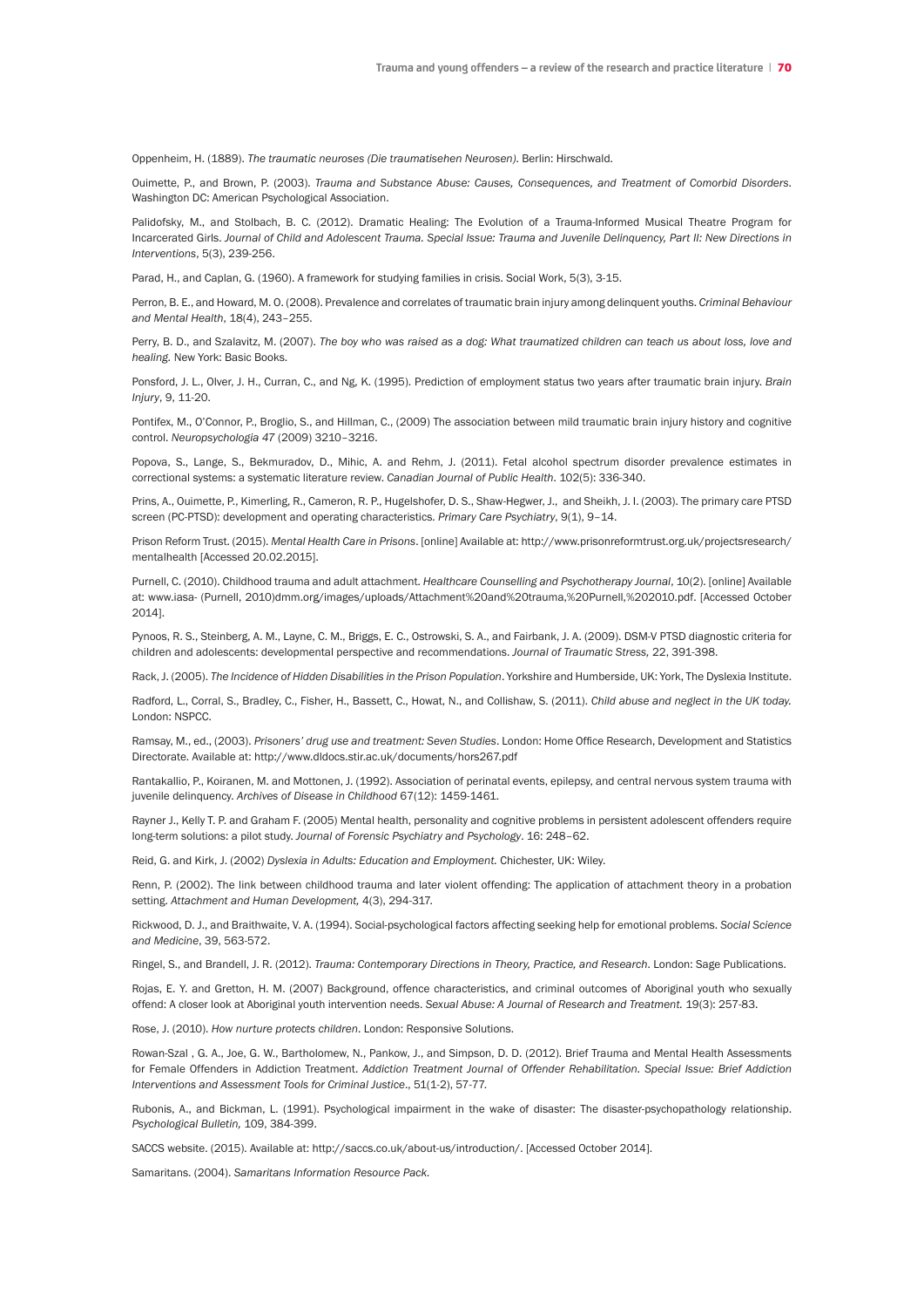Oppenheim, H. (1889). *The traumatic neuroses (Die traumatisehen Neurosen).* Berlin: Hirschwald.

Ouimette, P., and Brown, P. (2003). *Trauma and Substance Abuse: Causes, Consequences, and Treatment of Comorbid Disorders*. Washington DC: American Psychological Association.

Palidofsky, M., and Stolbach, B. C. (2012). Dramatic Healing: The Evolution of a Trauma-Informed Musical Theatre Program for Incarcerated Girls. *Journal of Child and Adolescent Trauma. Special Issue: Trauma and Juvenile Delinquency, Part II: New Directions in Interventions*, 5(3), 239-256.

Parad, H., and Caplan, G. (1960). A framework for studying families in crisis. Social Work, 5(3), 3-15.

Perron, B. E., and Howard, M. O. (2008). Prevalence and correlates of traumatic brain injury among delinquent youths. *Criminal Behaviour and Mental Health*, 18(4), 243–255.

Perry, B. D., and Szalavitz, M. (2007). *The boy who was raised as a dog: What traumatized children can teach us about loss, love and healing.* New York: Basic Books.

Ponsford, J. L., Olver, J. H., Curran, C., and Ng, K. (1995). Prediction of employment status two years after traumatic brain injury. *Brain Injury*, 9, 11-20.

Pontifex, M., O'Connor, P., Broglio, S., and Hillman, C., (2009) The association between mild traumatic brain injury history and cognitive control. *Neuropsychologia 47* (2009) 3210–3216.

Popova, S., Lange, S., Bekmuradov, D., Mihic, A. and Rehm, J. (2011). Fetal alcohol spectrum disorder prevalence estimates in correctional systems: a systematic literature review. *Canadian Journal of Public Health*. 102(5): 336-340.

Prins, A., Ouimette, P., Kimerling, R., Cameron, R. P., Hugelshofer, D. S., Shaw-Hegwer, J., and Sheikh, J. I. (2003). The primary care PTSD screen (PC-PTSD): development and operating characteristics. *Primary Care Psychiatry*, 9(1), 9–14.

Prison Reform Trust. (2015). *Mental Health Care in Prisons*. [online] Available at: http://www.prisonreformtrust.org.uk/projectsresearch/mentalhealth [Accessed 20.02.2015].

Purnell, C. (2010). Childhood trauma and adult attachment. *Healthcare Counselling and Psychotherapy Journal*, 10(2). [online] Available at: www.iasa- (Purnell, 2010)dmm.org/images/uploads/Attachment%20and%20trauma,%20Purnell,%202010.pdf. [Accessed October 2014].

Pynoos, R. S., Steinberg, A. M., Layne, C. M., Briggs, E. C., Ostrowski, S. A., and Fairbank, J. A. (2009). DSM-V PTSD diagnostic criteria for children and adolescents: developmental perspective and recommendations. *Journal of Traumatic Stress,* 22, 391-398.

Rack, J. (2005). *The Incidence of Hidden Disabilities in the Prison Population*. Yorkshire and Humberside, UK: York, The Dyslexia Institute.

Radford, L., Corral, S., Bradley, C., Fisher, H., Bassett, C., Howat, N., and Collishaw, S. (2011). *Child abuse and neglect in the UK today.* London: NSPCC.

Ramsay, M., ed., (2003). *Prisoners' drug use and treatment: Seven Studies*. London: Home Office Research, Development and Statistics Directorate. Available at: http://www.dldocs.stir.ac.uk/documents/hors267.pdf

Rantakallio, P., Koiranen, M. and Mottonen, J. (1992). Association of perinatal events, epilepsy, and central nervous system trauma with juvenile delinquency. *Archives of Disease in Childhood* 67(12): 1459-1461.

Rayner J., Kelly T. P. and Graham F. (2005) Mental health, personality and cognitive problems in persistent adolescent offenders require long-term solutions: a pilot study. *Journal of Forensic Psychiatry and Psychology*. 16: 248–62.

Reid, G. and Kirk, J. (2002) *Dyslexia in Adults: Education and Employment.* Chichester, UK: Wiley.

Renn, P. (2002). The link between childhood trauma and later violent offending: The application of attachment theory in a probation setting. *Attachment and Human Development,* 4(3), 294-317.

Rickwood, D. J., and Braithwaite, V. A. (1994). Social-psychological factors affecting seeking help for emotional problems. *Social Science and Medicine*, 39, 563-572.

Ringel, S., and Brandell, J. R. (2012). *Trauma: Contemporary Directions in Theory, Practice, and Research*. London: Sage Publications.

Rojas, E. Y. and Gretton, H. M. (2007) Background, offence characteristics, and criminal outcomes of Aboriginal youth who sexually offend: A closer look at Aboriginal youth intervention needs. *Sexual Abuse: A Journal of Research and Treatment.* 19(3): 257-83.

Rose, J. (2010). *How nurture protects children*. London: Responsive Solutions.

Rowan-Szal , G. A., Joe, G. W., Bartholomew, N., Pankow, J., and Simpson, D. D. (2012). Brief Trauma and Mental Health Assessments for Female Offenders in Addiction Treatment. *Addiction Treatment Journal of Offender Rehabilitation. Special Issue: Brief Addiction Interventions and Assessment Tools for Criminal Justice*., 51(1-2), 57-77.

Rubonis, A., and Bickman, L. (1991). Psychological impairment in the wake of disaster: The disaster-psychopathology relationship. *Psychological Bulletin,* 109, 384-399.

SACCS website. (2015). Available at: http://saccs.co.uk/about-us/introduction/. [Accessed October 2014].

Samaritans. (2004). *Samaritans Information Resource Pack.*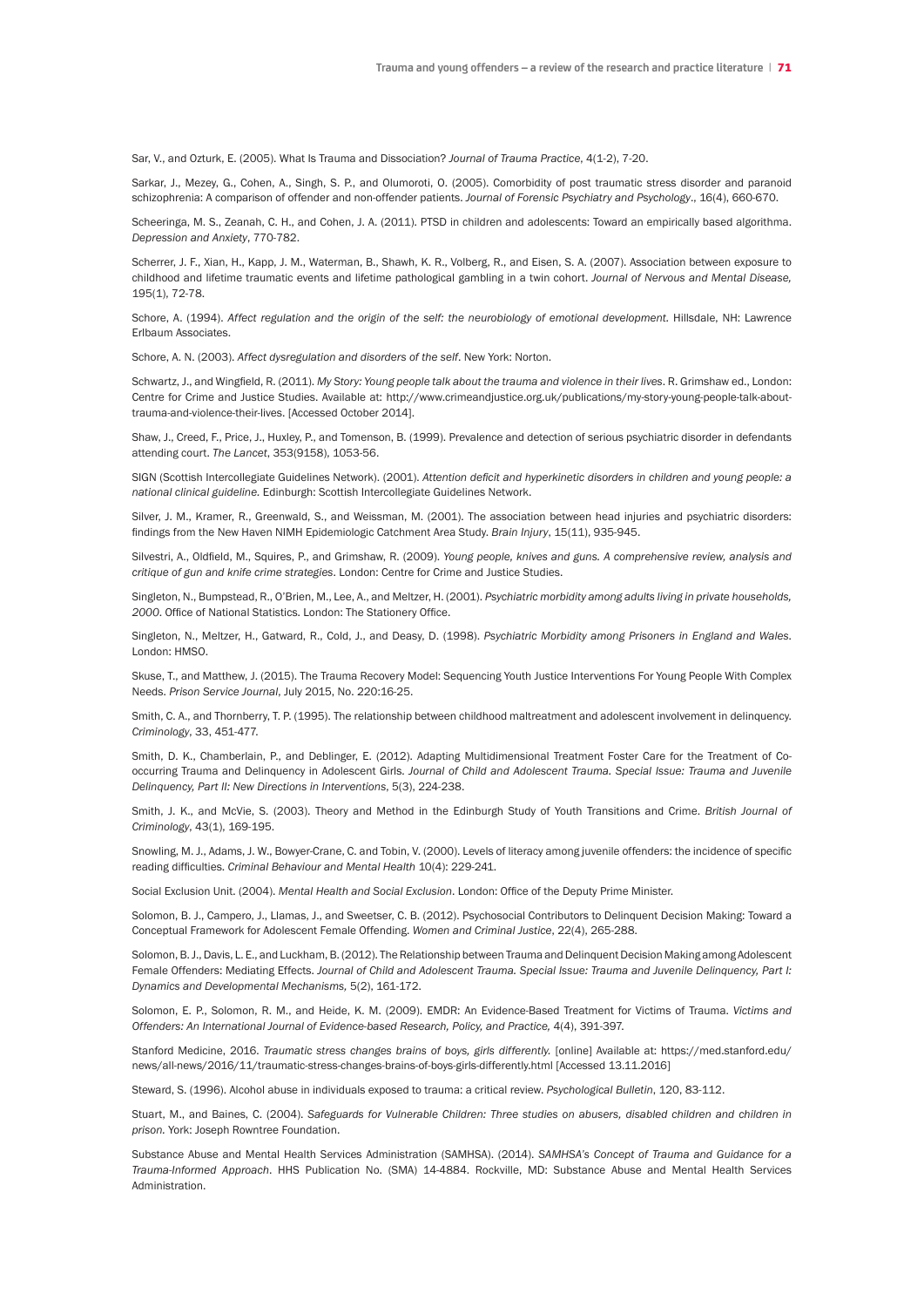Sar, V., and Ozturk, E. (2005). What Is Trauma and Dissociation? *Journal of Trauma Practice*, 4(1-2), 7-20.

Sarkar, J., Mezey, G., Cohen, A., Singh, S. P., and Olumoroti, O. (2005). Comorbidity of post traumatic stress disorder and paranoid schizophrenia: A comparison of offender and non-offender patients. *Journal of Forensic Psychiatry and Psychology*., 16(4), 660-670.

Scheeringa, M. S., Zeanah, C. H., and Cohen, J. A. (2011). PTSD in children and adolescents: Toward an empirically based algorithma. *Depression and Anxiety*, 770-782.

Scherrer, J. F., Xian, H., Kapp, J. M., Waterman, B., Shawh, K. R., Volberg, R., and Eisen, S. A. (2007). Association between exposure to childhood and lifetime traumatic events and lifetime pathological gambling in a twin cohort. *Journal of Nervous and Mental Disease,* 195(1), 72-78.

Schore, A. (1994). *Affect regulation and the origin of the self: the neurobiology of emotional development.* Hillsdale, NH: Lawrence Erlbaum Associates.

Schore, A. N. (2003). *Affect dysregulation and disorders of the self*. New York: Norton.

Schwartz, J., and Wingfield, R. (2011). *My Story: Young people talk about the trauma and violence in their lives*. R. Grimshaw ed., London: Centre for Crime and Justice Studies. Available at: http://www.crimeandjustice.org.uk/publications/my-story-young-people-talk-about-trauma-and-violence-their-lives. [Accessed October 2014].

Shaw, J., Creed, F., Price, J., Huxley, P., and Tomenson, B. (1999). Prevalence and detection of serious psychiatric disorder in defendants attending court. *The Lancet*, 353(9158), 1053-56.

SIGN (Scottish Intercollegiate Guidelines Network). (2001). *Attention deficit and hyperkinetic disorders in children and young people: a national clinical guideline.* Edinburgh: Scottish Intercollegiate Guidelines Network.

Silver, J. M., Kramer, R., Greenwald, S., and Weissman, M. (2001). The association between head injuries and psychiatric disorders: findings from the New Haven NIMH Epidemiologic Catchment Area Study. *Brain Injury*, 15(11), 935-945.

Silvestri, A., Oldfield, M., Squires, P., and Grimshaw, R. (2009). *Young people, knives and guns. A comprehensive review, analysis and critique of gun and knife crime strategies*. London: Centre for Crime and Justice Studies.

Singleton, N., Bumpstead, R., O'Brien, M., Lee, A., and Meltzer, H. (2001). *Psychiatric morbidity among adults living in private households, 2000*. Office of National Statistics. London: The Stationery Office.

Singleton, N., Meltzer, H., Gatward, R., Cold, J., and Deasy, D. (1998). *Psychiatric Morbidity among Prisoners in England and Wales*. London: HMSO.

Skuse, T., and Matthew, J. (2015). The Trauma Recovery Model: Sequencing Youth Justice Interventions For Young People With Complex Needs. *Prison Service Journal*, July 2015, No. 220:16-25.

Smith, C. A., and Thornberry, T. P. (1995). The relationship between childhood maltreatment and adolescent involvement in delinquency. *Criminology*, 33, 451-477.

Smith, D. K., Chamberlain, P., and Deblinger, E. (2012). Adapting Multidimensional Treatment Foster Care for the Treatment of Co-occurring Trauma and Delinquency in Adolescent Girls. *Journal of Child and Adolescent Trauma. Special Issue: Trauma and Juvenile Delinquency, Part II: New Directions in Interventions*, 5(3), 224-238.

Smith, J. K., and McVie, S. (2003). Theory and Method in the Edinburgh Study of Youth Transitions and Crime. *British Journal of Criminology*, 43(1), 169-195.

Snowling, M. J., Adams, J. W., Bowyer-Crane, C. and Tobin, V. (2000). Levels of literacy among juvenile offenders: the incidence of specific reading difficulties. *Criminal Behaviour and Mental Health* 10(4): 229-241.

Social Exclusion Unit. (2004). *Mental Health and Social Exclusion*. London: Office of the Deputy Prime Minister.

Solomon, B. J., Campero, J., Llamas, J., and Sweetser, C. B. (2012). Psychosocial Contributors to Delinquent Decision Making: Toward a Conceptual Framework for Adolescent Female Offending. *Women and Criminal Justice*, 22(4), 265-288.

Solomon, B. J., Davis, L. E., and Luckham, B. (2012). The Relationship between Trauma and Delinquent Decision Making among Adolescent Female Offenders: Mediating Effects. *Journal of Child and Adolescent Trauma. Special Issue: Trauma and Juvenile Delinquency, Part I: Dynamics and Developmental Mechanisms,* 5(2), 161-172.

Solomon, E. P., Solomon, R. M., and Heide, K. M. (2009). EMDR: An Evidence-Based Treatment for Victims of Trauma. *Victims and Offenders: An International Journal of Evidence-based Research, Policy, and Practice,* 4(4), 391-397.

Stanford Medicine, 2016. *Traumatic stress changes brains of boys, girls differently.* [online] Available at: https://med.stanford.edu/news/all-news/2016/11/traumatic-stress-changes-brains-of-boys-girls-differently.html [Accessed 13.11.2016]

Steward, S. (1996). Alcohol abuse in individuals exposed to trauma: a critical review. *Psychological Bulletin*, 120, 83-112.

Stuart, M., and Baines, C. (2004). *Safeguards for Vulnerable Children: Three studies on abusers, disabled children and children in prison.* York: Joseph Rowntree Foundation.

Substance Abuse and Mental Health Services Administration (SAMHSA). (2014). *SAMHSA's Concept of Trauma and Guidance for a Trauma-Informed Approach*. HHS Publication No. (SMA) 14-4884. Rockville, MD: Substance Abuse and Mental Health Services Administration.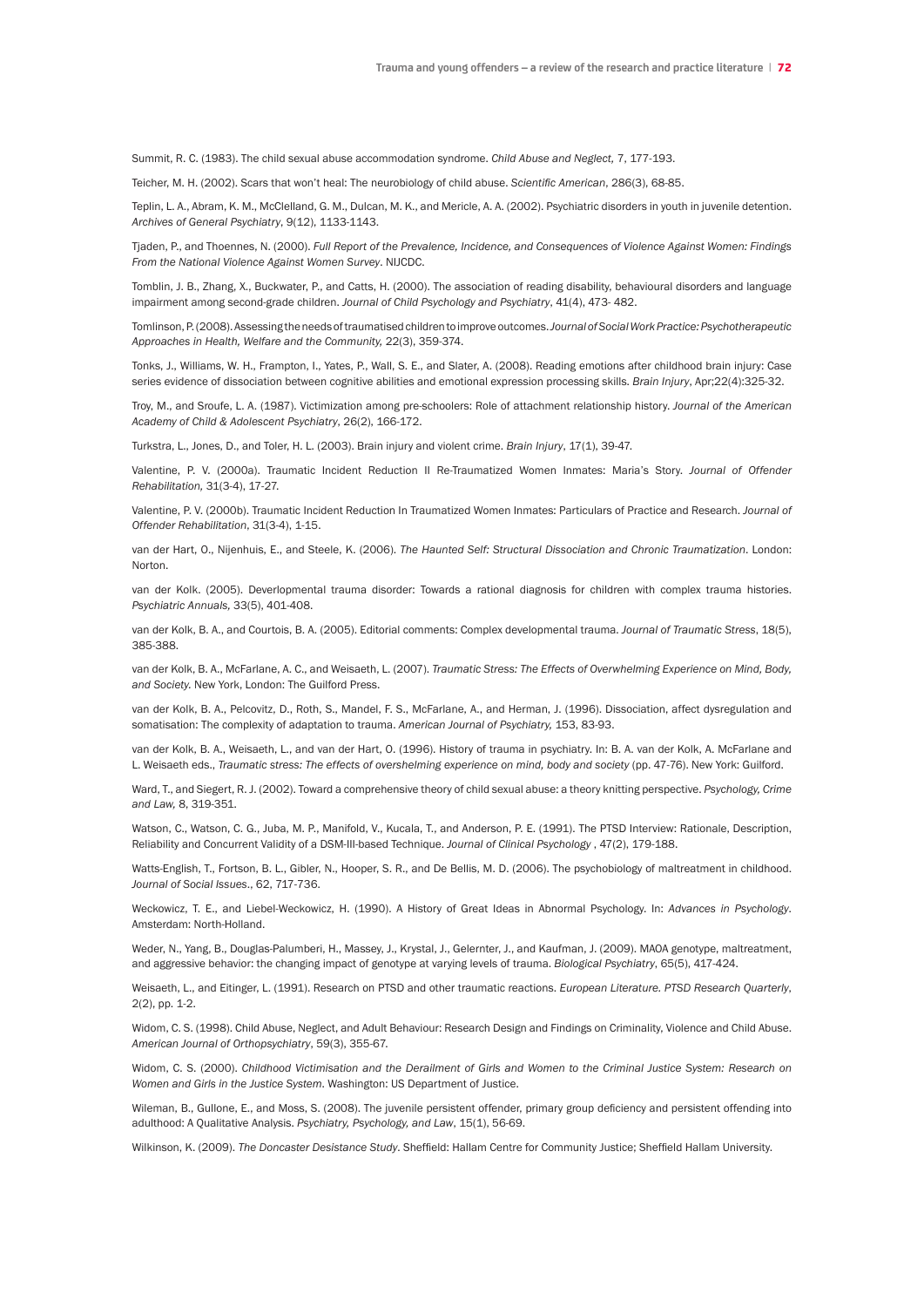Summit, R. C. (1983). The child sexual abuse accommodation syndrome. *Child Abuse and Neglect,* 7, 177-193.

Teicher, M. H. (2002). Scars that won't heal: The neurobiology of child abuse. *Scientific American*, 286(3), 68-85.

Teplin, L. A., Abram, K. M., McClelland, G. M., Dulcan, M. K., and Mericle, A. A. (2002). Psychiatric disorders in youth in juvenile detention. *Archives of General Psychiatry*, 9(12), 1133-1143.

Tjaden, P., and Thoennes, N. (2000). *Full Report of the Prevalence, Incidence, and Consequences of Violence Against Women: Findings From the National Violence Against Women Survey*. NIJCDC.

Tomblin, J. B., Zhang, X., Buckwater, P., and Catts, H. (2000). The association of reading disability, behavioural disorders and language impairment among second-grade children. *Journal of Child Psychology and Psychiatry*, 41(4), 473- 482.

Tomlinson, P. (2008). Assessing the needs of traumatised children to improve outcomes. *Journal of Social Work Practice: Psychotherapeutic Approaches in Health, Welfare and the Community,* 22(3), 359-374.

Tonks, J., Williams, W. H., Frampton, I., Yates, P., Wall, S. E., and Slater, A. (2008). Reading emotions after childhood brain injury: Case series evidence of dissociation between cognitive abilities and emotional expression processing skills. *Brain Injury*, Apr;22(4):325-32.

Troy, M., and Sroufe, L. A. (1987). Victimization among pre-schoolers: Role of attachment relationship history. *Journal of the American Academy of Child & Adolescent Psychiatry*, 26(2), 166-172.

Turkstra, L., Jones, D., and Toler, H. L. (2003). Brain injury and violent crime. *Brain Injury*, 17(1), 39-47.

Valentine, P. V. (2000a). Traumatic Incident Reduction II Re-Traumatized Women Inmates: Maria's Story. *Journal of Offender Rehabilitation,* 31(3-4), 17-27.

Valentine, P. V. (2000b). Traumatic Incident Reduction In Traumatized Women Inmates: Particulars of Practice and Research. *Journal of Offender Rehabilitation*, 31(3-4), 1-15.

van der Hart, O., Nijenhuis, E., and Steele, K. (2006). *The Haunted Self: Structural Dissociation and Chronic Traumatization*. London: Norton.

van der Kolk. (2005). Deverlopmental trauma disorder: Towards a rational diagnosis for children with complex trauma histories. *Psychiatric Annuals,* 33(5), 401-408.

van der Kolk, B. A., and Courtois, B. A. (2005). Editorial comments: Complex developmental trauma. *Journal of Traumatic Stress*, 18(5), 385-388.

van der Kolk, B. A., McFarlane, A. C., and Weisaeth, L. (2007). *Traumatic Stress: The Effects of Overwhelming Experience on Mind, Body, and Society.* New York, London: The Guilford Press.

van der Kolk, B. A., Pelcovitz, D., Roth, S., Mandel, F. S., McFarlane, A., and Herman, J. (1996). Dissociation, affect dysregulation and somatisation: The complexity of adaptation to trauma. *American Journal of Psychiatry,* 153, 83-93.

van der Kolk, B. A., Weisaeth, L., and van der Hart, O. (1996). History of trauma in psychiatry. In: B. A. van der Kolk, A. McFarlane and L. Weisaeth eds., *Traumatic stress: The effects of overshelming experience on mind, body and society* (pp. 47-76). New York: Guilford.

Ward, T., and Siegert, R. J. (2002). Toward a comprehensive theory of child sexual abuse: a theory knitting perspective. *Psychology, Crime and Law,* 8, 319-351.

Watson, C., Watson, C. G., Juba, M. P., Manifold, V., Kucala, T., and Anderson, P. E. (1991). The PTSD Interview: Rationale, Description, Reliability and Concurrent Validity of a DSM-III-based Technique. *Journal of Clinical Psychology* , 47(2), 179-188.

Watts-English, T., Fortson, B. L., Gibler, N., Hooper, S. R., and De Bellis, M. D. (2006). The psychobiology of maltreatment in childhood. *Journal of Social Issues.*, 62, 717-736.

Weckowicz, T. E., and Liebel-Weckowicz, H. (1990). A History of Great Ideas in Abnormal Psychology. In: *Advances in Psychology*. Amsterdam: North-Holland.

Weder, N., Yang, B., Douglas-Palumberi, H., Massey, J., Krystal, J., Gelernter, J., and Kaufman, J. (2009). MAOA genotype, maltreatment, and aggressive behavior: the changing impact of genotype at varying levels of trauma. *Biological Psychiatry*, 65(5), 417-424.

Weisaeth, L., and Eitinger, L. (1991). Research on PTSD and other traumatic reactions. *European Literature. PTSD Research Quarterly*, 2(2), pp. 1-2.

Widom, C. S. (1998). Child Abuse, Neglect, and Adult Behaviour: Research Design and Findings on Criminality, Violence and Child Abuse. *American Journal of Orthopsychiatry*, 59(3), 355-67.

Widom, C. S. (2000). *Childhood Victimisation and the Derailment of Girls and Women to the Criminal Justice System: Research on Women and Girls in the Justice System*. Washington: US Department of Justice.

Wileman, B., Gullone, E., and Moss, S. (2008). The juvenile persistent offender, primary group deficiency and persistent offending into adulthood: A Qualitative Analysis. *Psychiatry, Psychology, and Law*, 15(1), 56-69.

Wilkinson, K. (2009). *The Doncaster Desistance Study*. Sheffield: Hallam Centre for Community Justice; Sheffield Hallam University.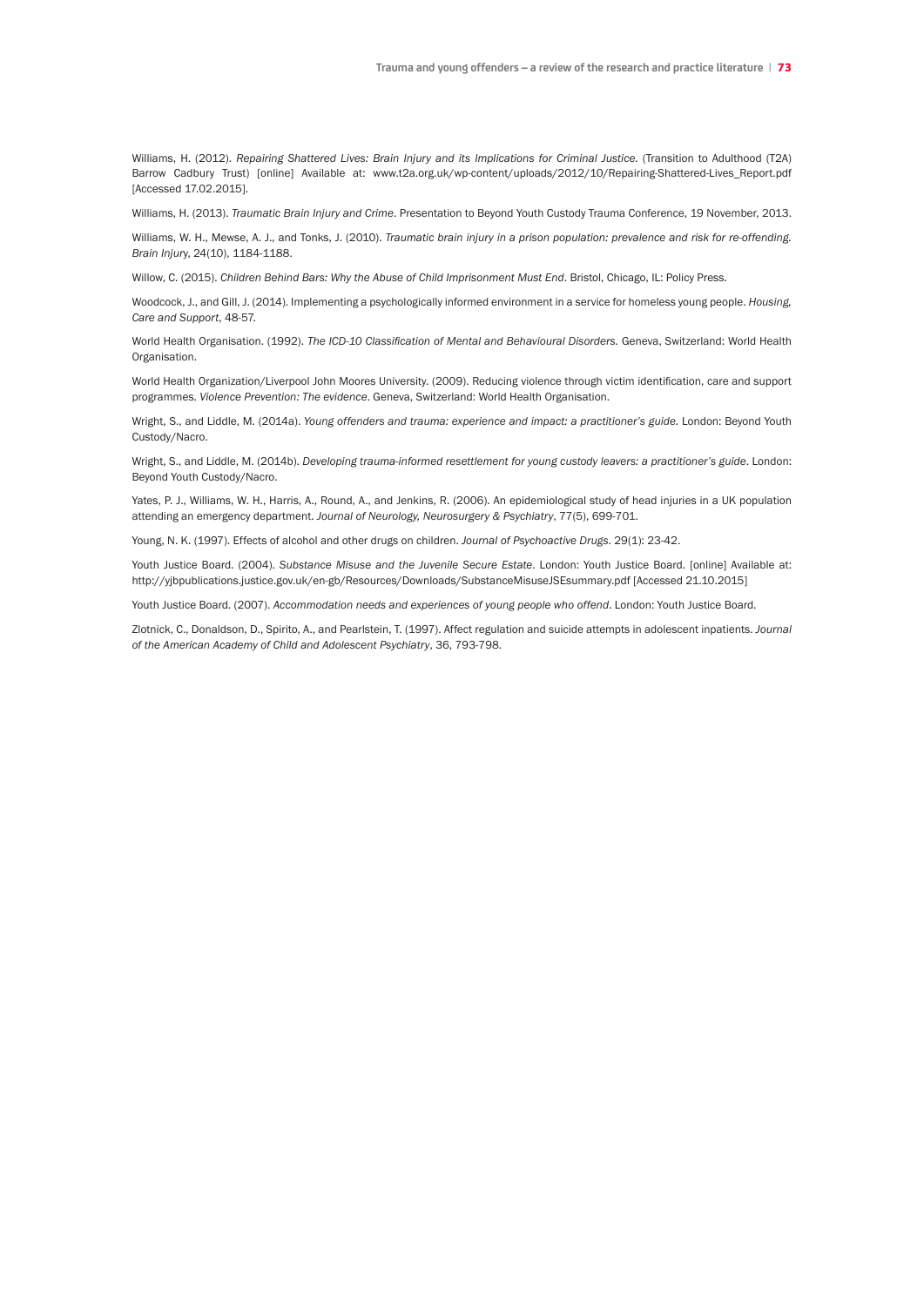Williams, H. (2012). *Repairing Shattered Lives: Brain Injury and its Implications for Criminal Justice.* (Transition to Adulthood (T2A) Barrow Cadbury Trust) [online] Available at: www.t2a.org.uk/wp-content/uploads/2012/10/Repairing-Shattered-Lives_Report.pdf [Accessed 17.02.2015].

Williams, H. (2013). *Traumatic Brain Injury and Crime*. Presentation to Beyond Youth Custody Trauma Conference, 19 November, 2013.

Williams, W. H., Mewse, A. J., and Tonks, J. (2010). *Traumatic brain injury in a prison population: prevalence and risk for re-offending. Brain Injury*, 24(10), 1184-1188.

Willow, C. (2015). *Children Behind Bars: Why the Abuse of Child Imprisonment Must End*. Bristol, Chicago, IL: Policy Press.

Woodcock, J., and Gill, J. (2014). Implementing a psychologically informed environment in a service for homeless young people. *Housing, Care and Support*, 48-57.

World Health Organisation. (1992). *The ICD-10 Classification of Mental and Behavioural Disorders.* Geneva, Switzerland: World Health Organisation.

World Health Organization/Liverpool John Moores University. (2009). Reducing violence through victim identification, care and support programmes. *Violence Prevention: The evidence*. Geneva, Switzerland: World Health Organisation.

Wright, S., and Liddle, M. (2014a). *Young offenders and trauma: experience and impact: a practitioner's guide.* London: Beyond Youth Custody/Nacro.

Wright, S., and Liddle, M. (2014b). *Developing trauma-informed resettlement for young custody leavers: a practitioner's guide*. London: Beyond Youth Custody/Nacro.

Yates, P. J., Williams, W. H., Harris, A., Round, A., and Jenkins, R. (2006). An epidemiological study of head injuries in a UK population attending an emergency department. *Journal of Neurology, Neurosurgery & Psychiatry*, 77(5), 699-701.

Young, N. K. (1997). Effects of alcohol and other drugs on children. *Journal of Psychoactive Drugs*. 29(1): 23-42.

Youth Justice Board. (2004). *Substance Misuse and the Juvenile Secure Estate*. London: Youth Justice Board. [online] Available at: http://yjbpublications.justice.gov.uk/en-gb/Resources/Downloads/SubstanceMisuseJSEsummary.pdf [Accessed 21.10.2015]

Youth Justice Board. (2007). *Accommodation needs and experiences of young people who offend*. London: Youth Justice Board.

Zlotnick, C., Donaldson, D., Spirito, A., and Pearlstein, T. (1997). Affect regulation and suicide attempts in adolescent inpatients. *Journal of the American Academy of Child and Adolescent Psychiatry*, 36, 793-798.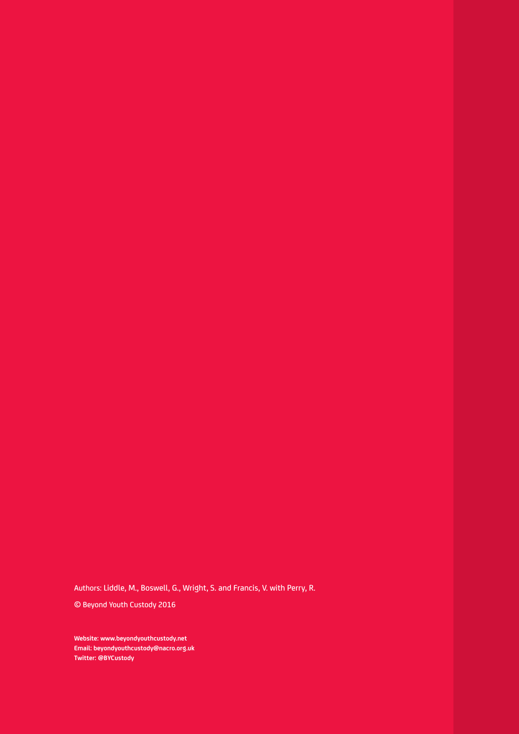Authors: Liddle, M., Boswell, G., Wright, S. and Francis, V. with Perry, R.

© Beyond Youth Custody 2016

**Website: www.beyondyouthcustody.net**
**Email: beyondyouthcustody@nacro.org.uk**
**Twitter: @BYCustody**